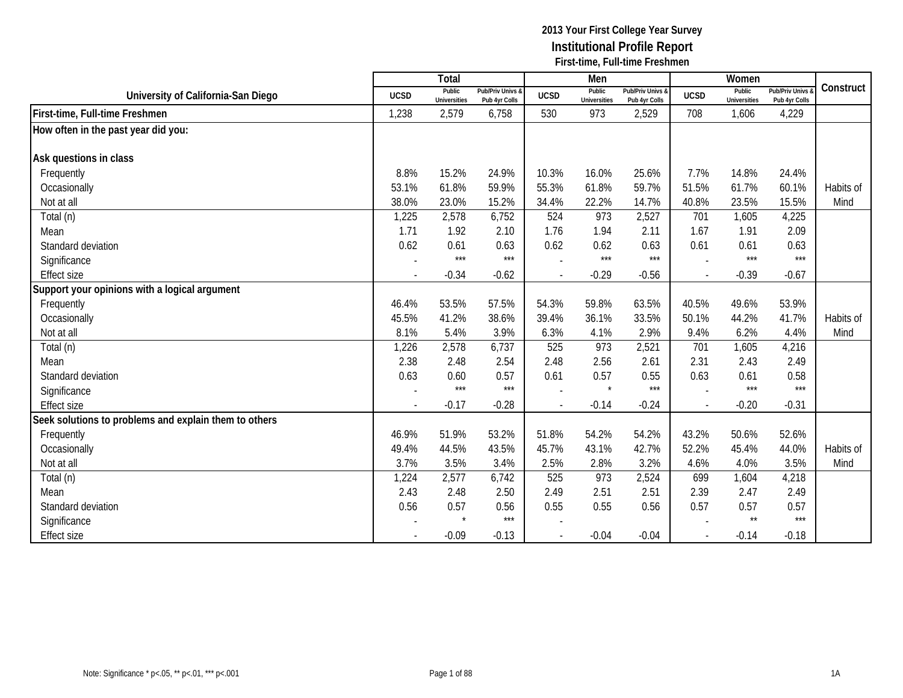**2013 Your First College Year Survey**

# Institutional Profile Report

**First-time, Full-time Freshmen**

| University of California-San Diego | Total | | | Men | | | Women | | | Construct |
|---|---|---|---|---|---|---|---|---|---|---|
| | UCSD | Public Universities | Pub/Priv Univs & Pub 4yr Colls | UCSD | Public Universities | Pub/Priv Univs & Pub 4yr Colls | UCSD | Public Universities | Pub/Priv Univs & Pub 4yr Colls | |
| **First-time, Full-time Freshmen** | 1,238 | 2,579 | 6,758 | 530 | 973 | 2,529 | 708 | 1,606 | 4,229 | |
| **How often in the past year did you:** | | | | | | | | | | |
| **Ask questions in class** | | | | | | | | | | |
| Frequently | 8.8% | 15.2% | 24.9% | 10.3% | 16.0% | 25.6% | 7.7% | 14.8% | 24.4% | |
| Occasionally | 53.1% | 61.8% | 59.9% | 55.3% | 61.8% | 59.7% | 51.5% | 61.7% | 60.1% | Habits of |
| Not at all | 38.0% | 23.0% | 15.2% | 34.4% | 22.2% | 14.7% | 40.8% | 23.5% | 15.5% | Mind |
| Total (n) | 1,225 | 2,578 | 6,752 | 524 | 973 | 2,527 | 701 | 1,605 | 4,225 | |
| Mean | 1.71 | 1.92 | 2.10 | 1.76 | 1.94 | 2.11 | 1.67 | 1.91 | 2.09 | |
| Standard deviation | 0.62 | 0.61 | 0.63 | 0.62 | 0.62 | 0.63 | 0.61 | 0.61 | 0.63 | |
| Significance | - | *** | *** | - | *** | *** | - | *** | *** | |
| Effect size | - | -0.34 | -0.62 | - | -0.29 | -0.56 | - | -0.39 | -0.67 | |
| **Support your opinions with a logical argument** | | | | | | | | | | |
| Frequently | 46.4% | 53.5% | 57.5% | 54.3% | 59.8% | 63.5% | 40.5% | 49.6% | 53.9% | |
| Occasionally | 45.5% | 41.2% | 38.6% | 39.4% | 36.1% | 33.5% | 50.1% | 44.2% | 41.7% | Habits of |
| Not at all | 8.1% | 5.4% | 3.9% | 6.3% | 4.1% | 2.9% | 9.4% | 6.2% | 4.4% | Mind |
| Total (n) | 1,226 | 2,578 | 6,737 | 525 | 973 | 2,521 | 701 | 1,605 | 4,216 | |
| Mean | 2.38 | 2.48 | 2.54 | 2.48 | 2.56 | 2.61 | 2.31 | 2.43 | 2.49 | |
| Standard deviation | 0.63 | 0.60 | 0.57 | 0.61 | 0.57 | 0.55 | 0.63 | 0.61 | 0.58 | |
| Significance | - | *** | *** | - | * | *** | - | *** | *** | |
| Effect size | - | -0.17 | -0.28 | - | -0.14 | -0.24 | - | -0.20 | -0.31 | |
| **Seek solutions to problems and explain them to others** | | | | | | | | | | |
| Frequently | 46.9% | 51.9% | 53.2% | 51.8% | 54.2% | 54.2% | 43.2% | 50.6% | 52.6% | |
| Occasionally | 49.4% | 44.5% | 43.5% | 45.7% | 43.1% | 42.7% | 52.2% | 45.4% | 44.0% | Habits of |
| Not at all | 3.7% | 3.5% | 3.4% | 2.5% | 2.8% | 3.2% | 4.6% | 4.0% | 3.5% | Mind |
| Total (n) | 1,224 | 2,577 | 6,742 | 525 | 973 | 2,524 | 699 | 1,604 | 4,218 | |
| Mean | 2.43 | 2.48 | 2.50 | 2.49 | 2.51 | 2.51 | 2.39 | 2.47 | 2.49 | |
| Standard deviation | 0.56 | 0.57 | 0.56 | 0.55 | 0.55 | 0.56 | 0.57 | 0.57 | 0.57 | |
| Significance | - | * | *** | - | | | - | ** | *** | |
| Effect size | - | -0.09 | -0.13 | - | -0.04 | -0.04 | - | -0.14 | -0.18 | |

Note: Significance * p<.05, ** p<.01, *** p<.001

1A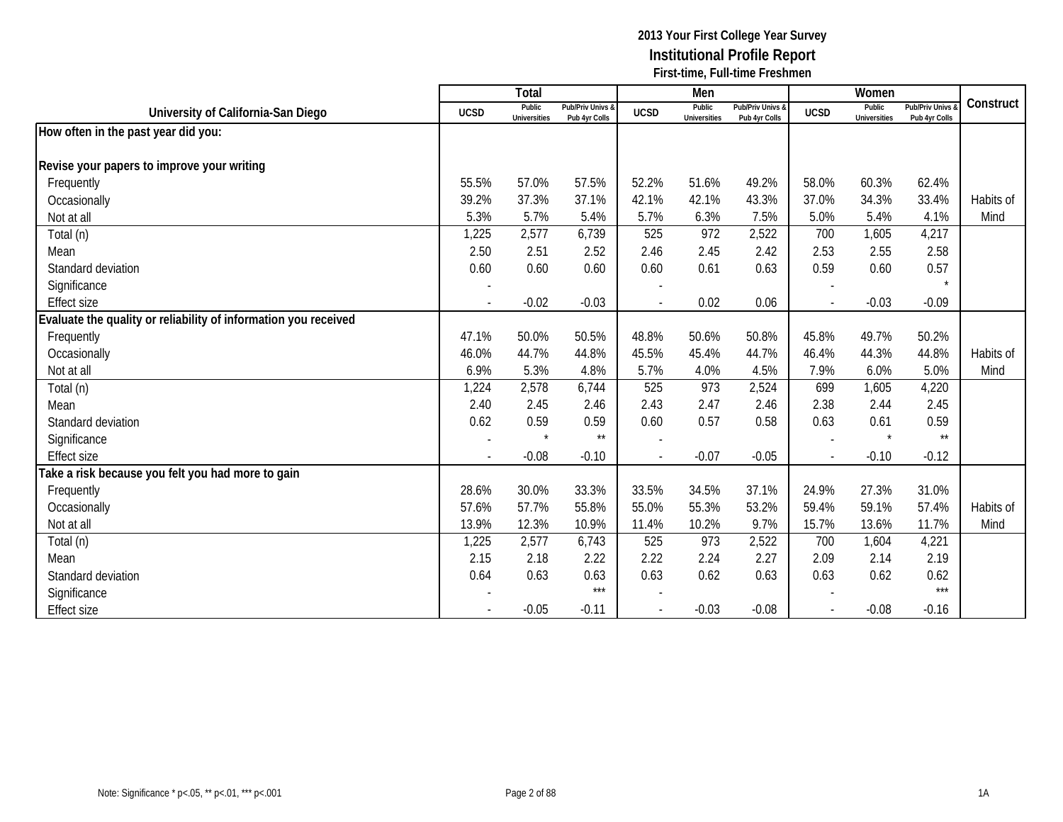**2013 Your First College Year Survey**
**Institutional Profile Report**
**First-time, Full-time Freshmen**

| University of California-San Diego | Total | | | Men | | | Women | | | Construct |
|---|---|---|---|---|---|---|---|---|---|---|
| | UCSD | Public Universities | Pub/Priv Univs & Pub 4yr Colls | UCSD | Public Universities | Pub/Priv Univs & Pub 4yr Colls | UCSD | Public Universities | Pub/Priv Univs & Pub 4yr Colls | |
| **How often in the past year did you:** | | | | | | | | | | |
| **Revise your papers to improve your writing** | | | | | | | | | | |
| Frequently | 55.5% | 57.0% | 57.5% | 52.2% | 51.6% | 49.2% | 58.0% | 60.3% | 62.4% | |
| Occasionally | 39.2% | 37.3% | 37.1% | 42.1% | 42.1% | 43.3% | 37.0% | 34.3% | 33.4% | Habits of |
| Not at all | 5.3% | 5.7% | 5.4% | 5.7% | 6.3% | 7.5% | 5.0% | 5.4% | 4.1% | Mind |
| Total (n) | 1,225 | 2,577 | 6,739 | 525 | 972 | 2,522 | 700 | 1,605 | 4,217 | |
| Mean | 2.50 | 2.51 | 2.52 | 2.46 | 2.45 | 2.42 | 2.53 | 2.55 | 2.58 | |
| Standard deviation | 0.60 | 0.60 | 0.60 | 0.60 | 0.61 | 0.63 | 0.59 | 0.60 | 0.57 | |
| Significance | - | | | - | | | - | | * | |
| Effect size | - | -0.02 | -0.03 | - | 0.02 | 0.06 | - | -0.03 | -0.09 | |
| **Evaluate the quality or reliability of information you received** | | | | | | | | | | |
| Frequently | 47.1% | 50.0% | 50.5% | 48.8% | 50.6% | 50.8% | 45.8% | 49.7% | 50.2% | |
| Occasionally | 46.0% | 44.7% | 44.8% | 45.5% | 45.4% | 44.7% | 46.4% | 44.3% | 44.8% | Habits of |
| Not at all | 6.9% | 5.3% | 4.8% | 5.7% | 4.0% | 4.5% | 7.9% | 6.0% | 5.0% | Mind |
| Total (n) | 1,224 | 2,578 | 6,744 | 525 | 973 | 2,524 | 699 | 1,605 | 4,220 | |
| Mean | 2.40 | 2.45 | 2.46 | 2.43 | 2.47 | 2.46 | 2.38 | 2.44 | 2.45 | |
| Standard deviation | 0.62 | 0.59 | 0.59 | 0.60 | 0.57 | 0.58 | 0.63 | 0.61 | 0.59 | |
| Significance | - | * | ** | - | | | - | * | ** | |
| Effect size | - | -0.08 | -0.10 | - | -0.07 | -0.05 | - | -0.10 | -0.12 | |
| **Take a risk because you felt you had more to gain** | | | | | | | | | | |
| Frequently | 28.6% | 30.0% | 33.3% | 33.5% | 34.5% | 37.1% | 24.9% | 27.3% | 31.0% | |
| Occasionally | 57.6% | 57.7% | 55.8% | 55.0% | 55.3% | 53.2% | 59.4% | 59.1% | 57.4% | Habits of |
| Not at all | 13.9% | 12.3% | 10.9% | 11.4% | 10.2% | 9.7% | 15.7% | 13.6% | 11.7% | Mind |
| Total (n) | 1,225 | 2,577 | 6,743 | 525 | 973 | 2,522 | 700 | 1,604 | 4,221 | |
| Mean | 2.15 | 2.18 | 2.22 | 2.22 | 2.24 | 2.27 | 2.09 | 2.14 | 2.19 | |
| Standard deviation | 0.64 | 0.63 | 0.63 | 0.63 | 0.62 | 0.63 | 0.63 | 0.62 | 0.62 | |
| Significance | - | | *** | - | | | - | | *** | |
| Effect size | - | -0.05 | -0.11 | - | -0.03 | -0.08 | - | -0.08 | -0.16 | |

Note: Significance * p<.05, ** p<.01, *** p<.001

1A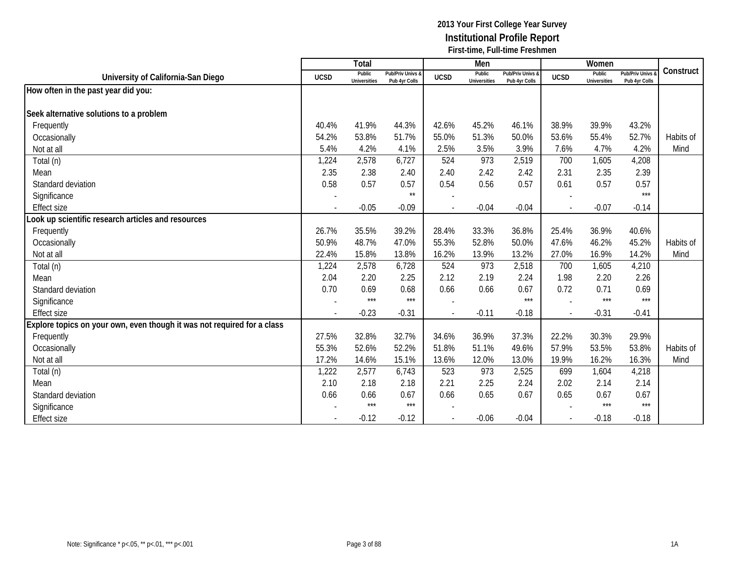## 2013 Your First College Year Survey
## Institutional Profile Report
### First-time, Full-time Freshmen

| University of California-San Diego | Total | | | Men | | | Women | | | Construct |
|---|---|---|---|---|---|---|---|---|---|---|
| | UCSD | Public Universities | Pub/Priv Univs & Pub 4yr Colls | UCSD | Public Universities | Pub/Priv Univs & Pub 4yr Colls | UCSD | Public Universities | Pub/Priv Univs & Pub 4yr Colls | |
| **How often in the past year did you:** | | | | | | | | | | |
| **Seek alternative solutions to a problem** | | | | | | | | | | |
| Frequently | 40.4% | 41.9% | 44.3% | 42.6% | 45.2% | 46.1% | 38.9% | 39.9% | 43.2% | |
| Occasionally | 54.2% | 53.8% | 51.7% | 55.0% | 51.3% | 50.0% | 53.6% | 55.4% | 52.7% | Habits of |
| Not at all | 5.4% | 4.2% | 4.1% | 2.5% | 3.5% | 3.9% | 7.6% | 4.7% | 4.2% | Mind |
| Total (n) | 1,224 | 2,578 | 6,727 | 524 | 973 | 2,519 | 700 | 1,605 | 4,208 | |
| Mean | 2.35 | 2.38 | 2.40 | 2.40 | 2.42 | 2.42 | 2.31 | 2.35 | 2.39 | |
| Standard deviation | 0.58 | 0.57 | 0.57 | 0.54 | 0.56 | 0.57 | 0.61 | 0.57 | 0.57 | |
| Significance | - | | ** | - | | | - | | *** | |
| Effect size | - | -0.05 | -0.09 | - | -0.04 | -0.04 | - | -0.07 | -0.14 | |
| **Look up scientific research articles and resources** | | | | | | | | | | |
| Frequently | 26.7% | 35.5% | 39.2% | 28.4% | 33.3% | 36.8% | 25.4% | 36.9% | 40.6% | |
| Occasionally | 50.9% | 48.7% | 47.0% | 55.3% | 52.8% | 50.0% | 47.6% | 46.2% | 45.2% | Habits of |
| Not at all | 22.4% | 15.8% | 13.8% | 16.2% | 13.9% | 13.2% | 27.0% | 16.9% | 14.2% | Mind |
| Total (n) | 1,224 | 2,578 | 6,728 | 524 | 973 | 2,518 | 700 | 1,605 | 4,210 | |
| Mean | 2.04 | 2.20 | 2.25 | 2.12 | 2.19 | 2.24 | 1.98 | 2.20 | 2.26 | |
| Standard deviation | 0.70 | 0.69 | 0.68 | 0.66 | 0.66 | 0.67 | 0.72 | 0.71 | 0.69 | |
| Significance | - | *** | *** | - | | *** | - | *** | *** | |
| Effect size | - | -0.23 | -0.31 | - | -0.11 | -0.18 | - | -0.31 | -0.41 | |
| **Explore topics on your own, even though it was not required for a class** | | | | | | | | | | |
| Frequently | 27.5% | 32.8% | 32.7% | 34.6% | 36.9% | 37.3% | 22.2% | 30.3% | 29.9% | |
| Occasionally | 55.3% | 52.6% | 52.2% | 51.8% | 51.1% | 49.6% | 57.9% | 53.5% | 53.8% | Habits of |
| Not at all | 17.2% | 14.6% | 15.1% | 13.6% | 12.0% | 13.0% | 19.9% | 16.2% | 16.3% | Mind |
| Total (n) | 1,222 | 2,577 | 6,743 | 523 | 973 | 2,525 | 699 | 1,604 | 4,218 | |
| Mean | 2.10 | 2.18 | 2.18 | 2.21 | 2.25 | 2.24 | 2.02 | 2.14 | 2.14 | |
| Standard deviation | 0.66 | 0.66 | 0.67 | 0.66 | 0.65 | 0.67 | 0.65 | 0.67 | 0.67 | |
| Significance | - | *** | *** | - | | | - | *** | *** | |
| Effect size | - | -0.12 | -0.12 | - | -0.06 | -0.04 | - | -0.18 | -0.18 | |

Note: Significance * p<.05, ** p<.01, *** p<.001

1A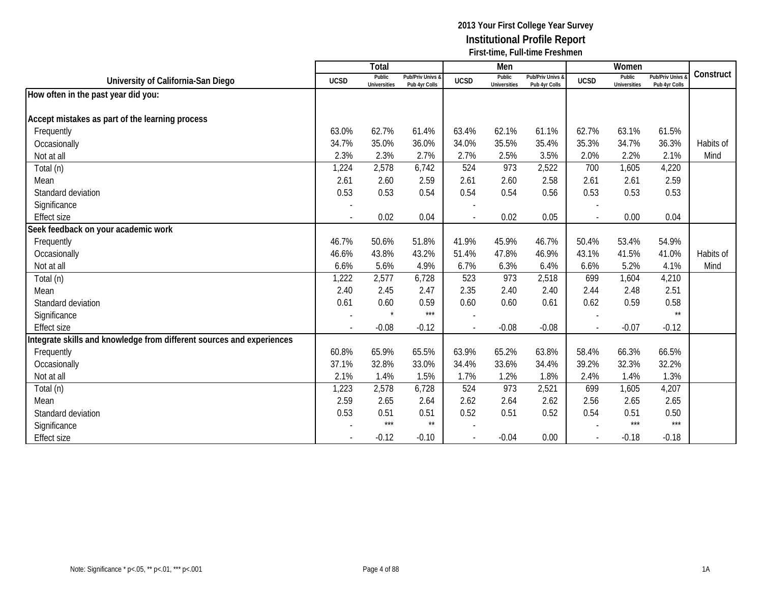**2013 Your First College Year Survey**
**Institutional Profile Report**
**First-time, Full-time Freshmen**

| University of California-San Diego | Total | | | Men | | | Women | | | Construct |
|---|---|---|---|---|---|---|---|---|---|---|
| | UCSD | Public Universities | Pub/Priv Univs & Pub 4yr Colls | UCSD | Public Universities | Pub/Priv Univs & Pub 4yr Colls | UCSD | Public Universities | Pub/Priv Univs & Pub 4yr Colls | |
| **How often in the past year did you:** | | | | | | | | | | |
| **Accept mistakes as part of the learning process** | | | | | | | | | | |
| Frequently | 63.0% | 62.7% | 61.4% | 63.4% | 62.1% | 61.1% | 62.7% | 63.1% | 61.5% | |
| Occasionally | 34.7% | 35.0% | 36.0% | 34.0% | 35.5% | 35.4% | 35.3% | 34.7% | 36.3% | Habits of |
| Not at all | 2.3% | 2.3% | 2.7% | 2.7% | 2.5% | 3.5% | 2.0% | 2.2% | 2.1% | Mind |
| Total (n) | 1,224 | 2,578 | 6,742 | 524 | 973 | 2,522 | 700 | 1,605 | 4,220 | |
| Mean | 2.61 | 2.60 | 2.59 | 2.61 | 2.60 | 2.58 | 2.61 | 2.61 | 2.59 | |
| Standard deviation | 0.53 | 0.53 | 0.54 | 0.54 | 0.54 | 0.56 | 0.53 | 0.53 | 0.53 | |
| Significance | - | | | - | | | - | | | |
| Effect size | - | 0.02 | 0.04 | - | 0.02 | 0.05 | - | 0.00 | 0.04 | |
| **Seek feedback on your academic work** | | | | | | | | | | |
| Frequently | 46.7% | 50.6% | 51.8% | 41.9% | 45.9% | 46.7% | 50.4% | 53.4% | 54.9% | |
| Occasionally | 46.6% | 43.8% | 43.2% | 51.4% | 47.8% | 46.9% | 43.1% | 41.5% | 41.0% | Habits of |
| Not at all | 6.6% | 5.6% | 4.9% | 6.7% | 6.3% | 6.4% | 6.6% | 5.2% | 4.1% | Mind |
| Total (n) | 1,222 | 2,577 | 6,728 | 523 | 973 | 2,518 | 699 | 1,604 | 4,210 | |
| Mean | 2.40 | 2.45 | 2.47 | 2.35 | 2.40 | 2.40 | 2.44 | 2.48 | 2.51 | |
| Standard deviation | 0.61 | 0.60 | 0.59 | 0.60 | 0.60 | 0.61 | 0.62 | 0.59 | 0.58 | |
| Significance | - | * | *** | - | | | - | | ** | |
| Effect size | - | -0.08 | -0.12 | - | -0.08 | -0.08 | - | -0.07 | -0.12 | |
| **Integrate skills and knowledge from different sources and experiences** | | | | | | | | | | |
| Frequently | 60.8% | 65.9% | 65.5% | 63.9% | 65.2% | 63.8% | 58.4% | 66.3% | 66.5% | |
| Occasionally | 37.1% | 32.8% | 33.0% | 34.4% | 33.6% | 34.4% | 39.2% | 32.3% | 32.2% | |
| Not at all | 2.1% | 1.4% | 1.5% | 1.7% | 1.2% | 1.8% | 2.4% | 1.4% | 1.3% | |
| Total (n) | 1,223 | 2,578 | 6,728 | 524 | 973 | 2,521 | 699 | 1,605 | 4,207 | |
| Mean | 2.59 | 2.65 | 2.64 | 2.62 | 2.64 | 2.62 | 2.56 | 2.65 | 2.65 | |
| Standard deviation | 0.53 | 0.51 | 0.51 | 0.52 | 0.51 | 0.52 | 0.54 | 0.51 | 0.50 | |
| Significance | - | *** | ** | - | | | - | *** | *** | |
| Effect size | - | -0.12 | -0.10 | - | -0.04 | 0.00 | - | -0.18 | -0.18 | |

Note: Significance * p<.05, ** p<.01, *** p<.001

1A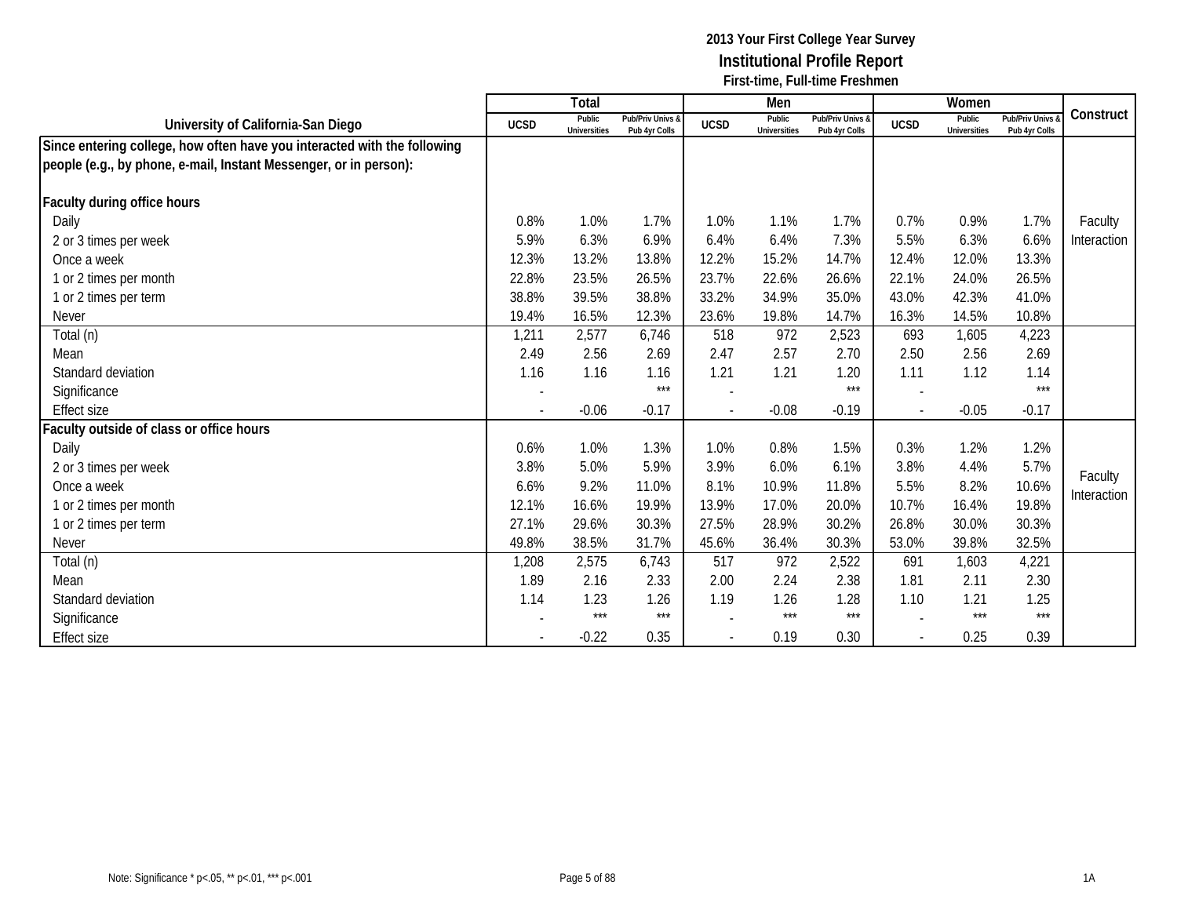**2013 Your First College Year Survey**
**Institutional Profile Report**
**First-time, Full-time Freshmen**

| University of California-San Diego | Total | | | Men | | | Women | | | Construct |
|---|---|---|---|---|---|---|---|---|---|---|
| | UCSD | Public Universities | Pub/Priv Univs & Pub 4yr Colls | UCSD | Public Universities | Pub/Priv Univs & Pub 4yr Colls | UCSD | Public Universities | Pub/Priv Univs & Pub 4yr Colls | |
| **Since entering college, how often have you interacted with the following people (e.g., by phone, e-mail, Instant Messenger, or in person):** | | | | | | | | | | |
| **Faculty during office hours** | | | | | | | | | | |
| Daily | 0.8% | 1.0% | 1.7% | 1.0% | 1.1% | 1.7% | 0.7% | 0.9% | 1.7% | Faculty Interaction |
| 2 or 3 times per week | 5.9% | 6.3% | 6.9% | 6.4% | 6.4% | 7.3% | 5.5% | 6.3% | 6.6% | |
| Once a week | 12.3% | 13.2% | 13.8% | 12.2% | 15.2% | 14.7% | 12.4% | 12.0% | 13.3% | |
| 1 or 2 times per month | 22.8% | 23.5% | 26.5% | 23.7% | 22.6% | 26.6% | 22.1% | 24.0% | 26.5% | |
| 1 or 2 times per term | 38.8% | 39.5% | 38.8% | 33.2% | 34.9% | 35.0% | 43.0% | 42.3% | 41.0% | |
| Never | 19.4% | 16.5% | 12.3% | 23.6% | 19.8% | 14.7% | 16.3% | 14.5% | 10.8% | |
| Total (n) | 1,211 | 2,577 | 6,746 | 518 | 972 | 2,523 | 693 | 1,605 | 4,223 | |
| Mean | 2.49 | 2.56 | 2.69 | 2.47 | 2.57 | 2.70 | 2.50 | 2.56 | 2.69 | |
| Standard deviation | 1.16 | 1.16 | 1.16 | 1.21 | 1.21 | 1.20 | 1.11 | 1.12 | 1.14 | |
| Significance | - | | *** | - | | *** | - | | *** | |
| Effect size | - | -0.06 | -0.17 | - | -0.08 | -0.19 | - | -0.05 | -0.17 | |
| **Faculty outside of class or office hours** | | | | | | | | | | |
| Daily | 0.6% | 1.0% | 1.3% | 1.0% | 0.8% | 1.5% | 0.3% | 1.2% | 1.2% | Faculty Interaction |
| 2 or 3 times per week | 3.8% | 5.0% | 5.9% | 3.9% | 6.0% | 6.1% | 3.8% | 4.4% | 5.7% | |
| Once a week | 6.6% | 9.2% | 11.0% | 8.1% | 10.9% | 11.8% | 5.5% | 8.2% | 10.6% | |
| 1 or 2 times per month | 12.1% | 16.6% | 19.9% | 13.9% | 17.0% | 20.0% | 10.7% | 16.4% | 19.8% | |
| 1 or 2 times per term | 27.1% | 29.6% | 30.3% | 27.5% | 28.9% | 30.2% | 26.8% | 30.0% | 30.3% | |
| Never | 49.8% | 38.5% | 31.7% | 45.6% | 36.4% | 30.3% | 53.0% | 39.8% | 32.5% | |
| Total (n) | 1,208 | 2,575 | 6,743 | 517 | 972 | 2,522 | 691 | 1,603 | 4,221 | |
| Mean | 1.89 | 2.16 | 2.33 | 2.00 | 2.24 | 2.38 | 1.81 | 2.11 | 2.30 | |
| Standard deviation | 1.14 | 1.23 | 1.26 | 1.19 | 1.26 | 1.28 | 1.10 | 1.21 | 1.25 | |
| Significance | - | *** | *** | - | *** | *** | - | *** | *** | |
| Effect size | - | -0.22 | 0.35 | - | 0.19 | 0.30 | - | 0.25 | 0.39 | |

Note: Significance * p<.05, ** p<.01, *** p<.001

1A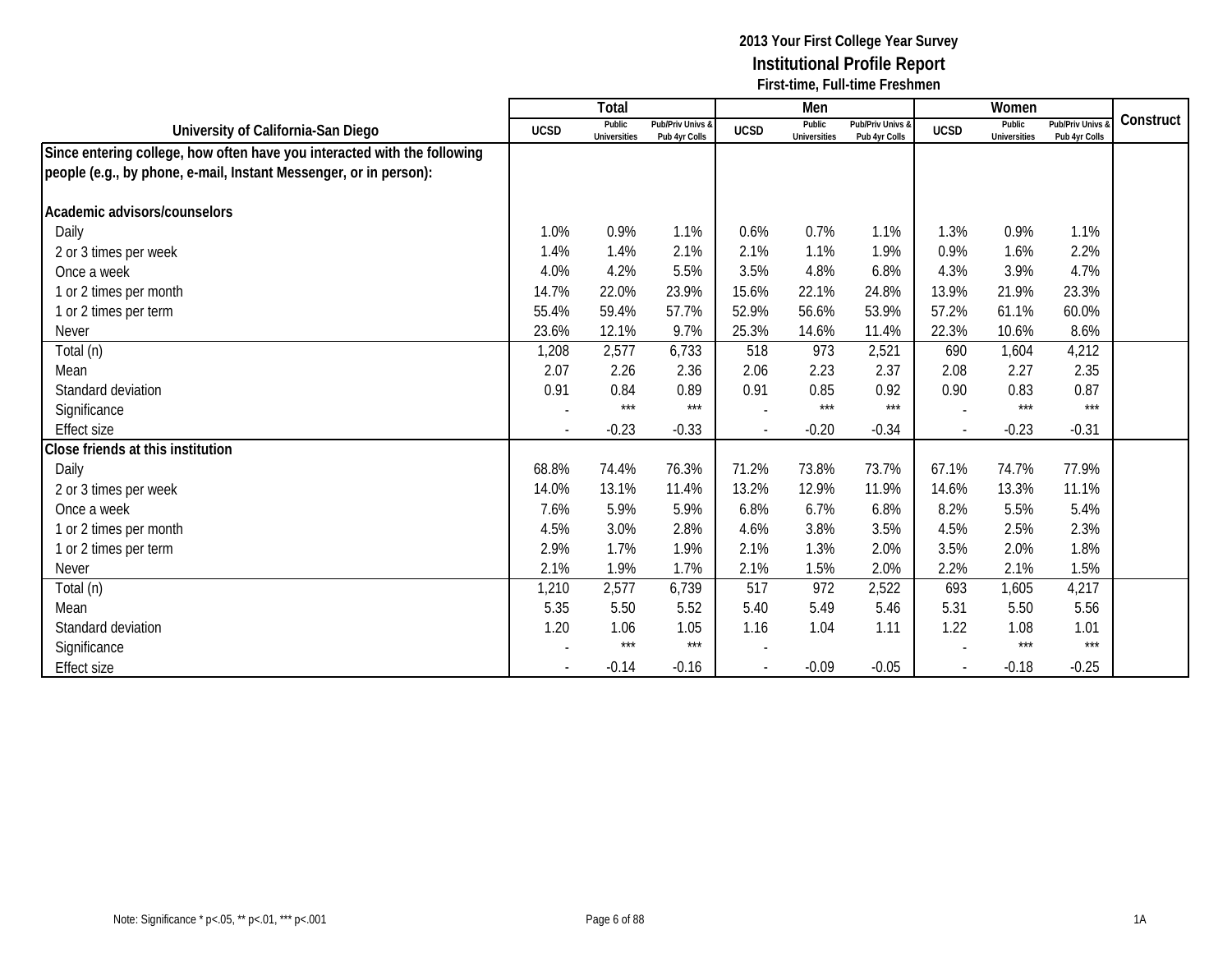**2013 Your First College Year Survey**
**Institutional Profile Report**
**First-time, Full-time Freshmen**

| University of California-San Diego | Total | | | Men | | | Women | | | Construct |
|---|---|---|---|---|---|---|---|---|---|---|
| | UCSD | Public Universities | Pub/Priv Univs & Pub 4yr Colls | UCSD | Public Universities | Pub/Priv Univs & Pub 4yr Colls | UCSD | Public Universities | Pub/Priv Univs & Pub 4yr Colls | |
| **Since entering college, how often have you interacted with the following people (e.g., by phone, e-mail, Instant Messenger, or in person):** | | | | | | | | | | |
| **Academic advisors/counselors** | | | | | | | | | | |
| Daily | 1.0% | 0.9% | 1.1% | 0.6% | 0.7% | 1.1% | 1.3% | 0.9% | 1.1% | |
| 2 or 3 times per week | 1.4% | 1.4% | 2.1% | 2.1% | 1.1% | 1.9% | 0.9% | 1.6% | 2.2% | |
| Once a week | 4.0% | 4.2% | 5.5% | 3.5% | 4.8% | 6.8% | 4.3% | 3.9% | 4.7% | |
| 1 or 2 times per month | 14.7% | 22.0% | 23.9% | 15.6% | 22.1% | 24.8% | 13.9% | 21.9% | 23.3% | |
| 1 or 2 times per term | 55.4% | 59.4% | 57.7% | 52.9% | 56.6% | 53.9% | 57.2% | 61.1% | 60.0% | |
| Never | 23.6% | 12.1% | 9.7% | 25.3% | 14.6% | 11.4% | 22.3% | 10.6% | 8.6% | |
| Total (n) | 1,208 | 2,577 | 6,733 | 518 | 973 | 2,521 | 690 | 1,604 | 4,212 | |
| Mean | 2.07 | 2.26 | 2.36 | 2.06 | 2.23 | 2.37 | 2.08 | 2.27 | 2.35 | |
| Standard deviation | 0.91 | 0.84 | 0.89 | 0.91 | 0.85 | 0.92 | 0.90 | 0.83 | 0.87 | |
| Significance | - | *** | *** | - | *** | *** | - | *** | *** | |
| Effect size | - | -0.23 | -0.33 | - | -0.20 | -0.34 | - | -0.23 | -0.31 | |
| **Close friends at this institution** | | | | | | | | | | |
| Daily | 68.8% | 74.4% | 76.3% | 71.2% | 73.8% | 73.7% | 67.1% | 74.7% | 77.9% | |
| 2 or 3 times per week | 14.0% | 13.1% | 11.4% | 13.2% | 12.9% | 11.9% | 14.6% | 13.3% | 11.1% | |
| Once a week | 7.6% | 5.9% | 5.9% | 6.8% | 6.7% | 6.8% | 8.2% | 5.5% | 5.4% | |
| 1 or 2 times per month | 4.5% | 3.0% | 2.8% | 4.6% | 3.8% | 3.5% | 4.5% | 2.5% | 2.3% | |
| 1 or 2 times per term | 2.9% | 1.7% | 1.9% | 2.1% | 1.3% | 2.0% | 3.5% | 2.0% | 1.8% | |
| Never | 2.1% | 1.9% | 1.7% | 2.1% | 1.5% | 2.0% | 2.2% | 2.1% | 1.5% | |
| Total (n) | 1,210 | 2,577 | 6,739 | 517 | 972 | 2,522 | 693 | 1,605 | 4,217 | |
| Mean | 5.35 | 5.50 | 5.52 | 5.40 | 5.49 | 5.46 | 5.31 | 5.50 | 5.56 | |
| Standard deviation | 1.20 | 1.06 | 1.05 | 1.16 | 1.04 | 1.11 | 1.22 | 1.08 | 1.01 | |
| Significance | - | *** | *** | - | | | - | *** | *** | |
| Effect size | - | -0.14 | -0.16 | - | -0.09 | -0.05 | - | -0.18 | -0.25 | |

Note: Significance * p<.05, ** p<.01, *** p<.001

1A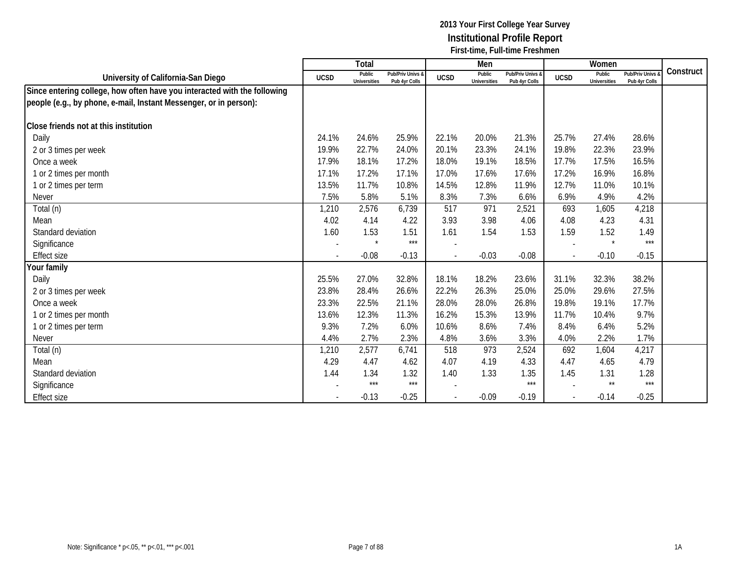# 2013 Your First College Year Survey
## Institutional Profile Report
### First-time, Full-time Freshmen

| University of California-San Diego | Total | | | Men | | | Women | | | Construct |
|---|---|---|---|---|---|---|---|---|---|---|
| | UCSD | Public Universities | Pub/Priv Univs & Pub 4yr Colls | UCSD | Public Universities | Pub/Priv Univs & Pub 4yr Colls | UCSD | Public Universities | Pub/Priv Univs & Pub 4yr Colls | |
| **Since entering college, how often have you interacted with the following people (e.g., by phone, e-mail, Instant Messenger, or in person):** | | | | | | | | | | |
| **Close friends not at this institution** | | | | | | | | | | |
| Daily | 24.1% | 24.6% | 25.9% | 22.1% | 20.0% | 21.3% | 25.7% | 27.4% | 28.6% | |
| 2 or 3 times per week | 19.9% | 22.7% | 24.0% | 20.1% | 23.3% | 24.1% | 19.8% | 22.3% | 23.9% | |
| Once a week | 17.9% | 18.1% | 17.2% | 18.0% | 19.1% | 18.5% | 17.7% | 17.5% | 16.5% | |
| 1 or 2 times per month | 17.1% | 17.2% | 17.1% | 17.0% | 17.6% | 17.6% | 17.2% | 16.9% | 16.8% | |
| 1 or 2 times per term | 13.5% | 11.7% | 10.8% | 14.5% | 12.8% | 11.9% | 12.7% | 11.0% | 10.1% | |
| Never | 7.5% | 5.8% | 5.1% | 8.3% | 7.3% | 6.6% | 6.9% | 4.9% | 4.2% | |
| Total (n) | 1,210 | 2,576 | 6,739 | 517 | 971 | 2,521 | 693 | 1,605 | 4,218 | |
| Mean | 4.02 | 4.14 | 4.22 | 3.93 | 3.98 | 4.06 | 4.08 | 4.23 | 4.31 | |
| Standard deviation | 1.60 | 1.53 | 1.51 | 1.61 | 1.54 | 1.53 | 1.59 | 1.52 | 1.49 | |
| Significance | - | * | *** | - | | | - | * | *** | |
| Effect size | - | -0.08 | -0.13 | - | -0.03 | -0.08 | - | -0.10 | -0.15 | |
| **Your family** | | | | | | | | | | |
| Daily | 25.5% | 27.0% | 32.8% | 18.1% | 18.2% | 23.6% | 31.1% | 32.3% | 38.2% | |
| 2 or 3 times per week | 23.8% | 28.4% | 26.6% | 22.2% | 26.3% | 25.0% | 25.0% | 29.6% | 27.5% | |
| Once a week | 23.3% | 22.5% | 21.1% | 28.0% | 28.0% | 26.8% | 19.8% | 19.1% | 17.7% | |
| 1 or 2 times per month | 13.6% | 12.3% | 11.3% | 16.2% | 15.3% | 13.9% | 11.7% | 10.4% | 9.7% | |
| 1 or 2 times per term | 9.3% | 7.2% | 6.0% | 10.6% | 8.6% | 7.4% | 8.4% | 6.4% | 5.2% | |
| Never | 4.4% | 2.7% | 2.3% | 4.8% | 3.6% | 3.3% | 4.0% | 2.2% | 1.7% | |
| Total (n) | 1,210 | 2,577 | 6,741 | 518 | 973 | 2,524 | 692 | 1,604 | 4,217 | |
| Mean | 4.29 | 4.47 | 4.62 | 4.07 | 4.19 | 4.33 | 4.47 | 4.65 | 4.79 | |
| Standard deviation | 1.44 | 1.34 | 1.32 | 1.40 | 1.33 | 1.35 | 1.45 | 1.31 | 1.28 | |
| Significance | - | *** | *** | - | | *** | - | ** | *** | |
| Effect size | - | -0.13 | -0.25 | - | -0.09 | -0.19 | - | -0.14 | -0.25 | |

Note: Significance * p<.05, ** p<.01, *** p<.001

1A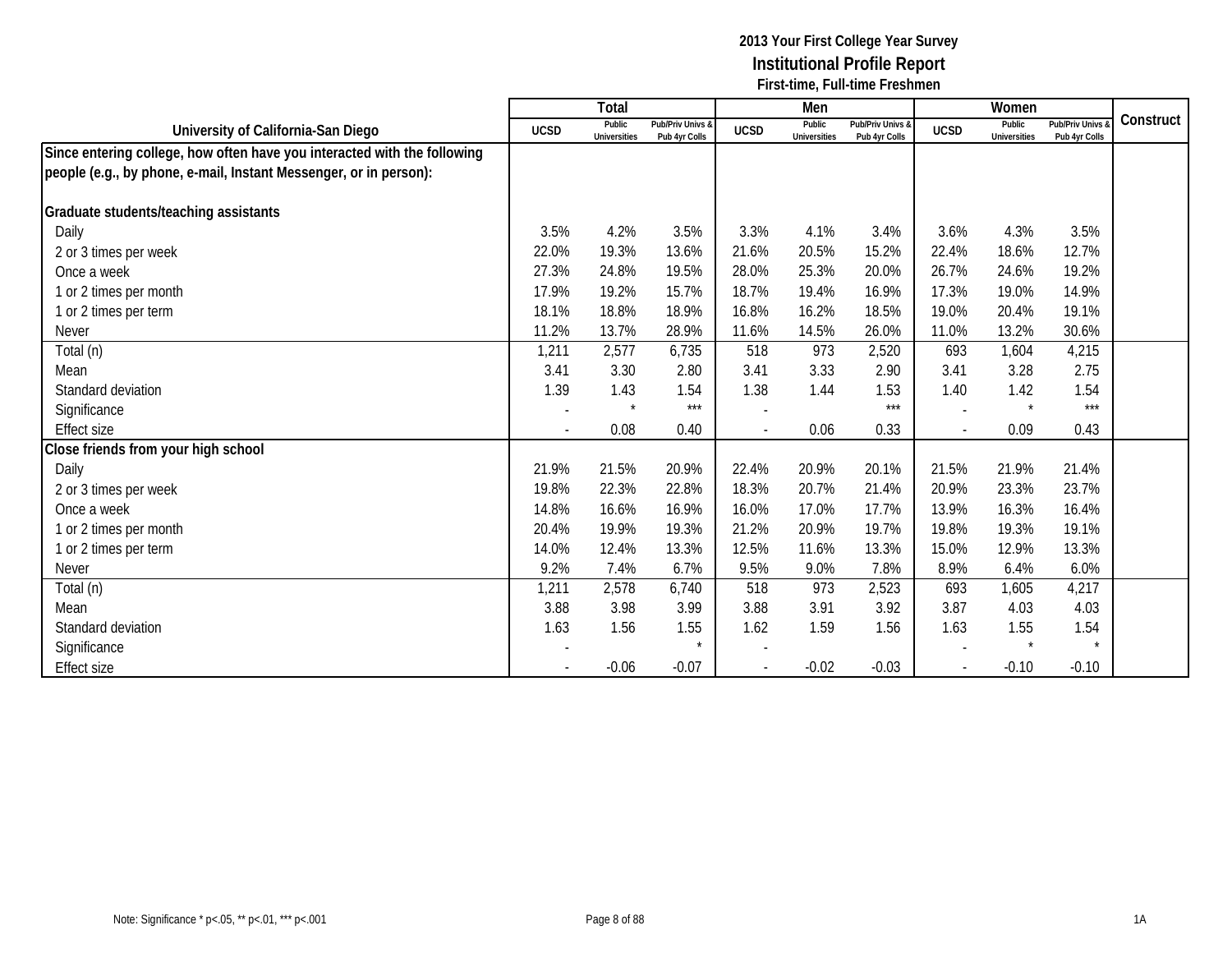**2013 Your First College Year Survey**
**Institutional Profile Report**
**First-time, Full-time Freshmen**

| University of California-San Diego | Total | | | Men | | | Women | | | Construct |
|---|---|---|---|---|---|---|---|---|---|---|
| | UCSD | Public Universities | Pub/Priv Univs & Pub 4yr Colls | UCSD | Public Universities | Pub/Priv Univs & Pub 4yr Colls | UCSD | Public Universities | Pub/Priv Univs & Pub 4yr Colls | |
| **Since entering college, how often have you interacted with the following people (e.g., by phone, e-mail, Instant Messenger, or in person):** | | | | | | | | | | |
| **Graduate students/teaching assistants** | | | | | | | | | | |
| Daily | 3.5% | 4.2% | 3.5% | 3.3% | 4.1% | 3.4% | 3.6% | 4.3% | 3.5% | |
| 2 or 3 times per week | 22.0% | 19.3% | 13.6% | 21.6% | 20.5% | 15.2% | 22.4% | 18.6% | 12.7% | |
| Once a week | 27.3% | 24.8% | 19.5% | 28.0% | 25.3% | 20.0% | 26.7% | 24.6% | 19.2% | |
| 1 or 2 times per month | 17.9% | 19.2% | 15.7% | 18.7% | 19.4% | 16.9% | 17.3% | 19.0% | 14.9% | |
| 1 or 2 times per term | 18.1% | 18.8% | 18.9% | 16.8% | 16.2% | 18.5% | 19.0% | 20.4% | 19.1% | |
| Never | 11.2% | 13.7% | 28.9% | 11.6% | 14.5% | 26.0% | 11.0% | 13.2% | 30.6% | |
| Total (n) | 1,211 | 2,577 | 6,735 | 518 | 973 | 2,520 | 693 | 1,604 | 4,215 | |
| Mean | 3.41 | 3.30 | 2.80 | 3.41 | 3.33 | 2.90 | 3.41 | 3.28 | 2.75 | |
| Standard deviation | 1.39 | 1.43 | 1.54 | 1.38 | 1.44 | 1.53 | 1.40 | 1.42 | 1.54 | |
| Significance | - | * | *** | - | | *** | - | * | *** | |
| Effect size | - | 0.08 | 0.40 | - | 0.06 | 0.33 | - | 0.09 | 0.43 | |
| **Close friends from your high school** | | | | | | | | | | |
| Daily | 21.9% | 21.5% | 20.9% | 22.4% | 20.9% | 20.1% | 21.5% | 21.9% | 21.4% | |
| 2 or 3 times per week | 19.8% | 22.3% | 22.8% | 18.3% | 20.7% | 21.4% | 20.9% | 23.3% | 23.7% | |
| Once a week | 14.8% | 16.6% | 16.9% | 16.0% | 17.0% | 17.7% | 13.9% | 16.3% | 16.4% | |
| 1 or 2 times per month | 20.4% | 19.9% | 19.3% | 21.2% | 20.9% | 19.7% | 19.8% | 19.3% | 19.1% | |
| 1 or 2 times per term | 14.0% | 12.4% | 13.3% | 12.5% | 11.6% | 13.3% | 15.0% | 12.9% | 13.3% | |
| Never | 9.2% | 7.4% | 6.7% | 9.5% | 9.0% | 7.8% | 8.9% | 6.4% | 6.0% | |
| Total (n) | 1,211 | 2,578 | 6,740 | 518 | 973 | 2,523 | 693 | 1,605 | 4,217 | |
| Mean | 3.88 | 3.98 | 3.99 | 3.88 | 3.91 | 3.92 | 3.87 | 4.03 | 4.03 | |
| Standard deviation | 1.63 | 1.56 | 1.55 | 1.62 | 1.59 | 1.56 | 1.63 | 1.55 | 1.54 | |
| Significance | - | | * | - | | | - | * | * | |
| Effect size | - | -0.06 | -0.07 | - | -0.02 | -0.03 | - | -0.10 | -0.10 | |

Note: Significance * p<.05, ** p<.01, *** p<.001

1A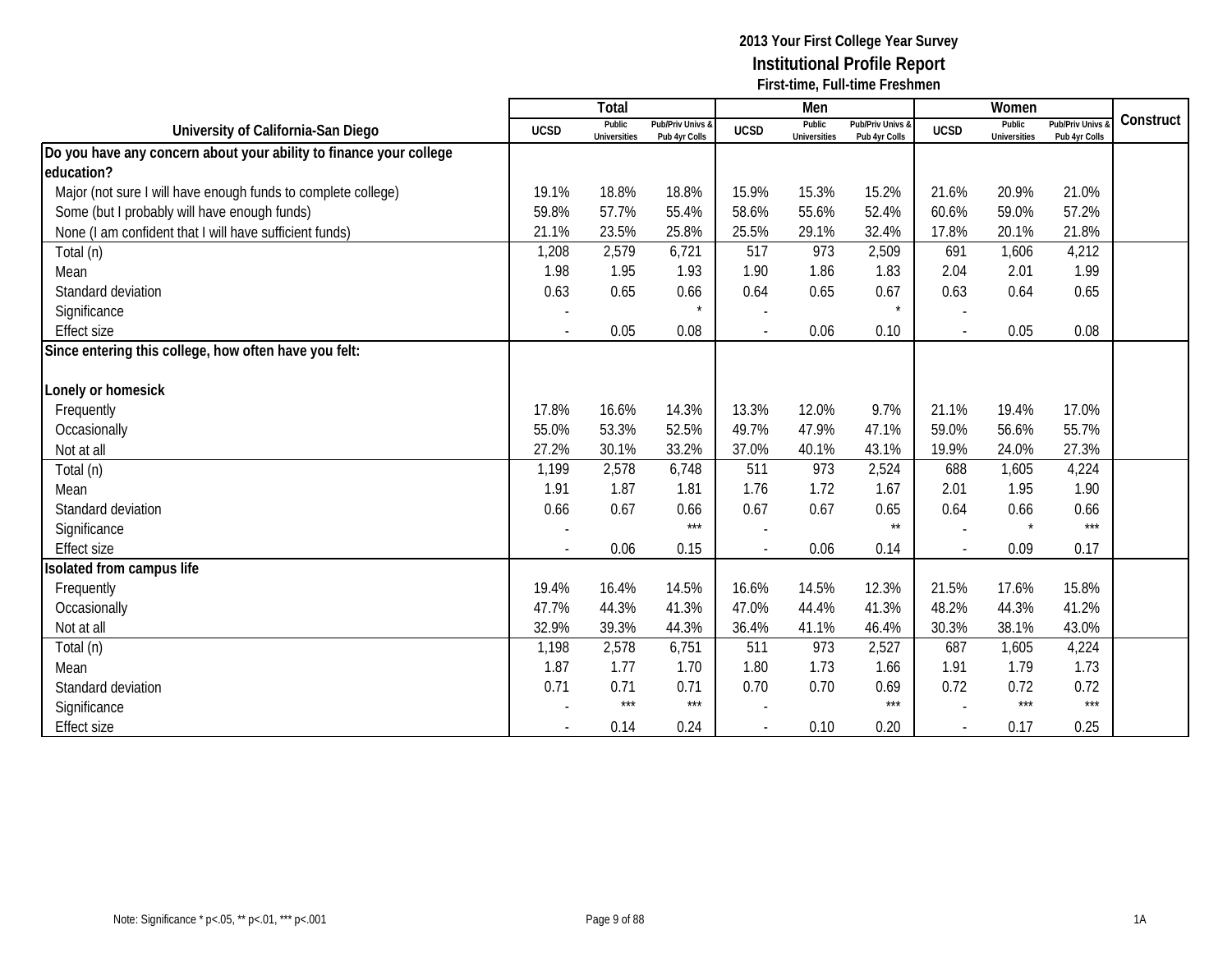**2013 Your First College Year Survey**
**Institutional Profile Report**
**First-time, Full-time Freshmen**

| University of California-San Diego | Total | | | Men | | | Women | | | Construct |
|---|---|---|---|---|---|---|---|---|---|---|
| | UCSD | Public Universities | Pub/Priv Univs & Pub 4yr Colls | UCSD | Public Universities | Pub/Priv Univs & Pub 4yr Colls | UCSD | Public Universities | Pub/Priv Univs & Pub 4yr Colls | |
| **Do you have any concern about your ability to finance your college education?** | | | | | | | | | | |
| Major (not sure I will have enough funds to complete college) | 19.1% | 18.8% | 18.8% | 15.9% | 15.3% | 15.2% | 21.6% | 20.9% | 21.0% | |
| Some (but I probably will have enough funds) | 59.8% | 57.7% | 55.4% | 58.6% | 55.6% | 52.4% | 60.6% | 59.0% | 57.2% | |
| None (I am confident that I will have sufficient funds) | 21.1% | 23.5% | 25.8% | 25.5% | 29.1% | 32.4% | 17.8% | 20.1% | 21.8% | |
| Total (n) | 1,208 | 2,579 | 6,721 | 517 | 973 | 2,509 | 691 | 1,606 | 4,212 | |
| Mean | 1.98 | 1.95 | 1.93 | 1.90 | 1.86 | 1.83 | 2.04 | 2.01 | 1.99 | |
| Standard deviation | 0.63 | 0.65 | 0.66 | 0.64 | 0.65 | 0.67 | 0.63 | 0.64 | 0.65 | |
| Significance | - | | * | - | | * | - | | | |
| Effect size | - | 0.05 | 0.08 | - | 0.06 | 0.10 | - | 0.05 | 0.08 | |
| **Since entering this college, how often have you felt:** | | | | | | | | | | |
| **Lonely or homesick** | | | | | | | | | | |
| Frequently | 17.8% | 16.6% | 14.3% | 13.3% | 12.0% | 9.7% | 21.1% | 19.4% | 17.0% | |
| Occasionally | 55.0% | 53.3% | 52.5% | 49.7% | 47.9% | 47.1% | 59.0% | 56.6% | 55.7% | |
| Not at all | 27.2% | 30.1% | 33.2% | 37.0% | 40.1% | 43.1% | 19.9% | 24.0% | 27.3% | |
| Total (n) | 1,199 | 2,578 | 6,748 | 511 | 973 | 2,524 | 688 | 1,605 | 4,224 | |
| Mean | 1.91 | 1.87 | 1.81 | 1.76 | 1.72 | 1.67 | 2.01 | 1.95 | 1.90 | |
| Standard deviation | 0.66 | 0.67 | 0.66 | 0.67 | 0.67 | 0.65 | 0.64 | 0.66 | 0.66 | |
| Significance | - | | *** | - | | ** | - | * | *** | |
| Effect size | - | 0.06 | 0.15 | - | 0.06 | 0.14 | - | 0.09 | 0.17 | |
| **Isolated from campus life** | | | | | | | | | | |
| Frequently | 19.4% | 16.4% | 14.5% | 16.6% | 14.5% | 12.3% | 21.5% | 17.6% | 15.8% | |
| Occasionally | 47.7% | 44.3% | 41.3% | 47.0% | 44.4% | 41.3% | 48.2% | 44.3% | 41.2% | |
| Not at all | 32.9% | 39.3% | 44.3% | 36.4% | 41.1% | 46.4% | 30.3% | 38.1% | 43.0% | |
| Total (n) | 1,198 | 2,578 | 6,751 | 511 | 973 | 2,527 | 687 | 1,605 | 4,224 | |
| Mean | 1.87 | 1.77 | 1.70 | 1.80 | 1.73 | 1.66 | 1.91 | 1.79 | 1.73 | |
| Standard deviation | 0.71 | 0.71 | 0.71 | 0.70 | 0.70 | 0.69 | 0.72 | 0.72 | 0.72 | |
| Significance | - | *** | *** | - | | *** | - | *** | *** | |
| Effect size | - | 0.14 | 0.24 | - | 0.10 | 0.20 | - | 0.17 | 0.25 | |

Note: Significance * p<.05, ** p<.01, *** p<.001

1A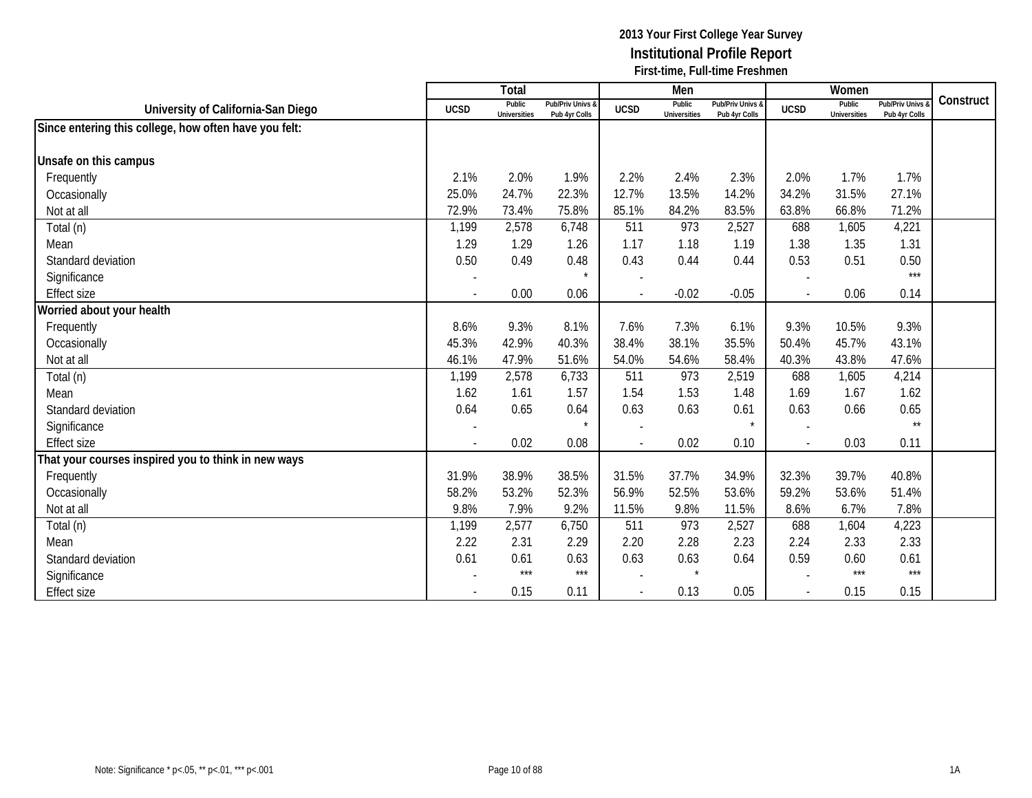**2013 Your First College Year Survey**
**Institutional Profile Report**
**First-time, Full-time Freshmen**

| University of California-San Diego | Total | | | Men | | | Women | | | Construct |
|---|---|---|---|---|---|---|---|---|---|---|
| | UCSD | Public Universities | Pub/Priv Univs & Pub 4yr Colls | UCSD | Public Universities | Pub/Priv Univs & Pub 4yr Colls | UCSD | Public Universities | Pub/Priv Univs & Pub 4yr Colls | |
| **Since entering this college, how often have you felt:** | | | | | | | | | | |
| **Unsafe on this campus** | | | | | | | | | | |
| Frequently | 2.1% | 2.0% | 1.9% | 2.2% | 2.4% | 2.3% | 2.0% | 1.7% | 1.7% | |
| Occasionally | 25.0% | 24.7% | 22.3% | 12.7% | 13.5% | 14.2% | 34.2% | 31.5% | 27.1% | |
| Not at all | 72.9% | 73.4% | 75.8% | 85.1% | 84.2% | 83.5% | 63.8% | 66.8% | 71.2% | |
| Total (n) | 1,199 | 2,578 | 6,748 | 511 | 973 | 2,527 | 688 | 1,605 | 4,221 | |
| Mean | 1.29 | 1.29 | 1.26 | 1.17 | 1.18 | 1.19 | 1.38 | 1.35 | 1.31 | |
| Standard deviation | 0.50 | 0.49 | 0.48 | 0.43 | 0.44 | 0.44 | 0.53 | 0.51 | 0.50 | |
| Significance | - | | * | - | | | - | | *** | |
| Effect size | - | 0.00 | 0.06 | - | -0.02 | -0.05 | - | 0.06 | 0.14 | |
| **Worried about your health** | | | | | | | | | | |
| Frequently | 8.6% | 9.3% | 8.1% | 7.6% | 7.3% | 6.1% | 9.3% | 10.5% | 9.3% | |
| Occasionally | 45.3% | 42.9% | 40.3% | 38.4% | 38.1% | 35.5% | 50.4% | 45.7% | 43.1% | |
| Not at all | 46.1% | 47.9% | 51.6% | 54.0% | 54.6% | 58.4% | 40.3% | 43.8% | 47.6% | |
| Total (n) | 1,199 | 2,578 | 6,733 | 511 | 973 | 2,519 | 688 | 1,605 | 4,214 | |
| Mean | 1.62 | 1.61 | 1.57 | 1.54 | 1.53 | 1.48 | 1.69 | 1.67 | 1.62 | |
| Standard deviation | 0.64 | 0.65 | 0.64 | 0.63 | 0.63 | 0.61 | 0.63 | 0.66 | 0.65 | |
| Significance | - | | * | - | | * | - | | ** | |
| Effect size | - | 0.02 | 0.08 | - | 0.02 | 0.10 | - | 0.03 | 0.11 | |
| **That your courses inspired you to think in new ways** | | | | | | | | | | |
| Frequently | 31.9% | 38.9% | 38.5% | 31.5% | 37.7% | 34.9% | 32.3% | 39.7% | 40.8% | |
| Occasionally | 58.2% | 53.2% | 52.3% | 56.9% | 52.5% | 53.6% | 59.2% | 53.6% | 51.4% | |
| Not at all | 9.8% | 7.9% | 9.2% | 11.5% | 9.8% | 11.5% | 8.6% | 6.7% | 7.8% | |
| Total (n) | 1,199 | 2,577 | 6,750 | 511 | 973 | 2,527 | 688 | 1,604 | 4,223 | |
| Mean | 2.22 | 2.31 | 2.29 | 2.20 | 2.28 | 2.23 | 2.24 | 2.33 | 2.33 | |
| Standard deviation | 0.61 | 0.61 | 0.63 | 0.63 | 0.63 | 0.64 | 0.59 | 0.60 | 0.61 | |
| Significance | - | *** | *** | - | * | | - | *** | *** | |
| Effect size | - | 0.15 | 0.11 | - | 0.13 | 0.05 | - | 0.15 | 0.15 | |

Note: Significance * p<.05, ** p<.01, *** p<.001

1A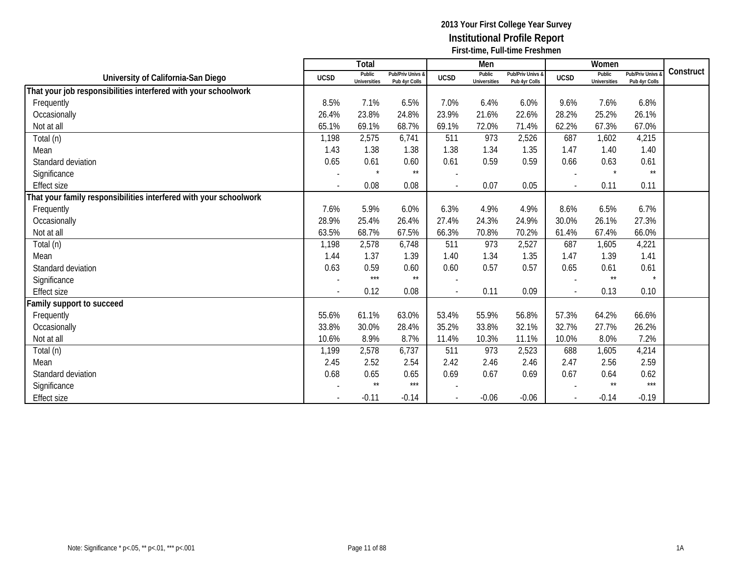# 2013 Your First College Year Survey
## Institutional Profile Report
### First-time, Full-time Freshmen

| University of California-San Diego | Total | | | Men | | | Women | | | Construct |
|---|---|---|---|---|---|---|---|---|---|---|
| | UCSD | Public Universities | Pub/Priv Univs & Pub 4yr Colls | UCSD | Public Universities | Pub/Priv Univs & Pub 4yr Colls | UCSD | Public Universities | Pub/Priv Univs & Pub 4yr Colls | |
| **That your job responsibilities interfered with your schoolwork** | | | | | | | | | | |
| Frequently | 8.5% | 7.1% | 6.5% | 7.0% | 6.4% | 6.0% | 9.6% | 7.6% | 6.8% | |
| Occasionally | 26.4% | 23.8% | 24.8% | 23.9% | 21.6% | 22.6% | 28.2% | 25.2% | 26.1% | |
| Not at all | 65.1% | 69.1% | 68.7% | 69.1% | 72.0% | 71.4% | 62.2% | 67.3% | 67.0% | |
| Total (n) | 1,198 | 2,575 | 6,741 | 511 | 973 | 2,526 | 687 | 1,602 | 4,215 | |
| Mean | 1.43 | 1.38 | 1.38 | 1.38 | 1.34 | 1.35 | 1.47 | 1.40 | 1.40 | |
| Standard deviation | 0.65 | 0.61 | 0.60 | 0.61 | 0.59 | 0.59 | 0.66 | 0.63 | 0.61 | |
| Significance | - | * | ** | - | | | - | * | ** | |
| Effect size | - | 0.08 | 0.08 | - | 0.07 | 0.05 | - | 0.11 | 0.11 | |
| **That your family responsibilities interfered with your schoolwork** | | | | | | | | | | |
| Frequently | 7.6% | 5.9% | 6.0% | 6.3% | 4.9% | 4.9% | 8.6% | 6.5% | 6.7% | |
| Occasionally | 28.9% | 25.4% | 26.4% | 27.4% | 24.3% | 24.9% | 30.0% | 26.1% | 27.3% | |
| Not at all | 63.5% | 68.7% | 67.5% | 66.3% | 70.8% | 70.2% | 61.4% | 67.4% | 66.0% | |
| Total (n) | 1,198 | 2,578 | 6,748 | 511 | 973 | 2,527 | 687 | 1,605 | 4,221 | |
| Mean | 1.44 | 1.37 | 1.39 | 1.40 | 1.34 | 1.35 | 1.47 | 1.39 | 1.41 | |
| Standard deviation | 0.63 | 0.59 | 0.60 | 0.60 | 0.57 | 0.57 | 0.65 | 0.61 | 0.61 | |
| Significance | - | *** | ** | - | | | - | ** | * | |
| Effect size | - | 0.12 | 0.08 | - | 0.11 | 0.09 | - | 0.13 | 0.10 | |
| **Family support to succeed** | | | | | | | | | | |
| Frequently | 55.6% | 61.1% | 63.0% | 53.4% | 55.9% | 56.8% | 57.3% | 64.2% | 66.6% | |
| Occasionally | 33.8% | 30.0% | 28.4% | 35.2% | 33.8% | 32.1% | 32.7% | 27.7% | 26.2% | |
| Not at all | 10.6% | 8.9% | 8.7% | 11.4% | 10.3% | 11.1% | 10.0% | 8.0% | 7.2% | |
| Total (n) | 1,199 | 2,578 | 6,737 | 511 | 973 | 2,523 | 688 | 1,605 | 4,214 | |
| Mean | 2.45 | 2.52 | 2.54 | 2.42 | 2.46 | 2.46 | 2.47 | 2.56 | 2.59 | |
| Standard deviation | 0.68 | 0.65 | 0.65 | 0.69 | 0.67 | 0.69 | 0.67 | 0.64 | 0.62 | |
| Significance | - | ** | *** | - | | | - | ** | *** | |
| Effect size | - | -0.11 | -0.14 | - | -0.06 | -0.06 | - | -0.14 | -0.19 | |

Note: Significance * p<.05, ** p<.01, *** p<.001

1A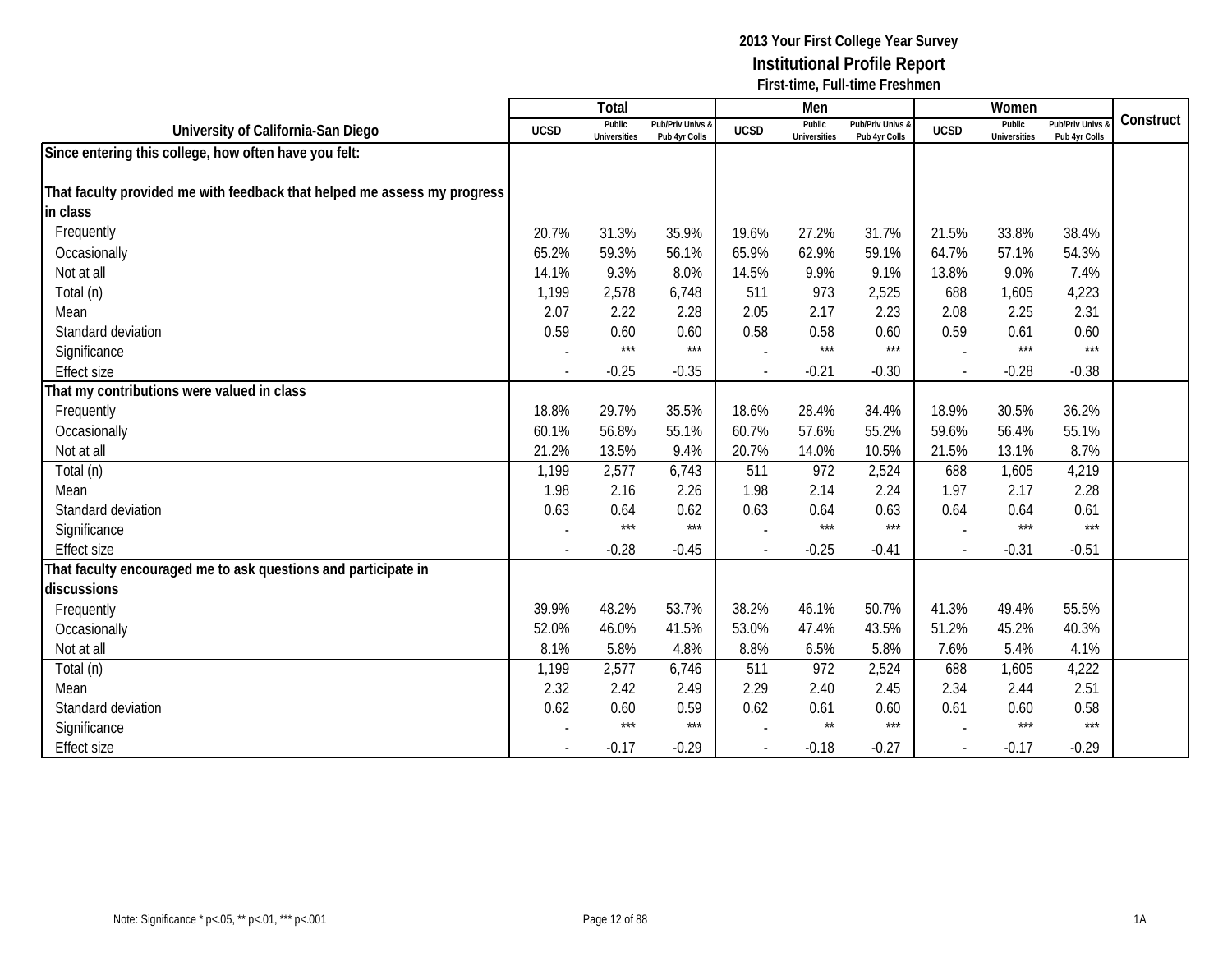**2013 Your First College Year Survey**
**Institutional Profile Report**
**First-time, Full-time Freshmen**

| University of California-San Diego | Total | | | Men | | | Women | | | Construct |
|---|---|---|---|---|---|---|---|---|---|---|
| | UCSD | Public Universities | Pub/Priv Univs & Pub 4yr Colls | UCSD | Public Universities | Pub/Priv Univs & Pub 4yr Colls | UCSD | Public Universities | Pub/Priv Univs & Pub 4yr Colls | |
| **Since entering this college, how often have you felt:** | | | | | | | | | | |
| **That faculty provided me with feedback that helped me assess my progress in class** | | | | | | | | | | |
| Frequently | 20.7% | 31.3% | 35.9% | 19.6% | 27.2% | 31.7% | 21.5% | 33.8% | 38.4% | |
| Occasionally | 65.2% | 59.3% | 56.1% | 65.9% | 62.9% | 59.1% | 64.7% | 57.1% | 54.3% | |
| Not at all | 14.1% | 9.3% | 8.0% | 14.5% | 9.9% | 9.1% | 13.8% | 9.0% | 7.4% | |
| Total (n) | 1,199 | 2,578 | 6,748 | 511 | 973 | 2,525 | 688 | 1,605 | 4,223 | |
| Mean | 2.07 | 2.22 | 2.28 | 2.05 | 2.17 | 2.23 | 2.08 | 2.25 | 2.31 | |
| Standard deviation | 0.59 | 0.60 | 0.60 | 0.58 | 0.58 | 0.60 | 0.59 | 0.61 | 0.60 | |
| Significance | - | *** | *** | - | *** | *** | - | *** | *** | |
| Effect size | - | -0.25 | -0.35 | - | -0.21 | -0.30 | - | -0.28 | -0.38 | |
| **That my contributions were valued in class** | | | | | | | | | | |
| Frequently | 18.8% | 29.7% | 35.5% | 18.6% | 28.4% | 34.4% | 18.9% | 30.5% | 36.2% | |
| Occasionally | 60.1% | 56.8% | 55.1% | 60.7% | 57.6% | 55.2% | 59.6% | 56.4% | 55.1% | |
| Not at all | 21.2% | 13.5% | 9.4% | 20.7% | 14.0% | 10.5% | 21.5% | 13.1% | 8.7% | |
| Total (n) | 1,199 | 2,577 | 6,743 | 511 | 972 | 2,524 | 688 | 1,605 | 4,219 | |
| Mean | 1.98 | 2.16 | 2.26 | 1.98 | 2.14 | 2.24 | 1.97 | 2.17 | 2.28 | |
| Standard deviation | 0.63 | 0.64 | 0.62 | 0.63 | 0.64 | 0.63 | 0.64 | 0.64 | 0.61 | |
| Significance | - | *** | *** | - | *** | *** | - | *** | *** | |
| Effect size | - | -0.28 | -0.45 | - | -0.25 | -0.41 | - | -0.31 | -0.51 | |
| **That faculty encouraged me to ask questions and participate in discussions** | | | | | | | | | | |
| Frequently | 39.9% | 48.2% | 53.7% | 38.2% | 46.1% | 50.7% | 41.3% | 49.4% | 55.5% | |
| Occasionally | 52.0% | 46.0% | 41.5% | 53.0% | 47.4% | 43.5% | 51.2% | 45.2% | 40.3% | |
| Not at all | 8.1% | 5.8% | 4.8% | 8.8% | 6.5% | 5.8% | 7.6% | 5.4% | 4.1% | |
| Total (n) | 1,199 | 2,577 | 6,746 | 511 | 972 | 2,524 | 688 | 1,605 | 4,222 | |
| Mean | 2.32 | 2.42 | 2.49 | 2.29 | 2.40 | 2.45 | 2.34 | 2.44 | 2.51 | |
| Standard deviation | 0.62 | 0.60 | 0.59 | 0.62 | 0.61 | 0.60 | 0.61 | 0.60 | 0.58 | |
| Significance | - | *** | *** | - | ** | *** | - | *** | *** | |
| Effect size | - | -0.17 | -0.29 | - | -0.18 | -0.27 | - | -0.17 | -0.29 | |

Note: Significance * p<.05, ** p<.01, *** p<.001

1A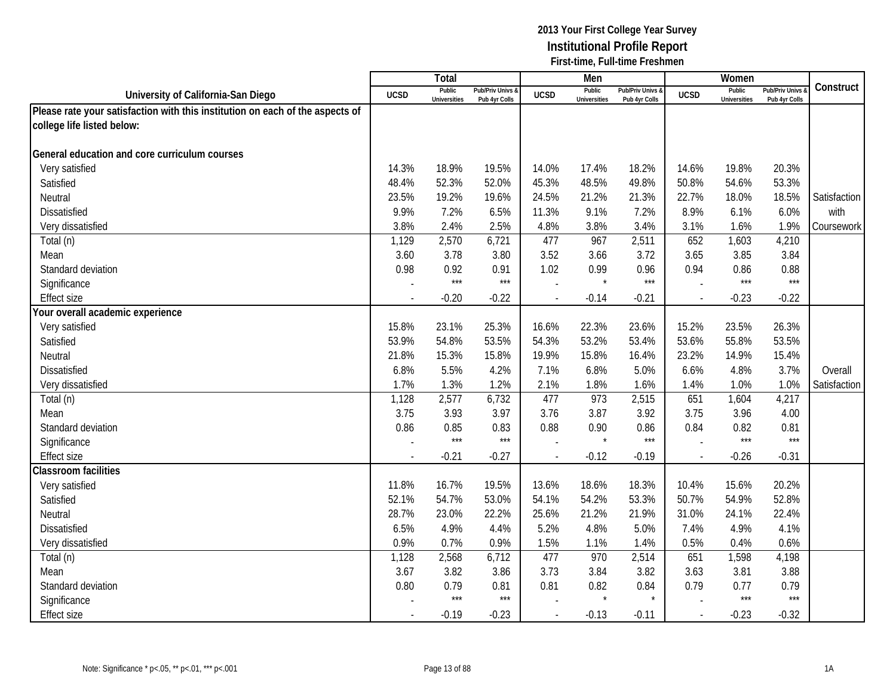**2013 Your First College Year Survey**
**Institutional Profile Report**
**First-time, Full-time Freshmen**

| University of California-San Diego | Total | | | Men | | | Women | | | Construct |
|---|---|---|---|---|---|---|---|---|---|---|
| | UCSD | Public Universities | Pub/Priv Univs & Pub 4yr Colls | UCSD | Public Universities | Pub/Priv Univs & Pub 4yr Colls | UCSD | Public Universities | Pub/Priv Univs & Pub 4yr Colls | |
| **Please rate your satisfaction with this institution on each of the aspects of college life listed below:** | | | | | | | | | | |
| **General education and core curriculum courses** | | | | | | | | | | |
| Very satisfied | 14.3% | 18.9% | 19.5% | 14.0% | 17.4% | 18.2% | 14.6% | 19.8% | 20.3% | |
| Satisfied | 48.4% | 52.3% | 52.0% | 45.3% | 48.5% | 49.8% | 50.8% | 54.6% | 53.3% | |
| Neutral | 23.5% | 19.2% | 19.6% | 24.5% | 21.2% | 21.3% | 22.7% | 18.0% | 18.5% | Satisfaction |
| Dissatisfied | 9.9% | 7.2% | 6.5% | 11.3% | 9.1% | 7.2% | 8.9% | 6.1% | 6.0% | with |
| Very dissatisfied | 3.8% | 2.4% | 2.5% | 4.8% | 3.8% | 3.4% | 3.1% | 1.6% | 1.9% | Coursework |
| Total (n) | 1,129 | 2,570 | 6,721 | 477 | 967 | 2,511 | 652 | 1,603 | 4,210 | |
| Mean | 3.60 | 3.78 | 3.80 | 3.52 | 3.66 | 3.72 | 3.65 | 3.85 | 3.84 | |
| Standard deviation | 0.98 | 0.92 | 0.91 | 1.02 | 0.99 | 0.96 | 0.94 | 0.86 | 0.88 | |
| Significance | - | *** | *** | - | * | *** | - | *** | *** | |
| Effect size | - | -0.20 | -0.22 | - | -0.14 | -0.21 | - | -0.23 | -0.22 | |
| **Your overall academic experience** | | | | | | | | | | |
| Very satisfied | 15.8% | 23.1% | 25.3% | 16.6% | 22.3% | 23.6% | 15.2% | 23.5% | 26.3% | |
| Satisfied | 53.9% | 54.8% | 53.5% | 54.3% | 53.2% | 53.4% | 53.6% | 55.8% | 53.5% | |
| Neutral | 21.8% | 15.3% | 15.8% | 19.9% | 15.8% | 16.4% | 23.2% | 14.9% | 15.4% | |
| Dissatisfied | 6.8% | 5.5% | 4.2% | 7.1% | 6.8% | 5.0% | 6.6% | 4.8% | 3.7% | Overall |
| Very dissatisfied | 1.7% | 1.3% | 1.2% | 2.1% | 1.8% | 1.6% | 1.4% | 1.0% | 1.0% | Satisfaction |
| Total (n) | 1,128 | 2,577 | 6,732 | 477 | 973 | 2,515 | 651 | 1,604 | 4,217 | |
| Mean | 3.75 | 3.93 | 3.97 | 3.76 | 3.87 | 3.92 | 3.75 | 3.96 | 4.00 | |
| Standard deviation | 0.86 | 0.85 | 0.83 | 0.88 | 0.90 | 0.86 | 0.84 | 0.82 | 0.81 | |
| Significance | - | *** | *** | - | * | *** | - | *** | *** | |
| Effect size | - | -0.21 | -0.27 | - | -0.12 | -0.19 | - | -0.26 | -0.31 | |
| **Classroom facilities** | | | | | | | | | | |
| Very satisfied | 11.8% | 16.7% | 19.5% | 13.6% | 18.6% | 18.3% | 10.4% | 15.6% | 20.2% | |
| Satisfied | 52.1% | 54.7% | 53.0% | 54.1% | 54.2% | 53.3% | 50.7% | 54.9% | 52.8% | |
| Neutral | 28.7% | 23.0% | 22.2% | 25.6% | 21.2% | 21.9% | 31.0% | 24.1% | 22.4% | |
| Dissatisfied | 6.5% | 4.9% | 4.4% | 5.2% | 4.8% | 5.0% | 7.4% | 4.9% | 4.1% | |
| Very dissatisfied | 0.9% | 0.7% | 0.9% | 1.5% | 1.1% | 1.4% | 0.5% | 0.4% | 0.6% | |
| Total (n) | 1,128 | 2,568 | 6,712 | 477 | 970 | 2,514 | 651 | 1,598 | 4,198 | |
| Mean | 3.67 | 3.82 | 3.86 | 3.73 | 3.84 | 3.82 | 3.63 | 3.81 | 3.88 | |
| Standard deviation | 0.80 | 0.79 | 0.81 | 0.81 | 0.82 | 0.84 | 0.79 | 0.77 | 0.79 | |
| Significance | - | *** | *** | - | * | * | - | *** | *** | |
| Effect size | - | -0.19 | -0.23 | - | -0.13 | -0.11 | - | -0.23 | -0.32 | |

Note: Significance * p<.05, ** p<.01, *** p<.001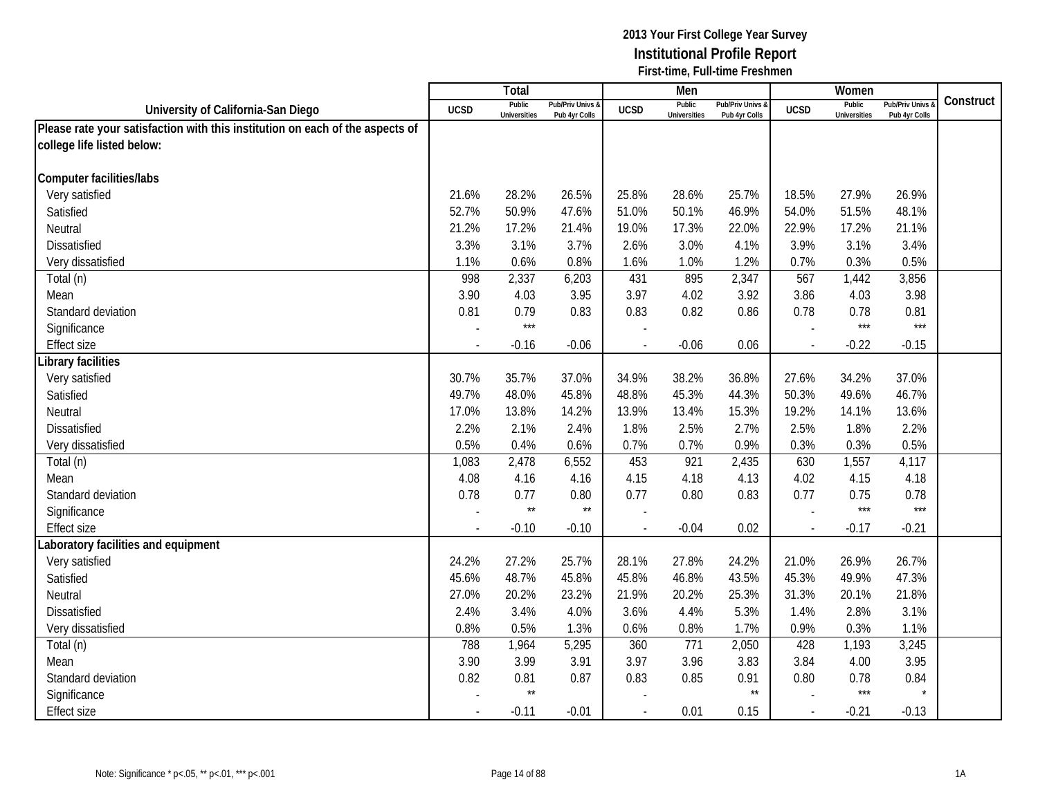**2013 Your First College Year Survey**
**Institutional Profile Report**
**First-time, Full-time Freshmen**

| University of California-San Diego | Total | | | Men | | | Women | | | Construct |
|---|---|---|---|---|---|---|---|---|---|---|
| | UCSD | Public Universities | Pub/Priv Univs & Pub 4yr Colls | UCSD | Public Universities | Pub/Priv Univs & Pub 4yr Colls | UCSD | Public Universities | Pub/Priv Univs & Pub 4yr Colls | |
| **Please rate your satisfaction with this institution on each of the aspects of college life listed below:** | | | | | | | | | | |
| **Computer facilities/labs** | | | | | | | | | | |
| Very satisfied | 21.6% | 28.2% | 26.5% | 25.8% | 28.6% | 25.7% | 18.5% | 27.9% | 26.9% | |
| Satisfied | 52.7% | 50.9% | 47.6% | 51.0% | 50.1% | 46.9% | 54.0% | 51.5% | 48.1% | |
| Neutral | 21.2% | 17.2% | 21.4% | 19.0% | 17.3% | 22.0% | 22.9% | 17.2% | 21.1% | |
| Dissatisfied | 3.3% | 3.1% | 3.7% | 2.6% | 3.0% | 4.1% | 3.9% | 3.1% | 3.4% | |
| Very dissatisfied | 1.1% | 0.6% | 0.8% | 1.6% | 1.0% | 1.2% | 0.7% | 0.3% | 0.5% | |
| Total (n) | 998 | 2,337 | 6,203 | 431 | 895 | 2,347 | 567 | 1,442 | 3,856 | |
| Mean | 3.90 | 4.03 | 3.95 | 3.97 | 4.02 | 3.92 | 3.86 | 4.03 | 3.98 | |
| Standard deviation | 0.81 | 0.79 | 0.83 | 0.83 | 0.82 | 0.86 | 0.78 | 0.78 | 0.81 | |
| Significance | - | *** | | - | | | - | *** | *** | |
| Effect size | - | -0.16 | -0.06 | - | -0.06 | 0.06 | - | -0.22 | -0.15 | |
| **Library facilities** | | | | | | | | | | |
| Very satisfied | 30.7% | 35.7% | 37.0% | 34.9% | 38.2% | 36.8% | 27.6% | 34.2% | 37.0% | |
| Satisfied | 49.7% | 48.0% | 45.8% | 48.8% | 45.3% | 44.3% | 50.3% | 49.6% | 46.7% | |
| Neutral | 17.0% | 13.8% | 14.2% | 13.9% | 13.4% | 15.3% | 19.2% | 14.1% | 13.6% | |
| Dissatisfied | 2.2% | 2.1% | 2.4% | 1.8% | 2.5% | 2.7% | 2.5% | 1.8% | 2.2% | |
| Very dissatisfied | 0.5% | 0.4% | 0.6% | 0.7% | 0.7% | 0.9% | 0.3% | 0.3% | 0.5% | |
| Total (n) | 1,083 | 2,478 | 6,552 | 453 | 921 | 2,435 | 630 | 1,557 | 4,117 | |
| Mean | 4.08 | 4.16 | 4.16 | 4.15 | 4.18 | 4.13 | 4.02 | 4.15 | 4.18 | |
| Standard deviation | 0.78 | 0.77 | 0.80 | 0.77 | 0.80 | 0.83 | 0.77 | 0.75 | 0.78 | |
| Significance | - | ** | ** | - | | | - | *** | *** | |
| Effect size | - | -0.10 | -0.10 | - | -0.04 | 0.02 | - | -0.17 | -0.21 | |
| **Laboratory facilities and equipment** | | | | | | | | | | |
| Very satisfied | 24.2% | 27.2% | 25.7% | 28.1% | 27.8% | 24.2% | 21.0% | 26.9% | 26.7% | |
| Satisfied | 45.6% | 48.7% | 45.8% | 45.8% | 46.8% | 43.5% | 45.3% | 49.9% | 47.3% | |
| Neutral | 27.0% | 20.2% | 23.2% | 21.9% | 20.2% | 25.3% | 31.3% | 20.1% | 21.8% | |
| Dissatisfied | 2.4% | 3.4% | 4.0% | 3.6% | 4.4% | 5.3% | 1.4% | 2.8% | 3.1% | |
| Very dissatisfied | 0.8% | 0.5% | 1.3% | 0.6% | 0.8% | 1.7% | 0.9% | 0.3% | 1.1% | |
| Total (n) | 788 | 1,964 | 5,295 | 360 | 771 | 2,050 | 428 | 1,193 | 3,245 | |
| Mean | 3.90 | 3.99 | 3.91 | 3.97 | 3.96 | 3.83 | 3.84 | 4.00 | 3.95 | |
| Standard deviation | 0.82 | 0.81 | 0.87 | 0.83 | 0.85 | 0.91 | 0.80 | 0.78 | 0.84 | |
| Significance | - | ** | | - | | ** | - | *** | * | |
| Effect size | - | -0.11 | -0.01 | - | 0.01 | 0.15 | - | -0.21 | -0.13 | |

Note: Significance * p<.05, ** p<.01, *** p<.001

1A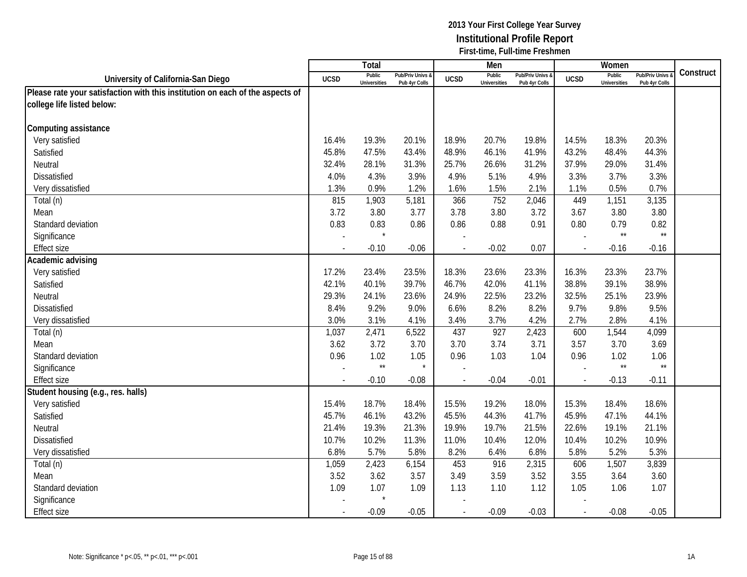**2013 Your First College Year Survey**
**Institutional Profile Report**
**First-time, Full-time Freshmen**

| University of California-San Diego | Total | | | Men | | | Women | | | Construct |
|---|---|---|---|---|---|---|---|---|---|---|
| | UCSD | Public Universities | Pub/Priv Univs & Pub 4yr Colls | UCSD | Public Universities | Pub/Priv Univs & Pub 4yr Colls | UCSD | Public Universities | Pub/Priv Univs & Pub 4yr Colls | |
| **Please rate your satisfaction with this institution on each of the aspects of college life listed below:** | | | | | | | | | | |
| **Computing assistance** | | | | | | | | | | |
| Very satisfied | 16.4% | 19.3% | 20.1% | 18.9% | 20.7% | 19.8% | 14.5% | 18.3% | 20.3% | |
| Satisfied | 45.8% | 47.5% | 43.4% | 48.9% | 46.1% | 41.9% | 43.2% | 48.4% | 44.3% | |
| Neutral | 32.4% | 28.1% | 31.3% | 25.7% | 26.6% | 31.2% | 37.9% | 29.0% | 31.4% | |
| Dissatisfied | 4.0% | 4.3% | 3.9% | 4.9% | 5.1% | 4.9% | 3.3% | 3.7% | 3.3% | |
| Very dissatisfied | 1.3% | 0.9% | 1.2% | 1.6% | 1.5% | 2.1% | 1.1% | 0.5% | 0.7% | |
| Total (n) | 815 | 1,903 | 5,181 | 366 | 752 | 2,046 | 449 | 1,151 | 3,135 | |
| Mean | 3.72 | 3.80 | 3.77 | 3.78 | 3.80 | 3.72 | 3.67 | 3.80 | 3.80 | |
| Standard deviation | 0.83 | 0.83 | 0.86 | 0.86 | 0.88 | 0.91 | 0.80 | 0.79 | 0.82 | |
| Significance | - | * | | - | | | - | ** | ** | |
| Effect size | - | -0.10 | -0.06 | - | -0.02 | 0.07 | - | -0.16 | -0.16 | |
| **Academic advising** | | | | | | | | | | |
| Very satisfied | 17.2% | 23.4% | 23.5% | 18.3% | 23.6% | 23.3% | 16.3% | 23.3% | 23.7% | |
| Satisfied | 42.1% | 40.1% | 39.7% | 46.7% | 42.0% | 41.1% | 38.8% | 39.1% | 38.9% | |
| Neutral | 29.3% | 24.1% | 23.6% | 24.9% | 22.5% | 23.2% | 32.5% | 25.1% | 23.9% | |
| Dissatisfied | 8.4% | 9.2% | 9.0% | 6.6% | 8.2% | 8.2% | 9.7% | 9.8% | 9.5% | |
| Very dissatisfied | 3.0% | 3.1% | 4.1% | 3.4% | 3.7% | 4.2% | 2.7% | 2.8% | 4.1% | |
| Total (n) | 1,037 | 2,471 | 6,522 | 437 | 927 | 2,423 | 600 | 1,544 | 4,099 | |
| Mean | 3.62 | 3.72 | 3.70 | 3.70 | 3.74 | 3.71 | 3.57 | 3.70 | 3.69 | |
| Standard deviation | 0.96 | 1.02 | 1.05 | 0.96 | 1.03 | 1.04 | 0.96 | 1.02 | 1.06 | |
| Significance | - | ** | * | - | | | - | ** | ** | |
| Effect size | - | -0.10 | -0.08 | - | -0.04 | -0.01 | - | -0.13 | -0.11 | |
| **Student housing (e.g., res. halls)** | | | | | | | | | | |
| Very satisfied | 15.4% | 18.7% | 18.4% | 15.5% | 19.2% | 18.0% | 15.3% | 18.4% | 18.6% | |
| Satisfied | 45.7% | 46.1% | 43.2% | 45.5% | 44.3% | 41.7% | 45.9% | 47.1% | 44.1% | |
| Neutral | 21.4% | 19.3% | 21.3% | 19.9% | 19.7% | 21.5% | 22.6% | 19.1% | 21.1% | |
| Dissatisfied | 10.7% | 10.2% | 11.3% | 11.0% | 10.4% | 12.0% | 10.4% | 10.2% | 10.9% | |
| Very dissatisfied | 6.8% | 5.7% | 5.8% | 8.2% | 6.4% | 6.8% | 5.8% | 5.2% | 5.3% | |
| Total (n) | 1,059 | 2,423 | 6,154 | 453 | 916 | 2,315 | 606 | 1,507 | 3,839 | |
| Mean | 3.52 | 3.62 | 3.57 | 3.49 | 3.59 | 3.52 | 3.55 | 3.64 | 3.60 | |
| Standard deviation | 1.09 | 1.07 | 1.09 | 1.13 | 1.10 | 1.12 | 1.05 | 1.06 | 1.07 | |
| Significance | - | * | | - | | | - | | | |
| Effect size | - | -0.09 | -0.05 | - | -0.09 | -0.03 | - | -0.08 | -0.05 | |

Note: Significance * p<.05, ** p<.01, *** p<.001

1A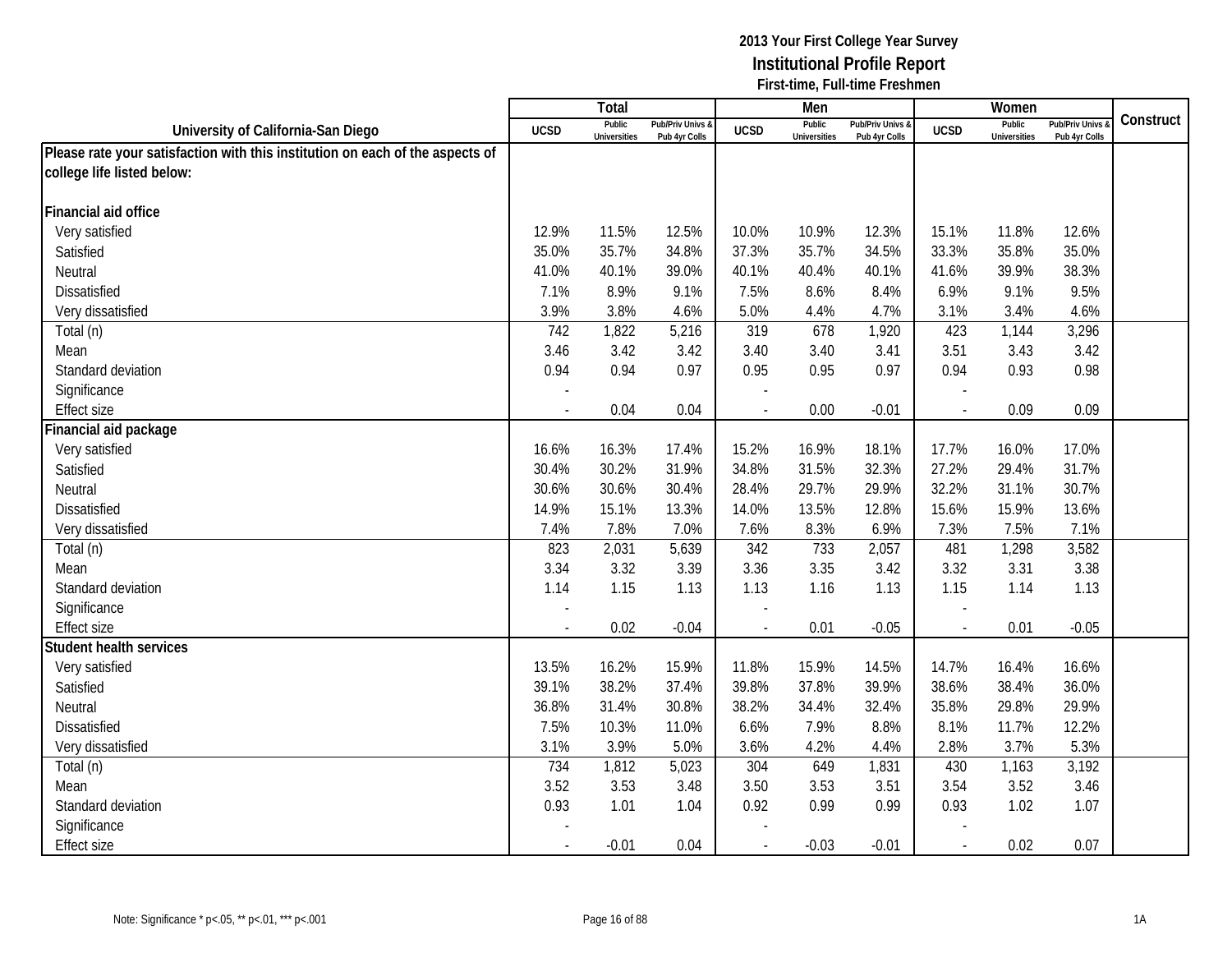**2013 Your First College Year Survey**
**Institutional Profile Report**
**First-time, Full-time Freshmen**

| University of California-San Diego | Total | | | Men | | | Women | | | Construct |
|---|---|---|---|---|---|---|---|---|---|---|
| | UCSD | Public Universities | Pub/Priv Univs & Pub 4yr Colls | UCSD | Public Universities | Pub/Priv Univs & Pub 4yr Colls | UCSD | Public Universities | Pub/Priv Univs & Pub 4yr Colls | |
| **Please rate your satisfaction with this institution on each of the aspects of college life listed below:** | | | | | | | | | | |
| **Financial aid office** | | | | | | | | | | |
| Very satisfied | 12.9% | 11.5% | 12.5% | 10.0% | 10.9% | 12.3% | 15.1% | 11.8% | 12.6% | |
| Satisfied | 35.0% | 35.7% | 34.8% | 37.3% | 35.7% | 34.5% | 33.3% | 35.8% | 35.0% | |
| Neutral | 41.0% | 40.1% | 39.0% | 40.1% | 40.4% | 40.1% | 41.6% | 39.9% | 38.3% | |
| Dissatisfied | 7.1% | 8.9% | 9.1% | 7.5% | 8.6% | 8.4% | 6.9% | 9.1% | 9.5% | |
| Very dissatisfied | 3.9% | 3.8% | 4.6% | 5.0% | 4.4% | 4.7% | 3.1% | 3.4% | 4.6% | |
| Total (n) | 742 | 1,822 | 5,216 | 319 | 678 | 1,920 | 423 | 1,144 | 3,296 | |
| Mean | 3.46 | 3.42 | 3.42 | 3.40 | 3.40 | 3.41 | 3.51 | 3.43 | 3.42 | |
| Standard deviation | 0.94 | 0.94 | 0.97 | 0.95 | 0.95 | 0.97 | 0.94 | 0.93 | 0.98 | |
| Significance | - | | | - | | | - | | | |
| Effect size | - | 0.04 | 0.04 | - | 0.00 | -0.01 | - | 0.09 | 0.09 | |
| **Financial aid package** | | | | | | | | | | |
| Very satisfied | 16.6% | 16.3% | 17.4% | 15.2% | 16.9% | 18.1% | 17.7% | 16.0% | 17.0% | |
| Satisfied | 30.4% | 30.2% | 31.9% | 34.8% | 31.5% | 32.3% | 27.2% | 29.4% | 31.7% | |
| Neutral | 30.6% | 30.6% | 30.4% | 28.4% | 29.7% | 29.9% | 32.2% | 31.1% | 30.7% | |
| Dissatisfied | 14.9% | 15.1% | 13.3% | 14.0% | 13.5% | 12.8% | 15.6% | 15.9% | 13.6% | |
| Very dissatisfied | 7.4% | 7.8% | 7.0% | 7.6% | 8.3% | 6.9% | 7.3% | 7.5% | 7.1% | |
| Total (n) | 823 | 2,031 | 5,639 | 342 | 733 | 2,057 | 481 | 1,298 | 3,582 | |
| Mean | 3.34 | 3.32 | 3.39 | 3.36 | 3.35 | 3.42 | 3.32 | 3.31 | 3.38 | |
| Standard deviation | 1.14 | 1.15 | 1.13 | 1.13 | 1.16 | 1.13 | 1.15 | 1.14 | 1.13 | |
| Significance | - | | | - | | | - | | | |
| Effect size | - | 0.02 | -0.04 | - | 0.01 | -0.05 | - | 0.01 | -0.05 | |
| **Student health services** | | | | | | | | | | |
| Very satisfied | 13.5% | 16.2% | 15.9% | 11.8% | 15.9% | 14.5% | 14.7% | 16.4% | 16.6% | |
| Satisfied | 39.1% | 38.2% | 37.4% | 39.8% | 37.8% | 39.9% | 38.6% | 38.4% | 36.0% | |
| Neutral | 36.8% | 31.4% | 30.8% | 38.2% | 34.4% | 32.4% | 35.8% | 29.8% | 29.9% | |
| Dissatisfied | 7.5% | 10.3% | 11.0% | 6.6% | 7.9% | 8.8% | 8.1% | 11.7% | 12.2% | |
| Very dissatisfied | 3.1% | 3.9% | 5.0% | 3.6% | 4.2% | 4.4% | 2.8% | 3.7% | 5.3% | |
| Total (n) | 734 | 1,812 | 5,023 | 304 | 649 | 1,831 | 430 | 1,163 | 3,192 | |
| Mean | 3.52 | 3.53 | 3.48 | 3.50 | 3.53 | 3.51 | 3.54 | 3.52 | 3.46 | |
| Standard deviation | 0.93 | 1.01 | 1.04 | 0.92 | 0.99 | 0.99 | 0.93 | 1.02 | 1.07 | |
| Significance | - | | | - | | | - | | | |
| Effect size | - | -0.01 | 0.04 | - | -0.03 | -0.01 | - | 0.02 | 0.07 | |

Note: Significance * p<.05, ** p<.01, *** p<.001

1A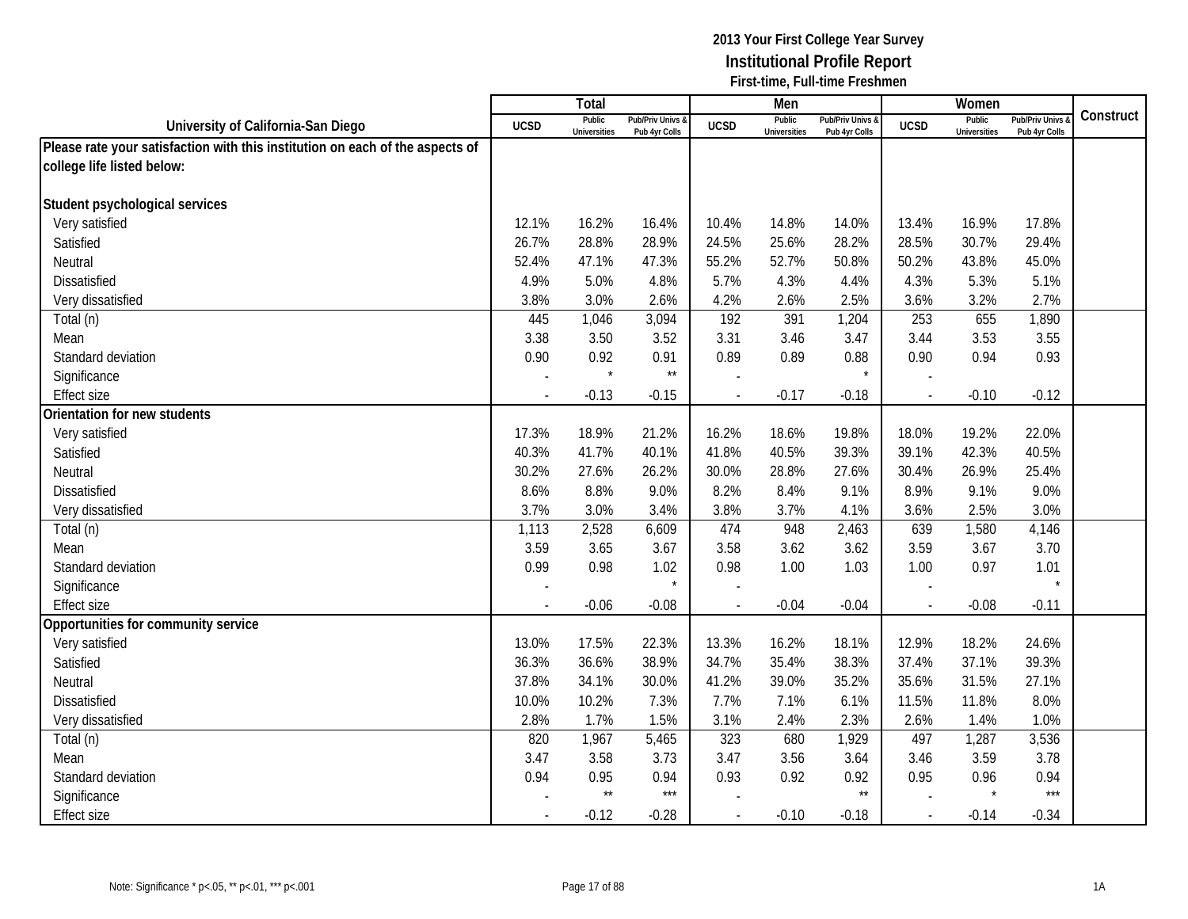**2013 Your First College Year Survey**
**Institutional Profile Report**
**First-time, Full-time Freshmen**

| University of California-San Diego | Total | | | Men | | | Women | | | Construct |
|---|---|---|---|---|---|---|---|---|---|---|
| | UCSD | Public Universities | Pub/Priv Univs & Pub 4yr Colls | UCSD | Public Universities | Pub/Priv Univs & Pub 4yr Colls | UCSD | Public Universities | Pub/Priv Univs & Pub 4yr Colls | |
| **Please rate your satisfaction with this institution on each of the aspects of college life listed below:** | | | | | | | | | | |
| **Student psychological services** | | | | | | | | | | |
| Very satisfied | 12.1% | 16.2% | 16.4% | 10.4% | 14.8% | 14.0% | 13.4% | 16.9% | 17.8% | |
| Satisfied | 26.7% | 28.8% | 28.9% | 24.5% | 25.6% | 28.2% | 28.5% | 30.7% | 29.4% | |
| Neutral | 52.4% | 47.1% | 47.3% | 55.2% | 52.7% | 50.8% | 50.2% | 43.8% | 45.0% | |
| Dissatisfied | 4.9% | 5.0% | 4.8% | 5.7% | 4.3% | 4.4% | 4.3% | 5.3% | 5.1% | |
| Very dissatisfied | 3.8% | 3.0% | 2.6% | 4.2% | 2.6% | 2.5% | 3.6% | 3.2% | 2.7% | |
| Total (n) | 445 | 1,046 | 3,094 | 192 | 391 | 1,204 | 253 | 655 | 1,890 | |
| Mean | 3.38 | 3.50 | 3.52 | 3.31 | 3.46 | 3.47 | 3.44 | 3.53 | 3.55 | |
| Standard deviation | 0.90 | 0.92 | 0.91 | 0.89 | 0.89 | 0.88 | 0.90 | 0.94 | 0.93 | |
| Significance | - | * | ** | - | | * | - | | | |
| Effect size | - | -0.13 | -0.15 | - | -0.17 | -0.18 | - | -0.10 | -0.12 | |
| **Orientation for new students** | | | | | | | | | | |
| Very satisfied | 17.3% | 18.9% | 21.2% | 16.2% | 18.6% | 19.8% | 18.0% | 19.2% | 22.0% | |
| Satisfied | 40.3% | 41.7% | 40.1% | 41.8% | 40.5% | 39.3% | 39.1% | 42.3% | 40.5% | |
| Neutral | 30.2% | 27.6% | 26.2% | 30.0% | 28.8% | 27.6% | 30.4% | 26.9% | 25.4% | |
| Dissatisfied | 8.6% | 8.8% | 9.0% | 8.2% | 8.4% | 9.1% | 8.9% | 9.1% | 9.0% | |
| Very dissatisfied | 3.7% | 3.0% | 3.4% | 3.8% | 3.7% | 4.1% | 3.6% | 2.5% | 3.0% | |
| Total (n) | 1,113 | 2,528 | 6,609 | 474 | 948 | 2,463 | 639 | 1,580 | 4,146 | |
| Mean | 3.59 | 3.65 | 3.67 | 3.58 | 3.62 | 3.62 | 3.59 | 3.67 | 3.70 | |
| Standard deviation | 0.99 | 0.98 | 1.02 | 0.98 | 1.00 | 1.03 | 1.00 | 0.97 | 1.01 | |
| Significance | - | | * | - | | | - | | * | |
| Effect size | - | -0.06 | -0.08 | - | -0.04 | -0.04 | - | -0.08 | -0.11 | |
| **Opportunities for community service** | | | | | | | | | | |
| Very satisfied | 13.0% | 17.5% | 22.3% | 13.3% | 16.2% | 18.1% | 12.9% | 18.2% | 24.6% | |
| Satisfied | 36.3% | 36.6% | 38.9% | 34.7% | 35.4% | 38.3% | 37.4% | 37.1% | 39.3% | |
| Neutral | 37.8% | 34.1% | 30.0% | 41.2% | 39.0% | 35.2% | 35.6% | 31.5% | 27.1% | |
| Dissatisfied | 10.0% | 10.2% | 7.3% | 7.7% | 7.1% | 6.1% | 11.5% | 11.8% | 8.0% | |
| Very dissatisfied | 2.8% | 1.7% | 1.5% | 3.1% | 2.4% | 2.3% | 2.6% | 1.4% | 1.0% | |
| Total (n) | 820 | 1,967 | 5,465 | 323 | 680 | 1,929 | 497 | 1,287 | 3,536 | |
| Mean | 3.47 | 3.58 | 3.73 | 3.47 | 3.56 | 3.64 | 3.46 | 3.59 | 3.78 | |
| Standard deviation | 0.94 | 0.95 | 0.94 | 0.93 | 0.92 | 0.92 | 0.95 | 0.96 | 0.94 | |
| Significance | - | ** | *** | - | | ** | - | * | *** | |
| Effect size | - | -0.12 | -0.28 | - | -0.10 | -0.18 | - | -0.14 | -0.34 | |

Note: Significance * p<.05, ** p<.01, *** p<.001

1A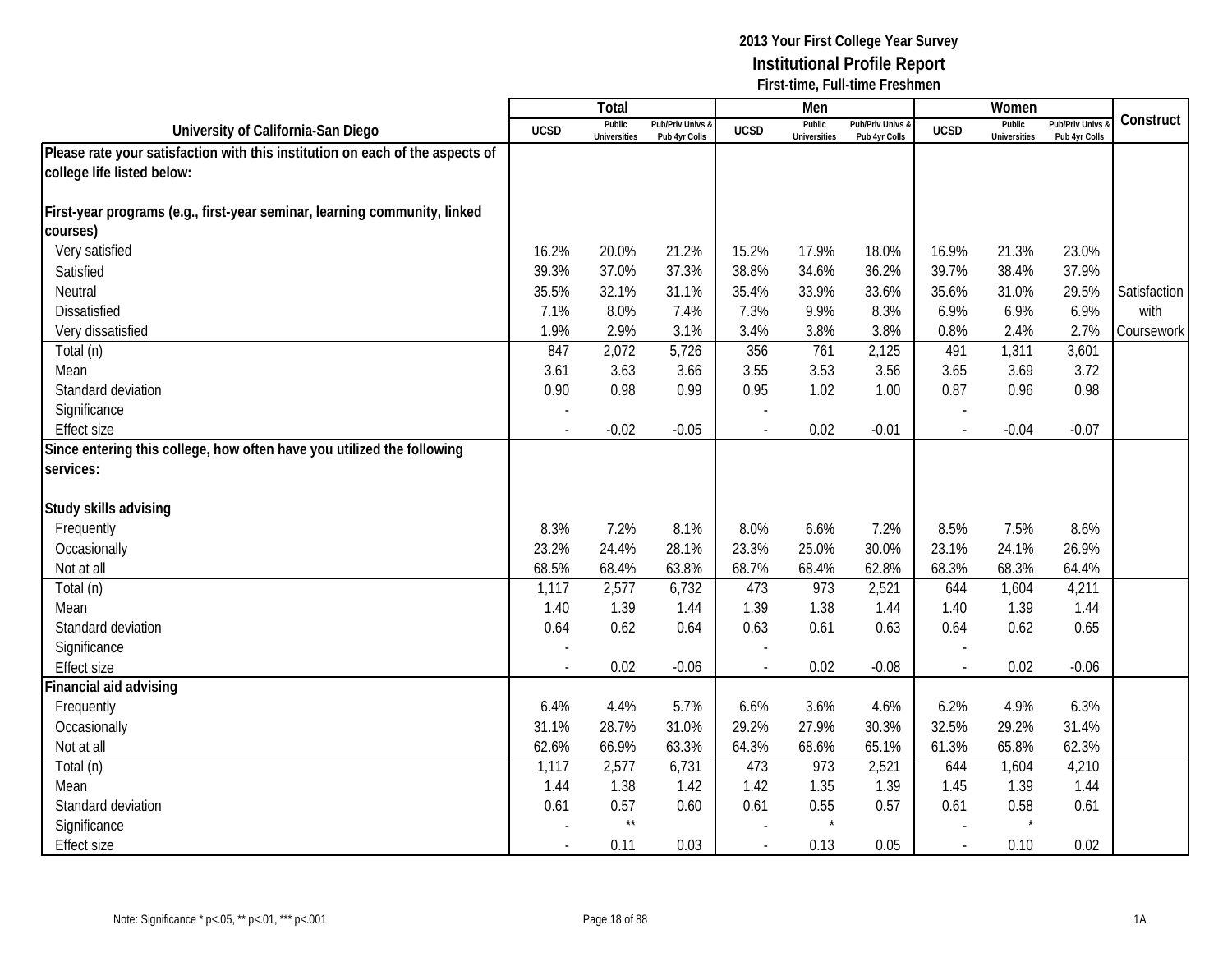**2013 Your First College Year Survey**
**Institutional Profile Report**
**First-time, Full-time Freshmen**

| University of California-San Diego | Total | | | Men | | | Women | | | Construct |
|---|---|---|---|---|---|---|---|---|---|---|
| | UCSD | Public Universities | Pub/Priv Univs & Pub 4yr Colls | UCSD | Public Universities | Pub/Priv Univs & Pub 4yr Colls | UCSD | Public Universities | Pub/Priv Univs & Pub 4yr Colls | |
| **Please rate your satisfaction with this institution on each of the aspects of college life listed below:** | | | | | | | | | | |
| **First-year programs (e.g., first-year seminar, learning community, linked courses)** | | | | | | | | | | |
| Very satisfied | 16.2% | 20.0% | 21.2% | 15.2% | 17.9% | 18.0% | 16.9% | 21.3% | 23.0% | |
| Satisfied | 39.3% | 37.0% | 37.3% | 38.8% | 34.6% | 36.2% | 39.7% | 38.4% | 37.9% | |
| Neutral | 35.5% | 32.1% | 31.1% | 35.4% | 33.9% | 33.6% | 35.6% | 31.0% | 29.5% | Satisfaction with Coursework |
| Dissatisfied | 7.1% | 8.0% | 7.4% | 7.3% | 9.9% | 8.3% | 6.9% | 6.9% | 6.9% | |
| Very dissatisfied | 1.9% | 2.9% | 3.1% | 3.4% | 3.8% | 3.8% | 0.8% | 2.4% | 2.7% | |
| Total (n) | 847 | 2,072 | 5,726 | 356 | 761 | 2,125 | 491 | 1,311 | 3,601 | |
| Mean | 3.61 | 3.63 | 3.66 | 3.55 | 3.53 | 3.56 | 3.65 | 3.69 | 3.72 | |
| Standard deviation | 0.90 | 0.98 | 0.99 | 0.95 | 1.02 | 1.00 | 0.87 | 0.96 | 0.98 | |
| Significance | - | | | - | | | - | | | |
| Effect size | - | -0.02 | -0.05 | - | 0.02 | -0.01 | - | -0.04 | -0.07 | |
| **Since entering this college, how often have you utilized the following services:** | | | | | | | | | | |
| **Study skills advising** | | | | | | | | | | |
| Frequently | 8.3% | 7.2% | 8.1% | 8.0% | 6.6% | 7.2% | 8.5% | 7.5% | 8.6% | |
| Occasionally | 23.2% | 24.4% | 28.1% | 23.3% | 25.0% | 30.0% | 23.1% | 24.1% | 26.9% | |
| Not at all | 68.5% | 68.4% | 63.8% | 68.7% | 68.4% | 62.8% | 68.3% | 68.3% | 64.4% | |
| Total (n) | 1,117 | 2,577 | 6,732 | 473 | 973 | 2,521 | 644 | 1,604 | 4,211 | |
| Mean | 1.40 | 1.39 | 1.44 | 1.39 | 1.38 | 1.44 | 1.40 | 1.39 | 1.44 | |
| Standard deviation | 0.64 | 0.62 | 0.64 | 0.63 | 0.61 | 0.63 | 0.64 | 0.62 | 0.65 | |
| Significance | - | | | - | | | - | | | |
| Effect size | - | 0.02 | -0.06 | - | 0.02 | -0.08 | - | 0.02 | -0.06 | |
| **Financial aid advising** | | | | | | | | | | |
| Frequently | 6.4% | 4.4% | 5.7% | 6.6% | 3.6% | 4.6% | 6.2% | 4.9% | 6.3% | |
| Occasionally | 31.1% | 28.7% | 31.0% | 29.2% | 27.9% | 30.3% | 32.5% | 29.2% | 31.4% | |
| Not at all | 62.6% | 66.9% | 63.3% | 64.3% | 68.6% | 65.1% | 61.3% | 65.8% | 62.3% | |
| Total (n) | 1,117 | 2,577 | 6,731 | 473 | 973 | 2,521 | 644 | 1,604 | 4,210 | |
| Mean | 1.44 | 1.38 | 1.42 | 1.42 | 1.35 | 1.39 | 1.45 | 1.39 | 1.44 | |
| Standard deviation | 0.61 | 0.57 | 0.60 | 0.61 | 0.55 | 0.57 | 0.61 | 0.58 | 0.61 | |
| Significance | - | ** | | - | * | | - | * | | |
| Effect size | - | 0.11 | 0.03 | - | 0.13 | 0.05 | - | 0.10 | 0.02 | |

Note: Significance * p<.05, ** p<.01, *** p<.001

1A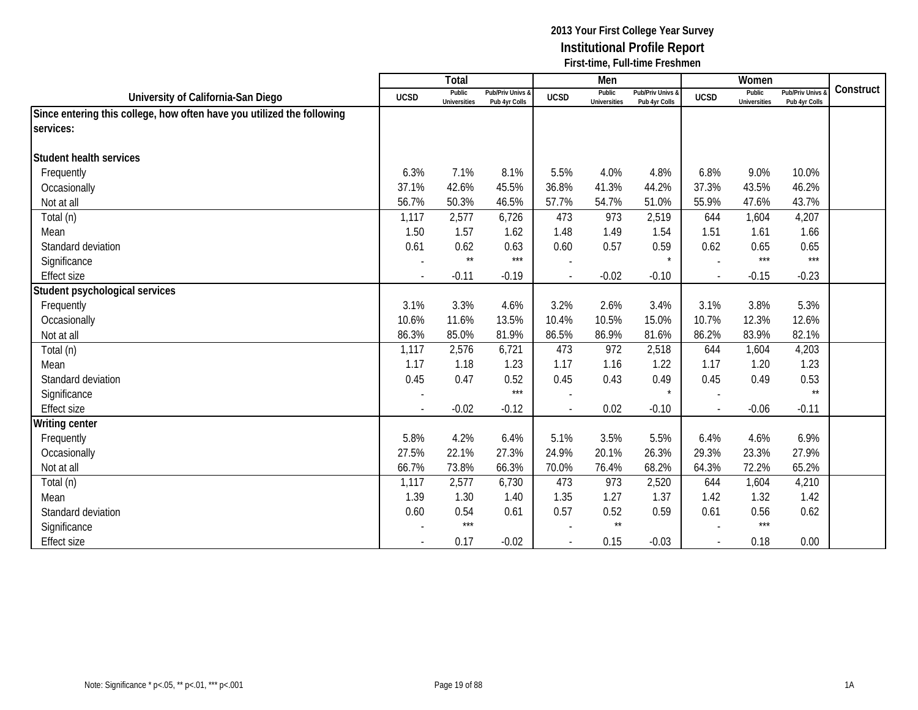# 2013 Your First College Year Survey
## Institutional Profile Report
### First-time, Full-time Freshmen

| University of California-San Diego | Total | | | Men | | | Women | | | Construct |
|---|---|---|---|---|---|---|---|---|---|---|
| | UCSD | Public Universities | Pub/Priv Univs & Pub 4yr Colls | UCSD | Public Universities | Pub/Priv Univs & Pub 4yr Colls | UCSD | Public Universities | Pub/Priv Univs & Pub 4yr Colls | |
| **Since entering this college, how often have you utilized the following services:** | | | | | | | | | | |
| **Student health services** | | | | | | | | | | |
| Frequently | 6.3% | 7.1% | 8.1% | 5.5% | 4.0% | 4.8% | 6.8% | 9.0% | 10.0% | |
| Occasionally | 37.1% | 42.6% | 45.5% | 36.8% | 41.3% | 44.2% | 37.3% | 43.5% | 46.2% | |
| Not at all | 56.7% | 50.3% | 46.5% | 57.7% | 54.7% | 51.0% | 55.9% | 47.6% | 43.7% | |
| Total (n) | 1,117 | 2,577 | 6,726 | 473 | 973 | 2,519 | 644 | 1,604 | 4,207 | |
| Mean | 1.50 | 1.57 | 1.62 | 1.48 | 1.49 | 1.54 | 1.51 | 1.61 | 1.66 | |
| Standard deviation | 0.61 | 0.62 | 0.63 | 0.60 | 0.57 | 0.59 | 0.62 | 0.65 | 0.65 | |
| Significance | - | ** | *** | - | | * | - | *** | *** | |
| Effect size | - | -0.11 | -0.19 | - | -0.02 | -0.10 | - | -0.15 | -0.23 | |
| **Student psychological services** | | | | | | | | | | |
| Frequently | 3.1% | 3.3% | 4.6% | 3.2% | 2.6% | 3.4% | 3.1% | 3.8% | 5.3% | |
| Occasionally | 10.6% | 11.6% | 13.5% | 10.4% | 10.5% | 15.0% | 10.7% | 12.3% | 12.6% | |
| Not at all | 86.3% | 85.0% | 81.9% | 86.5% | 86.9% | 81.6% | 86.2% | 83.9% | 82.1% | |
| Total (n) | 1,117 | 2,576 | 6,721 | 473 | 972 | 2,518 | 644 | 1,604 | 4,203 | |
| Mean | 1.17 | 1.18 | 1.23 | 1.17 | 1.16 | 1.22 | 1.17 | 1.20 | 1.23 | |
| Standard deviation | 0.45 | 0.47 | 0.52 | 0.45 | 0.43 | 0.49 | 0.45 | 0.49 | 0.53 | |
| Significance | - | | *** | - | | * | - | | ** | |
| Effect size | - | -0.02 | -0.12 | - | 0.02 | -0.10 | - | -0.06 | -0.11 | |
| **Writing center** | | | | | | | | | | |
| Frequently | 5.8% | 4.2% | 6.4% | 5.1% | 3.5% | 5.5% | 6.4% | 4.6% | 6.9% | |
| Occasionally | 27.5% | 22.1% | 27.3% | 24.9% | 20.1% | 26.3% | 29.3% | 23.3% | 27.9% | |
| Not at all | 66.7% | 73.8% | 66.3% | 70.0% | 76.4% | 68.2% | 64.3% | 72.2% | 65.2% | |
| Total (n) | 1,117 | 2,577 | 6,730 | 473 | 973 | 2,520 | 644 | 1,604 | 4,210 | |
| Mean | 1.39 | 1.30 | 1.40 | 1.35 | 1.27 | 1.37 | 1.42 | 1.32 | 1.42 | |
| Standard deviation | 0.60 | 0.54 | 0.61 | 0.57 | 0.52 | 0.59 | 0.61 | 0.56 | 0.62 | |
| Significance | - | *** | | - | ** | | - | *** | | |
| Effect size | - | 0.17 | -0.02 | - | 0.15 | -0.03 | - | 0.18 | 0.00 | |

Note: Significance * p<.05, ** p<.01, *** p<.001

1A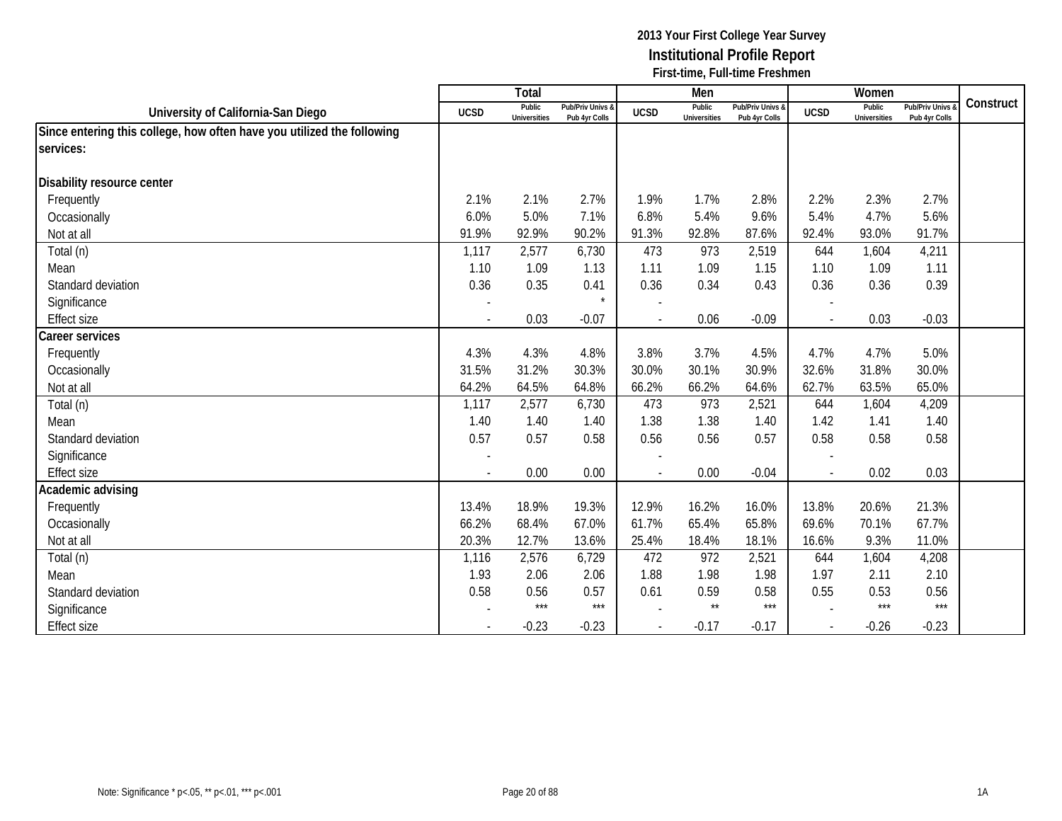**2013 Your First College Year Survey**
**Institutional Profile Report**
**First-time, Full-time Freshmen**

| University of California-San Diego | Total | | | Men | | | Women | | | Construct |
|---|---|---|---|---|---|---|---|---|---|---|
| | UCSD | Public Universities | Pub/Priv Univs & Pub 4yr Colls | UCSD | Public Universities | Pub/Priv Univs & Pub 4yr Colls | UCSD | Public Universities | Pub/Priv Univs & Pub 4yr Colls | |
| **Since entering this college, how often have you utilized the following services:** | | | | | | | | | | |
| **Disability resource center** | | | | | | | | | | |
| Frequently | 2.1% | 2.1% | 2.7% | 1.9% | 1.7% | 2.8% | 2.2% | 2.3% | 2.7% | |
| Occasionally | 6.0% | 5.0% | 7.1% | 6.8% | 5.4% | 9.6% | 5.4% | 4.7% | 5.6% | |
| Not at all | 91.9% | 92.9% | 90.2% | 91.3% | 92.8% | 87.6% | 92.4% | 93.0% | 91.7% | |
| Total (n) | 1,117 | 2,577 | 6,730 | 473 | 973 | 2,519 | 644 | 1,604 | 4,211 | |
| Mean | 1.10 | 1.09 | 1.13 | 1.11 | 1.09 | 1.15 | 1.10 | 1.09 | 1.11 | |
| Standard deviation | 0.36 | 0.35 | 0.41 | 0.36 | 0.34 | 0.43 | 0.36 | 0.36 | 0.39 | |
| Significance | - | | * | - | | | - | | | |
| Effect size | - | 0.03 | -0.07 | - | 0.06 | -0.09 | - | 0.03 | -0.03 | |
| **Career services** | | | | | | | | | | |
| Frequently | 4.3% | 4.3% | 4.8% | 3.8% | 3.7% | 4.5% | 4.7% | 4.7% | 5.0% | |
| Occasionally | 31.5% | 31.2% | 30.3% | 30.0% | 30.1% | 30.9% | 32.6% | 31.8% | 30.0% | |
| Not at all | 64.2% | 64.5% | 64.8% | 66.2% | 66.2% | 64.6% | 62.7% | 63.5% | 65.0% | |
| Total (n) | 1,117 | 2,577 | 6,730 | 473 | 973 | 2,521 | 644 | 1,604 | 4,209 | |
| Mean | 1.40 | 1.40 | 1.40 | 1.38 | 1.38 | 1.40 | 1.42 | 1.41 | 1.40 | |
| Standard deviation | 0.57 | 0.57 | 0.58 | 0.56 | 0.56 | 0.57 | 0.58 | 0.58 | 0.58 | |
| Significance | - | | | - | | | - | | | |
| Effect size | - | 0.00 | 0.00 | - | 0.00 | -0.04 | - | 0.02 | 0.03 | |
| **Academic advising** | | | | | | | | | | |
| Frequently | 13.4% | 18.9% | 19.3% | 12.9% | 16.2% | 16.0% | 13.8% | 20.6% | 21.3% | |
| Occasionally | 66.2% | 68.4% | 67.0% | 61.7% | 65.4% | 65.8% | 69.6% | 70.1% | 67.7% | |
| Not at all | 20.3% | 12.7% | 13.6% | 25.4% | 18.4% | 18.1% | 16.6% | 9.3% | 11.0% | |
| Total (n) | 1,116 | 2,576 | 6,729 | 472 | 972 | 2,521 | 644 | 1,604 | 4,208 | |
| Mean | 1.93 | 2.06 | 2.06 | 1.88 | 1.98 | 1.98 | 1.97 | 2.11 | 2.10 | |
| Standard deviation | 0.58 | 0.56 | 0.57 | 0.61 | 0.59 | 0.58 | 0.55 | 0.53 | 0.56 | |
| Significance | - | *** | *** | - | ** | *** | - | *** | *** | |
| Effect size | - | -0.23 | -0.23 | - | -0.17 | -0.17 | - | -0.26 | -0.23 | |

Note: Significance * p<.05, ** p<.01, *** p<.001

1A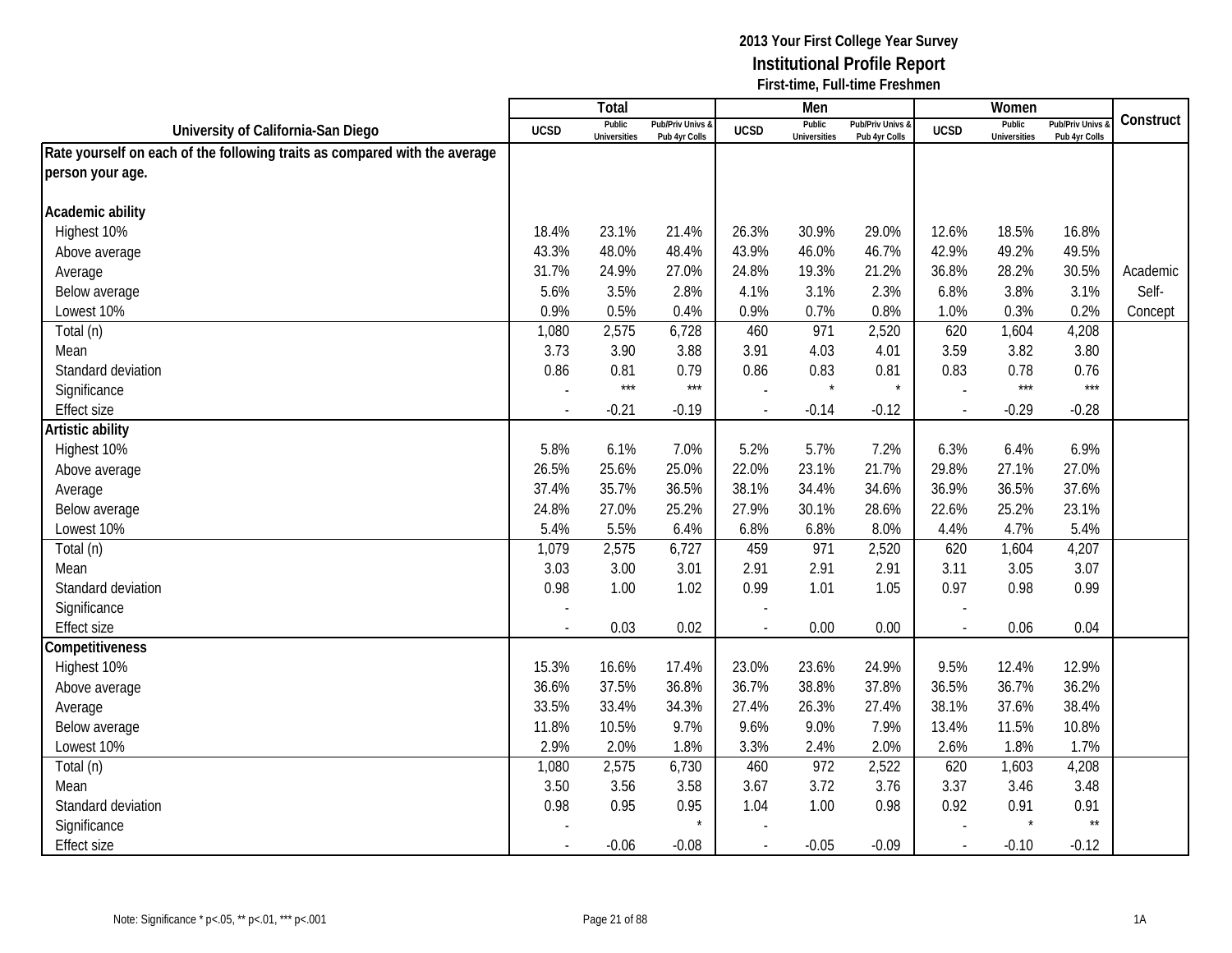**2013 Your First College Year Survey**
**Institutional Profile Report**
**First-time, Full-time Freshmen**

| University of California-San Diego | Total | | | Men | | | Women | | | Construct |
|---|---|---|---|---|---|---|---|---|---|---|
| | UCSD | Public Universities | Pub/Priv Univs & Pub 4yr Colls | UCSD | Public Universities | Pub/Priv Univs & Pub 4yr Colls | UCSD | Public Universities | Pub/Priv Univs & Pub 4yr Colls | |
| **Rate yourself on each of the following traits as compared with the average person your age.** | | | | | | | | | | |
| **Academic ability** | | | | | | | | | | |
| Highest 10% | 18.4% | 23.1% | 21.4% | 26.3% | 30.9% | 29.0% | 12.6% | 18.5% | 16.8% | |
| Above average | 43.3% | 48.0% | 48.4% | 43.9% | 46.0% | 46.7% | 42.9% | 49.2% | 49.5% | |
| Average | 31.7% | 24.9% | 27.0% | 24.8% | 19.3% | 21.2% | 36.8% | 28.2% | 30.5% | Academic Self-Concept |
| Below average | 5.6% | 3.5% | 2.8% | 4.1% | 3.1% | 2.3% | 6.8% | 3.8% | 3.1% | |
| Lowest 10% | 0.9% | 0.5% | 0.4% | 0.9% | 0.7% | 0.8% | 1.0% | 0.3% | 0.2% | |
| Total (n) | 1,080 | 2,575 | 6,728 | 460 | 971 | 2,520 | 620 | 1,604 | 4,208 | |
| Mean | 3.73 | 3.90 | 3.88 | 3.91 | 4.03 | 4.01 | 3.59 | 3.82 | 3.80 | |
| Standard deviation | 0.86 | 0.81 | 0.79 | 0.86 | 0.83 | 0.81 | 0.83 | 0.78 | 0.76 | |
| Significance | - | *** | *** | - | * | * | - | *** | *** | |
| Effect size | - | -0.21 | -0.19 | - | -0.14 | -0.12 | - | -0.29 | -0.28 | |
| **Artistic ability** | | | | | | | | | | |
| Highest 10% | 5.8% | 6.1% | 7.0% | 5.2% | 5.7% | 7.2% | 6.3% | 6.4% | 6.9% | |
| Above average | 26.5% | 25.6% | 25.0% | 22.0% | 23.1% | 21.7% | 29.8% | 27.1% | 27.0% | |
| Average | 37.4% | 35.7% | 36.5% | 38.1% | 34.4% | 34.6% | 36.9% | 36.5% | 37.6% | |
| Below average | 24.8% | 27.0% | 25.2% | 27.9% | 30.1% | 28.6% | 22.6% | 25.2% | 23.1% | |
| Lowest 10% | 5.4% | 5.5% | 6.4% | 6.8% | 6.8% | 8.0% | 4.4% | 4.7% | 5.4% | |
| Total (n) | 1,079 | 2,575 | 6,727 | 459 | 971 | 2,520 | 620 | 1,604 | 4,207 | |
| Mean | 3.03 | 3.00 | 3.01 | 2.91 | 2.91 | 2.91 | 3.11 | 3.05 | 3.07 | |
| Standard deviation | 0.98 | 1.00 | 1.02 | 0.99 | 1.01 | 1.05 | 0.97 | 0.98 | 0.99 | |
| Significance | - | | | - | | | - | | | |
| Effect size | - | 0.03 | 0.02 | - | 0.00 | 0.00 | - | 0.06 | 0.04 | |
| **Competitiveness** | | | | | | | | | | |
| Highest 10% | 15.3% | 16.6% | 17.4% | 23.0% | 23.6% | 24.9% | 9.5% | 12.4% | 12.9% | |
| Above average | 36.6% | 37.5% | 36.8% | 36.7% | 38.8% | 37.8% | 36.5% | 36.7% | 36.2% | |
| Average | 33.5% | 33.4% | 34.3% | 27.4% | 26.3% | 27.4% | 38.1% | 37.6% | 38.4% | |
| Below average | 11.8% | 10.5% | 9.7% | 9.6% | 9.0% | 7.9% | 13.4% | 11.5% | 10.8% | |
| Lowest 10% | 2.9% | 2.0% | 1.8% | 3.3% | 2.4% | 2.0% | 2.6% | 1.8% | 1.7% | |
| Total (n) | 1,080 | 2,575 | 6,730 | 460 | 972 | 2,522 | 620 | 1,603 | 4,208 | |
| Mean | 3.50 | 3.56 | 3.58 | 3.67 | 3.72 | 3.76 | 3.37 | 3.46 | 3.48 | |
| Standard deviation | 0.98 | 0.95 | 0.95 | 1.04 | 1.00 | 0.98 | 0.92 | 0.91 | 0.91 | |
| Significance | - | | * | - | | | - | * | ** | |
| Effect size | - | -0.06 | -0.08 | - | -0.05 | -0.09 | - | -0.10 | -0.12 | |

Note: Significance * p<.05, ** p<.01, *** p<.001

1A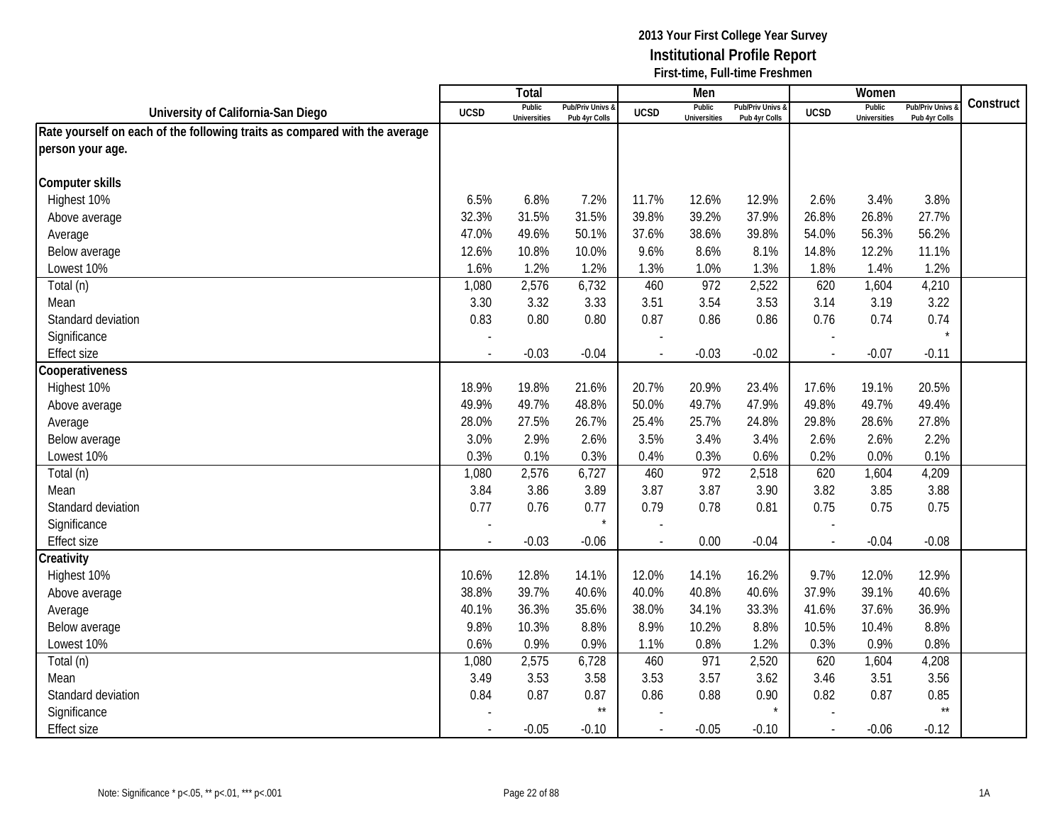2013 Your First College Year Survey
**Institutional Profile Report**
First-time, Full-time Freshmen

| University of California-San Diego | Total | | | Men | | | Women | | | Construct |
|---|---|---|---|---|---|---|---|---|---|---|
| | UCSD | Public Universities | Pub/Priv Univs & Pub 4yr Colls | UCSD | Public Universities | Pub/Priv Univs & Pub 4yr Colls | UCSD | Public Universities | Pub/Priv Univs & Pub 4yr Colls | |
| **Rate yourself on each of the following traits as compared with the average person your age.** | | | | | | | | | | |
| **Computer skills** | | | | | | | | | | |
| Highest 10% | 6.5% | 6.8% | 7.2% | 11.7% | 12.6% | 12.9% | 2.6% | 3.4% | 3.8% | |
| Above average | 32.3% | 31.5% | 31.5% | 39.8% | 39.2% | 37.9% | 26.8% | 26.8% | 27.7% | |
| Average | 47.0% | 49.6% | 50.1% | 37.6% | 38.6% | 39.8% | 54.0% | 56.3% | 56.2% | |
| Below average | 12.6% | 10.8% | 10.0% | 9.6% | 8.6% | 8.1% | 14.8% | 12.2% | 11.1% | |
| Lowest 10% | 1.6% | 1.2% | 1.2% | 1.3% | 1.0% | 1.3% | 1.8% | 1.4% | 1.2% | |
| Total (n) | 1,080 | 2,576 | 6,732 | 460 | 972 | 2,522 | 620 | 1,604 | 4,210 | |
| Mean | 3.30 | 3.32 | 3.33 | 3.51 | 3.54 | 3.53 | 3.14 | 3.19 | 3.22 | |
| Standard deviation | 0.83 | 0.80 | 0.80 | 0.87 | 0.86 | 0.86 | 0.76 | 0.74 | 0.74 | |
| Significance | - | | | - | | | - | | * | |
| Effect size | - | -0.03 | -0.04 | - | -0.03 | -0.02 | - | -0.07 | -0.11 | |
| **Cooperativeness** | | | | | | | | | | |
| Highest 10% | 18.9% | 19.8% | 21.6% | 20.7% | 20.9% | 23.4% | 17.6% | 19.1% | 20.5% | |
| Above average | 49.9% | 49.7% | 48.8% | 50.0% | 49.7% | 47.9% | 49.8% | 49.7% | 49.4% | |
| Average | 28.0% | 27.5% | 26.7% | 25.4% | 25.7% | 24.8% | 29.8% | 28.6% | 27.8% | |
| Below average | 3.0% | 2.9% | 2.6% | 3.5% | 3.4% | 3.4% | 2.6% | 2.6% | 2.2% | |
| Lowest 10% | 0.3% | 0.1% | 0.3% | 0.4% | 0.3% | 0.6% | 0.2% | 0.0% | 0.1% | |
| Total (n) | 1,080 | 2,576 | 6,727 | 460 | 972 | 2,518 | 620 | 1,604 | 4,209 | |
| Mean | 3.84 | 3.86 | 3.89 | 3.87 | 3.87 | 3.90 | 3.82 | 3.85 | 3.88 | |
| Standard deviation | 0.77 | 0.76 | 0.77 | 0.79 | 0.78 | 0.81 | 0.75 | 0.75 | 0.75 | |
| Significance | - | | * | - | | | - | | | |
| Effect size | - | -0.03 | -0.06 | - | 0.00 | -0.04 | - | -0.04 | -0.08 | |
| **Creativity** | | | | | | | | | | |
| Highest 10% | 10.6% | 12.8% | 14.1% | 12.0% | 14.1% | 16.2% | 9.7% | 12.0% | 12.9% | |
| Above average | 38.8% | 39.7% | 40.6% | 40.0% | 40.8% | 40.6% | 37.9% | 39.1% | 40.6% | |
| Average | 40.1% | 36.3% | 35.6% | 38.0% | 34.1% | 33.3% | 41.6% | 37.6% | 36.9% | |
| Below average | 9.8% | 10.3% | 8.8% | 8.9% | 10.2% | 8.8% | 10.5% | 10.4% | 8.8% | |
| Lowest 10% | 0.6% | 0.9% | 0.9% | 1.1% | 0.8% | 1.2% | 0.3% | 0.9% | 0.8% | |
| Total (n) | 1,080 | 2,575 | 6,728 | 460 | 971 | 2,520 | 620 | 1,604 | 4,208 | |
| Mean | 3.49 | 3.53 | 3.58 | 3.53 | 3.57 | 3.62 | 3.46 | 3.51 | 3.56 | |
| Standard deviation | 0.84 | 0.87 | 0.87 | 0.86 | 0.88 | 0.90 | 0.82 | 0.87 | 0.85 | |
| Significance | - | | ** | - | | * | - | | ** | |
| Effect size | - | -0.05 | -0.10 | - | -0.05 | -0.10 | - | -0.06 | -0.12 | |

Note: Significance * p<.05, ** p<.01, *** p<.001

1A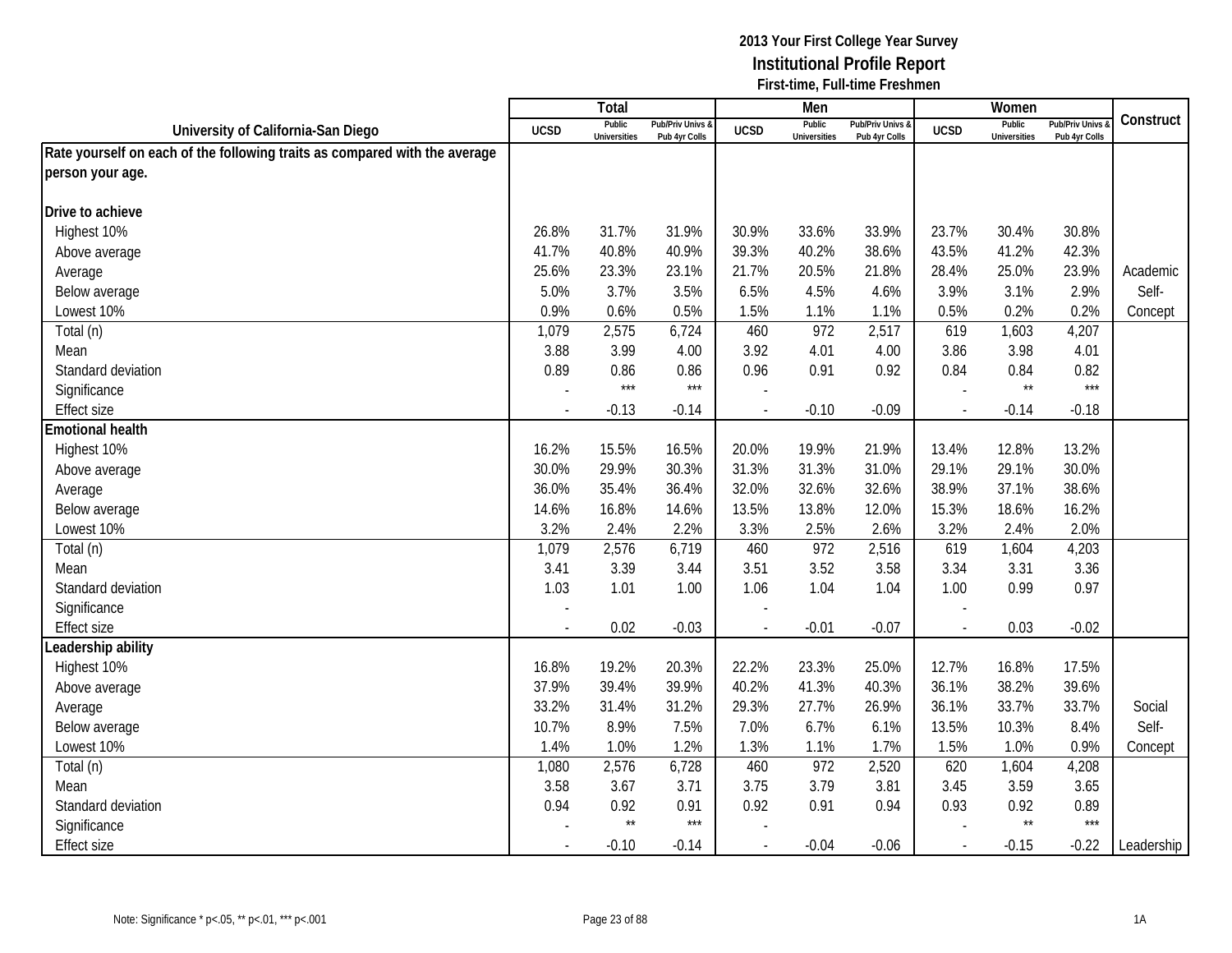**2013 Your First College Year Survey**
**Institutional Profile Report**
**First-time, Full-time Freshmen**

| University of California-San Diego | Total | | | Men | | | Women | | | Construct |
|---|---|---|---|---|---|---|---|---|---|---|
| | UCSD | Public Universities | Pub/Priv Univs & Pub 4yr Colls | UCSD | Public Universities | Pub/Priv Univs & Pub 4yr Colls | UCSD | Public Universities | Pub/Priv Univs & Pub 4yr Colls | |
| **Rate yourself on each of the following traits as compared with the average person your age.** | | | | | | | | | | |
| **Drive to achieve** | | | | | | | | | | |
| Highest 10% | 26.8% | 31.7% | 31.9% | 30.9% | 33.6% | 33.9% | 23.7% | 30.4% | 30.8% | |
| Above average | 41.7% | 40.8% | 40.9% | 39.3% | 40.2% | 38.6% | 43.5% | 41.2% | 42.3% | |
| Average | 25.6% | 23.3% | 23.1% | 21.7% | 20.5% | 21.8% | 28.4% | 25.0% | 23.9% | Academic |
| Below average | 5.0% | 3.7% | 3.5% | 6.5% | 4.5% | 4.6% | 3.9% | 3.1% | 2.9% | Self- |
| Lowest 10% | 0.9% | 0.6% | 0.5% | 1.5% | 1.1% | 1.1% | 0.5% | 0.2% | 0.2% | Concept |
| Total (n) | 1,079 | 2,575 | 6,724 | 460 | 972 | 2,517 | 619 | 1,603 | 4,207 | |
| Mean | 3.88 | 3.99 | 4.00 | 3.92 | 4.01 | 4.00 | 3.86 | 3.98 | 4.01 | |
| Standard deviation | 0.89 | 0.86 | 0.86 | 0.96 | 0.91 | 0.92 | 0.84 | 0.84 | 0.82 | |
| Significance | - | *** | *** | - | | | - | ** | *** | |
| Effect size | - | -0.13 | -0.14 | - | -0.10 | -0.09 | - | -0.14 | -0.18 | |
| **Emotional health** | | | | | | | | | | |
| Highest 10% | 16.2% | 15.5% | 16.5% | 20.0% | 19.9% | 21.9% | 13.4% | 12.8% | 13.2% | |
| Above average | 30.0% | 29.9% | 30.3% | 31.3% | 31.3% | 31.0% | 29.1% | 29.1% | 30.0% | |
| Average | 36.0% | 35.4% | 36.4% | 32.0% | 32.6% | 32.6% | 38.9% | 37.1% | 38.6% | |
| Below average | 14.6% | 16.8% | 14.6% | 13.5% | 13.8% | 12.0% | 15.3% | 18.6% | 16.2% | |
| Lowest 10% | 3.2% | 2.4% | 2.2% | 3.3% | 2.5% | 2.6% | 3.2% | 2.4% | 2.0% | |
| Total (n) | 1,079 | 2,576 | 6,719 | 460 | 972 | 2,516 | 619 | 1,604 | 4,203 | |
| Mean | 3.41 | 3.39 | 3.44 | 3.51 | 3.52 | 3.58 | 3.34 | 3.31 | 3.36 | |
| Standard deviation | 1.03 | 1.01 | 1.00 | 1.06 | 1.04 | 1.04 | 1.00 | 0.99 | 0.97 | |
| Significance | - | | | - | | | - | | | |
| Effect size | - | 0.02 | -0.03 | - | -0.01 | -0.07 | - | 0.03 | -0.02 | |
| **Leadership ability** | | | | | | | | | | |
| Highest 10% | 16.8% | 19.2% | 20.3% | 22.2% | 23.3% | 25.0% | 12.7% | 16.8% | 17.5% | |
| Above average | 37.9% | 39.4% | 39.9% | 40.2% | 41.3% | 40.3% | 36.1% | 38.2% | 39.6% | |
| Average | 33.2% | 31.4% | 31.2% | 29.3% | 27.7% | 26.9% | 36.1% | 33.7% | 33.7% | Social |
| Below average | 10.7% | 8.9% | 7.5% | 7.0% | 6.7% | 6.1% | 13.5% | 10.3% | 8.4% | Self- |
| Lowest 10% | 1.4% | 1.0% | 1.2% | 1.3% | 1.1% | 1.7% | 1.5% | 1.0% | 0.9% | Concept |
| Total (n) | 1,080 | 2,576 | 6,728 | 460 | 972 | 2,520 | 620 | 1,604 | 4,208 | |
| Mean | 3.58 | 3.67 | 3.71 | 3.75 | 3.79 | 3.81 | 3.45 | 3.59 | 3.65 | |
| Standard deviation | 0.94 | 0.92 | 0.91 | 0.92 | 0.91 | 0.94 | 0.93 | 0.92 | 0.89 | |
| Significance | - | ** | *** | - | | | - | ** | *** | |
| Effect size | - | -0.10 | -0.14 | - | -0.04 | -0.06 | - | -0.15 | -0.22 | Leadership |

Note: Significance * p<.05, ** p<.01, *** p<.001

1A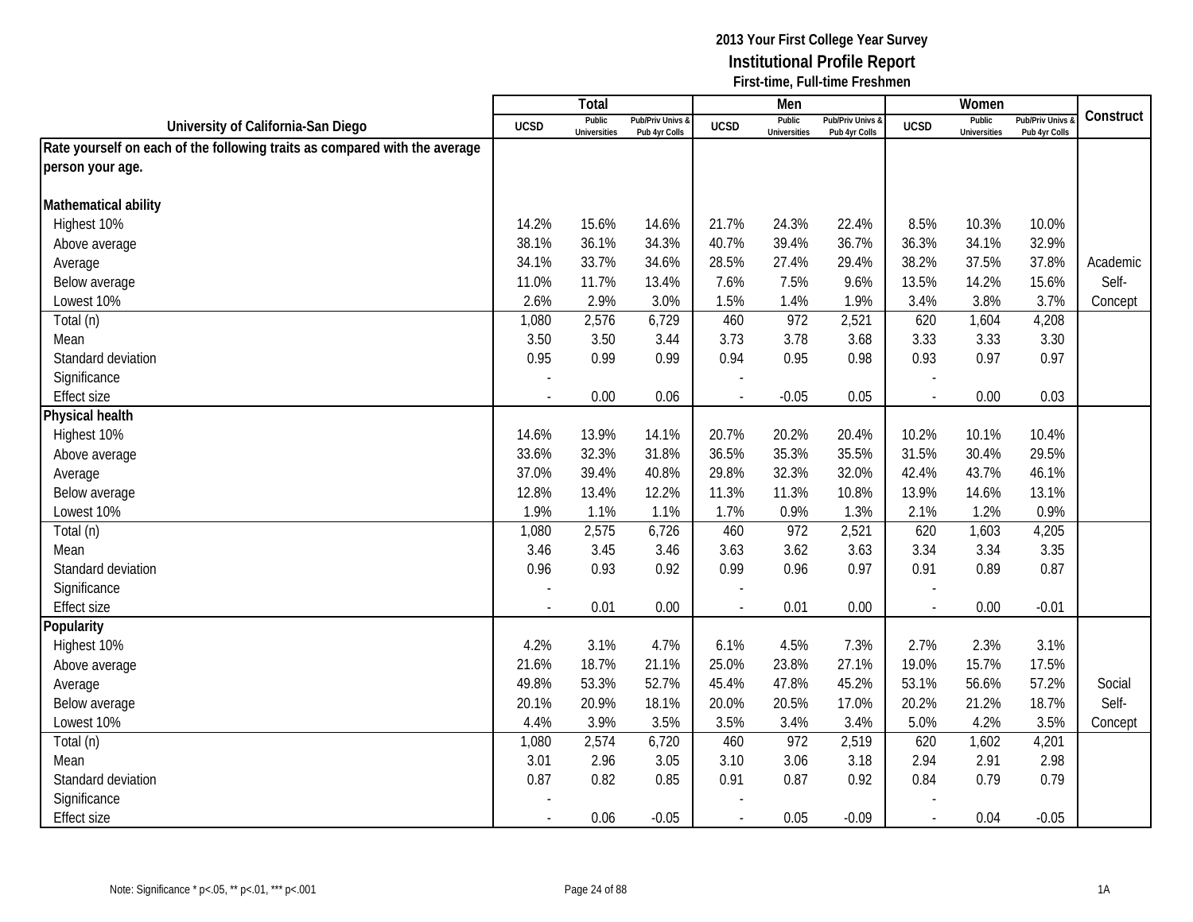**2013 Your First College Year Survey**
**Institutional Profile Report**
**First-time, Full-time Freshmen**

| University of California-San Diego | Total | | | Men | | | Women | | | Construct |
|---|---|---|---|---|---|---|---|---|---|---|
| | UCSD | Public Universities | Pub/Priv Univs & Pub 4yr Colls | UCSD | Public Universities | Pub/Priv Univs & Pub 4yr Colls | UCSD | Public Universities | Pub/Priv Univs & Pub 4yr Colls | |
| **Rate yourself on each of the following traits as compared with the average person your age.** | | | | | | | | | | |
| **Mathematical ability** | | | | | | | | | | |
| Highest 10% | 14.2% | 15.6% | 14.6% | 21.7% | 24.3% | 22.4% | 8.5% | 10.3% | 10.0% | |
| Above average | 38.1% | 36.1% | 34.3% | 40.7% | 39.4% | 36.7% | 36.3% | 34.1% | 32.9% | |
| Average | 34.1% | 33.7% | 34.6% | 28.5% | 27.4% | 29.4% | 38.2% | 37.5% | 37.8% | Academic |
| Below average | 11.0% | 11.7% | 13.4% | 7.6% | 7.5% | 9.6% | 13.5% | 14.2% | 15.6% | Self- |
| Lowest 10% | 2.6% | 2.9% | 3.0% | 1.5% | 1.4% | 1.9% | 3.4% | 3.8% | 3.7% | Concept |
| Total (n) | 1,080 | 2,576 | 6,729 | 460 | 972 | 2,521 | 620 | 1,604 | 4,208 | |
| Mean | 3.50 | 3.50 | 3.44 | 3.73 | 3.78 | 3.68 | 3.33 | 3.33 | 3.30 | |
| Standard deviation | 0.95 | 0.99 | 0.99 | 0.94 | 0.95 | 0.98 | 0.93 | 0.97 | 0.97 | |
| Significance | - | | | - | | | - | | | |
| Effect size | - | 0.00 | 0.06 | - | -0.05 | 0.05 | - | 0.00 | 0.03 | |
| **Physical health** | | | | | | | | | | |
| Highest 10% | 14.6% | 13.9% | 14.1% | 20.7% | 20.2% | 20.4% | 10.2% | 10.1% | 10.4% | |
| Above average | 33.6% | 32.3% | 31.8% | 36.5% | 35.3% | 35.5% | 31.5% | 30.4% | 29.5% | |
| Average | 37.0% | 39.4% | 40.8% | 29.8% | 32.3% | 32.0% | 42.4% | 43.7% | 46.1% | |
| Below average | 12.8% | 13.4% | 12.2% | 11.3% | 11.3% | 10.8% | 13.9% | 14.6% | 13.1% | |
| Lowest 10% | 1.9% | 1.1% | 1.1% | 1.7% | 0.9% | 1.3% | 2.1% | 1.2% | 0.9% | |
| Total (n) | 1,080 | 2,575 | 6,726 | 460 | 972 | 2,521 | 620 | 1,603 | 4,205 | |
| Mean | 3.46 | 3.45 | 3.46 | 3.63 | 3.62 | 3.63 | 3.34 | 3.34 | 3.35 | |
| Standard deviation | 0.96 | 0.93 | 0.92 | 0.99 | 0.96 | 0.97 | 0.91 | 0.89 | 0.87 | |
| Significance | - | | | - | | | - | | | |
| Effect size | - | 0.01 | 0.00 | - | 0.01 | 0.00 | - | 0.00 | -0.01 | |
| **Popularity** | | | | | | | | | | |
| Highest 10% | 4.2% | 3.1% | 4.7% | 6.1% | 4.5% | 7.3% | 2.7% | 2.3% | 3.1% | |
| Above average | 21.6% | 18.7% | 21.1% | 25.0% | 23.8% | 27.1% | 19.0% | 15.7% | 17.5% | |
| Average | 49.8% | 53.3% | 52.7% | 45.4% | 47.8% | 45.2% | 53.1% | 56.6% | 57.2% | Social |
| Below average | 20.1% | 20.9% | 18.1% | 20.0% | 20.5% | 17.0% | 20.2% | 21.2% | 18.7% | Self- |
| Lowest 10% | 4.4% | 3.9% | 3.5% | 3.5% | 3.4% | 3.4% | 5.0% | 4.2% | 3.5% | Concept |
| Total (n) | 1,080 | 2,574 | 6,720 | 460 | 972 | 2,519 | 620 | 1,602 | 4,201 | |
| Mean | 3.01 | 2.96 | 3.05 | 3.10 | 3.06 | 3.18 | 2.94 | 2.91 | 2.98 | |
| Standard deviation | 0.87 | 0.82 | 0.85 | 0.91 | 0.87 | 0.92 | 0.84 | 0.79 | 0.79 | |
| Significance | - | | | - | | | - | | | |
| Effect size | - | 0.06 | -0.05 | - | 0.05 | -0.09 | - | 0.04 | -0.05 | |

Note: Significance * p<.05, ** p<.01, *** p<.001

1A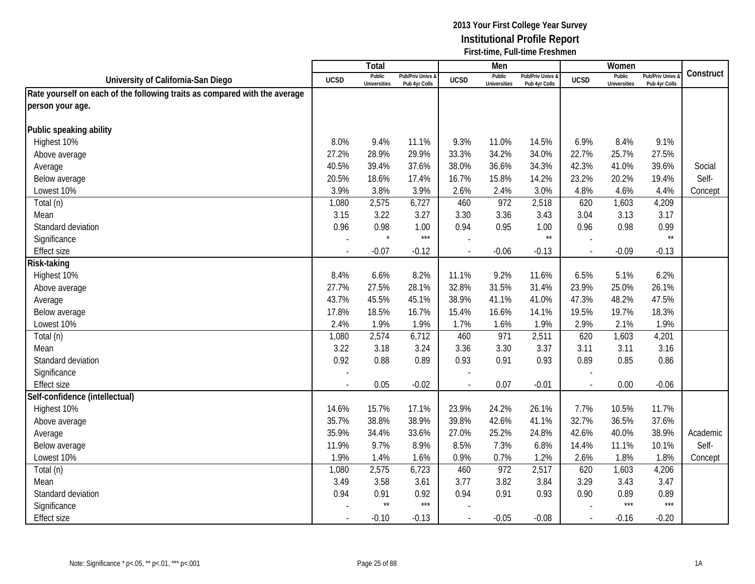**2013 Your First College Year Survey**
**Institutional Profile Report**
**First-time, Full-time Freshmen**

| University of California-San Diego | Total | | | Men | | | Women | | | Construct |
|---|---|---|---|---|---|---|---|---|---|---|
| | UCSD | Public Universities | Pub/Priv Univs & Pub 4yr Colls | UCSD | Public Universities | Pub/Priv Univs & Pub 4yr Colls | UCSD | Public Universities | Pub/Priv Univs & Pub 4yr Colls | |
| **Rate yourself on each of the following traits as compared with the average person your age.** | | | | | | | | | | |
| **Public speaking ability** | | | | | | | | | | |
| Highest 10% | 8.0% | 9.4% | 11.1% | 9.3% | 11.0% | 14.5% | 6.9% | 8.4% | 9.1% | |
| Above average | 27.2% | 28.9% | 29.9% | 33.3% | 34.2% | 34.0% | 22.7% | 25.7% | 27.5% | |
| Average | 40.5% | 39.4% | 37.6% | 38.0% | 36.6% | 34.3% | 42.3% | 41.0% | 39.6% | Social |
| Below average | 20.5% | 18.6% | 17.4% | 16.7% | 15.8% | 14.2% | 23.2% | 20.2% | 19.4% | Self- |
| Lowest 10% | 3.9% | 3.8% | 3.9% | 2.6% | 2.4% | 3.0% | 4.8% | 4.6% | 4.4% | Concept |
| Total (n) | 1,080 | 2,575 | 6,727 | 460 | 972 | 2,518 | 620 | 1,603 | 4,209 | |
| Mean | 3.15 | 3.22 | 3.27 | 3.30 | 3.36 | 3.43 | 3.04 | 3.13 | 3.17 | |
| Standard deviation | 0.96 | 0.98 | 1.00 | 0.94 | 0.95 | 1.00 | 0.96 | 0.98 | 0.99 | |
| Significance | - | * | *** | - | | ** | - | | ** | |
| Effect size | - | -0.07 | -0.12 | - | -0.06 | -0.13 | - | -0.09 | -0.13 | |
| **Risk-taking** | | | | | | | | | | |
| Highest 10% | 8.4% | 6.6% | 8.2% | 11.1% | 9.2% | 11.6% | 6.5% | 5.1% | 6.2% | |
| Above average | 27.7% | 27.5% | 28.1% | 32.8% | 31.5% | 31.4% | 23.9% | 25.0% | 26.1% | |
| Average | 43.7% | 45.5% | 45.1% | 38.9% | 41.1% | 41.0% | 47.3% | 48.2% | 47.5% | |
| Below average | 17.8% | 18.5% | 16.7% | 15.4% | 16.6% | 14.1% | 19.5% | 19.7% | 18.3% | |
| Lowest 10% | 2.4% | 1.9% | 1.9% | 1.7% | 1.6% | 1.9% | 2.9% | 2.1% | 1.9% | |
| Total (n) | 1,080 | 2,574 | 6,712 | 460 | 971 | 2,511 | 620 | 1,603 | 4,201 | |
| Mean | 3.22 | 3.18 | 3.24 | 3.36 | 3.30 | 3.37 | 3.11 | 3.11 | 3.16 | |
| Standard deviation | 0.92 | 0.88 | 0.89 | 0.93 | 0.91 | 0.93 | 0.89 | 0.85 | 0.86 | |
| Significance | - | | | - | | | - | | | |
| Effect size | - | 0.05 | -0.02 | - | 0.07 | -0.01 | - | 0.00 | -0.06 | |
| **Self-confidence (intellectual)** | | | | | | | | | | |
| Highest 10% | 14.6% | 15.7% | 17.1% | 23.9% | 24.2% | 26.1% | 7.7% | 10.5% | 11.7% | |
| Above average | 35.7% | 38.8% | 38.9% | 39.8% | 42.6% | 41.1% | 32.7% | 36.5% | 37.6% | |
| Average | 35.9% | 34.4% | 33.6% | 27.0% | 25.2% | 24.8% | 42.6% | 40.0% | 38.9% | Academic |
| Below average | 11.9% | 9.7% | 8.9% | 8.5% | 7.3% | 6.8% | 14.4% | 11.1% | 10.1% | Self- |
| Lowest 10% | 1.9% | 1.4% | 1.6% | 0.9% | 0.7% | 1.2% | 2.6% | 1.8% | 1.8% | Concept |
| Total (n) | 1,080 | 2,575 | 6,723 | 460 | 972 | 2,517 | 620 | 1,603 | 4,206 | |
| Mean | 3.49 | 3.58 | 3.61 | 3.77 | 3.82 | 3.84 | 3.29 | 3.43 | 3.47 | |
| Standard deviation | 0.94 | 0.91 | 0.92 | 0.94 | 0.91 | 0.93 | 0.90 | 0.89 | 0.89 | |
| Significance | - | ** | *** | - | | | - | *** | *** | |
| Effect size | - | -0.10 | -0.13 | - | -0.05 | -0.08 | - | -0.16 | -0.20 | |

Note: Significance * p<.05, ** p<.01, *** p<.001

1A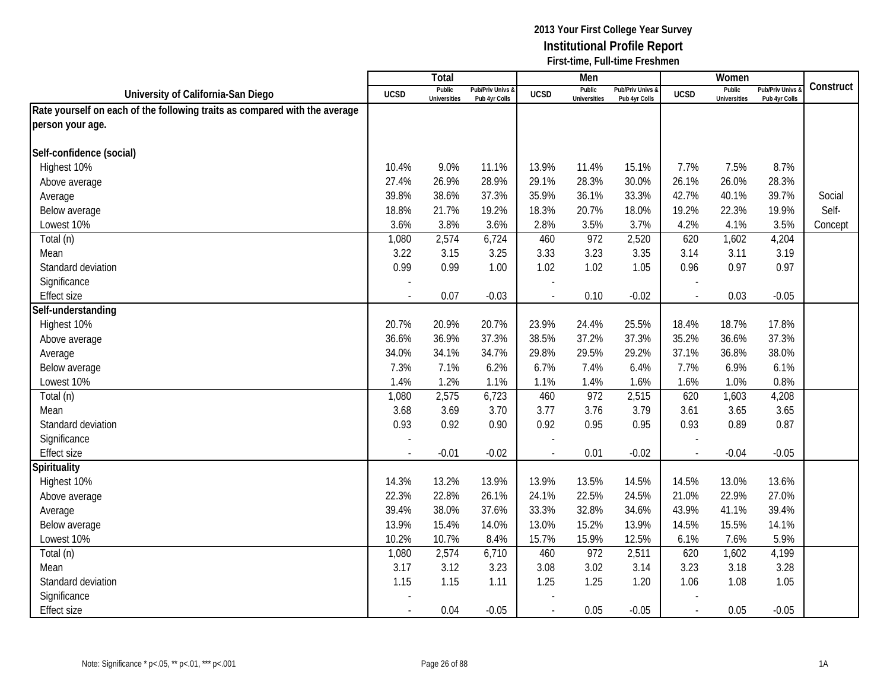**2013 Your First College Year Survey**
**Institutional Profile Report**
**First-time, Full-time Freshmen**

| University of California-San Diego | Total | | | Men | | | Women | | | Construct |
|---|---|---|---|---|---|---|---|---|---|---|
| | UCSD | Public Universities | Pub/Priv Univs & Pub 4yr Colls | UCSD | Public Universities | Pub/Priv Univs & Pub 4yr Colls | UCSD | Public Universities | Pub/Priv Univs & Pub 4yr Colls | |
| **Rate yourself on each of the following traits as compared with the average person your age.** | | | | | | | | | | |
| **Self-confidence (social)** | | | | | | | | | | |
| Highest 10% | 10.4% | 9.0% | 11.1% | 13.9% | 11.4% | 15.1% | 7.7% | 7.5% | 8.7% | |
| Above average | 27.4% | 26.9% | 28.9% | 29.1% | 28.3% | 30.0% | 26.1% | 26.0% | 28.3% | |
| Average | 39.8% | 38.6% | 37.3% | 35.9% | 36.1% | 33.3% | 42.7% | 40.1% | 39.7% | Social Self-Concept |
| Below average | 18.8% | 21.7% | 19.2% | 18.3% | 20.7% | 18.0% | 19.2% | 22.3% | 19.9% | |
| Lowest 10% | 3.6% | 3.8% | 3.6% | 2.8% | 3.5% | 3.7% | 4.2% | 4.1% | 3.5% | |
| Total (n) | 1,080 | 2,574 | 6,724 | 460 | 972 | 2,520 | 620 | 1,602 | 4,204 | |
| Mean | 3.22 | 3.15 | 3.25 | 3.33 | 3.23 | 3.35 | 3.14 | 3.11 | 3.19 | |
| Standard deviation | 0.99 | 0.99 | 1.00 | 1.02 | 1.02 | 1.05 | 0.96 | 0.97 | 0.97 | |
| Significance | - | | | - | | | - | | | |
| Effect size | - | 0.07 | -0.03 | - | 0.10 | -0.02 | - | 0.03 | -0.05 | |
| **Self-understanding** | | | | | | | | | | |
| Highest 10% | 20.7% | 20.9% | 20.7% | 23.9% | 24.4% | 25.5% | 18.4% | 18.7% | 17.8% | |
| Above average | 36.6% | 36.9% | 37.3% | 38.5% | 37.2% | 37.3% | 35.2% | 36.6% | 37.3% | |
| Average | 34.0% | 34.1% | 34.7% | 29.8% | 29.5% | 29.2% | 37.1% | 36.8% | 38.0% | |
| Below average | 7.3% | 7.1% | 6.2% | 6.7% | 7.4% | 6.4% | 7.7% | 6.9% | 6.1% | |
| Lowest 10% | 1.4% | 1.2% | 1.1% | 1.1% | 1.4% | 1.6% | 1.6% | 1.0% | 0.8% | |
| Total (n) | 1,080 | 2,575 | 6,723 | 460 | 972 | 2,515 | 620 | 1,603 | 4,208 | |
| Mean | 3.68 | 3.69 | 3.70 | 3.77 | 3.76 | 3.79 | 3.61 | 3.65 | 3.65 | |
| Standard deviation | 0.93 | 0.92 | 0.90 | 0.92 | 0.95 | 0.95 | 0.93 | 0.89 | 0.87 | |
| Significance | - | | | - | | | - | | | |
| Effect size | - | -0.01 | -0.02 | - | 0.01 | -0.02 | - | -0.04 | -0.05 | |
| **Spirituality** | | | | | | | | | | |
| Highest 10% | 14.3% | 13.2% | 13.9% | 13.9% | 13.5% | 14.5% | 14.5% | 13.0% | 13.6% | |
| Above average | 22.3% | 22.8% | 26.1% | 24.1% | 22.5% | 24.5% | 21.0% | 22.9% | 27.0% | |
| Average | 39.4% | 38.0% | 37.6% | 33.3% | 32.8% | 34.6% | 43.9% | 41.1% | 39.4% | |
| Below average | 13.9% | 15.4% | 14.0% | 13.0% | 15.2% | 13.9% | 14.5% | 15.5% | 14.1% | |
| Lowest 10% | 10.2% | 10.7% | 8.4% | 15.7% | 15.9% | 12.5% | 6.1% | 7.6% | 5.9% | |
| Total (n) | 1,080 | 2,574 | 6,710 | 460 | 972 | 2,511 | 620 | 1,602 | 4,199 | |
| Mean | 3.17 | 3.12 | 3.23 | 3.08 | 3.02 | 3.14 | 3.23 | 3.18 | 3.28 | |
| Standard deviation | 1.15 | 1.15 | 1.11 | 1.25 | 1.25 | 1.20 | 1.06 | 1.08 | 1.05 | |
| Significance | - | | | - | | | - | | | |
| Effect size | - | 0.04 | -0.05 | - | 0.05 | -0.05 | - | 0.05 | -0.05 | |

Note: Significance * p<.05, ** p<.01, *** p<.001

1A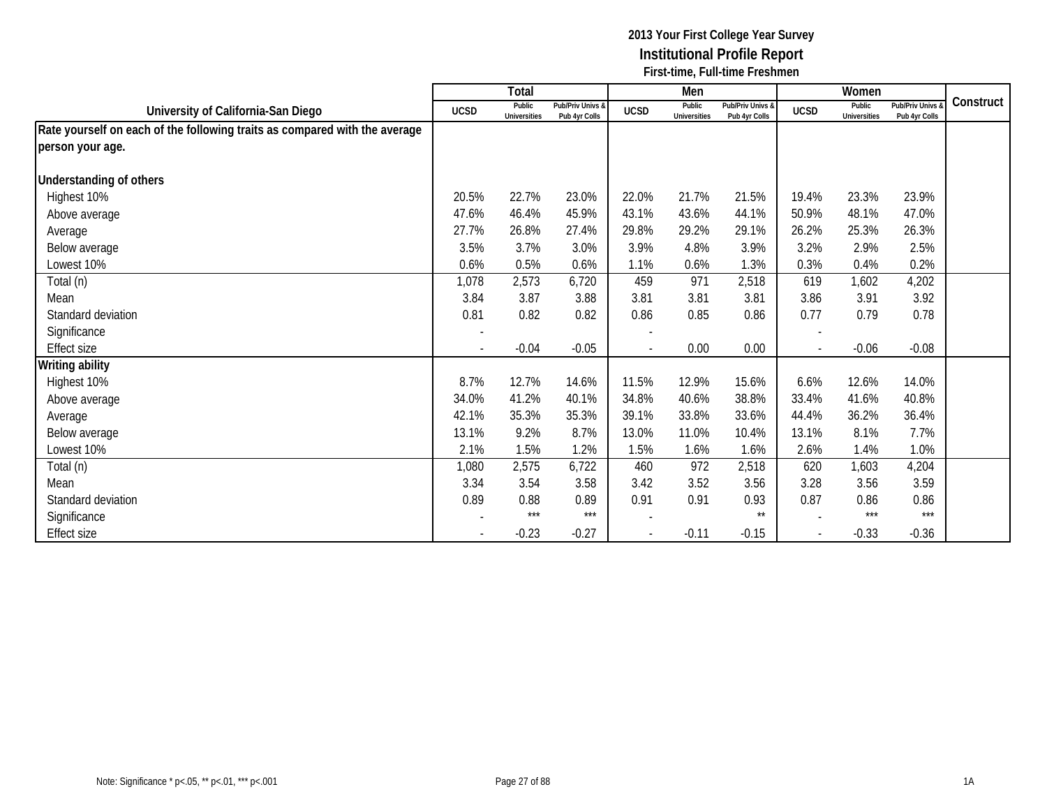**2013 Your First College Year Survey**
**Institutional Profile Report**
**First-time, Full-time Freshmen**

| University of California-San Diego | Total | | | Men | | | Women | | | Construct |
|---|---|---|---|---|---|---|---|---|---|---|
| | UCSD | Public Universities | Pub/Priv Univs & Pub 4yr Colls | UCSD | Public Universities | Pub/Priv Univs & Pub 4yr Colls | UCSD | Public Universities | Pub/Priv Univs & Pub 4yr Colls | |
| **Rate yourself on each of the following traits as compared with the average person your age.** | | | | | | | | | | |
| **Understanding of others** | | | | | | | | | | |
| Highest 10% | 20.5% | 22.7% | 23.0% | 22.0% | 21.7% | 21.5% | 19.4% | 23.3% | 23.9% | |
| Above average | 47.6% | 46.4% | 45.9% | 43.1% | 43.6% | 44.1% | 50.9% | 48.1% | 47.0% | |
| Average | 27.7% | 26.8% | 27.4% | 29.8% | 29.2% | 29.1% | 26.2% | 25.3% | 26.3% | |
| Below average | 3.5% | 3.7% | 3.0% | 3.9% | 4.8% | 3.9% | 3.2% | 2.9% | 2.5% | |
| Lowest 10% | 0.6% | 0.5% | 0.6% | 1.1% | 0.6% | 1.3% | 0.3% | 0.4% | 0.2% | |
| Total (n) | 1,078 | 2,573 | 6,720 | 459 | 971 | 2,518 | 619 | 1,602 | 4,202 | |
| Mean | 3.84 | 3.87 | 3.88 | 3.81 | 3.81 | 3.81 | 3.86 | 3.91 | 3.92 | |
| Standard deviation | 0.81 | 0.82 | 0.82 | 0.86 | 0.85 | 0.86 | 0.77 | 0.79 | 0.78 | |
| Significance | - | | | - | | | - | | | |
| Effect size | - | -0.04 | -0.05 | - | 0.00 | 0.00 | - | -0.06 | -0.08 | |
| **Writing ability** | | | | | | | | | | |
| Highest 10% | 8.7% | 12.7% | 14.6% | 11.5% | 12.9% | 15.6% | 6.6% | 12.6% | 14.0% | |
| Above average | 34.0% | 41.2% | 40.1% | 34.8% | 40.6% | 38.8% | 33.4% | 41.6% | 40.8% | |
| Average | 42.1% | 35.3% | 35.3% | 39.1% | 33.8% | 33.6% | 44.4% | 36.2% | 36.4% | |
| Below average | 13.1% | 9.2% | 8.7% | 13.0% | 11.0% | 10.4% | 13.1% | 8.1% | 7.7% | |
| Lowest 10% | 2.1% | 1.5% | 1.2% | 1.5% | 1.6% | 1.6% | 2.6% | 1.4% | 1.0% | |
| Total (n) | 1,080 | 2,575 | 6,722 | 460 | 972 | 2,518 | 620 | 1,603 | 4,204 | |
| Mean | 3.34 | 3.54 | 3.58 | 3.42 | 3.52 | 3.56 | 3.28 | 3.56 | 3.59 | |
| Standard deviation | 0.89 | 0.88 | 0.89 | 0.91 | 0.91 | 0.93 | 0.87 | 0.86 | 0.86 | |
| Significance | - | *** | *** | - | | ** | - | *** | *** | |
| Effect size | - | -0.23 | -0.27 | - | -0.11 | -0.15 | - | -0.33 | -0.36 | |

Note: Significance * p<.05, ** p<.01, *** p<.001

1A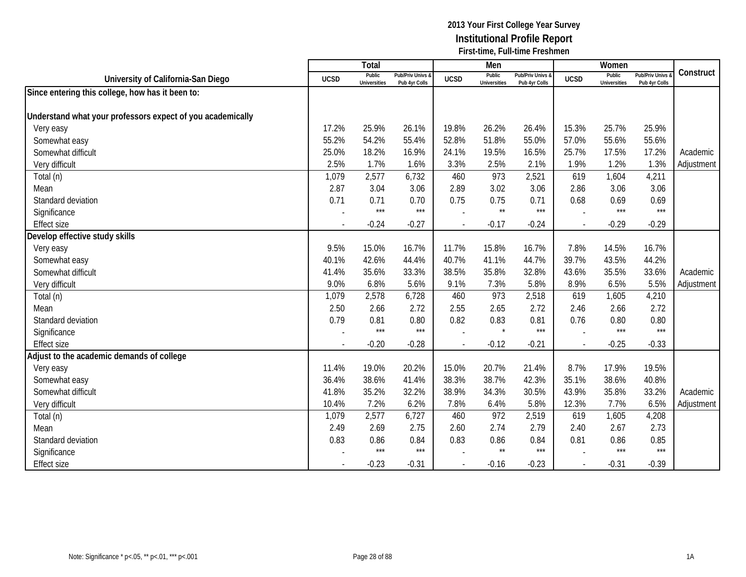**2013 Your First College Year Survey**
**Institutional Profile Report**
**First-time, Full-time Freshmen**

| University of California-San Diego | Total | | | Men | | | Women | | | Construct |
|---|---|---|---|---|---|---|---|---|---|---|
| | UCSD | Public Universities | Pub/Priv Univs & Pub 4yr Colls | UCSD | Public Universities | Pub/Priv Univs & Pub 4yr Colls | UCSD | Public Universities | Pub/Priv Univs & Pub 4yr Colls | |
| **Since entering this college, how has it been to:** | | | | | | | | | | |
| **Understand what your professors expect of you academically** | | | | | | | | | | |
| Very easy | 17.2% | 25.9% | 26.1% | 19.8% | 26.2% | 26.4% | 15.3% | 25.7% | 25.9% | |
| Somewhat easy | 55.2% | 54.2% | 55.4% | 52.8% | 51.8% | 55.0% | 57.0% | 55.6% | 55.6% | |
| Somewhat difficult | 25.0% | 18.2% | 16.9% | 24.1% | 19.5% | 16.5% | 25.7% | 17.5% | 17.2% | Academic |
| Very difficult | 2.5% | 1.7% | 1.6% | 3.3% | 2.5% | 2.1% | 1.9% | 1.2% | 1.3% | Adjustment |
| Total (n) | 1,079 | 2,577 | 6,732 | 460 | 973 | 2,521 | 619 | 1,604 | 4,211 | |
| Mean | 2.87 | 3.04 | 3.06 | 2.89 | 3.02 | 3.06 | 2.86 | 3.06 | 3.06 | |
| Standard deviation | 0.71 | 0.71 | 0.70 | 0.75 | 0.75 | 0.71 | 0.68 | 0.69 | 0.69 | |
| Significance | - | *** | *** | - | ** | *** | - | *** | *** | |
| Effect size | - | -0.24 | -0.27 | - | -0.17 | -0.24 | - | -0.29 | -0.29 | |
| **Develop effective study skills** | | | | | | | | | | |
| Very easy | 9.5% | 15.0% | 16.7% | 11.7% | 15.8% | 16.7% | 7.8% | 14.5% | 16.7% | |
| Somewhat easy | 40.1% | 42.6% | 44.4% | 40.7% | 41.1% | 44.7% | 39.7% | 43.5% | 44.2% | |
| Somewhat difficult | 41.4% | 35.6% | 33.3% | 38.5% | 35.8% | 32.8% | 43.6% | 35.5% | 33.6% | Academic |
| Very difficult | 9.0% | 6.8% | 5.6% | 9.1% | 7.3% | 5.8% | 8.9% | 6.5% | 5.5% | Adjustment |
| Total (n) | 1,079 | 2,578 | 6,728 | 460 | 973 | 2,518 | 619 | 1,605 | 4,210 | |
| Mean | 2.50 | 2.66 | 2.72 | 2.55 | 2.65 | 2.72 | 2.46 | 2.66 | 2.72 | |
| Standard deviation | 0.79 | 0.81 | 0.80 | 0.82 | 0.83 | 0.81 | 0.76 | 0.80 | 0.80 | |
| Significance | - | *** | *** | - | * | *** | - | *** | *** | |
| Effect size | - | -0.20 | -0.28 | - | -0.12 | -0.21 | - | -0.25 | -0.33 | |
| **Adjust to the academic demands of college** | | | | | | | | | | |
| Very easy | 11.4% | 19.0% | 20.2% | 15.0% | 20.7% | 21.4% | 8.7% | 17.9% | 19.5% | |
| Somewhat easy | 36.4% | 38.6% | 41.4% | 38.3% | 38.7% | 42.3% | 35.1% | 38.6% | 40.8% | |
| Somewhat difficult | 41.8% | 35.2% | 32.2% | 38.9% | 34.3% | 30.5% | 43.9% | 35.8% | 33.2% | Academic |
| Very difficult | 10.4% | 7.2% | 6.2% | 7.8% | 6.4% | 5.8% | 12.3% | 7.7% | 6.5% | Adjustment |
| Total (n) | 1,079 | 2,577 | 6,727 | 460 | 972 | 2,519 | 619 | 1,605 | 4,208 | |
| Mean | 2.49 | 2.69 | 2.75 | 2.60 | 2.74 | 2.79 | 2.40 | 2.67 | 2.73 | |
| Standard deviation | 0.83 | 0.86 | 0.84 | 0.83 | 0.86 | 0.84 | 0.81 | 0.86 | 0.85 | |
| Significance | - | *** | *** | - | ** | *** | - | *** | *** | |
| Effect size | - | -0.23 | -0.31 | - | -0.16 | -0.23 | - | -0.31 | -0.39 | |

Note: Significance * p<.05, ** p<.01, *** p<.001

1A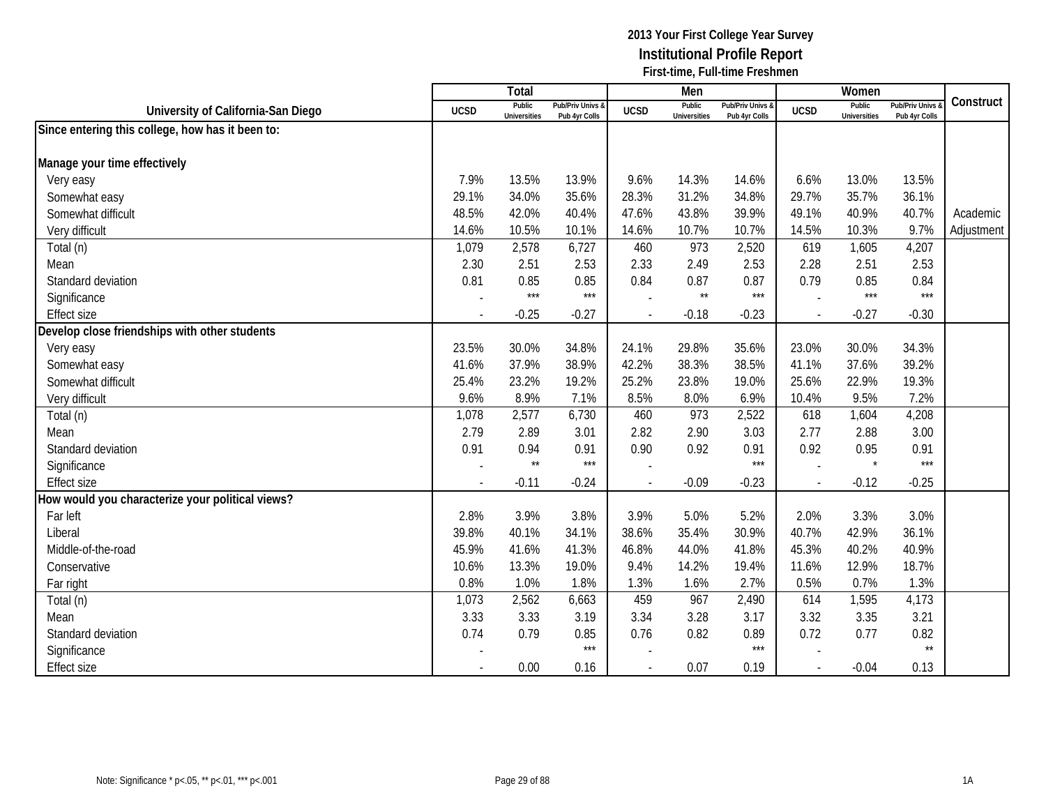**2013 Your First College Year Survey**
**Institutional Profile Report**
**First-time, Full-time Freshmen**

| University of California-San Diego | Total | | | Men | | | Women | | | Construct |
|---|---|---|---|---|---|---|---|---|---|---|
| | UCSD | Public Universities | Pub/Priv Univs & Pub 4yr Colls | UCSD | Public Universities | Pub/Priv Univs & Pub 4yr Colls | UCSD | Public Universities | Pub/Priv Univs & Pub 4yr Colls | |
| **Since entering this college, how has it been to:** | | | | | | | | | | |
| **Manage your time effectively** | | | | | | | | | | |
| Very easy | 7.9% | 13.5% | 13.9% | 9.6% | 14.3% | 14.6% | 6.6% | 13.0% | 13.5% | |
| Somewhat easy | 29.1% | 34.0% | 35.6% | 28.3% | 31.2% | 34.8% | 29.7% | 35.7% | 36.1% | |
| Somewhat difficult | 48.5% | 42.0% | 40.4% | 47.6% | 43.8% | 39.9% | 49.1% | 40.9% | 40.7% | Academic |
| Very difficult | 14.6% | 10.5% | 10.1% | 14.6% | 10.7% | 10.7% | 14.5% | 10.3% | 9.7% | Adjustment |
| Total (n) | 1,079 | 2,578 | 6,727 | 460 | 973 | 2,520 | 619 | 1,605 | 4,207 | |
| Mean | 2.30 | 2.51 | 2.53 | 2.33 | 2.49 | 2.53 | 2.28 | 2.51 | 2.53 | |
| Standard deviation | 0.81 | 0.85 | 0.85 | 0.84 | 0.87 | 0.87 | 0.79 | 0.85 | 0.84 | |
| Significance | - | *** | *** | - | ** | *** | - | *** | *** | |
| Effect size | - | -0.25 | -0.27 | - | -0.18 | -0.23 | - | -0.27 | -0.30 | |
| **Develop close friendships with other students** | | | | | | | | | | |
| Very easy | 23.5% | 30.0% | 34.8% | 24.1% | 29.8% | 35.6% | 23.0% | 30.0% | 34.3% | |
| Somewhat easy | 41.6% | 37.9% | 38.9% | 42.2% | 38.3% | 38.5% | 41.1% | 37.6% | 39.2% | |
| Somewhat difficult | 25.4% | 23.2% | 19.2% | 25.2% | 23.8% | 19.0% | 25.6% | 22.9% | 19.3% | |
| Very difficult | 9.6% | 8.9% | 7.1% | 8.5% | 8.0% | 6.9% | 10.4% | 9.5% | 7.2% | |
| Total (n) | 1,078 | 2,577 | 6,730 | 460 | 973 | 2,522 | 618 | 1,604 | 4,208 | |
| Mean | 2.79 | 2.89 | 3.01 | 2.82 | 2.90 | 3.03 | 2.77 | 2.88 | 3.00 | |
| Standard deviation | 0.91 | 0.94 | 0.91 | 0.90 | 0.92 | 0.91 | 0.92 | 0.95 | 0.91 | |
| Significance | - | ** | *** | - | | *** | - | * | *** | |
| Effect size | - | -0.11 | -0.24 | - | -0.09 | -0.23 | - | -0.12 | -0.25 | |
| **How would you characterize your political views?** | | | | | | | | | | |
| Far left | 2.8% | 3.9% | 3.8% | 3.9% | 5.0% | 5.2% | 2.0% | 3.3% | 3.0% | |
| Liberal | 39.8% | 40.1% | 34.1% | 38.6% | 35.4% | 30.9% | 40.7% | 42.9% | 36.1% | |
| Middle-of-the-road | 45.9% | 41.6% | 41.3% | 46.8% | 44.0% | 41.8% | 45.3% | 40.2% | 40.9% | |
| Conservative | 10.6% | 13.3% | 19.0% | 9.4% | 14.2% | 19.4% | 11.6% | 12.9% | 18.7% | |
| Far right | 0.8% | 1.0% | 1.8% | 1.3% | 1.6% | 2.7% | 0.5% | 0.7% | 1.3% | |
| Total (n) | 1,073 | 2,562 | 6,663 | 459 | 967 | 2,490 | 614 | 1,595 | 4,173 | |
| Mean | 3.33 | 3.33 | 3.19 | 3.34 | 3.28 | 3.17 | 3.32 | 3.35 | 3.21 | |
| Standard deviation | 0.74 | 0.79 | 0.85 | 0.76 | 0.82 | 0.89 | 0.72 | 0.77 | 0.82 | |
| Significance | - | | *** | - | | *** | - | | ** | |
| Effect size | - | 0.00 | 0.16 | - | 0.07 | 0.19 | - | -0.04 | 0.13 | |

Note: Significance * p<.05, ** p<.01, *** p<.001

1A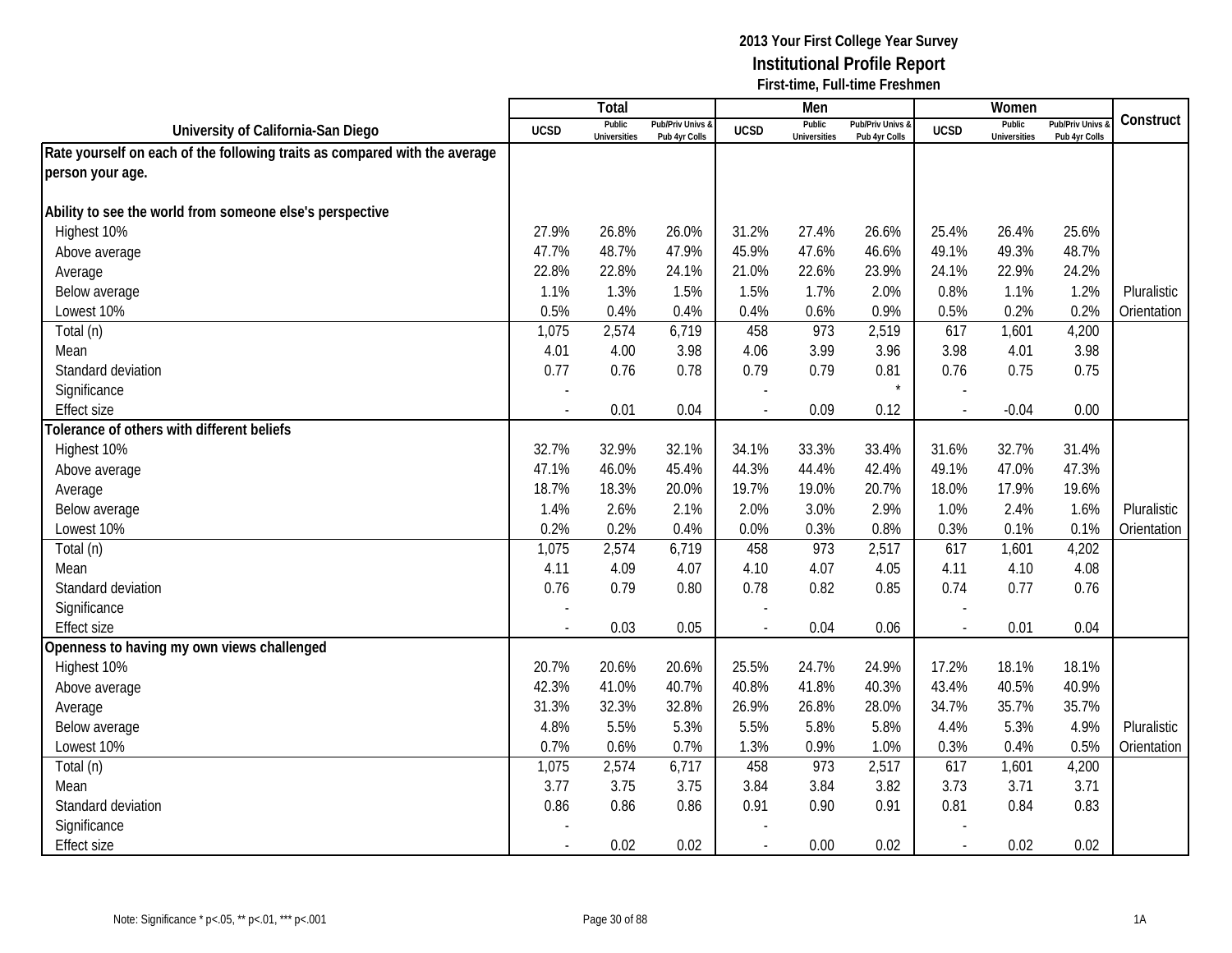**2013 Your First College Year Survey**
**Institutional Profile Report**
**First-time, Full-time Freshmen**

| University of California-San Diego | Total | | | Men | | | Women | | | Construct |
|---|---|---|---|---|---|---|---|---|---|---|
| | UCSD | Public Universities | Pub/Priv Univs & Pub 4yr Colls | UCSD | Public Universities | Pub/Priv Univs & Pub 4yr Colls | UCSD | Public Universities | Pub/Priv Univs & Pub 4yr Colls | |
| **Rate yourself on each of the following traits as compared with the average person your age.** | | | | | | | | | | |
| **Ability to see the world from someone else's perspective** | | | | | | | | | | |
| Highest 10% | 27.9% | 26.8% | 26.0% | 31.2% | 27.4% | 26.6% | 25.4% | 26.4% | 25.6% | |
| Above average | 47.7% | 48.7% | 47.9% | 45.9% | 47.6% | 46.6% | 49.1% | 49.3% | 48.7% | |
| Average | 22.8% | 22.8% | 24.1% | 21.0% | 22.6% | 23.9% | 24.1% | 22.9% | 24.2% | |
| Below average | 1.1% | 1.3% | 1.5% | 1.5% | 1.7% | 2.0% | 0.8% | 1.1% | 1.2% | Pluralistic |
| Lowest 10% | 0.5% | 0.4% | 0.4% | 0.4% | 0.6% | 0.9% | 0.5% | 0.2% | 0.2% | Orientation |
| Total (n) | 1,075 | 2,574 | 6,719 | 458 | 973 | 2,519 | 617 | 1,601 | 4,200 | |
| Mean | 4.01 | 4.00 | 3.98 | 4.06 | 3.99 | 3.96 | 3.98 | 4.01 | 3.98 | |
| Standard deviation | 0.77 | 0.76 | 0.78 | 0.79 | 0.79 | 0.81 | 0.76 | 0.75 | 0.75 | |
| Significance | - | | | - | | * | - | | | |
| Effect size | - | 0.01 | 0.04 | - | 0.09 | 0.12 | - | -0.04 | 0.00 | |
| **Tolerance of others with different beliefs** | | | | | | | | | | |
| Highest 10% | 32.7% | 32.9% | 32.1% | 34.1% | 33.3% | 33.4% | 31.6% | 32.7% | 31.4% | |
| Above average | 47.1% | 46.0% | 45.4% | 44.3% | 44.4% | 42.4% | 49.1% | 47.0% | 47.3% | |
| Average | 18.7% | 18.3% | 20.0% | 19.7% | 19.0% | 20.7% | 18.0% | 17.9% | 19.6% | |
| Below average | 1.4% | 2.6% | 2.1% | 2.0% | 3.0% | 2.9% | 1.0% | 2.4% | 1.6% | Pluralistic |
| Lowest 10% | 0.2% | 0.2% | 0.4% | 0.0% | 0.3% | 0.8% | 0.3% | 0.1% | 0.1% | Orientation |
| Total (n) | 1,075 | 2,574 | 6,719 | 458 | 973 | 2,517 | 617 | 1,601 | 4,202 | |
| Mean | 4.11 | 4.09 | 4.07 | 4.10 | 4.07 | 4.05 | 4.11 | 4.10 | 4.08 | |
| Standard deviation | 0.76 | 0.79 | 0.80 | 0.78 | 0.82 | 0.85 | 0.74 | 0.77 | 0.76 | |
| Significance | - | | | - | | | - | | | |
| Effect size | - | 0.03 | 0.05 | - | 0.04 | 0.06 | - | 0.01 | 0.04 | |
| **Openness to having my own views challenged** | | | | | | | | | | |
| Highest 10% | 20.7% | 20.6% | 20.6% | 25.5% | 24.7% | 24.9% | 17.2% | 18.1% | 18.1% | |
| Above average | 42.3% | 41.0% | 40.7% | 40.8% | 41.8% | 40.3% | 43.4% | 40.5% | 40.9% | |
| Average | 31.3% | 32.3% | 32.8% | 26.9% | 26.8% | 28.0% | 34.7% | 35.7% | 35.7% | |
| Below average | 4.8% | 5.5% | 5.3% | 5.5% | 5.8% | 5.8% | 4.4% | 5.3% | 4.9% | Pluralistic |
| Lowest 10% | 0.7% | 0.6% | 0.7% | 1.3% | 0.9% | 1.0% | 0.3% | 0.4% | 0.5% | Orientation |
| Total (n) | 1,075 | 2,574 | 6,717 | 458 | 973 | 2,517 | 617 | 1,601 | 4,200 | |
| Mean | 3.77 | 3.75 | 3.75 | 3.84 | 3.84 | 3.82 | 3.73 | 3.71 | 3.71 | |
| Standard deviation | 0.86 | 0.86 | 0.86 | 0.91 | 0.90 | 0.91 | 0.81 | 0.84 | 0.83 | |
| Significance | - | | | - | | | - | | | |
| Effect size | - | 0.02 | 0.02 | - | 0.00 | 0.02 | - | 0.02 | 0.02 | |

Note: Significance * p<.05, ** p<.01, *** p<.001

1A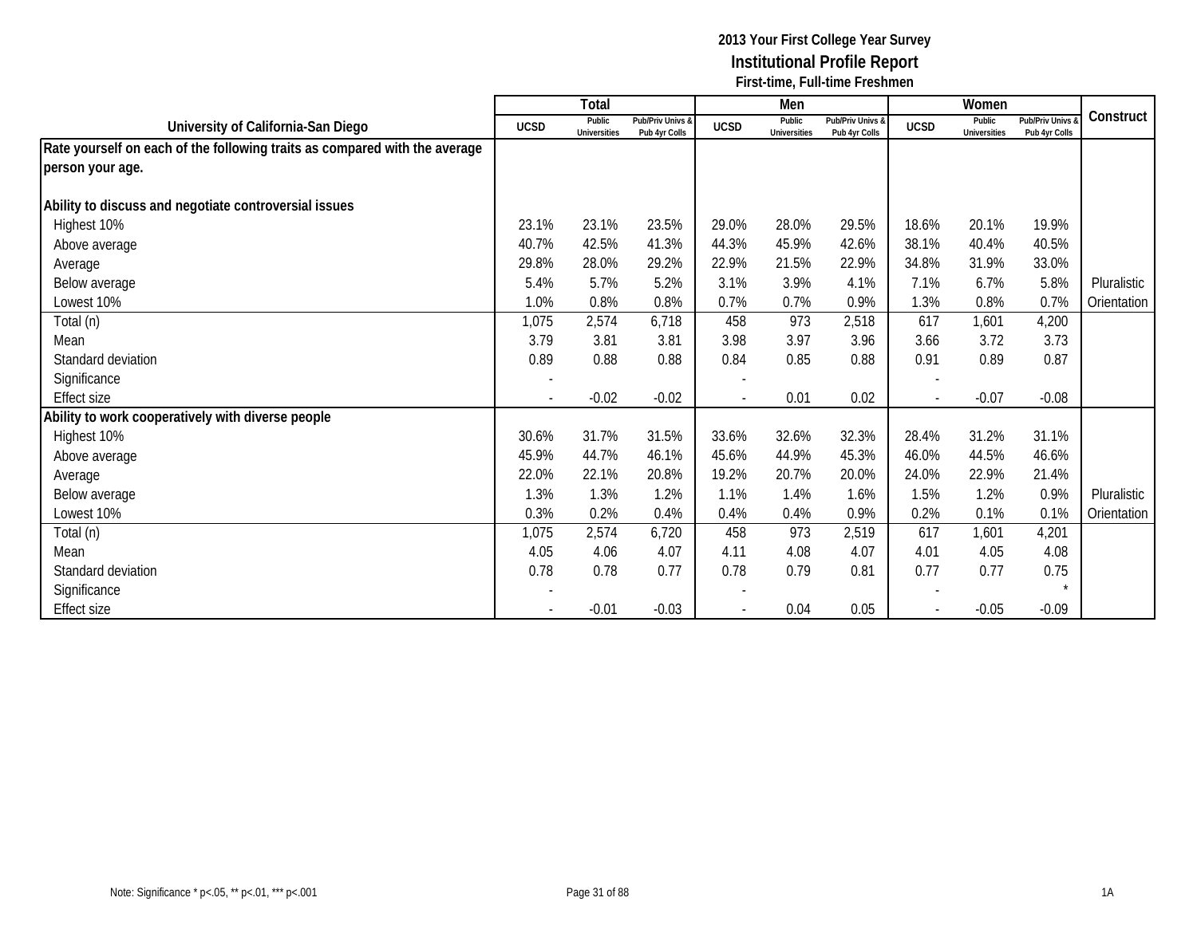2013 Your First College Year Survey
**Institutional Profile Report**
First-time, Full-time Freshmen

| University of California-San Diego | Total | | | Men | | | Women | | | Construct |
|---|---|---|---|---|---|---|---|---|---|---|
| | UCSD | Public Universities | Pub/Priv Univs & Pub 4yr Colls | UCSD | Public Universities | Pub/Priv Univs & Pub 4yr Colls | UCSD | Public Universities | Pub/Priv Univs & Pub 4yr Colls | |
| **Rate yourself on each of the following traits as compared with the average person your age.** | | | | | | | | | | |
| **Ability to discuss and negotiate controversial issues** | | | | | | | | | | |
| Highest 10% | 23.1% | 23.1% | 23.5% | 29.0% | 28.0% | 29.5% | 18.6% | 20.1% | 19.9% | |
| Above average | 40.7% | 42.5% | 41.3% | 44.3% | 45.9% | 42.6% | 38.1% | 40.4% | 40.5% | |
| Average | 29.8% | 28.0% | 29.2% | 22.9% | 21.5% | 22.9% | 34.8% | 31.9% | 33.0% | |
| Below average | 5.4% | 5.7% | 5.2% | 3.1% | 3.9% | 4.1% | 7.1% | 6.7% | 5.8% | Pluralistic |
| Lowest 10% | 1.0% | 0.8% | 0.8% | 0.7% | 0.7% | 0.9% | 1.3% | 0.8% | 0.7% | Orientation |
| Total (n) | 1,075 | 2,574 | 6,718 | 458 | 973 | 2,518 | 617 | 1,601 | 4,200 | |
| Mean | 3.79 | 3.81 | 3.81 | 3.98 | 3.97 | 3.96 | 3.66 | 3.72 | 3.73 | |
| Standard deviation | 0.89 | 0.88 | 0.88 | 0.84 | 0.85 | 0.88 | 0.91 | 0.89 | 0.87 | |
| Significance | - | | | - | | | - | | | |
| Effect size | - | -0.02 | -0.02 | - | 0.01 | 0.02 | - | -0.07 | -0.08 | |
| **Ability to work cooperatively with diverse people** | | | | | | | | | | |
| Highest 10% | 30.6% | 31.7% | 31.5% | 33.6% | 32.6% | 32.3% | 28.4% | 31.2% | 31.1% | |
| Above average | 45.9% | 44.7% | 46.1% | 45.6% | 44.9% | 45.3% | 46.0% | 44.5% | 46.6% | |
| Average | 22.0% | 22.1% | 20.8% | 19.2% | 20.7% | 20.0% | 24.0% | 22.9% | 21.4% | |
| Below average | 1.3% | 1.3% | 1.2% | 1.1% | 1.4% | 1.6% | 1.5% | 1.2% | 0.9% | Pluralistic |
| Lowest 10% | 0.3% | 0.2% | 0.4% | 0.4% | 0.4% | 0.9% | 0.2% | 0.1% | 0.1% | Orientation |
| Total (n) | 1,075 | 2,574 | 6,720 | 458 | 973 | 2,519 | 617 | 1,601 | 4,201 | |
| Mean | 4.05 | 4.06 | 4.07 | 4.11 | 4.08 | 4.07 | 4.01 | 4.05 | 4.08 | |
| Standard deviation | 0.78 | 0.78 | 0.77 | 0.78 | 0.79 | 0.81 | 0.77 | 0.77 | 0.75 | |
| Significance | - | | | - | | | - | | * | |
| Effect size | - | -0.01 | -0.03 | - | 0.04 | 0.05 | - | -0.05 | -0.09 | |

Note: Significance * p<.05, ** p<.01, *** p<.001

1A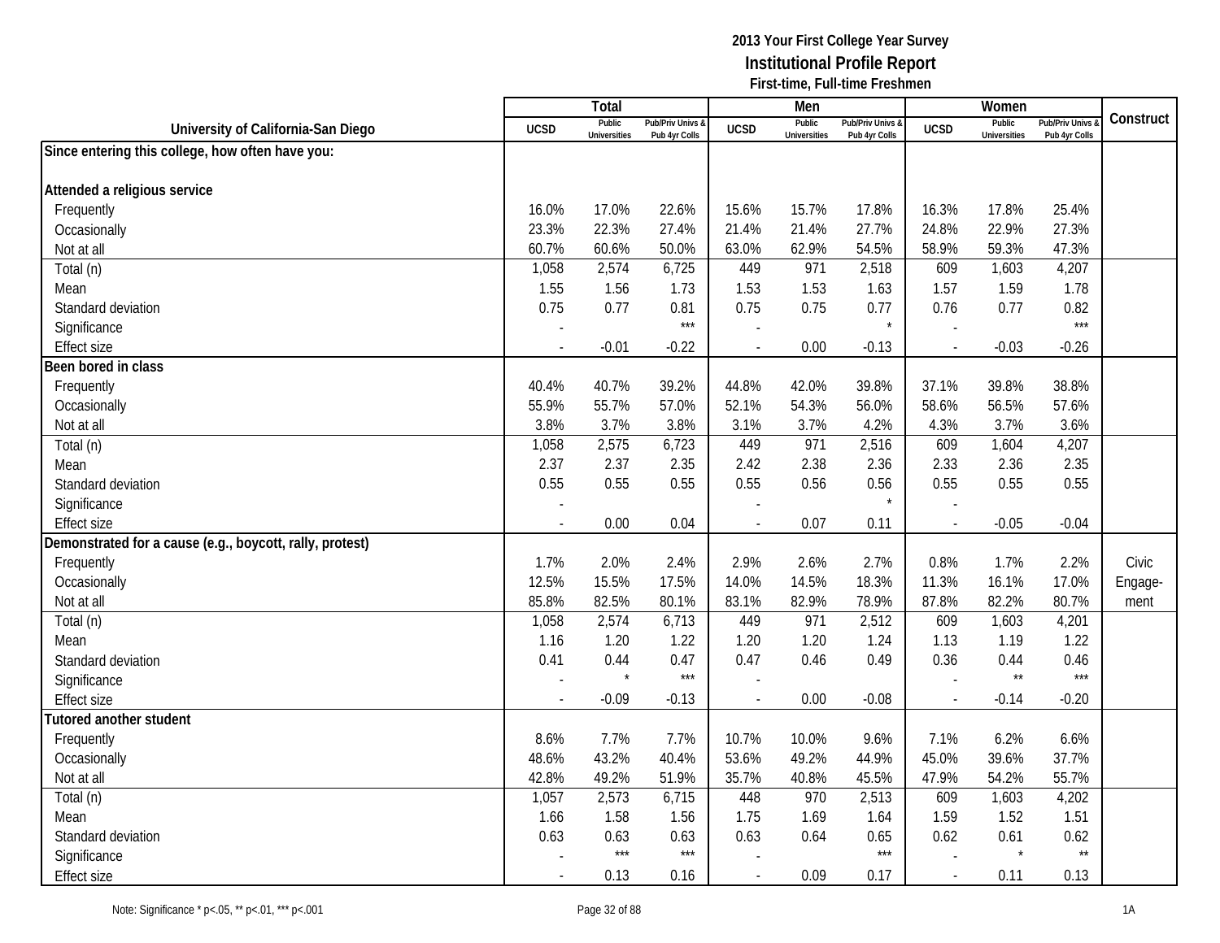# 2013 Your First College Year Survey

## Institutional Profile Report

### First-time, Full-time Freshmen

| University of California-San Diego | Total | | | Men | | | Women | | | Construct |
|---|---|---|---|---|---|---|---|---|---|---|
| | UCSD | Public Universities | Pub/Priv Univs & Pub 4yr Colls | UCSD | Public Universities | Pub/Priv Univs & Pub 4yr Colls | UCSD | Public Universities | Pub/Priv Univs & Pub 4yr Colls | |
| **Since entering this college, how often have you:** | | | | | | | | | | |
| **Attended a religious service** | | | | | | | | | | |
| Frequently | 16.0% | 17.0% | 22.6% | 15.6% | 15.7% | 17.8% | 16.3% | 17.8% | 25.4% | |
| Occasionally | 23.3% | 22.3% | 27.4% | 21.4% | 21.4% | 27.7% | 24.8% | 22.9% | 27.3% | |
| Not at all | 60.7% | 60.6% | 50.0% | 63.0% | 62.9% | 54.5% | 58.9% | 59.3% | 47.3% | |
| Total (n) | 1,058 | 2,574 | 6,725 | 449 | 971 | 2,518 | 609 | 1,603 | 4,207 | |
| Mean | 1.55 | 1.56 | 1.73 | 1.53 | 1.53 | 1.63 | 1.57 | 1.59 | 1.78 | |
| Standard deviation | 0.75 | 0.77 | 0.81 | 0.75 | 0.75 | 0.77 | 0.76 | 0.77 | 0.82 | |
| Significance | - | | *** | - | | * | - | | *** | |
| Effect size | - | -0.01 | -0.22 | - | 0.00 | -0.13 | - | -0.03 | -0.26 | |
| **Been bored in class** | | | | | | | | | | |
| Frequently | 40.4% | 40.7% | 39.2% | 44.8% | 42.0% | 39.8% | 37.1% | 39.8% | 38.8% | |
| Occasionally | 55.9% | 55.7% | 57.0% | 52.1% | 54.3% | 56.0% | 58.6% | 56.5% | 57.6% | |
| Not at all | 3.8% | 3.7% | 3.8% | 3.1% | 3.7% | 4.2% | 4.3% | 3.7% | 3.6% | |
| Total (n) | 1,058 | 2,575 | 6,723 | 449 | 971 | 2,516 | 609 | 1,604 | 4,207 | |
| Mean | 2.37 | 2.37 | 2.35 | 2.42 | 2.38 | 2.36 | 2.33 | 2.36 | 2.35 | |
| Standard deviation | 0.55 | 0.55 | 0.55 | 0.55 | 0.56 | 0.56 | 0.55 | 0.55 | 0.55 | |
| Significance | - | | | - | | * | - | | | |
| Effect size | - | 0.00 | 0.04 | - | 0.07 | 0.11 | - | -0.05 | -0.04 | |
| **Demonstrated for a cause (e.g., boycott, rally, protest)** | | | | | | | | | | |
| Frequently | 1.7% | 2.0% | 2.4% | 2.9% | 2.6% | 2.7% | 0.8% | 1.7% | 2.2% | Civic |
| Occasionally | 12.5% | 15.5% | 17.5% | 14.0% | 14.5% | 18.3% | 11.3% | 16.1% | 17.0% | Engage- |
| Not at all | 85.8% | 82.5% | 80.1% | 83.1% | 82.9% | 78.9% | 87.8% | 82.2% | 80.7% | ment |
| Total (n) | 1,058 | 2,574 | 6,713 | 449 | 971 | 2,512 | 609 | 1,603 | 4,201 | |
| Mean | 1.16 | 1.20 | 1.22 | 1.20 | 1.20 | 1.24 | 1.13 | 1.19 | 1.22 | |
| Standard deviation | 0.41 | 0.44 | 0.47 | 0.47 | 0.46 | 0.49 | 0.36 | 0.44 | 0.46 | |
| Significance | - | * | *** | - | | | - | ** | *** | |
| Effect size | - | -0.09 | -0.13 | - | 0.00 | -0.08 | - | -0.14 | -0.20 | |
| **Tutored another student** | | | | | | | | | | |
| Frequently | 8.6% | 7.7% | 7.7% | 10.7% | 10.0% | 9.6% | 7.1% | 6.2% | 6.6% | |
| Occasionally | 48.6% | 43.2% | 40.4% | 53.6% | 49.2% | 44.9% | 45.0% | 39.6% | 37.7% | |
| Not at all | 42.8% | 49.2% | 51.9% | 35.7% | 40.8% | 45.5% | 47.9% | 54.2% | 55.7% | |
| Total (n) | 1,057 | 2,573 | 6,715 | 448 | 970 | 2,513 | 609 | 1,603 | 4,202 | |
| Mean | 1.66 | 1.58 | 1.56 | 1.75 | 1.69 | 1.64 | 1.59 | 1.52 | 1.51 | |
| Standard deviation | 0.63 | 0.63 | 0.63 | 0.63 | 0.64 | 0.65 | 0.62 | 0.61 | 0.62 | |
| Significance | - | *** | *** | - | | *** | - | * | ** | |
| Effect size | - | 0.13 | 0.16 | - | 0.09 | 0.17 | - | 0.11 | 0.13 | |

Note: Significance * p<.05, ** p<.01, *** p<.001

1A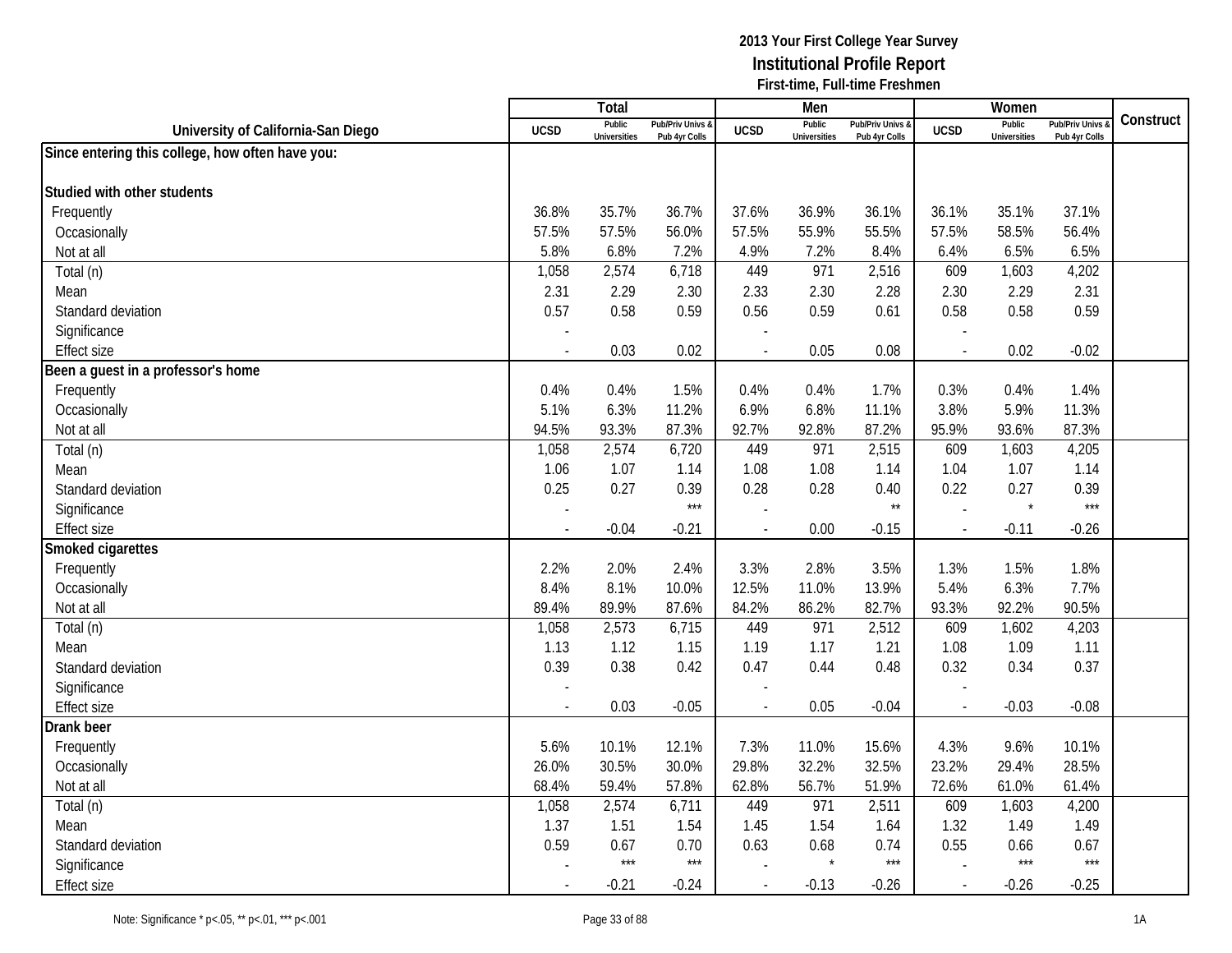**2013 Your First College Year Survey**
**Institutional Profile Report**
**First-time, Full-time Freshmen**

| University of California-San Diego | Total | | | Men | | | Women | | | Construct |
|---|---|---|---|---|---|---|---|---|---|---|
| | UCSD | Public Universities | Pub/Priv Univs & Pub 4yr Colls | UCSD | Public Universities | Pub/Priv Univs & Pub 4yr Colls | UCSD | Public Universities | Pub/Priv Univs & Pub 4yr Colls | |
| **Since entering this college, how often have you:** | | | | | | | | | | |
| **Studied with other students** | | | | | | | | | | |
| Frequently | 36.8% | 35.7% | 36.7% | 37.6% | 36.9% | 36.1% | 36.1% | 35.1% | 37.1% | |
| Occasionally | 57.5% | 57.5% | 56.0% | 57.5% | 55.9% | 55.5% | 57.5% | 58.5% | 56.4% | |
| Not at all | 5.8% | 6.8% | 7.2% | 4.9% | 7.2% | 8.4% | 6.4% | 6.5% | 6.5% | |
| Total (n) | 1,058 | 2,574 | 6,718 | 449 | 971 | 2,516 | 609 | 1,603 | 4,202 | |
| Mean | 2.31 | 2.29 | 2.30 | 2.33 | 2.30 | 2.28 | 2.30 | 2.29 | 2.31 | |
| Standard deviation | 0.57 | 0.58 | 0.59 | 0.56 | 0.59 | 0.61 | 0.58 | 0.58 | 0.59 | |
| Significance | - | | | - | | | - | | | |
| Effect size | - | 0.03 | 0.02 | - | 0.05 | 0.08 | - | 0.02 | -0.02 | |
| **Been a guest in a professor's home** | | | | | | | | | | |
| Frequently | 0.4% | 0.4% | 1.5% | 0.4% | 0.4% | 1.7% | 0.3% | 0.4% | 1.4% | |
| Occasionally | 5.1% | 6.3% | 11.2% | 6.9% | 6.8% | 11.1% | 3.8% | 5.9% | 11.3% | |
| Not at all | 94.5% | 93.3% | 87.3% | 92.7% | 92.8% | 87.2% | 95.9% | 93.6% | 87.3% | |
| Total (n) | 1,058 | 2,574 | 6,720 | 449 | 971 | 2,515 | 609 | 1,603 | 4,205 | |
| Mean | 1.06 | 1.07 | 1.14 | 1.08 | 1.08 | 1.14 | 1.04 | 1.07 | 1.14 | |
| Standard deviation | 0.25 | 0.27 | 0.39 | 0.28 | 0.28 | 0.40 | 0.22 | 0.27 | 0.39 | |
| Significance | - | | *** | - | | ** | - | * | *** | |
| Effect size | - | -0.04 | -0.21 | - | 0.00 | -0.15 | - | -0.11 | -0.26 | |
| **Smoked cigarettes** | | | | | | | | | | |
| Frequently | 2.2% | 2.0% | 2.4% | 3.3% | 2.8% | 3.5% | 1.3% | 1.5% | 1.8% | |
| Occasionally | 8.4% | 8.1% | 10.0% | 12.5% | 11.0% | 13.9% | 5.4% | 6.3% | 7.7% | |
| Not at all | 89.4% | 89.9% | 87.6% | 84.2% | 86.2% | 82.7% | 93.3% | 92.2% | 90.5% | |
| Total (n) | 1,058 | 2,573 | 6,715 | 449 | 971 | 2,512 | 609 | 1,602 | 4,203 | |
| Mean | 1.13 | 1.12 | 1.15 | 1.19 | 1.17 | 1.21 | 1.08 | 1.09 | 1.11 | |
| Standard deviation | 0.39 | 0.38 | 0.42 | 0.47 | 0.44 | 0.48 | 0.32 | 0.34 | 0.37 | |
| Significance | - | | | - | | | - | | | |
| Effect size | - | 0.03 | -0.05 | - | 0.05 | -0.04 | - | -0.03 | -0.08 | |
| **Drank beer** | | | | | | | | | | |
| Frequently | 5.6% | 10.1% | 12.1% | 7.3% | 11.0% | 15.6% | 4.3% | 9.6% | 10.1% | |
| Occasionally | 26.0% | 30.5% | 30.0% | 29.8% | 32.2% | 32.5% | 23.2% | 29.4% | 28.5% | |
| Not at all | 68.4% | 59.4% | 57.8% | 62.8% | 56.7% | 51.9% | 72.6% | 61.0% | 61.4% | |
| Total (n) | 1,058 | 2,574 | 6,711 | 449 | 971 | 2,511 | 609 | 1,603 | 4,200 | |
| Mean | 1.37 | 1.51 | 1.54 | 1.45 | 1.54 | 1.64 | 1.32 | 1.49 | 1.49 | |
| Standard deviation | 0.59 | 0.67 | 0.70 | 0.63 | 0.68 | 0.74 | 0.55 | 0.66 | 0.67 | |
| Significance | - | *** | *** | - | * | *** | - | *** | *** | |
| Effect size | - | -0.21 | -0.24 | - | -0.13 | -0.26 | - | -0.26 | -0.25 | |

Note: Significance * p<.05, ** p<.01, *** p<.001

1A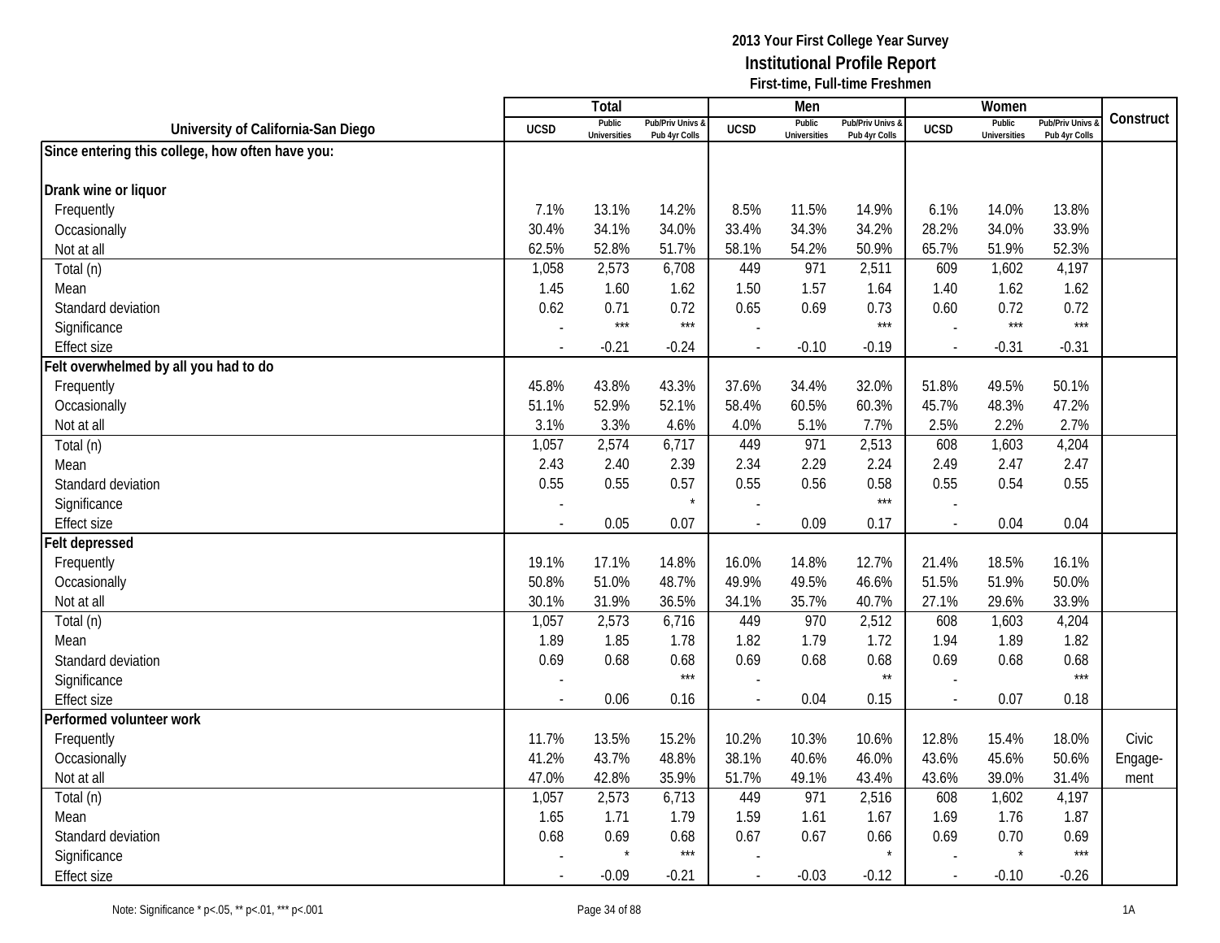**2013 Your First College Year Survey**
**Institutional Profile Report**
**First-time, Full-time Freshmen**

| University of California-San Diego | Total | | | Men | | | Women | | | Construct |
|---|---|---|---|---|---|---|---|---|---|---|
| | UCSD | Public Universities | Pub/Priv Univs & Pub 4yr Colls | UCSD | Public Universities | Pub/Priv Univs & Pub 4yr Colls | UCSD | Public Universities | Pub/Priv Univs & Pub 4yr Colls | |
| **Since entering this college, how often have you:** | | | | | | | | | | |
| **Drank wine or liquor** | | | | | | | | | | |
| Frequently | 7.1% | 13.1% | 14.2% | 8.5% | 11.5% | 14.9% | 6.1% | 14.0% | 13.8% | |
| Occasionally | 30.4% | 34.1% | 34.0% | 33.4% | 34.3% | 34.2% | 28.2% | 34.0% | 33.9% | |
| Not at all | 62.5% | 52.8% | 51.7% | 58.1% | 54.2% | 50.9% | 65.7% | 51.9% | 52.3% | |
| Total (n) | 1,058 | 2,573 | 6,708 | 449 | 971 | 2,511 | 609 | 1,602 | 4,197 | |
| Mean | 1.45 | 1.60 | 1.62 | 1.50 | 1.57 | 1.64 | 1.40 | 1.62 | 1.62 | |
| Standard deviation | 0.62 | 0.71 | 0.72 | 0.65 | 0.69 | 0.73 | 0.60 | 0.72 | 0.72 | |
| Significance | - | *** | *** | - | | *** | - | *** | *** | |
| Effect size | - | -0.21 | -0.24 | - | -0.10 | -0.19 | - | -0.31 | -0.31 | |
| **Felt overwhelmed by all you had to do** | | | | | | | | | | |
| Frequently | 45.8% | 43.8% | 43.3% | 37.6% | 34.4% | 32.0% | 51.8% | 49.5% | 50.1% | |
| Occasionally | 51.1% | 52.9% | 52.1% | 58.4% | 60.5% | 60.3% | 45.7% | 48.3% | 47.2% | |
| Not at all | 3.1% | 3.3% | 4.6% | 4.0% | 5.1% | 7.7% | 2.5% | 2.2% | 2.7% | |
| Total (n) | 1,057 | 2,574 | 6,717 | 449 | 971 | 2,513 | 608 | 1,603 | 4,204 | |
| Mean | 2.43 | 2.40 | 2.39 | 2.34 | 2.29 | 2.24 | 2.49 | 2.47 | 2.47 | |
| Standard deviation | 0.55 | 0.55 | 0.57 | 0.55 | 0.56 | 0.58 | 0.55 | 0.54 | 0.55 | |
| Significance | - | | * | - | | *** | - | | | |
| Effect size | - | 0.05 | 0.07 | - | 0.09 | 0.17 | - | 0.04 | 0.04 | |
| **Felt depressed** | | | | | | | | | | |
| Frequently | 19.1% | 17.1% | 14.8% | 16.0% | 14.8% | 12.7% | 21.4% | 18.5% | 16.1% | |
| Occasionally | 50.8% | 51.0% | 48.7% | 49.9% | 49.5% | 46.6% | 51.5% | 51.9% | 50.0% | |
| Not at all | 30.1% | 31.9% | 36.5% | 34.1% | 35.7% | 40.7% | 27.1% | 29.6% | 33.9% | |
| Total (n) | 1,057 | 2,573 | 6,716 | 449 | 970 | 2,512 | 608 | 1,603 | 4,204 | |
| Mean | 1.89 | 1.85 | 1.78 | 1.82 | 1.79 | 1.72 | 1.94 | 1.89 | 1.82 | |
| Standard deviation | 0.69 | 0.68 | 0.68 | 0.69 | 0.68 | 0.68 | 0.69 | 0.68 | 0.68 | |
| Significance | - | | *** | - | | ** | - | | *** | |
| Effect size | - | 0.06 | 0.16 | - | 0.04 | 0.15 | - | 0.07 | 0.18 | |
| **Performed volunteer work** | | | | | | | | | | |
| Frequently | 11.7% | 13.5% | 15.2% | 10.2% | 10.3% | 10.6% | 12.8% | 15.4% | 18.0% | Civic |
| Occasionally | 41.2% | 43.7% | 48.8% | 38.1% | 40.6% | 46.0% | 43.6% | 45.6% | 50.6% | Engage- |
| Not at all | 47.0% | 42.8% | 35.9% | 51.7% | 49.1% | 43.4% | 43.6% | 39.0% | 31.4% | ment |
| Total (n) | 1,057 | 2,573 | 6,713 | 449 | 971 | 2,516 | 608 | 1,602 | 4,197 | |
| Mean | 1.65 | 1.71 | 1.79 | 1.59 | 1.61 | 1.67 | 1.69 | 1.76 | 1.87 | |
| Standard deviation | 0.68 | 0.69 | 0.68 | 0.67 | 0.67 | 0.66 | 0.69 | 0.70 | 0.69 | |
| Significance | - | * | *** | - | | * | - | * | *** | |
| Effect size | - | -0.09 | -0.21 | - | -0.03 | -0.12 | - | -0.10 | -0.26 | |

Note: Significance * p<.05, ** p<.01, *** p<.001

1A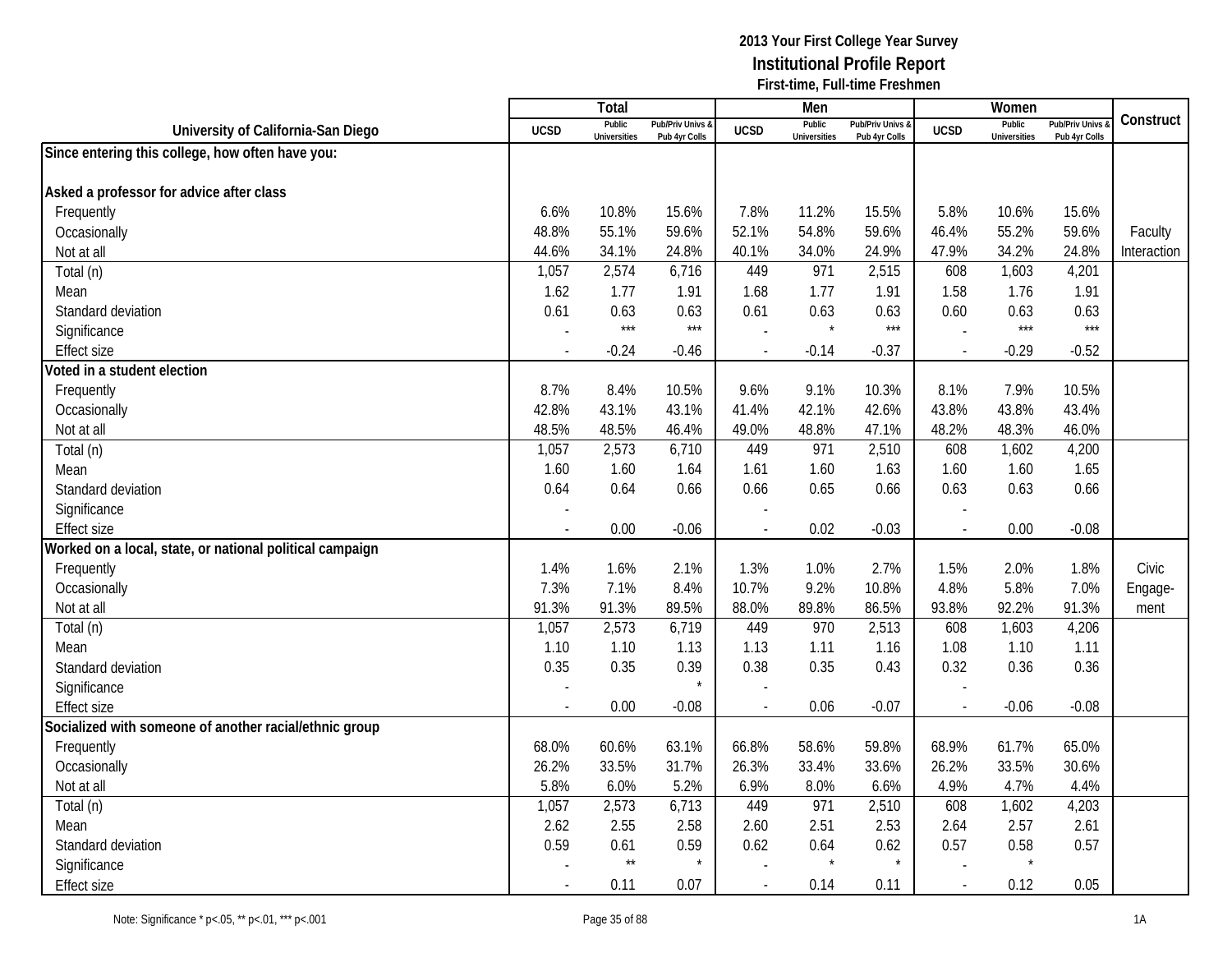2013 Your First College Year Survey
**Institutional Profile Report**
First-time, Full-time Freshmen

| University of California-San Diego | Total | | | Men | | | Women | | | Construct |
|---|---|---|---|---|---|---|---|---|---|---|
| | UCSD | Public Universities | Pub/Priv Univs & Pub 4yr Colls | UCSD | Public Universities | Pub/Priv Univs & Pub 4yr Colls | UCSD | Public Universities | Pub/Priv Univs & Pub 4yr Colls | |
| **Since entering this college, how often have you:** | | | | | | | | | | |
| **Asked a professor for advice after class** | | | | | | | | | | |
| Frequently | 6.6% | 10.8% | 15.6% | 7.8% | 11.2% | 15.5% | 5.8% | 10.6% | 15.6% | |
| Occasionally | 48.8% | 55.1% | 59.6% | 52.1% | 54.8% | 59.6% | 46.4% | 55.2% | 59.6% | Faculty |
| Not at all | 44.6% | 34.1% | 24.8% | 40.1% | 34.0% | 24.9% | 47.9% | 34.2% | 24.8% | Interaction |
| Total (n) | 1,057 | 2,574 | 6,716 | 449 | 971 | 2,515 | 608 | 1,603 | 4,201 | |
| Mean | 1.62 | 1.77 | 1.91 | 1.68 | 1.77 | 1.91 | 1.58 | 1.76 | 1.91 | |
| Standard deviation | 0.61 | 0.63 | 0.63 | 0.61 | 0.63 | 0.63 | 0.60 | 0.63 | 0.63 | |
| Significance | - | *** | *** | - | * | *** | - | *** | *** | |
| Effect size | - | -0.24 | -0.46 | - | -0.14 | -0.37 | - | -0.29 | -0.52 | |
| **Voted in a student election** | | | | | | | | | | |
| Frequently | 8.7% | 8.4% | 10.5% | 9.6% | 9.1% | 10.3% | 8.1% | 7.9% | 10.5% | |
| Occasionally | 42.8% | 43.1% | 43.1% | 41.4% | 42.1% | 42.6% | 43.8% | 43.8% | 43.4% | |
| Not at all | 48.5% | 48.5% | 46.4% | 49.0% | 48.8% | 47.1% | 48.2% | 48.3% | 46.0% | |
| Total (n) | 1,057 | 2,573 | 6,710 | 449 | 971 | 2,510 | 608 | 1,602 | 4,200 | |
| Mean | 1.60 | 1.60 | 1.64 | 1.61 | 1.60 | 1.63 | 1.60 | 1.60 | 1.65 | |
| Standard deviation | 0.64 | 0.64 | 0.66 | 0.66 | 0.65 | 0.66 | 0.63 | 0.63 | 0.66 | |
| Significance | - | | | - | | | - | | | |
| Effect size | - | 0.00 | -0.06 | - | 0.02 | -0.03 | - | 0.00 | -0.08 | |
| **Worked on a local, state, or national political campaign** | | | | | | | | | | |
| Frequently | 1.4% | 1.6% | 2.1% | 1.3% | 1.0% | 2.7% | 1.5% | 2.0% | 1.8% | Civic |
| Occasionally | 7.3% | 7.1% | 8.4% | 10.7% | 9.2% | 10.8% | 4.8% | 5.8% | 7.0% | Engage- |
| Not at all | 91.3% | 91.3% | 89.5% | 88.0% | 89.8% | 86.5% | 93.8% | 92.2% | 91.3% | ment |
| Total (n) | 1,057 | 2,573 | 6,719 | 449 | 970 | 2,513 | 608 | 1,603 | 4,206 | |
| Mean | 1.10 | 1.10 | 1.13 | 1.13 | 1.11 | 1.16 | 1.08 | 1.10 | 1.11 | |
| Standard deviation | 0.35 | 0.35 | 0.39 | 0.38 | 0.35 | 0.43 | 0.32 | 0.36 | 0.36 | |
| Significance | - | | * | - | | | - | | | |
| Effect size | - | 0.00 | -0.08 | - | 0.06 | -0.07 | - | -0.06 | -0.08 | |
| **Socialized with someone of another racial/ethnic group** | | | | | | | | | | |
| Frequently | 68.0% | 60.6% | 63.1% | 66.8% | 58.6% | 59.8% | 68.9% | 61.7% | 65.0% | |
| Occasionally | 26.2% | 33.5% | 31.7% | 26.3% | 33.4% | 33.6% | 26.2% | 33.5% | 30.6% | |
| Not at all | 5.8% | 6.0% | 5.2% | 6.9% | 8.0% | 6.6% | 4.9% | 4.7% | 4.4% | |
| Total (n) | 1,057 | 2,573 | 6,713 | 449 | 971 | 2,510 | 608 | 1,602 | 4,203 | |
| Mean | 2.62 | 2.55 | 2.58 | 2.60 | 2.51 | 2.53 | 2.64 | 2.57 | 2.61 | |
| Standard deviation | 0.59 | 0.61 | 0.59 | 0.62 | 0.64 | 0.62 | 0.57 | 0.58 | 0.57 | |
| Significance | - | ** | * | - | * | * | - | * | | |
| Effect size | - | 0.11 | 0.07 | - | 0.14 | 0.11 | - | 0.12 | 0.05 | |

Note: Significance * p<.05, ** p<.01, *** p<.001

1A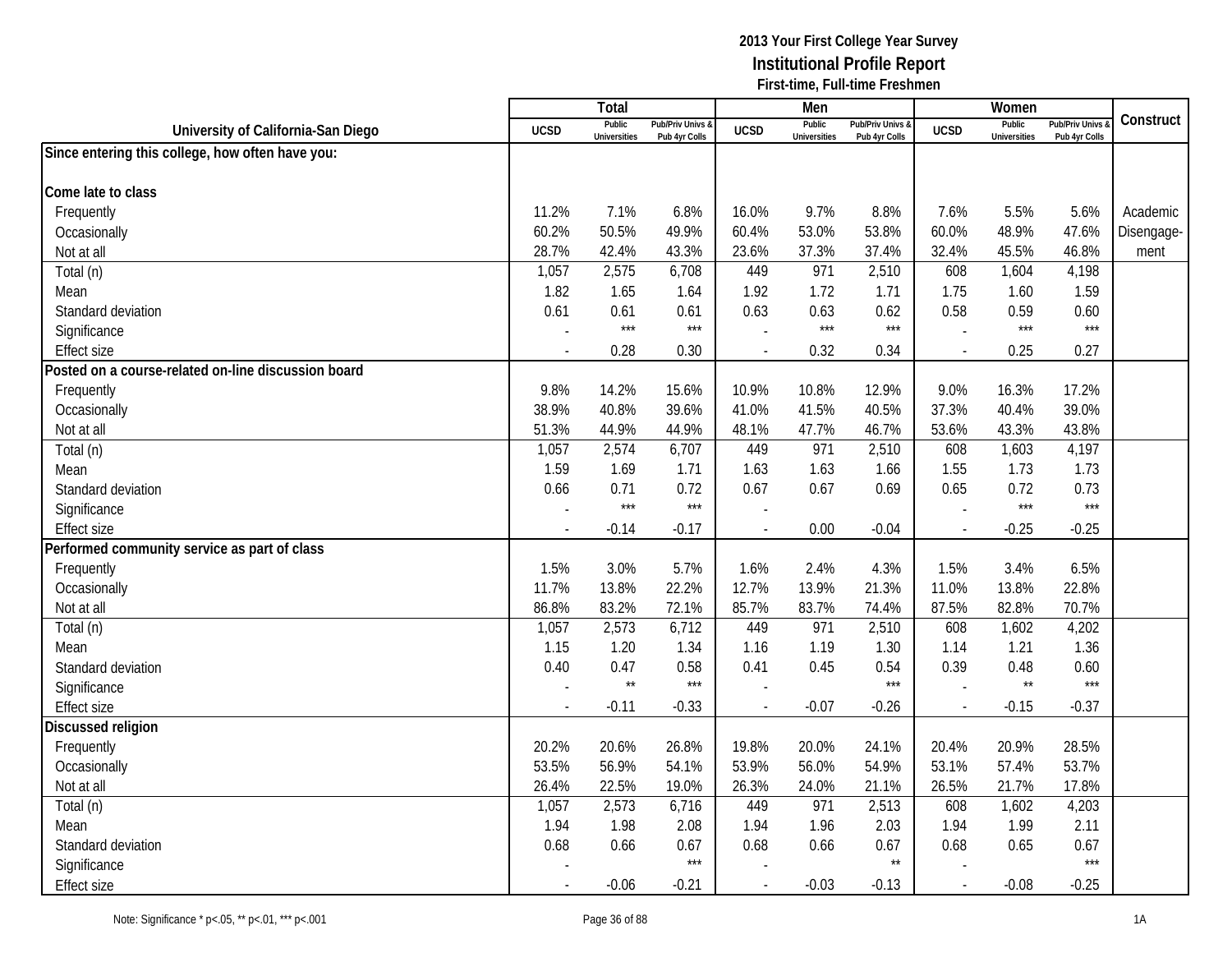**2013 Your First College Year Survey**
**Institutional Profile Report**
**First-time, Full-time Freshmen**

| University of California-San Diego | Total | | | Men | | | Women | | | Construct |
|---|---|---|---|---|---|---|---|---|---|---|
| | UCSD | Public Universities | Pub/Priv Univs & Pub 4yr Colls | UCSD | Public Universities | Pub/Priv Univs & Pub 4yr Colls | UCSD | Public Universities | Pub/Priv Univs & Pub 4yr Colls | |
| **Since entering this college, how often have you:** | | | | | | | | | | |
| **Come late to class** | | | | | | | | | | |
| Frequently | 11.2% | 7.1% | 6.8% | 16.0% | 9.7% | 8.8% | 7.6% | 5.5% | 5.6% | Academic Disengagement |
| Occasionally | 60.2% | 50.5% | 49.9% | 60.4% | 53.0% | 53.8% | 60.0% | 48.9% | 47.6% | |
| Not at all | 28.7% | 42.4% | 43.3% | 23.6% | 37.3% | 37.4% | 32.4% | 45.5% | 46.8% | |
| Total (n) | 1,057 | 2,575 | 6,708 | 449 | 971 | 2,510 | 608 | 1,604 | 4,198 | |
| Mean | 1.82 | 1.65 | 1.64 | 1.92 | 1.72 | 1.71 | 1.75 | 1.60 | 1.59 | |
| Standard deviation | 0.61 | 0.61 | 0.61 | 0.63 | 0.63 | 0.62 | 0.58 | 0.59 | 0.60 | |
| Significance | - | *** | *** | - | *** | *** | - | *** | *** | |
| Effect size | - | 0.28 | 0.30 | - | 0.32 | 0.34 | - | 0.25 | 0.27 | |
| **Posted on a course-related on-line discussion board** | | | | | | | | | | |
| Frequently | 9.8% | 14.2% | 15.6% | 10.9% | 10.8% | 12.9% | 9.0% | 16.3% | 17.2% | |
| Occasionally | 38.9% | 40.8% | 39.6% | 41.0% | 41.5% | 40.5% | 37.3% | 40.4% | 39.0% | |
| Not at all | 51.3% | 44.9% | 44.9% | 48.1% | 47.7% | 46.7% | 53.6% | 43.3% | 43.8% | |
| Total (n) | 1,057 | 2,574 | 6,707 | 449 | 971 | 2,510 | 608 | 1,603 | 4,197 | |
| Mean | 1.59 | 1.69 | 1.71 | 1.63 | 1.63 | 1.66 | 1.55 | 1.73 | 1.73 | |
| Standard deviation | 0.66 | 0.71 | 0.72 | 0.67 | 0.67 | 0.69 | 0.65 | 0.72 | 0.73 | |
| Significance | - | *** | *** | - | | | - | *** | *** | |
| Effect size | - | -0.14 | -0.17 | - | 0.00 | -0.04 | - | -0.25 | -0.25 | |
| **Performed community service as part of class** | | | | | | | | | | |
| Frequently | 1.5% | 3.0% | 5.7% | 1.6% | 2.4% | 4.3% | 1.5% | 3.4% | 6.5% | |
| Occasionally | 11.7% | 13.8% | 22.2% | 12.7% | 13.9% | 21.3% | 11.0% | 13.8% | 22.8% | |
| Not at all | 86.8% | 83.2% | 72.1% | 85.7% | 83.7% | 74.4% | 87.5% | 82.8% | 70.7% | |
| Total (n) | 1,057 | 2,573 | 6,712 | 449 | 971 | 2,510 | 608 | 1,602 | 4,202 | |
| Mean | 1.15 | 1.20 | 1.34 | 1.16 | 1.19 | 1.30 | 1.14 | 1.21 | 1.36 | |
| Standard deviation | 0.40 | 0.47 | 0.58 | 0.41 | 0.45 | 0.54 | 0.39 | 0.48 | 0.60 | |
| Significance | - | ** | *** | - | | *** | - | ** | *** | |
| Effect size | - | -0.11 | -0.33 | - | -0.07 | -0.26 | - | -0.15 | -0.37 | |
| **Discussed religion** | | | | | | | | | | |
| Frequently | 20.2% | 20.6% | 26.8% | 19.8% | 20.0% | 24.1% | 20.4% | 20.9% | 28.5% | |
| Occasionally | 53.5% | 56.9% | 54.1% | 53.9% | 56.0% | 54.9% | 53.1% | 57.4% | 53.7% | |
| Not at all | 26.4% | 22.5% | 19.0% | 26.3% | 24.0% | 21.1% | 26.5% | 21.7% | 17.8% | |
| Total (n) | 1,057 | 2,573 | 6,716 | 449 | 971 | 2,513 | 608 | 1,602 | 4,203 | |
| Mean | 1.94 | 1.98 | 2.08 | 1.94 | 1.96 | 2.03 | 1.94 | 1.99 | 2.11 | |
| Standard deviation | 0.68 | 0.66 | 0.67 | 0.68 | 0.66 | 0.67 | 0.68 | 0.65 | 0.67 | |
| Significance | - | | *** | - | | ** | - | | *** | |
| Effect size | - | -0.06 | -0.21 | - | -0.03 | -0.13 | - | -0.08 | -0.25 | |

Note: Significance * p<.05, ** p<.01, *** p<.001

1A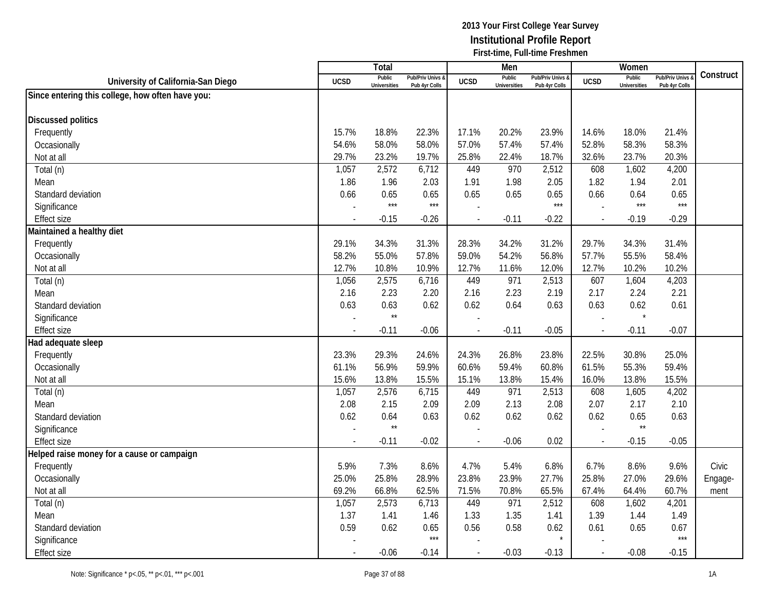# 2013 Your First College Year Survey
## Institutional Profile Report
### First-time, Full-time Freshmen

| University of California-San Diego | Total | | | Men | | | Women | | | Construct |
|---|---|---|---|---|---|---|---|---|---|---|
| | UCSD | Public Universities | Pub/Priv Univs & Pub 4yr Colls | UCSD | Public Universities | Pub/Priv Univs & Pub 4yr Colls | UCSD | Public Universities | Pub/Priv Univs & Pub 4yr Colls | |
| **Since entering this college, how often have you:** | | | | | | | | | | |
| **Discussed politics** | | | | | | | | | | |
| Frequently | 15.7% | 18.8% | 22.3% | 17.1% | 20.2% | 23.9% | 14.6% | 18.0% | 21.4% | |
| Occasionally | 54.6% | 58.0% | 58.0% | 57.0% | 57.4% | 57.4% | 52.8% | 58.3% | 58.3% | |
| Not at all | 29.7% | 23.2% | 19.7% | 25.8% | 22.4% | 18.7% | 32.6% | 23.7% | 20.3% | |
| Total (n) | 1,057 | 2,572 | 6,712 | 449 | 970 | 2,512 | 608 | 1,602 | 4,200 | |
| Mean | 1.86 | 1.96 | 2.03 | 1.91 | 1.98 | 2.05 | 1.82 | 1.94 | 2.01 | |
| Standard deviation | 0.66 | 0.65 | 0.65 | 0.65 | 0.65 | 0.65 | 0.66 | 0.64 | 0.65 | |
| Significance | - | *** | *** | - | | *** | - | *** | *** | |
| Effect size | - | -0.15 | -0.26 | - | -0.11 | -0.22 | - | -0.19 | -0.29 | |
| **Maintained a healthy diet** | | | | | | | | | | |
| Frequently | 29.1% | 34.3% | 31.3% | 28.3% | 34.2% | 31.2% | 29.7% | 34.3% | 31.4% | |
| Occasionally | 58.2% | 55.0% | 57.8% | 59.0% | 54.2% | 56.8% | 57.7% | 55.5% | 58.4% | |
| Not at all | 12.7% | 10.8% | 10.9% | 12.7% | 11.6% | 12.0% | 12.7% | 10.2% | 10.2% | |
| Total (n) | 1,056 | 2,575 | 6,716 | 449 | 971 | 2,513 | 607 | 1,604 | 4,203 | |
| Mean | 2.16 | 2.23 | 2.20 | 2.16 | 2.23 | 2.19 | 2.17 | 2.24 | 2.21 | |
| Standard deviation | 0.63 | 0.63 | 0.62 | 0.62 | 0.64 | 0.63 | 0.63 | 0.62 | 0.61 | |
| Significance | - | ** | | - | | | - | * | | |
| Effect size | - | -0.11 | -0.06 | - | -0.11 | -0.05 | - | -0.11 | -0.07 | |
| **Had adequate sleep** | | | | | | | | | | |
| Frequently | 23.3% | 29.3% | 24.6% | 24.3% | 26.8% | 23.8% | 22.5% | 30.8% | 25.0% | |
| Occasionally | 61.1% | 56.9% | 59.9% | 60.6% | 59.4% | 60.8% | 61.5% | 55.3% | 59.4% | |
| Not at all | 15.6% | 13.8% | 15.5% | 15.1% | 13.8% | 15.4% | 16.0% | 13.8% | 15.5% | |
| Total (n) | 1,057 | 2,576 | 6,715 | 449 | 971 | 2,513 | 608 | 1,605 | 4,202 | |
| Mean | 2.08 | 2.15 | 2.09 | 2.09 | 2.13 | 2.08 | 2.07 | 2.17 | 2.10 | |
| Standard deviation | 0.62 | 0.64 | 0.63 | 0.62 | 0.62 | 0.62 | 0.62 | 0.65 | 0.63 | |
| Significance | - | ** | | - | | | - | ** | | |
| Effect size | - | -0.11 | -0.02 | - | -0.06 | 0.02 | - | -0.15 | -0.05 | |
| **Helped raise money for a cause or campaign** | | | | | | | | | | |
| Frequently | 5.9% | 7.3% | 8.6% | 4.7% | 5.4% | 6.8% | 6.7% | 8.6% | 9.6% | Civic |
| Occasionally | 25.0% | 25.8% | 28.9% | 23.8% | 23.9% | 27.7% | 25.8% | 27.0% | 29.6% | Engage- |
| Not at all | 69.2% | 66.8% | 62.5% | 71.5% | 70.8% | 65.5% | 67.4% | 64.4% | 60.7% | ment |
| Total (n) | 1,057 | 2,573 | 6,713 | 449 | 971 | 2,512 | 608 | 1,602 | 4,201 | |
| Mean | 1.37 | 1.41 | 1.46 | 1.33 | 1.35 | 1.41 | 1.39 | 1.44 | 1.49 | |
| Standard deviation | 0.59 | 0.62 | 0.65 | 0.56 | 0.58 | 0.62 | 0.61 | 0.65 | 0.67 | |
| Significance | - | | *** | - | | * | - | | *** | |
| Effect size | - | -0.06 | -0.14 | - | -0.03 | -0.13 | - | -0.08 | -0.15 | |

Note: Significance * p<.05, ** p<.01, *** p<.001

1A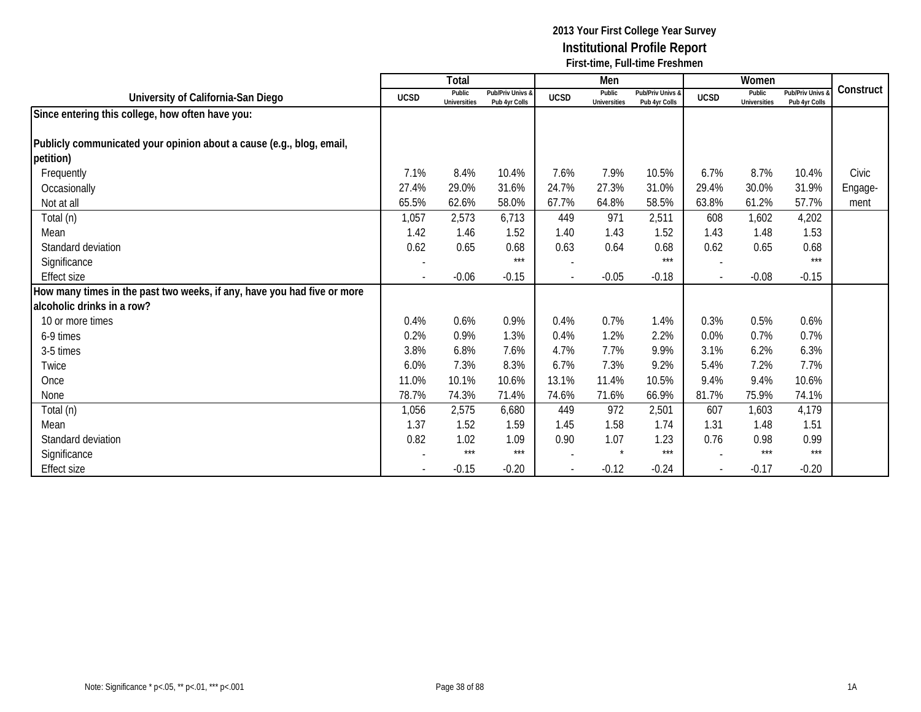## 2013 Your First College Year Survey
## Institutional Profile Report
### First-time, Full-time Freshmen

| University of California-San Diego | Total | | | Men | | | Women | | | Construct |
|---|---|---|---|---|---|---|---|---|---|---|
| | UCSD | Public Universities | Pub/Priv Univs & Pub 4yr Colls | UCSD | Public Universities | Pub/Priv Univs & Pub 4yr Colls | UCSD | Public Universities | Pub/Priv Univs & Pub 4yr Colls | |
| **Since entering this college, how often have you:** | | | | | | | | | | |
| **Publicly communicated your opinion about a cause (e.g., blog, email, petition)** | | | | | | | | | | |
| Frequently | 7.1% | 8.4% | 10.4% | 7.6% | 7.9% | 10.5% | 6.7% | 8.7% | 10.4% | Civic |
| Occasionally | 27.4% | 29.0% | 31.6% | 24.7% | 27.3% | 31.0% | 29.4% | 30.0% | 31.9% | Engage- |
| Not at all | 65.5% | 62.6% | 58.0% | 67.7% | 64.8% | 58.5% | 63.8% | 61.2% | 57.7% | ment |
| Total (n) | 1,057 | 2,573 | 6,713 | 449 | 971 | 2,511 | 608 | 1,602 | 4,202 | |
| Mean | 1.42 | 1.46 | 1.52 | 1.40 | 1.43 | 1.52 | 1.43 | 1.48 | 1.53 | |
| Standard deviation | 0.62 | 0.65 | 0.68 | 0.63 | 0.64 | 0.68 | 0.62 | 0.65 | 0.68 | |
| Significance | - | | *** | - | | *** | - | | *** | |
| Effect size | - | -0.06 | -0.15 | - | -0.05 | -0.18 | - | -0.08 | -0.15 | |
| **How many times in the past two weeks, if any, have you had five or more alcoholic drinks in a row?** | | | | | | | | | | |
| 10 or more times | 0.4% | 0.6% | 0.9% | 0.4% | 0.7% | 1.4% | 0.3% | 0.5% | 0.6% | |
| 6-9 times | 0.2% | 0.9% | 1.3% | 0.4% | 1.2% | 2.2% | 0.0% | 0.7% | 0.7% | |
| 3-5 times | 3.8% | 6.8% | 7.6% | 4.7% | 7.7% | 9.9% | 3.1% | 6.2% | 6.3% | |
| Twice | 6.0% | 7.3% | 8.3% | 6.7% | 7.3% | 9.2% | 5.4% | 7.2% | 7.7% | |
| Once | 11.0% | 10.1% | 10.6% | 13.1% | 11.4% | 10.5% | 9.4% | 9.4% | 10.6% | |
| None | 78.7% | 74.3% | 71.4% | 74.6% | 71.6% | 66.9% | 81.7% | 75.9% | 74.1% | |
| Total (n) | 1,056 | 2,575 | 6,680 | 449 | 972 | 2,501 | 607 | 1,603 | 4,179 | |
| Mean | 1.37 | 1.52 | 1.59 | 1.45 | 1.58 | 1.74 | 1.31 | 1.48 | 1.51 | |
| Standard deviation | 0.82 | 1.02 | 1.09 | 0.90 | 1.07 | 1.23 | 0.76 | 0.98 | 0.99 | |
| Significance | - | *** | *** | - | * | *** | - | *** | *** | |
| Effect size | - | -0.15 | -0.20 | - | -0.12 | -0.24 | - | -0.17 | -0.20 | |

Note: Significance * p<.05, ** p<.01, *** p<.001

1A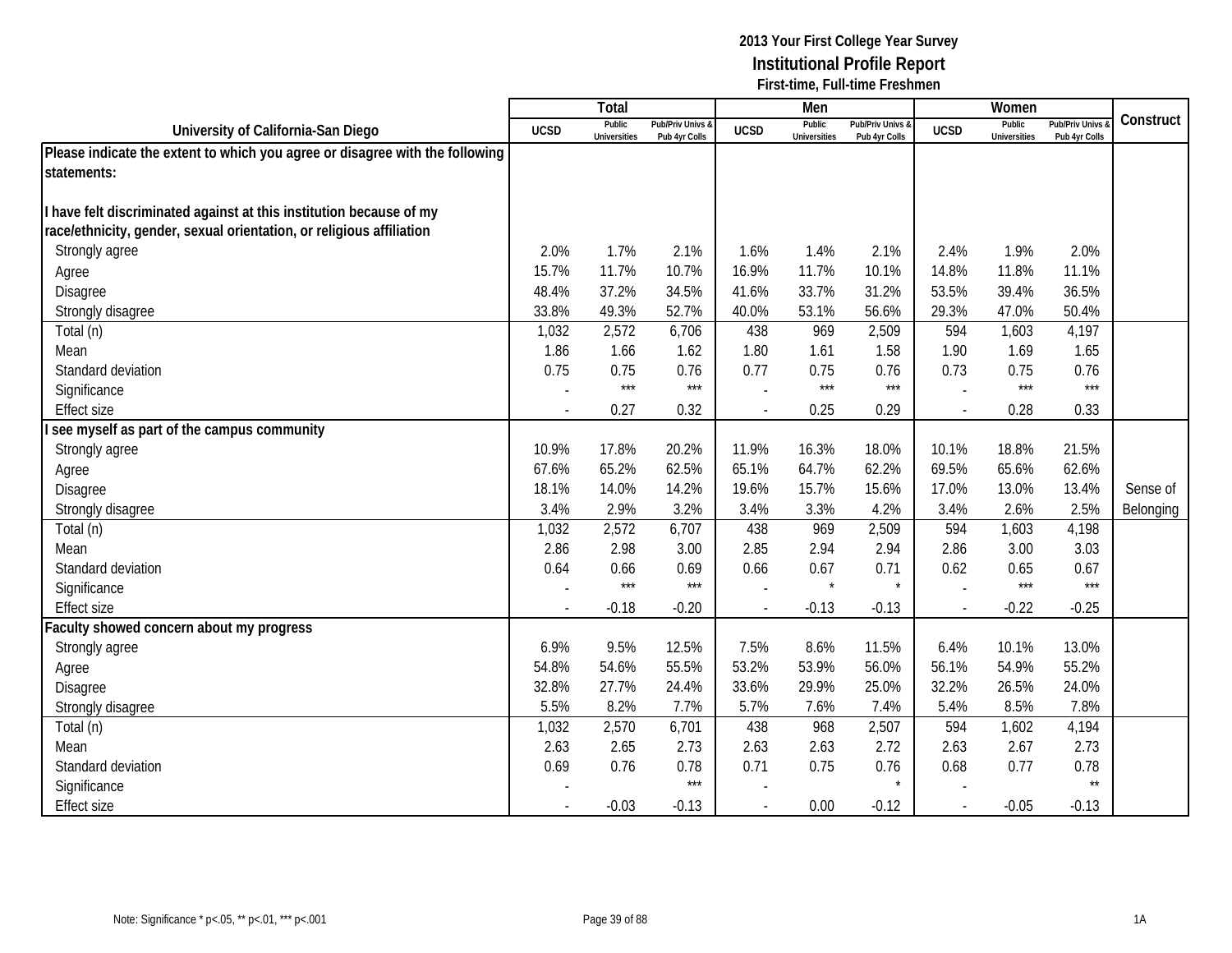**2013 Your First College Year Survey**
**Institutional Profile Report**
**First-time, Full-time Freshmen**

| University of California-San Diego | Total | | | Men | | | Women | | | Construct |
|---|---|---|---|---|---|---|---|---|---|---|
| | UCSD | Public Universities | Pub/Priv Univs & Pub 4yr Colls | UCSD | Public Universities | Pub/Priv Univs & Pub 4yr Colls | UCSD | Public Universities | Pub/Priv Univs & Pub 4yr Colls | |
| **Please indicate the extent to which you agree or disagree with the following statements:** | | | | | | | | | | |
| **I have felt discriminated against at this institution because of my race/ethnicity, gender, sexual orientation, or religious affiliation** | | | | | | | | | | |
| Strongly agree | 2.0% | 1.7% | 2.1% | 1.6% | 1.4% | 2.1% | 2.4% | 1.9% | 2.0% | |
| Agree | 15.7% | 11.7% | 10.7% | 16.9% | 11.7% | 10.1% | 14.8% | 11.8% | 11.1% | |
| Disagree | 48.4% | 37.2% | 34.5% | 41.6% | 33.7% | 31.2% | 53.5% | 39.4% | 36.5% | |
| Strongly disagree | 33.8% | 49.3% | 52.7% | 40.0% | 53.1% | 56.6% | 29.3% | 47.0% | 50.4% | |
| Total (n) | 1,032 | 2,572 | 6,706 | 438 | 969 | 2,509 | 594 | 1,603 | 4,197 | |
| Mean | 1.86 | 1.66 | 1.62 | 1.80 | 1.61 | 1.58 | 1.90 | 1.69 | 1.65 | |
| Standard deviation | 0.75 | 0.75 | 0.76 | 0.77 | 0.75 | 0.76 | 0.73 | 0.75 | 0.76 | |
| Significance | - | *** | *** | - | *** | *** | - | *** | *** | |
| Effect size | - | 0.27 | 0.32 | - | 0.25 | 0.29 | - | 0.28 | 0.33 | |
| **I see myself as part of the campus community** | | | | | | | | | | |
| Strongly agree | 10.9% | 17.8% | 20.2% | 11.9% | 16.3% | 18.0% | 10.1% | 18.8% | 21.5% | |
| Agree | 67.6% | 65.2% | 62.5% | 65.1% | 64.7% | 62.2% | 69.5% | 65.6% | 62.6% | |
| Disagree | 18.1% | 14.0% | 14.2% | 19.6% | 15.7% | 15.6% | 17.0% | 13.0% | 13.4% | Sense of |
| Strongly disagree | 3.4% | 2.9% | 3.2% | 3.4% | 3.3% | 4.2% | 3.4% | 2.6% | 2.5% | Belonging |
| Total (n) | 1,032 | 2,572 | 6,707 | 438 | 969 | 2,509 | 594 | 1,603 | 4,198 | |
| Mean | 2.86 | 2.98 | 3.00 | 2.85 | 2.94 | 2.94 | 2.86 | 3.00 | 3.03 | |
| Standard deviation | 0.64 | 0.66 | 0.69 | 0.66 | 0.67 | 0.71 | 0.62 | 0.65 | 0.67 | |
| Significance | - | *** | *** | - | * | * | - | *** | *** | |
| Effect size | - | -0.18 | -0.20 | - | -0.13 | -0.13 | - | -0.22 | -0.25 | |
| **Faculty showed concern about my progress** | | | | | | | | | | |
| Strongly agree | 6.9% | 9.5% | 12.5% | 7.5% | 8.6% | 11.5% | 6.4% | 10.1% | 13.0% | |
| Agree | 54.8% | 54.6% | 55.5% | 53.2% | 53.9% | 56.0% | 56.1% | 54.9% | 55.2% | |
| Disagree | 32.8% | 27.7% | 24.4% | 33.6% | 29.9% | 25.0% | 32.2% | 26.5% | 24.0% | |
| Strongly disagree | 5.5% | 8.2% | 7.7% | 5.7% | 7.6% | 7.4% | 5.4% | 8.5% | 7.8% | |
| Total (n) | 1,032 | 2,570 | 6,701 | 438 | 968 | 2,507 | 594 | 1,602 | 4,194 | |
| Mean | 2.63 | 2.65 | 2.73 | 2.63 | 2.63 | 2.72 | 2.63 | 2.67 | 2.73 | |
| Standard deviation | 0.69 | 0.76 | 0.78 | 0.71 | 0.75 | 0.76 | 0.68 | 0.77 | 0.78 | |
| Significance | - | | *** | - | | * | - | | ** | |
| Effect size | - | -0.03 | -0.13 | - | 0.00 | -0.12 | - | -0.05 | -0.13 | |

Note: Significance * p<.05, ** p<.01, *** p<.001

1A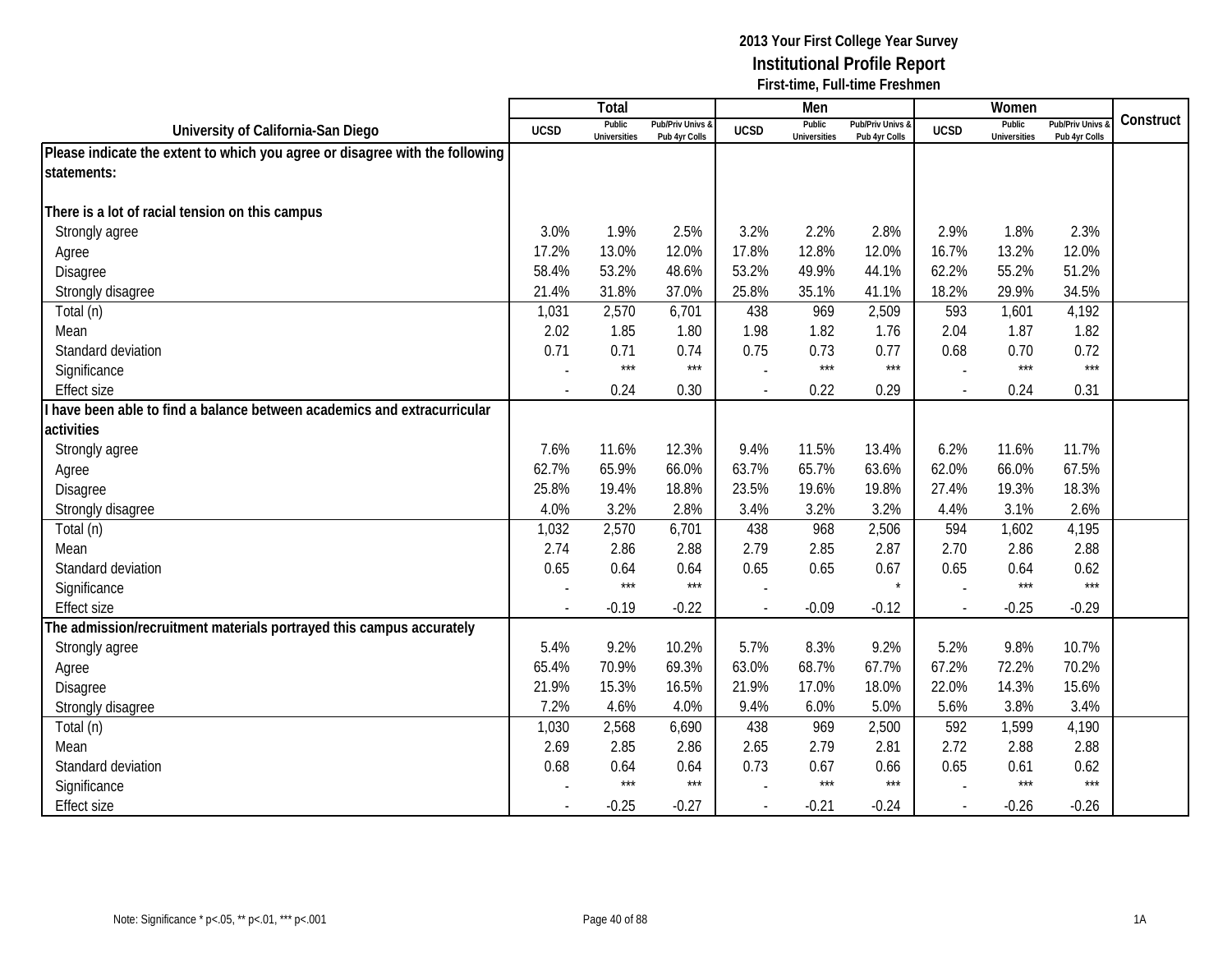**2013 Your First College Year Survey**
**Institutional Profile Report**
**First-time, Full-time Freshmen**

| University of California-San Diego | Total | | | Men | | | Women | | | Construct |
|---|---|---|---|---|---|---|---|---|---|---|
| | UCSD | Public Universities | Pub/Priv Univs & Pub 4yr Colls | UCSD | Public Universities | Pub/Priv Univs & Pub 4yr Colls | UCSD | Public Universities | Pub/Priv Univs & Pub 4yr Colls | |
| **Please indicate the extent to which you agree or disagree with the following statements:** | | | | | | | | | | |
| **There is a lot of racial tension on this campus** | | | | | | | | | | |
| Strongly agree | 3.0% | 1.9% | 2.5% | 3.2% | 2.2% | 2.8% | 2.9% | 1.8% | 2.3% | |
| Agree | 17.2% | 13.0% | 12.0% | 17.8% | 12.8% | 12.0% | 16.7% | 13.2% | 12.0% | |
| Disagree | 58.4% | 53.2% | 48.6% | 53.2% | 49.9% | 44.1% | 62.2% | 55.2% | 51.2% | |
| Strongly disagree | 21.4% | 31.8% | 37.0% | 25.8% | 35.1% | 41.1% | 18.2% | 29.9% | 34.5% | |
| Total (n) | 1,031 | 2,570 | 6,701 | 438 | 969 | 2,509 | 593 | 1,601 | 4,192 | |
| Mean | 2.02 | 1.85 | 1.80 | 1.98 | 1.82 | 1.76 | 2.04 | 1.87 | 1.82 | |
| Standard deviation | 0.71 | 0.71 | 0.74 | 0.75 | 0.73 | 0.77 | 0.68 | 0.70 | 0.72 | |
| Significance | - | *** | *** | - | *** | *** | - | *** | *** | |
| Effect size | - | 0.24 | 0.30 | - | 0.22 | 0.29 | - | 0.24 | 0.31 | |
| **I have been able to find a balance between academics and extracurricular activities** | | | | | | | | | | |
| Strongly agree | 7.6% | 11.6% | 12.3% | 9.4% | 11.5% | 13.4% | 6.2% | 11.6% | 11.7% | |
| Agree | 62.7% | 65.9% | 66.0% | 63.7% | 65.7% | 63.6% | 62.0% | 66.0% | 67.5% | |
| Disagree | 25.8% | 19.4% | 18.8% | 23.5% | 19.6% | 19.8% | 27.4% | 19.3% | 18.3% | |
| Strongly disagree | 4.0% | 3.2% | 2.8% | 3.4% | 3.2% | 3.2% | 4.4% | 3.1% | 2.6% | |
| Total (n) | 1,032 | 2,570 | 6,701 | 438 | 968 | 2,506 | 594 | 1,602 | 4,195 | |
| Mean | 2.74 | 2.86 | 2.88 | 2.79 | 2.85 | 2.87 | 2.70 | 2.86 | 2.88 | |
| Standard deviation | 0.65 | 0.64 | 0.64 | 0.65 | 0.65 | 0.67 | 0.65 | 0.64 | 0.62 | |
| Significance | - | *** | *** | - | | * | - | *** | *** | |
| Effect size | - | -0.19 | -0.22 | - | -0.09 | -0.12 | - | -0.25 | -0.29 | |
| **The admission/recruitment materials portrayed this campus accurately** | | | | | | | | | | |
| Strongly agree | 5.4% | 9.2% | 10.2% | 5.7% | 8.3% | 9.2% | 5.2% | 9.8% | 10.7% | |
| Agree | 65.4% | 70.9% | 69.3% | 63.0% | 68.7% | 67.7% | 67.2% | 72.2% | 70.2% | |
| Disagree | 21.9% | 15.3% | 16.5% | 21.9% | 17.0% | 18.0% | 22.0% | 14.3% | 15.6% | |
| Strongly disagree | 7.2% | 4.6% | 4.0% | 9.4% | 6.0% | 5.0% | 5.6% | 3.8% | 3.4% | |
| Total (n) | 1,030 | 2,568 | 6,690 | 438 | 969 | 2,500 | 592 | 1,599 | 4,190 | |
| Mean | 2.69 | 2.85 | 2.86 | 2.65 | 2.79 | 2.81 | 2.72 | 2.88 | 2.88 | |
| Standard deviation | 0.68 | 0.64 | 0.64 | 0.73 | 0.67 | 0.66 | 0.65 | 0.61 | 0.62 | |
| Significance | - | *** | *** | - | *** | *** | - | *** | *** | |
| Effect size | - | -0.25 | -0.27 | - | -0.21 | -0.24 | - | -0.26 | -0.26 | |

Note: Significance * p<.05, ** p<.01, *** p<.001

1A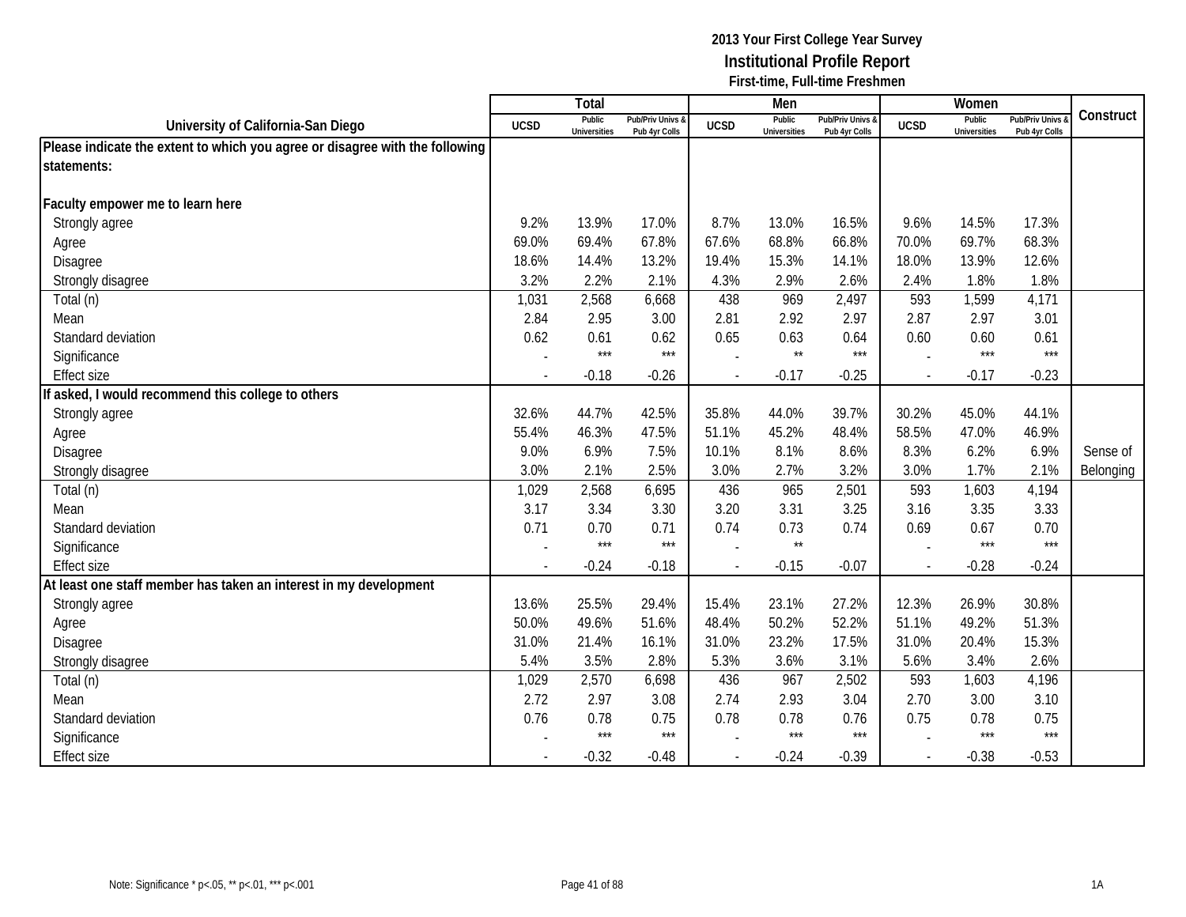**2013 Your First College Year Survey**
**Institutional Profile Report**
**First-time, Full-time Freshmen**

| University of California-San Diego | Total | | | Men | | | Women | | | Construct |
|---|---|---|---|---|---|---|---|---|---|---|
| | UCSD | Public Universities | Pub/Priv Univs & Pub 4yr Colls | UCSD | Public Universities | Pub/Priv Univs & Pub 4yr Colls | UCSD | Public Universities | Pub/Priv Univs & Pub 4yr Colls | |
| **Please indicate the extent to which you agree or disagree with the following statements:** | | | | | | | | | | |
| **Faculty empower me to learn here** | | | | | | | | | | |
| Strongly agree | 9.2% | 13.9% | 17.0% | 8.7% | 13.0% | 16.5% | 9.6% | 14.5% | 17.3% | |
| Agree | 69.0% | 69.4% | 67.8% | 67.6% | 68.8% | 66.8% | 70.0% | 69.7% | 68.3% | |
| Disagree | 18.6% | 14.4% | 13.2% | 19.4% | 15.3% | 14.1% | 18.0% | 13.9% | 12.6% | |
| Strongly disagree | 3.2% | 2.2% | 2.1% | 4.3% | 2.9% | 2.6% | 2.4% | 1.8% | 1.8% | |
| Total (n) | 1,031 | 2,568 | 6,668 | 438 | 969 | 2,497 | 593 | 1,599 | 4,171 | |
| Mean | 2.84 | 2.95 | 3.00 | 2.81 | 2.92 | 2.97 | 2.87 | 2.97 | 3.01 | |
| Standard deviation | 0.62 | 0.61 | 0.62 | 0.65 | 0.63 | 0.64 | 0.60 | 0.60 | 0.61 | |
| Significance | - | *** | *** | - | ** | *** | - | *** | *** | |
| Effect size | - | -0.18 | -0.26 | - | -0.17 | -0.25 | - | -0.17 | -0.23 | |
| **If asked, I would recommend this college to others** | | | | | | | | | | |
| Strongly agree | 32.6% | 44.7% | 42.5% | 35.8% | 44.0% | 39.7% | 30.2% | 45.0% | 44.1% | |
| Agree | 55.4% | 46.3% | 47.5% | 51.1% | 45.2% | 48.4% | 58.5% | 47.0% | 46.9% | |
| Disagree | 9.0% | 6.9% | 7.5% | 10.1% | 8.1% | 8.6% | 8.3% | 6.2% | 6.9% | Sense of |
| Strongly disagree | 3.0% | 2.1% | 2.5% | 3.0% | 2.7% | 3.2% | 3.0% | 1.7% | 2.1% | Belonging |
| Total (n) | 1,029 | 2,568 | 6,695 | 436 | 965 | 2,501 | 593 | 1,603 | 4,194 | |
| Mean | 3.17 | 3.34 | 3.30 | 3.20 | 3.31 | 3.25 | 3.16 | 3.35 | 3.33 | |
| Standard deviation | 0.71 | 0.70 | 0.71 | 0.74 | 0.73 | 0.74 | 0.69 | 0.67 | 0.70 | |
| Significance | - | *** | *** | - | ** | | - | *** | *** | |
| Effect size | - | -0.24 | -0.18 | - | -0.15 | -0.07 | - | -0.28 | -0.24 | |
| **At least one staff member has taken an interest in my development** | | | | | | | | | | |
| Strongly agree | 13.6% | 25.5% | 29.4% | 15.4% | 23.1% | 27.2% | 12.3% | 26.9% | 30.8% | |
| Agree | 50.0% | 49.6% | 51.6% | 48.4% | 50.2% | 52.2% | 51.1% | 49.2% | 51.3% | |
| Disagree | 31.0% | 21.4% | 16.1% | 31.0% | 23.2% | 17.5% | 31.0% | 20.4% | 15.3% | |
| Strongly disagree | 5.4% | 3.5% | 2.8% | 5.3% | 3.6% | 3.1% | 5.6% | 3.4% | 2.6% | |
| Total (n) | 1,029 | 2,570 | 6,698 | 436 | 967 | 2,502 | 593 | 1,603 | 4,196 | |
| Mean | 2.72 | 2.97 | 3.08 | 2.74 | 2.93 | 3.04 | 2.70 | 3.00 | 3.10 | |
| Standard deviation | 0.76 | 0.78 | 0.75 | 0.78 | 0.78 | 0.76 | 0.75 | 0.78 | 0.75 | |
| Significance | - | *** | *** | - | *** | *** | - | *** | *** | |
| Effect size | - | -0.32 | -0.48 | - | -0.24 | -0.39 | - | -0.38 | -0.53 | |

Note: Significance * p<.05, ** p<.01, *** p<.001

1A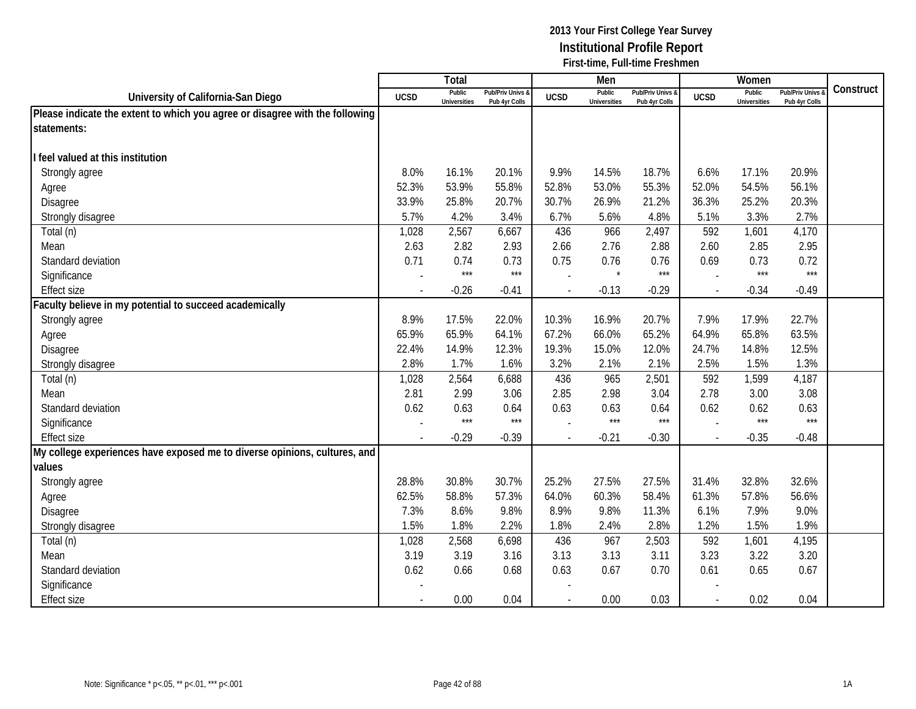# 2013 Your First College Year Survey
## Institutional Profile Report
### First-time, Full-time Freshmen

| University of California-San Diego | Total | | | Men | | | Women | | | Construct |
|---|---|---|---|---|---|---|---|---|---|---|
| | UCSD | Public Universities | Pub/Priv Univs & Pub 4yr Colls | UCSD | Public Universities | Pub/Priv Univs & Pub 4yr Colls | UCSD | Public Universities | Pub/Priv Univs & Pub 4yr Colls | |
| **Please indicate the extent to which you agree or disagree with the following statements:** | | | | | | | | | | |
| **I feel valued at this institution** | | | | | | | | | | |
| Strongly agree | 8.0% | 16.1% | 20.1% | 9.9% | 14.5% | 18.7% | 6.6% | 17.1% | 20.9% | |
| Agree | 52.3% | 53.9% | 55.8% | 52.8% | 53.0% | 55.3% | 52.0% | 54.5% | 56.1% | |
| Disagree | 33.9% | 25.8% | 20.7% | 30.7% | 26.9% | 21.2% | 36.3% | 25.2% | 20.3% | |
| Strongly disagree | 5.7% | 4.2% | 3.4% | 6.7% | 5.6% | 4.8% | 5.1% | 3.3% | 2.7% | |
| Total (n) | 1,028 | 2,567 | 6,667 | 436 | 966 | 2,497 | 592 | 1,601 | 4,170 | |
| Mean | 2.63 | 2.82 | 2.93 | 2.66 | 2.76 | 2.88 | 2.60 | 2.85 | 2.95 | |
| Standard deviation | 0.71 | 0.74 | 0.73 | 0.75 | 0.76 | 0.76 | 0.69 | 0.73 | 0.72 | |
| Significance | - | *** | *** | - | * | *** | - | *** | *** | |
| Effect size | - | -0.26 | -0.41 | - | -0.13 | -0.29 | - | -0.34 | -0.49 | |
| **Faculty believe in my potential to succeed academically** | | | | | | | | | | |
| Strongly agree | 8.9% | 17.5% | 22.0% | 10.3% | 16.9% | 20.7% | 7.9% | 17.9% | 22.7% | |
| Agree | 65.9% | 65.9% | 64.1% | 67.2% | 66.0% | 65.2% | 64.9% | 65.8% | 63.5% | |
| Disagree | 22.4% | 14.9% | 12.3% | 19.3% | 15.0% | 12.0% | 24.7% | 14.8% | 12.5% | |
| Strongly disagree | 2.8% | 1.7% | 1.6% | 3.2% | 2.1% | 2.1% | 2.5% | 1.5% | 1.3% | |
| Total (n) | 1,028 | 2,564 | 6,688 | 436 | 965 | 2,501 | 592 | 1,599 | 4,187 | |
| Mean | 2.81 | 2.99 | 3.06 | 2.85 | 2.98 | 3.04 | 2.78 | 3.00 | 3.08 | |
| Standard deviation | 0.62 | 0.63 | 0.64 | 0.63 | 0.63 | 0.64 | 0.62 | 0.62 | 0.63 | |
| Significance | - | *** | *** | - | *** | *** | - | *** | *** | |
| Effect size | - | -0.29 | -0.39 | - | -0.21 | -0.30 | - | -0.35 | -0.48 | |
| **My college experiences have exposed me to diverse opinions, cultures, and values** | | | | | | | | | | |
| Strongly agree | 28.8% | 30.8% | 30.7% | 25.2% | 27.5% | 27.5% | 31.4% | 32.8% | 32.6% | |
| Agree | 62.5% | 58.8% | 57.3% | 64.0% | 60.3% | 58.4% | 61.3% | 57.8% | 56.6% | |
| Disagree | 7.3% | 8.6% | 9.8% | 8.9% | 9.8% | 11.3% | 6.1% | 7.9% | 9.0% | |
| Strongly disagree | 1.5% | 1.8% | 2.2% | 1.8% | 2.4% | 2.8% | 1.2% | 1.5% | 1.9% | |
| Total (n) | 1,028 | 2,568 | 6,698 | 436 | 967 | 2,503 | 592 | 1,601 | 4,195 | |
| Mean | 3.19 | 3.19 | 3.16 | 3.13 | 3.13 | 3.11 | 3.23 | 3.22 | 3.20 | |
| Standard deviation | 0.62 | 0.66 | 0.68 | 0.63 | 0.67 | 0.70 | 0.61 | 0.65 | 0.67 | |
| Significance | - | | | - | | | - | | | |
| Effect size | - | 0.00 | 0.04 | - | 0.00 | 0.03 | - | 0.02 | 0.04 | |

Note: Significance * p<.05, ** p<.01, *** p<.001

1A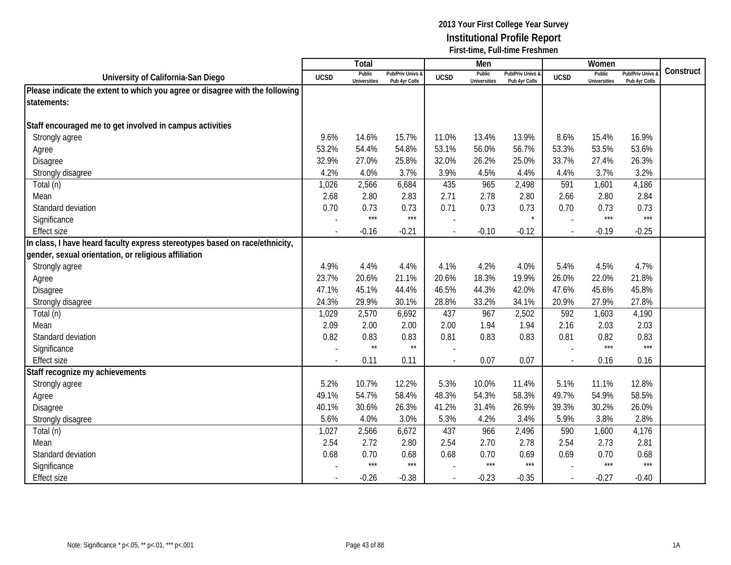# 2013 Your First College Year Survey
## Institutional Profile Report
### First-time, Full-time Freshmen

| University of California-San Diego | Total | | | Men | | | Women | | | Construct |
|---|---|---|---|---|---|---|---|---|---|---|
| | UCSD | Public Universities | Pub/Priv Univs & Pub 4yr Colls | UCSD | Public Universities | Pub/Priv Univs & Pub 4yr Colls | UCSD | Public Universities | Pub/Priv Univs & Pub 4yr Colls | |
| **Please indicate the extent to which you agree or disagree with the following statements:** | | | | | | | | | | |
| **Staff encouraged me to get involved in campus activities** | | | | | | | | | | |
| Strongly agree | 9.6% | 14.6% | 15.7% | 11.0% | 13.4% | 13.9% | 8.6% | 15.4% | 16.9% | |
| Agree | 53.2% | 54.4% | 54.8% | 53.1% | 56.0% | 56.7% | 53.3% | 53.5% | 53.6% | |
| Disagree | 32.9% | 27.0% | 25.8% | 32.0% | 26.2% | 25.0% | 33.7% | 27.4% | 26.3% | |
| Strongly disagree | 4.2% | 4.0% | 3.7% | 3.9% | 4.5% | 4.4% | 4.4% | 3.7% | 3.2% | |
| Total (n) | 1,026 | 2,566 | 6,684 | 435 | 965 | 2,498 | 591 | 1,601 | 4,186 | |
| Mean | 2.68 | 2.80 | 2.83 | 2.71 | 2.78 | 2.80 | 2.66 | 2.80 | 2.84 | |
| Standard deviation | 0.70 | 0.73 | 0.73 | 0.71 | 0.73 | 0.73 | 0.70 | 0.73 | 0.73 | |
| Significance | - | *** | *** | - | | * | - | *** | *** | |
| Effect size | - | -0.16 | -0.21 | - | -0.10 | -0.12 | - | -0.19 | -0.25 | |
| **In class, I have heard faculty express stereotypes based on race/ethnicity, gender, sexual orientation, or religious affiliation** | | | | | | | | | | |
| Strongly agree | 4.9% | 4.4% | 4.4% | 4.1% | 4.2% | 4.0% | 5.4% | 4.5% | 4.7% | |
| Agree | 23.7% | 20.6% | 21.1% | 20.6% | 18.3% | 19.9% | 26.0% | 22.0% | 21.8% | |
| Disagree | 47.1% | 45.1% | 44.4% | 46.5% | 44.3% | 42.0% | 47.6% | 45.6% | 45.8% | |
| Strongly disagree | 24.3% | 29.9% | 30.1% | 28.8% | 33.2% | 34.1% | 20.9% | 27.9% | 27.8% | |
| Total (n) | 1,029 | 2,570 | 6,692 | 437 | 967 | 2,502 | 592 | 1,603 | 4,190 | |
| Mean | 2.09 | 2.00 | 2.00 | 2.00 | 1.94 | 1.94 | 2.16 | 2.03 | 2.03 | |
| Standard deviation | 0.82 | 0.83 | 0.83 | 0.81 | 0.83 | 0.83 | 0.81 | 0.82 | 0.83 | |
| Significance | - | ** | ** | - | | | - | *** | *** | |
| Effect size | - | 0.11 | 0.11 | - | 0.07 | 0.07 | - | 0.16 | 0.16 | |
| **Staff recognize my achievements** | | | | | | | | | | |
| Strongly agree | 5.2% | 10.7% | 12.2% | 5.3% | 10.0% | 11.4% | 5.1% | 11.1% | 12.8% | |
| Agree | 49.1% | 54.7% | 58.4% | 48.3% | 54.3% | 58.3% | 49.7% | 54.9% | 58.5% | |
| Disagree | 40.1% | 30.6% | 26.3% | 41.2% | 31.4% | 26.9% | 39.3% | 30.2% | 26.0% | |
| Strongly disagree | 5.6% | 4.0% | 3.0% | 5.3% | 4.2% | 3.4% | 5.9% | 3.8% | 2.8% | |
| Total (n) | 1,027 | 2,566 | 6,672 | 437 | 966 | 2,496 | 590 | 1,600 | 4,176 | |
| Mean | 2.54 | 2.72 | 2.80 | 2.54 | 2.70 | 2.78 | 2.54 | 2.73 | 2.81 | |
| Standard deviation | 0.68 | 0.70 | 0.68 | 0.68 | 0.70 | 0.69 | 0.69 | 0.70 | 0.68 | |
| Significance | - | *** | *** | - | *** | *** | - | *** | *** | |
| Effect size | - | -0.26 | -0.38 | - | -0.23 | -0.35 | - | -0.27 | -0.40 | |

Note: Significance * p<.05, ** p<.01, *** p<.001

1A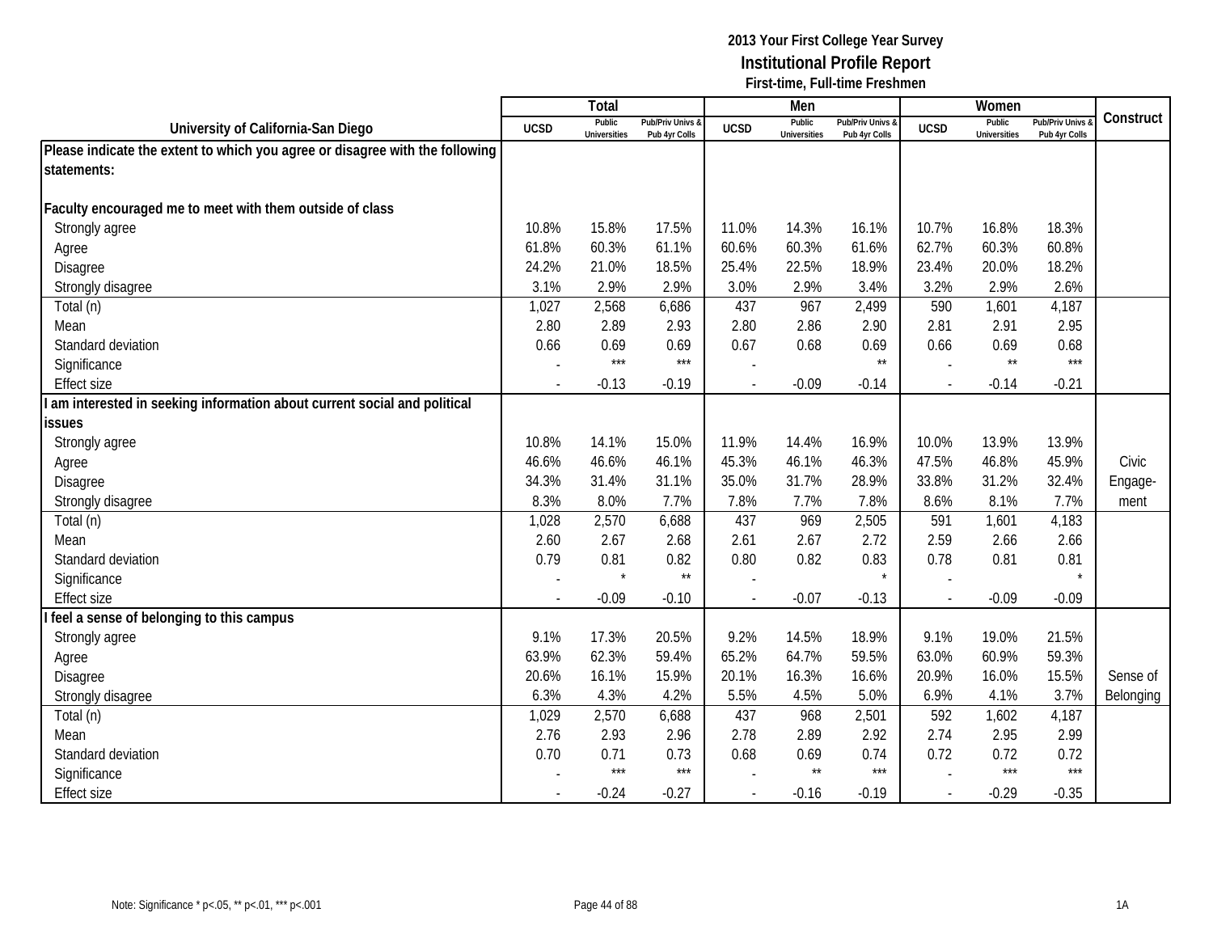**2013 Your First College Year Survey**
**Institutional Profile Report**
**First-time, Full-time Freshmen**

| University of California-San Diego | Total | | | Men | | | Women | | | Construct |
|---|---|---|---|---|---|---|---|---|---|---|
| | UCSD | Public Universities | Pub/Priv Univs & Pub 4yr Colls | UCSD | Public Universities | Pub/Priv Univs & Pub 4yr Colls | UCSD | Public Universities | Pub/Priv Univs & Pub 4yr Colls | |
| **Please indicate the extent to which you agree or disagree with the following statements:** | | | | | | | | | | |
| **Faculty encouraged me to meet with them outside of class** | | | | | | | | | | |
| Strongly agree | 10.8% | 15.8% | 17.5% | 11.0% | 14.3% | 16.1% | 10.7% | 16.8% | 18.3% | |
| Agree | 61.8% | 60.3% | 61.1% | 60.6% | 60.3% | 61.6% | 62.7% | 60.3% | 60.8% | |
| Disagree | 24.2% | 21.0% | 18.5% | 25.4% | 22.5% | 18.9% | 23.4% | 20.0% | 18.2% | |
| Strongly disagree | 3.1% | 2.9% | 2.9% | 3.0% | 2.9% | 3.4% | 3.2% | 2.9% | 2.6% | |
| Total (n) | 1,027 | 2,568 | 6,686 | 437 | 967 | 2,499 | 590 | 1,601 | 4,187 | |
| Mean | 2.80 | 2.89 | 2.93 | 2.80 | 2.86 | 2.90 | 2.81 | 2.91 | 2.95 | |
| Standard deviation | 0.66 | 0.69 | 0.69 | 0.67 | 0.68 | 0.69 | 0.66 | 0.69 | 0.68 | |
| Significance | - | *** | *** | - | | ** | - | ** | *** | |
| Effect size | - | -0.13 | -0.19 | - | -0.09 | -0.14 | - | -0.14 | -0.21 | |
| **I am interested in seeking information about current social and political issues** | | | | | | | | | | |
| Strongly agree | 10.8% | 14.1% | 15.0% | 11.9% | 14.4% | 16.9% | 10.0% | 13.9% | 13.9% | Civic Engage-ment |
| Agree | 46.6% | 46.6% | 46.1% | 45.3% | 46.1% | 46.3% | 47.5% | 46.8% | 45.9% | |
| Disagree | 34.3% | 31.4% | 31.1% | 35.0% | 31.7% | 28.9% | 33.8% | 31.2% | 32.4% | |
| Strongly disagree | 8.3% | 8.0% | 7.7% | 7.8% | 7.7% | 7.8% | 8.6% | 8.1% | 7.7% | |
| Total (n) | 1,028 | 2,570 | 6,688 | 437 | 969 | 2,505 | 591 | 1,601 | 4,183 | |
| Mean | 2.60 | 2.67 | 2.68 | 2.61 | 2.67 | 2.72 | 2.59 | 2.66 | 2.66 | |
| Standard deviation | 0.79 | 0.81 | 0.82 | 0.80 | 0.82 | 0.83 | 0.78 | 0.81 | 0.81 | |
| Significance | - | * | ** | - | | * | - | | * | |
| Effect size | - | -0.09 | -0.10 | - | -0.07 | -0.13 | - | -0.09 | -0.09 | |
| **I feel a sense of belonging to this campus** | | | | | | | | | | |
| Strongly agree | 9.1% | 17.3% | 20.5% | 9.2% | 14.5% | 18.9% | 9.1% | 19.0% | 21.5% | Sense of Belonging |
| Agree | 63.9% | 62.3% | 59.4% | 65.2% | 64.7% | 59.5% | 63.0% | 60.9% | 59.3% | |
| Disagree | 20.6% | 16.1% | 15.9% | 20.1% | 16.3% | 16.6% | 20.9% | 16.0% | 15.5% | |
| Strongly disagree | 6.3% | 4.3% | 4.2% | 5.5% | 4.5% | 5.0% | 6.9% | 4.1% | 3.7% | |
| Total (n) | 1,029 | 2,570 | 6,688 | 437 | 968 | 2,501 | 592 | 1,602 | 4,187 | |
| Mean | 2.76 | 2.93 | 2.96 | 2.78 | 2.89 | 2.92 | 2.74 | 2.95 | 2.99 | |
| Standard deviation | 0.70 | 0.71 | 0.73 | 0.68 | 0.69 | 0.74 | 0.72 | 0.72 | 0.72 | |
| Significance | - | *** | *** | - | ** | *** | - | *** | *** | |
| Effect size | - | -0.24 | -0.27 | - | -0.16 | -0.19 | - | -0.29 | -0.35 | |

Note: Significance * p<.05, ** p<.01, *** p<.001

1A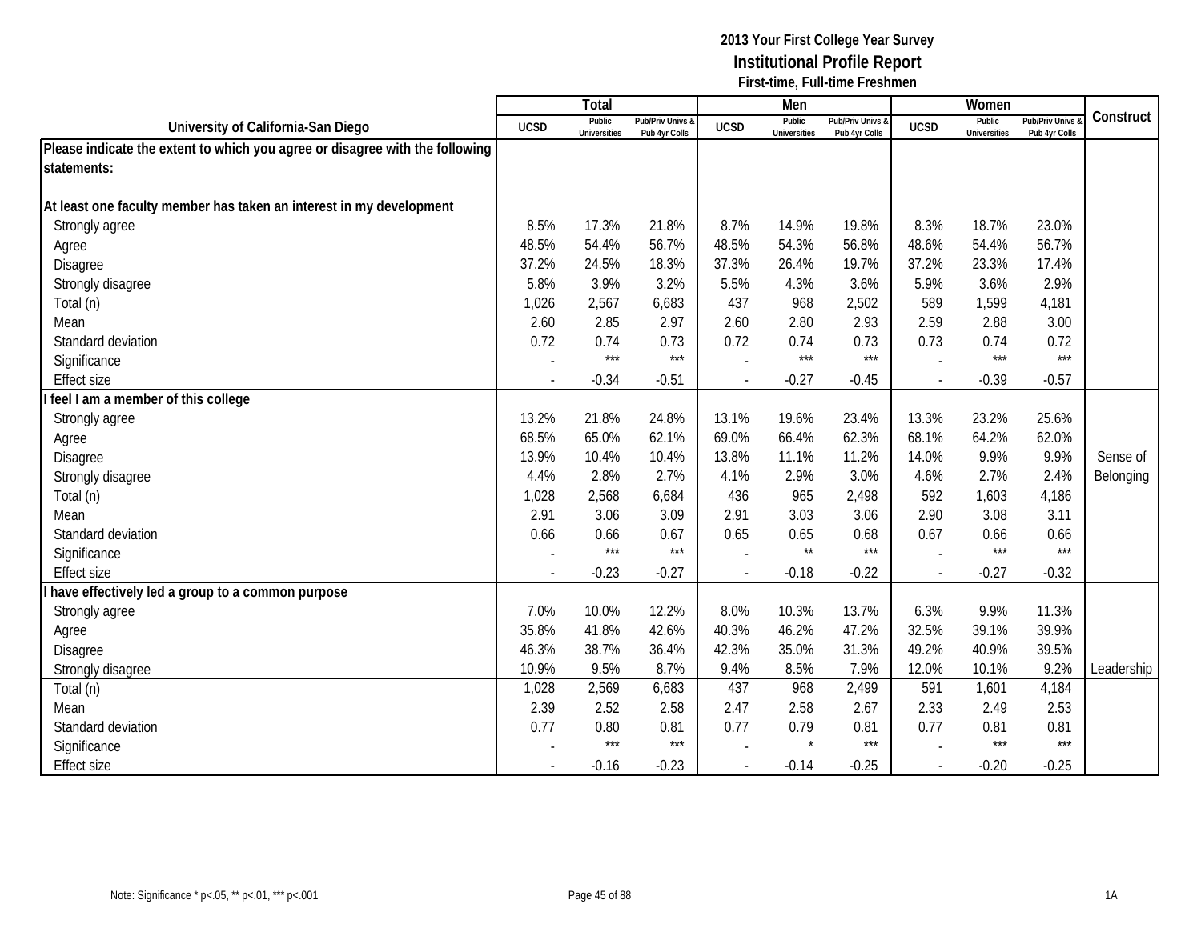**2013 Your First College Year Survey**
**Institutional Profile Report**
**First-time, Full-time Freshmen**

| University of California-San Diego | Total | | | Men | | | Women | | | Construct |
|---|---|---|---|---|---|---|---|---|---|---|
| | UCSD | Public Universities | Pub/Priv Univs & Pub 4yr Colls | UCSD | Public Universities | Pub/Priv Univs & Pub 4yr Colls | UCSD | Public Universities | Pub/Priv Univs & Pub 4yr Colls | |
| **Please indicate the extent to which you agree or disagree with the following statements:** | | | | | | | | | | |
| **At least one faculty member has taken an interest in my development** | | | | | | | | | | |
| Strongly agree | 8.5% | 17.3% | 21.8% | 8.7% | 14.9% | 19.8% | 8.3% | 18.7% | 23.0% | |
| Agree | 48.5% | 54.4% | 56.7% | 48.5% | 54.3% | 56.8% | 48.6% | 54.4% | 56.7% | |
| Disagree | 37.2% | 24.5% | 18.3% | 37.3% | 26.4% | 19.7% | 37.2% | 23.3% | 17.4% | |
| Strongly disagree | 5.8% | 3.9% | 3.2% | 5.5% | 4.3% | 3.6% | 5.9% | 3.6% | 2.9% | |
| Total (n) | 1,026 | 2,567 | 6,683 | 437 | 968 | 2,502 | 589 | 1,599 | 4,181 | |
| Mean | 2.60 | 2.85 | 2.97 | 2.60 | 2.80 | 2.93 | 2.59 | 2.88 | 3.00 | |
| Standard deviation | 0.72 | 0.74 | 0.73 | 0.72 | 0.74 | 0.73 | 0.73 | 0.74 | 0.72 | |
| Significance | - | *** | *** | - | *** | *** | - | *** | *** | |
| Effect size | - | -0.34 | -0.51 | - | -0.27 | -0.45 | - | -0.39 | -0.57 | |
| **I feel I am a member of this college** | | | | | | | | | | |
| Strongly agree | 13.2% | 21.8% | 24.8% | 13.1% | 19.6% | 23.4% | 13.3% | 23.2% | 25.6% | |
| Agree | 68.5% | 65.0% | 62.1% | 69.0% | 66.4% | 62.3% | 68.1% | 64.2% | 62.0% | |
| Disagree | 13.9% | 10.4% | 10.4% | 13.8% | 11.1% | 11.2% | 14.0% | 9.9% | 9.9% | Sense of Belonging |
| Strongly disagree | 4.4% | 2.8% | 2.7% | 4.1% | 2.9% | 3.0% | 4.6% | 2.7% | 2.4% | |
| Total (n) | 1,028 | 2,568 | 6,684 | 436 | 965 | 2,498 | 592 | 1,603 | 4,186 | |
| Mean | 2.91 | 3.06 | 3.09 | 2.91 | 3.03 | 3.06 | 2.90 | 3.08 | 3.11 | |
| Standard deviation | 0.66 | 0.66 | 0.67 | 0.65 | 0.65 | 0.68 | 0.67 | 0.66 | 0.66 | |
| Significance | - | *** | *** | - | ** | *** | - | *** | *** | |
| Effect size | - | -0.23 | -0.27 | - | -0.18 | -0.22 | - | -0.27 | -0.32 | |
| **I have effectively led a group to a common purpose** | | | | | | | | | | |
| Strongly agree | 7.0% | 10.0% | 12.2% | 8.0% | 10.3% | 13.7% | 6.3% | 9.9% | 11.3% | |
| Agree | 35.8% | 41.8% | 42.6% | 40.3% | 46.2% | 47.2% | 32.5% | 39.1% | 39.9% | |
| Disagree | 46.3% | 38.7% | 36.4% | 42.3% | 35.0% | 31.3% | 49.2% | 40.9% | 39.5% | |
| Strongly disagree | 10.9% | 9.5% | 8.7% | 9.4% | 8.5% | 7.9% | 12.0% | 10.1% | 9.2% | Leadership |
| Total (n) | 1,028 | 2,569 | 6,683 | 437 | 968 | 2,499 | 591 | 1,601 | 4,184 | |
| Mean | 2.39 | 2.52 | 2.58 | 2.47 | 2.58 | 2.67 | 2.33 | 2.49 | 2.53 | |
| Standard deviation | 0.77 | 0.80 | 0.81 | 0.77 | 0.79 | 0.81 | 0.77 | 0.81 | 0.81 | |
| Significance | - | *** | *** | - | * | *** | - | *** | *** | |
| Effect size | - | -0.16 | -0.23 | - | -0.14 | -0.25 | - | -0.20 | -0.25 | |

Note: Significance * p<.05, ** p<.01, *** p<.001

1A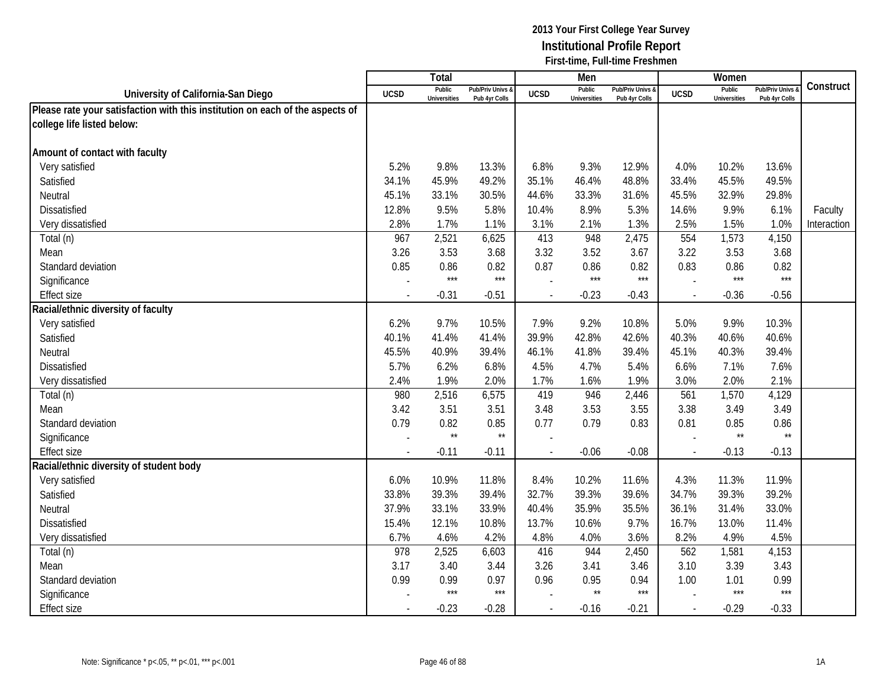**2013 Your First College Year Survey**
**Institutional Profile Report**
**First-time, Full-time Freshmen**

| University of California-San Diego | Total | | | Men | | | Women | | | Construct |
|---|---|---|---|---|---|---|---|---|---|---|
| | UCSD | Public Universities | Pub/Priv Univs & Pub 4yr Colls | UCSD | Public Universities | Pub/Priv Univs & Pub 4yr Colls | UCSD | Public Universities | Pub/Priv Univs & Pub 4yr Colls | |
| **Please rate your satisfaction with this institution on each of the aspects of college life listed below:** | | | | | | | | | | |
| **Amount of contact with faculty** | | | | | | | | | | |
| Very satisfied | 5.2% | 9.8% | 13.3% | 6.8% | 9.3% | 12.9% | 4.0% | 10.2% | 13.6% | |
| Satisfied | 34.1% | 45.9% | 49.2% | 35.1% | 46.4% | 48.8% | 33.4% | 45.5% | 49.5% | |
| Neutral | 45.1% | 33.1% | 30.5% | 44.6% | 33.3% | 31.6% | 45.5% | 32.9% | 29.8% | |
| Dissatisfied | 12.8% | 9.5% | 5.8% | 10.4% | 8.9% | 5.3% | 14.6% | 9.9% | 6.1% | Faculty |
| Very dissatisfied | 2.8% | 1.7% | 1.1% | 3.1% | 2.1% | 1.3% | 2.5% | 1.5% | 1.0% | Interaction |
| Total (n) | 967 | 2,521 | 6,625 | 413 | 948 | 2,475 | 554 | 1,573 | 4,150 | |
| Mean | 3.26 | 3.53 | 3.68 | 3.32 | 3.52 | 3.67 | 3.22 | 3.53 | 3.68 | |
| Standard deviation | 0.85 | 0.86 | 0.82 | 0.87 | 0.86 | 0.82 | 0.83 | 0.86 | 0.82 | |
| Significance | - | *** | *** | - | *** | *** | - | *** | *** | |
| Effect size | - | -0.31 | -0.51 | - | -0.23 | -0.43 | - | -0.36 | -0.56 | |
| **Racial/ethnic diversity of faculty** | | | | | | | | | | |
| Very satisfied | 6.2% | 9.7% | 10.5% | 7.9% | 9.2% | 10.8% | 5.0% | 9.9% | 10.3% | |
| Satisfied | 40.1% | 41.4% | 41.4% | 39.9% | 42.8% | 42.6% | 40.3% | 40.6% | 40.6% | |
| Neutral | 45.5% | 40.9% | 39.4% | 46.1% | 41.8% | 39.4% | 45.1% | 40.3% | 39.4% | |
| Dissatisfied | 5.7% | 6.2% | 6.8% | 4.5% | 4.7% | 5.4% | 6.6% | 7.1% | 7.6% | |
| Very dissatisfied | 2.4% | 1.9% | 2.0% | 1.7% | 1.6% | 1.9% | 3.0% | 2.0% | 2.1% | |
| Total (n) | 980 | 2,516 | 6,575 | 419 | 946 | 2,446 | 561 | 1,570 | 4,129 | |
| Mean | 3.42 | 3.51 | 3.51 | 3.48 | 3.53 | 3.55 | 3.38 | 3.49 | 3.49 | |
| Standard deviation | 0.79 | 0.82 | 0.85 | 0.77 | 0.79 | 0.83 | 0.81 | 0.85 | 0.86 | |
| Significance | - | ** | ** | - | | | - | ** | ** | |
| Effect size | - | -0.11 | -0.11 | - | -0.06 | -0.08 | - | -0.13 | -0.13 | |
| **Racial/ethnic diversity of student body** | | | | | | | | | | |
| Very satisfied | 6.0% | 10.9% | 11.8% | 8.4% | 10.2% | 11.6% | 4.3% | 11.3% | 11.9% | |
| Satisfied | 33.8% | 39.3% | 39.4% | 32.7% | 39.3% | 39.6% | 34.7% | 39.3% | 39.2% | |
| Neutral | 37.9% | 33.1% | 33.9% | 40.4% | 35.9% | 35.5% | 36.1% | 31.4% | 33.0% | |
| Dissatisfied | 15.4% | 12.1% | 10.8% | 13.7% | 10.6% | 9.7% | 16.7% | 13.0% | 11.4% | |
| Very dissatisfied | 6.7% | 4.6% | 4.2% | 4.8% | 4.0% | 3.6% | 8.2% | 4.9% | 4.5% | |
| Total (n) | 978 | 2,525 | 6,603 | 416 | 944 | 2,450 | 562 | 1,581 | 4,153 | |
| Mean | 3.17 | 3.40 | 3.44 | 3.26 | 3.41 | 3.46 | 3.10 | 3.39 | 3.43 | |
| Standard deviation | 0.99 | 0.99 | 0.97 | 0.96 | 0.95 | 0.94 | 1.00 | 1.01 | 0.99 | |
| Significance | - | *** | *** | - | ** | *** | - | *** | *** | |
| Effect size | - | -0.23 | -0.28 | - | -0.16 | -0.21 | - | -0.29 | -0.33 | |

Note: Significance * p<.05, ** p<.01, *** p<.001

1A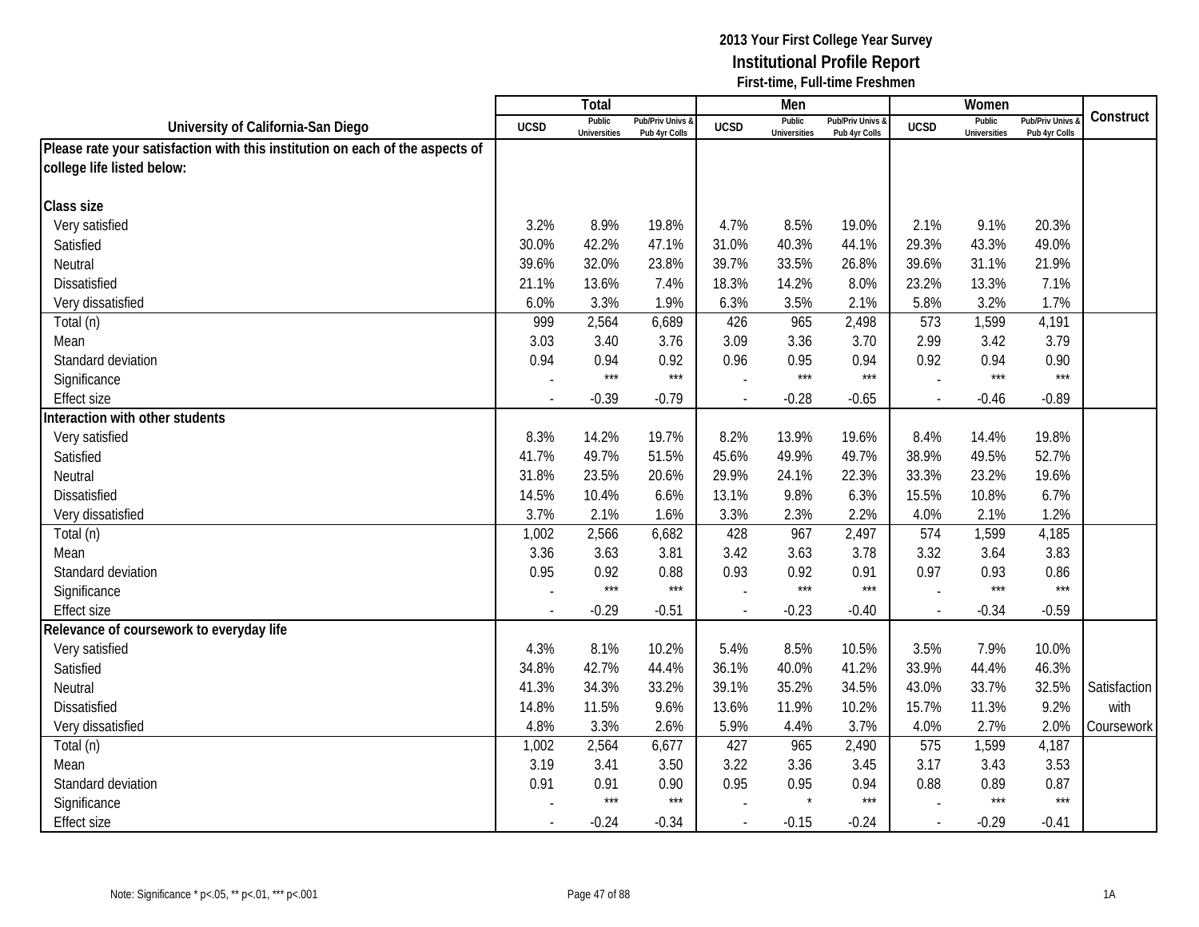**2013 Your First College Year Survey**
**Institutional Profile Report**
**First-time, Full-time Freshmen**

| University of California-San Diego | Total | | | Men | | | Women | | | Construct |
|---|---|---|---|---|---|---|---|---|---|---|
| | UCSD | Public Universities | Pub/Priv Univs & Pub 4yr Colls | UCSD | Public Universities | Pub/Priv Univs & Pub 4yr Colls | UCSD | Public Universities | Pub/Priv Univs & Pub 4yr Colls | |
| **Please rate your satisfaction with this institution on each of the aspects of college life listed below:** | | | | | | | | | | |
| **Class size** | | | | | | | | | | |
| Very satisfied | 3.2% | 8.9% | 19.8% | 4.7% | 8.5% | 19.0% | 2.1% | 9.1% | 20.3% | |
| Satisfied | 30.0% | 42.2% | 47.1% | 31.0% | 40.3% | 44.1% | 29.3% | 43.3% | 49.0% | |
| Neutral | 39.6% | 32.0% | 23.8% | 39.7% | 33.5% | 26.8% | 39.6% | 31.1% | 21.9% | |
| Dissatisfied | 21.1% | 13.6% | 7.4% | 18.3% | 14.2% | 8.0% | 23.2% | 13.3% | 7.1% | |
| Very dissatisfied | 6.0% | 3.3% | 1.9% | 6.3% | 3.5% | 2.1% | 5.8% | 3.2% | 1.7% | |
| Total (n) | 999 | 2,564 | 6,689 | 426 | 965 | 2,498 | 573 | 1,599 | 4,191 | |
| Mean | 3.03 | 3.40 | 3.76 | 3.09 | 3.36 | 3.70 | 2.99 | 3.42 | 3.79 | |
| Standard deviation | 0.94 | 0.94 | 0.92 | 0.96 | 0.95 | 0.94 | 0.92 | 0.94 | 0.90 | |
| Significance | - | *** | *** | - | *** | *** | - | *** | *** | |
| Effect size | - | -0.39 | -0.79 | - | -0.28 | -0.65 | - | -0.46 | -0.89 | |
| **Interaction with other students** | | | | | | | | | | |
| Very satisfied | 8.3% | 14.2% | 19.7% | 8.2% | 13.9% | 19.6% | 8.4% | 14.4% | 19.8% | |
| Satisfied | 41.7% | 49.7% | 51.5% | 45.6% | 49.9% | 49.7% | 38.9% | 49.5% | 52.7% | |
| Neutral | 31.8% | 23.5% | 20.6% | 29.9% | 24.1% | 22.3% | 33.3% | 23.2% | 19.6% | |
| Dissatisfied | 14.5% | 10.4% | 6.6% | 13.1% | 9.8% | 6.3% | 15.5% | 10.8% | 6.7% | |
| Very dissatisfied | 3.7% | 2.1% | 1.6% | 3.3% | 2.3% | 2.2% | 4.0% | 2.1% | 1.2% | |
| Total (n) | 1,002 | 2,566 | 6,682 | 428 | 967 | 2,497 | 574 | 1,599 | 4,185 | |
| Mean | 3.36 | 3.63 | 3.81 | 3.42 | 3.63 | 3.78 | 3.32 | 3.64 | 3.83 | |
| Standard deviation | 0.95 | 0.92 | 0.88 | 0.93 | 0.92 | 0.91 | 0.97 | 0.93 | 0.86 | |
| Significance | - | *** | *** | - | *** | *** | - | *** | *** | |
| Effect size | - | -0.29 | -0.51 | - | -0.23 | -0.40 | - | -0.34 | -0.59 | |
| **Relevance of coursework to everyday life** | | | | | | | | | | |
| Very satisfied | 4.3% | 8.1% | 10.2% | 5.4% | 8.5% | 10.5% | 3.5% | 7.9% | 10.0% | |
| Satisfied | 34.8% | 42.7% | 44.4% | 36.1% | 40.0% | 41.2% | 33.9% | 44.4% | 46.3% | |
| Neutral | 41.3% | 34.3% | 33.2% | 39.1% | 35.2% | 34.5% | 43.0% | 33.7% | 32.5% | Satisfaction with Coursework |
| Dissatisfied | 14.8% | 11.5% | 9.6% | 13.6% | 11.9% | 10.2% | 15.7% | 11.3% | 9.2% | |
| Very dissatisfied | 4.8% | 3.3% | 2.6% | 5.9% | 4.4% | 3.7% | 4.0% | 2.7% | 2.0% | |
| Total (n) | 1,002 | 2,564 | 6,677 | 427 | 965 | 2,490 | 575 | 1,599 | 4,187 | |
| Mean | 3.19 | 3.41 | 3.50 | 3.22 | 3.36 | 3.45 | 3.17 | 3.43 | 3.53 | |
| Standard deviation | 0.91 | 0.91 | 0.90 | 0.95 | 0.95 | 0.94 | 0.88 | 0.89 | 0.87 | |
| Significance | - | *** | *** | - | * | *** | - | *** | *** | |
| Effect size | - | -0.24 | -0.34 | - | -0.15 | -0.24 | - | -0.29 | -0.41 | |

Note: Significance * p<.05, ** p<.01, *** p<.001

1A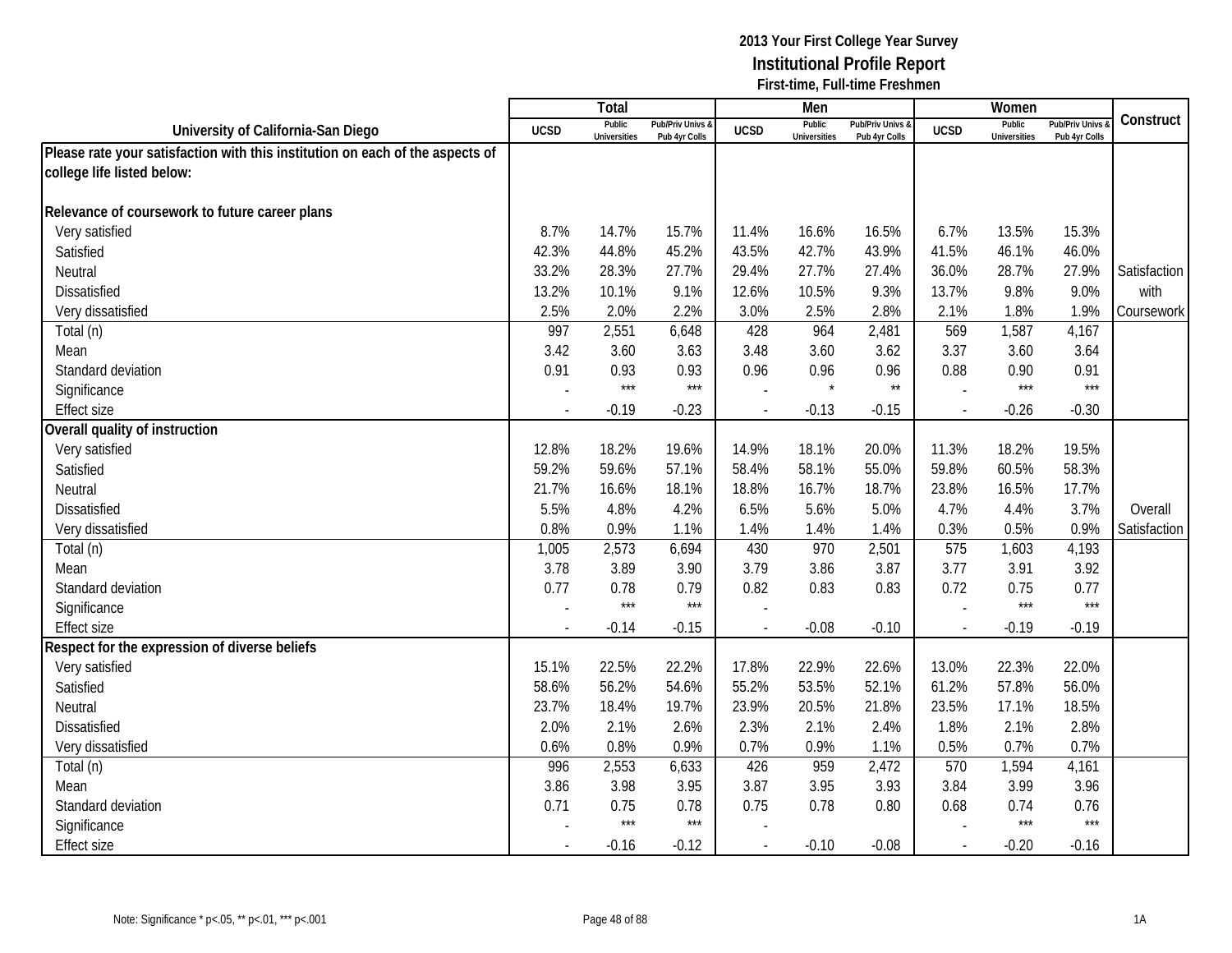**2013 Your First College Year Survey**
**Institutional Profile Report**
**First-time, Full-time Freshmen**

| University of California-San Diego | Total | | | Men | | | Women | | | Construct |
|---|---|---|---|---|---|---|---|---|---|---|
| | UCSD | Public Universities | Pub/Priv Univs & Pub 4yr Colls | UCSD | Public Universities | Pub/Priv Univs & Pub 4yr Colls | UCSD | Public Universities | Pub/Priv Univs & Pub 4yr Colls | |
| **Please rate your satisfaction with this institution on each of the aspects of college life listed below:** | | | | | | | | | | |
| **Relevance of coursework to future career plans** | | | | | | | | | | |
| Very satisfied | 8.7% | 14.7% | 15.7% | 11.4% | 16.6% | 16.5% | 6.7% | 13.5% | 15.3% | |
| Satisfied | 42.3% | 44.8% | 45.2% | 43.5% | 42.7% | 43.9% | 41.5% | 46.1% | 46.0% | |
| Neutral | 33.2% | 28.3% | 27.7% | 29.4% | 27.7% | 27.4% | 36.0% | 28.7% | 27.9% | Satisfaction |
| Dissatisfied | 13.2% | 10.1% | 9.1% | 12.6% | 10.5% | 9.3% | 13.7% | 9.8% | 9.0% | with |
| Very dissatisfied | 2.5% | 2.0% | 2.2% | 3.0% | 2.5% | 2.8% | 2.1% | 1.8% | 1.9% | Coursework |
| Total (n) | 997 | 2,551 | 6,648 | 428 | 964 | 2,481 | 569 | 1,587 | 4,167 | |
| Mean | 3.42 | 3.60 | 3.63 | 3.48 | 3.60 | 3.62 | 3.37 | 3.60 | 3.64 | |
| Standard deviation | 0.91 | 0.93 | 0.93 | 0.96 | 0.96 | 0.96 | 0.88 | 0.90 | 0.91 | |
| Significance | - | *** | *** | - | * | ** | - | *** | *** | |
| Effect size | - | -0.19 | -0.23 | - | -0.13 | -0.15 | - | -0.26 | -0.30 | |
| **Overall quality of instruction** | | | | | | | | | | |
| Very satisfied | 12.8% | 18.2% | 19.6% | 14.9% | 18.1% | 20.0% | 11.3% | 18.2% | 19.5% | |
| Satisfied | 59.2% | 59.6% | 57.1% | 58.4% | 58.1% | 55.0% | 59.8% | 60.5% | 58.3% | |
| Neutral | 21.7% | 16.6% | 18.1% | 18.8% | 16.7% | 18.7% | 23.8% | 16.5% | 17.7% | |
| Dissatisfied | 5.5% | 4.8% | 4.2% | 6.5% | 5.6% | 5.0% | 4.7% | 4.4% | 3.7% | Overall |
| Very dissatisfied | 0.8% | 0.9% | 1.1% | 1.4% | 1.4% | 1.4% | 0.3% | 0.5% | 0.9% | Satisfaction |
| Total (n) | 1,005 | 2,573 | 6,694 | 430 | 970 | 2,501 | 575 | 1,603 | 4,193 | |
| Mean | 3.78 | 3.89 | 3.90 | 3.79 | 3.86 | 3.87 | 3.77 | 3.91 | 3.92 | |
| Standard deviation | 0.77 | 0.78 | 0.79 | 0.82 | 0.83 | 0.83 | 0.72 | 0.75 | 0.77 | |
| Significance | - | *** | *** | - | | | - | *** | *** | |
| Effect size | - | -0.14 | -0.15 | - | -0.08 | -0.10 | - | -0.19 | -0.19 | |
| **Respect for the expression of diverse beliefs** | | | | | | | | | | |
| Very satisfied | 15.1% | 22.5% | 22.2% | 17.8% | 22.9% | 22.6% | 13.0% | 22.3% | 22.0% | |
| Satisfied | 58.6% | 56.2% | 54.6% | 55.2% | 53.5% | 52.1% | 61.2% | 57.8% | 56.0% | |
| Neutral | 23.7% | 18.4% | 19.7% | 23.9% | 20.5% | 21.8% | 23.5% | 17.1% | 18.5% | |
| Dissatisfied | 2.0% | 2.1% | 2.6% | 2.3% | 2.1% | 2.4% | 1.8% | 2.1% | 2.8% | |
| Very dissatisfied | 0.6% | 0.8% | 0.9% | 0.7% | 0.9% | 1.1% | 0.5% | 0.7% | 0.7% | |
| Total (n) | 996 | 2,553 | 6,633 | 426 | 959 | 2,472 | 570 | 1,594 | 4,161 | |
| Mean | 3.86 | 3.98 | 3.95 | 3.87 | 3.95 | 3.93 | 3.84 | 3.99 | 3.96 | |
| Standard deviation | 0.71 | 0.75 | 0.78 | 0.75 | 0.78 | 0.80 | 0.68 | 0.74 | 0.76 | |
| Significance | - | *** | *** | - | | | - | *** | *** | |
| Effect size | - | -0.16 | -0.12 | - | -0.10 | -0.08 | - | -0.20 | -0.16 | |

Note: Significance * p<.05, ** p<.01, *** p<.001

1A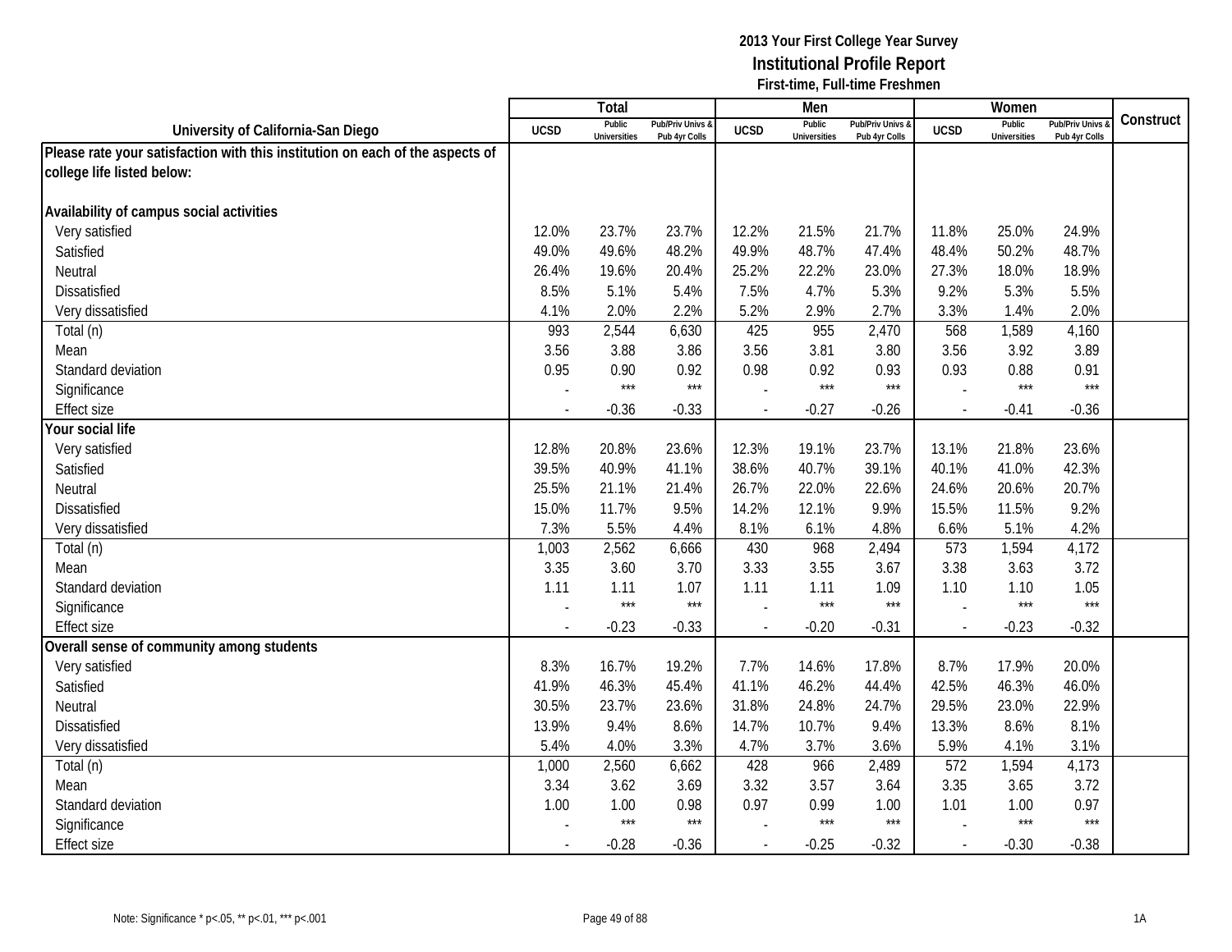**2013 Your First College Year Survey**
**Institutional Profile Report**
**First-time, Full-time Freshmen**

| University of California-San Diego | Total | | | Men | | | Women | | | Construct |
|---|---|---|---|---|---|---|---|---|---|---|
| | UCSD | Public Universities | Pub/Priv Univs & Pub 4yr Colls | UCSD | Public Universities | Pub/Priv Univs & Pub 4yr Colls | UCSD | Public Universities | Pub/Priv Univs & Pub 4yr Colls | |
| **Please rate your satisfaction with this institution on each of the aspects of college life listed below:** | | | | | | | | | | |
| **Availability of campus social activities** | | | | | | | | | | |
| Very satisfied | 12.0% | 23.7% | 23.7% | 12.2% | 21.5% | 21.7% | 11.8% | 25.0% | 24.9% | |
| Satisfied | 49.0% | 49.6% | 48.2% | 49.9% | 48.7% | 47.4% | 48.4% | 50.2% | 48.7% | |
| Neutral | 26.4% | 19.6% | 20.4% | 25.2% | 22.2% | 23.0% | 27.3% | 18.0% | 18.9% | |
| Dissatisfied | 8.5% | 5.1% | 5.4% | 7.5% | 4.7% | 5.3% | 9.2% | 5.3% | 5.5% | |
| Very dissatisfied | 4.1% | 2.0% | 2.2% | 5.2% | 2.9% | 2.7% | 3.3% | 1.4% | 2.0% | |
| Total (n) | 993 | 2,544 | 6,630 | 425 | 955 | 2,470 | 568 | 1,589 | 4,160 | |
| Mean | 3.56 | 3.88 | 3.86 | 3.56 | 3.81 | 3.80 | 3.56 | 3.92 | 3.89 | |
| Standard deviation | 0.95 | 0.90 | 0.92 | 0.98 | 0.92 | 0.93 | 0.93 | 0.88 | 0.91 | |
| Significance | - | *** | *** | - | *** | *** | - | *** | *** | |
| Effect size | - | -0.36 | -0.33 | - | -0.27 | -0.26 | - | -0.41 | -0.36 | |
| **Your social life** | | | | | | | | | | |
| Very satisfied | 12.8% | 20.8% | 23.6% | 12.3% | 19.1% | 23.7% | 13.1% | 21.8% | 23.6% | |
| Satisfied | 39.5% | 40.9% | 41.1% | 38.6% | 40.7% | 39.1% | 40.1% | 41.0% | 42.3% | |
| Neutral | 25.5% | 21.1% | 21.4% | 26.7% | 22.0% | 22.6% | 24.6% | 20.6% | 20.7% | |
| Dissatisfied | 15.0% | 11.7% | 9.5% | 14.2% | 12.1% | 9.9% | 15.5% | 11.5% | 9.2% | |
| Very dissatisfied | 7.3% | 5.5% | 4.4% | 8.1% | 6.1% | 4.8% | 6.6% | 5.1% | 4.2% | |
| Total (n) | 1,003 | 2,562 | 6,666 | 430 | 968 | 2,494 | 573 | 1,594 | 4,172 | |
| Mean | 3.35 | 3.60 | 3.70 | 3.33 | 3.55 | 3.67 | 3.38 | 3.63 | 3.72 | |
| Standard deviation | 1.11 | 1.11 | 1.07 | 1.11 | 1.11 | 1.09 | 1.10 | 1.10 | 1.05 | |
| Significance | - | *** | *** | - | *** | *** | - | *** | *** | |
| Effect size | - | -0.23 | -0.33 | - | -0.20 | -0.31 | - | -0.23 | -0.32 | |
| **Overall sense of community among students** | | | | | | | | | | |
| Very satisfied | 8.3% | 16.7% | 19.2% | 7.7% | 14.6% | 17.8% | 8.7% | 17.9% | 20.0% | |
| Satisfied | 41.9% | 46.3% | 45.4% | 41.1% | 46.2% | 44.4% | 42.5% | 46.3% | 46.0% | |
| Neutral | 30.5% | 23.7% | 23.6% | 31.8% | 24.8% | 24.7% | 29.5% | 23.0% | 22.9% | |
| Dissatisfied | 13.9% | 9.4% | 8.6% | 14.7% | 10.7% | 9.4% | 13.3% | 8.6% | 8.1% | |
| Very dissatisfied | 5.4% | 4.0% | 3.3% | 4.7% | 3.7% | 3.6% | 5.9% | 4.1% | 3.1% | |
| Total (n) | 1,000 | 2,560 | 6,662 | 428 | 966 | 2,489 | 572 | 1,594 | 4,173 | |
| Mean | 3.34 | 3.62 | 3.69 | 3.32 | 3.57 | 3.64 | 3.35 | 3.65 | 3.72 | |
| Standard deviation | 1.00 | 1.00 | 0.98 | 0.97 | 0.99 | 1.00 | 1.01 | 1.00 | 0.97 | |
| Significance | - | *** | *** | - | *** | *** | - | *** | *** | |
| Effect size | - | -0.28 | -0.36 | - | -0.25 | -0.32 | - | -0.30 | -0.38 | |

Note: Significance * p<.05, ** p<.01, *** p<.001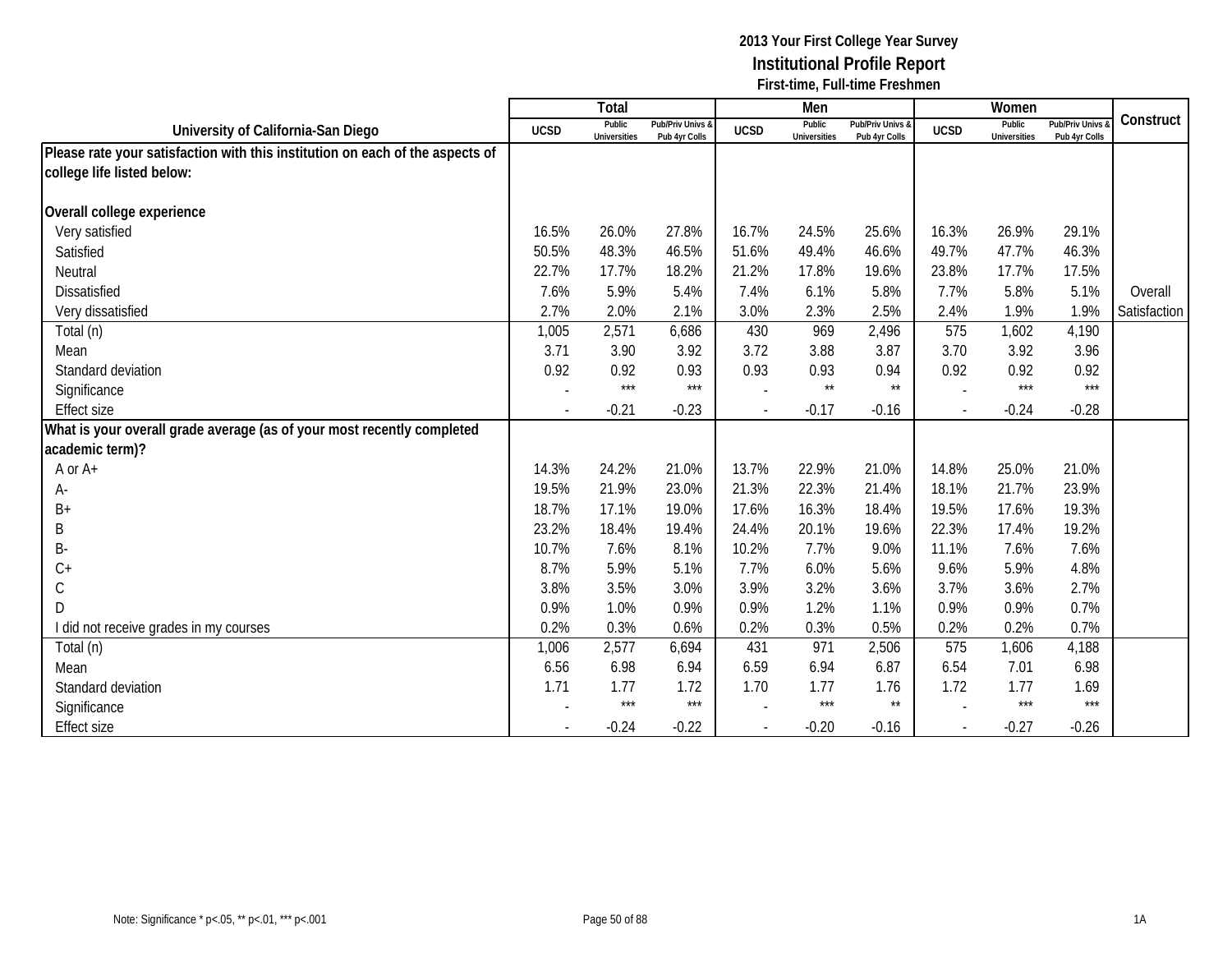**2013 Your First College Year Survey**
**Institutional Profile Report**
**First-time, Full-time Freshmen**

| University of California-San Diego | Total | | | Men | | | Women | | | Construct |
|---|---|---|---|---|---|---|---|---|---|---|
| | UCSD | Public Universities | Pub/Priv Univs & Pub 4yr Colls | UCSD | Public Universities | Pub/Priv Univs & Pub 4yr Colls | UCSD | Public Universities | Pub/Priv Univs & Pub 4yr Colls | |
| **Please rate your satisfaction with this institution on each of the aspects of college life listed below:** | | | | | | | | | | |
| **Overall college experience** | | | | | | | | | | |
| Very satisfied | 16.5% | 26.0% | 27.8% | 16.7% | 24.5% | 25.6% | 16.3% | 26.9% | 29.1% | |
| Satisfied | 50.5% | 48.3% | 46.5% | 51.6% | 49.4% | 46.6% | 49.7% | 47.7% | 46.3% | |
| Neutral | 22.7% | 17.7% | 18.2% | 21.2% | 17.8% | 19.6% | 23.8% | 17.7% | 17.5% | |
| Dissatisfied | 7.6% | 5.9% | 5.4% | 7.4% | 6.1% | 5.8% | 7.7% | 5.8% | 5.1% | Overall |
| Very dissatisfied | 2.7% | 2.0% | 2.1% | 3.0% | 2.3% | 2.5% | 2.4% | 1.9% | 1.9% | Satisfaction |
| Total (n) | 1,005 | 2,571 | 6,686 | 430 | 969 | 2,496 | 575 | 1,602 | 4,190 | |
| Mean | 3.71 | 3.90 | 3.92 | 3.72 | 3.88 | 3.87 | 3.70 | 3.92 | 3.96 | |
| Standard deviation | 0.92 | 0.92 | 0.93 | 0.93 | 0.93 | 0.94 | 0.92 | 0.92 | 0.92 | |
| Significance | - | *** | *** | - | ** | ** | - | *** | *** | |
| Effect size | - | -0.21 | -0.23 | - | -0.17 | -0.16 | - | -0.24 | -0.28 | |
| **What is your overall grade average (as of your most recently completed academic term)?** | | | | | | | | | | |
| A or A+ | 14.3% | 24.2% | 21.0% | 13.7% | 22.9% | 21.0% | 14.8% | 25.0% | 21.0% | |
| A- | 19.5% | 21.9% | 23.0% | 21.3% | 22.3% | 21.4% | 18.1% | 21.7% | 23.9% | |
| B+ | 18.7% | 17.1% | 19.0% | 17.6% | 16.3% | 18.4% | 19.5% | 17.6% | 19.3% | |
| B | 23.2% | 18.4% | 19.4% | 24.4% | 20.1% | 19.6% | 22.3% | 17.4% | 19.2% | |
| B- | 10.7% | 7.6% | 8.1% | 10.2% | 7.7% | 9.0% | 11.1% | 7.6% | 7.6% | |
| C+ | 8.7% | 5.9% | 5.1% | 7.7% | 6.0% | 5.6% | 9.6% | 5.9% | 4.8% | |
| C | 3.8% | 3.5% | 3.0% | 3.9% | 3.2% | 3.6% | 3.7% | 3.6% | 2.7% | |
| D | 0.9% | 1.0% | 0.9% | 0.9% | 1.2% | 1.1% | 0.9% | 0.9% | 0.7% | |
| I did not receive grades in my courses | 0.2% | 0.3% | 0.6% | 0.2% | 0.3% | 0.5% | 0.2% | 0.2% | 0.7% | |
| Total (n) | 1,006 | 2,577 | 6,694 | 431 | 971 | 2,506 | 575 | 1,606 | 4,188 | |
| Mean | 6.56 | 6.98 | 6.94 | 6.59 | 6.94 | 6.87 | 6.54 | 7.01 | 6.98 | |
| Standard deviation | 1.71 | 1.77 | 1.72 | 1.70 | 1.77 | 1.76 | 1.72 | 1.77 | 1.69 | |
| Significance | - | *** | *** | - | *** | ** | - | *** | *** | |
| Effect size | - | -0.24 | -0.22 | - | -0.20 | -0.16 | - | -0.27 | -0.26 | |

Note: Significance * p<.05, ** p<.01, *** p<.001

1A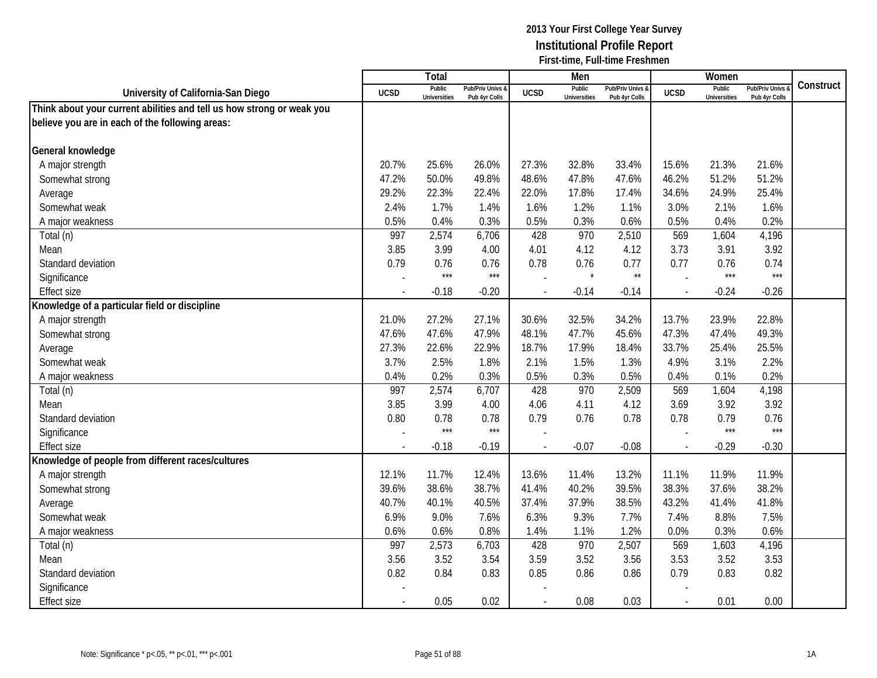**2013 Your First College Year Survey**
**Institutional Profile Report**
**First-time, Full-time Freshmen**

| University of California-San Diego | Total | | | Men | | | Women | | | Construct |
|---|---|---|---|---|---|---|---|---|---|---|
| | UCSD | Public Universities | Pub/Priv Univs & Pub 4yr Colls | UCSD | Public Universities | Pub/Priv Univs & Pub 4yr Colls | UCSD | Public Universities | Pub/Priv Univs & Pub 4yr Colls | |
| **Think about your current abilities and tell us how strong or weak you believe you are in each of the following areas:** | | | | | | | | | | |
| **General knowledge** | | | | | | | | | | |
| A major strength | 20.7% | 25.6% | 26.0% | 27.3% | 32.8% | 33.4% | 15.6% | 21.3% | 21.6% | |
| Somewhat strong | 47.2% | 50.0% | 49.8% | 48.6% | 47.8% | 47.6% | 46.2% | 51.2% | 51.2% | |
| Average | 29.2% | 22.3% | 22.4% | 22.0% | 17.8% | 17.4% | 34.6% | 24.9% | 25.4% | |
| Somewhat weak | 2.4% | 1.7% | 1.4% | 1.6% | 1.2% | 1.1% | 3.0% | 2.1% | 1.6% | |
| A major weakness | 0.5% | 0.4% | 0.3% | 0.5% | 0.3% | 0.6% | 0.5% | 0.4% | 0.2% | |
| Total (n) | 997 | 2,574 | 6,706 | 428 | 970 | 2,510 | 569 | 1,604 | 4,196 | |
| Mean | 3.85 | 3.99 | 4.00 | 4.01 | 4.12 | 4.12 | 3.73 | 3.91 | 3.92 | |
| Standard deviation | 0.79 | 0.76 | 0.76 | 0.78 | 0.76 | 0.77 | 0.77 | 0.76 | 0.74 | |
| Significance | - | *** | *** | - | * | ** | - | *** | *** | |
| Effect size | - | -0.18 | -0.20 | - | -0.14 | -0.14 | - | -0.24 | -0.26 | |
| **Knowledge of a particular field or discipline** | | | | | | | | | | |
| A major strength | 21.0% | 27.2% | 27.1% | 30.6% | 32.5% | 34.2% | 13.7% | 23.9% | 22.8% | |
| Somewhat strong | 47.6% | 47.6% | 47.9% | 48.1% | 47.7% | 45.6% | 47.3% | 47.4% | 49.3% | |
| Average | 27.3% | 22.6% | 22.9% | 18.7% | 17.9% | 18.4% | 33.7% | 25.4% | 25.5% | |
| Somewhat weak | 3.7% | 2.5% | 1.8% | 2.1% | 1.5% | 1.3% | 4.9% | 3.1% | 2.2% | |
| A major weakness | 0.4% | 0.2% | 0.3% | 0.5% | 0.3% | 0.5% | 0.4% | 0.1% | 0.2% | |
| Total (n) | 997 | 2,574 | 6,707 | 428 | 970 | 2,509 | 569 | 1,604 | 4,198 | |
| Mean | 3.85 | 3.99 | 4.00 | 4.06 | 4.11 | 4.12 | 3.69 | 3.92 | 3.92 | |
| Standard deviation | 0.80 | 0.78 | 0.78 | 0.79 | 0.76 | 0.78 | 0.78 | 0.79 | 0.76 | |
| Significance | - | *** | *** | - | | | - | *** | *** | |
| Effect size | - | -0.18 | -0.19 | - | -0.07 | -0.08 | - | -0.29 | -0.30 | |
| **Knowledge of people from different races/cultures** | | | | | | | | | | |
| A major strength | 12.1% | 11.7% | 12.4% | 13.6% | 11.4% | 13.2% | 11.1% | 11.9% | 11.9% | |
| Somewhat strong | 39.6% | 38.6% | 38.7% | 41.4% | 40.2% | 39.5% | 38.3% | 37.6% | 38.2% | |
| Average | 40.7% | 40.1% | 40.5% | 37.4% | 37.9% | 38.5% | 43.2% | 41.4% | 41.8% | |
| Somewhat weak | 6.9% | 9.0% | 7.6% | 6.3% | 9.3% | 7.7% | 7.4% | 8.8% | 7.5% | |
| A major weakness | 0.6% | 0.6% | 0.8% | 1.4% | 1.1% | 1.2% | 0.0% | 0.3% | 0.6% | |
| Total (n) | 997 | 2,573 | 6,703 | 428 | 970 | 2,507 | 569 | 1,603 | 4,196 | |
| Mean | 3.56 | 3.52 | 3.54 | 3.59 | 3.52 | 3.56 | 3.53 | 3.52 | 3.53 | |
| Standard deviation | 0.82 | 0.84 | 0.83 | 0.85 | 0.86 | 0.86 | 0.79 | 0.83 | 0.82 | |
| Significance | - | | | - | | | - | | | |
| Effect size | - | 0.05 | 0.02 | - | 0.08 | 0.03 | - | 0.01 | 0.00 | |

Note: Significance * p<.05, ** p<.01, *** p<.001

1A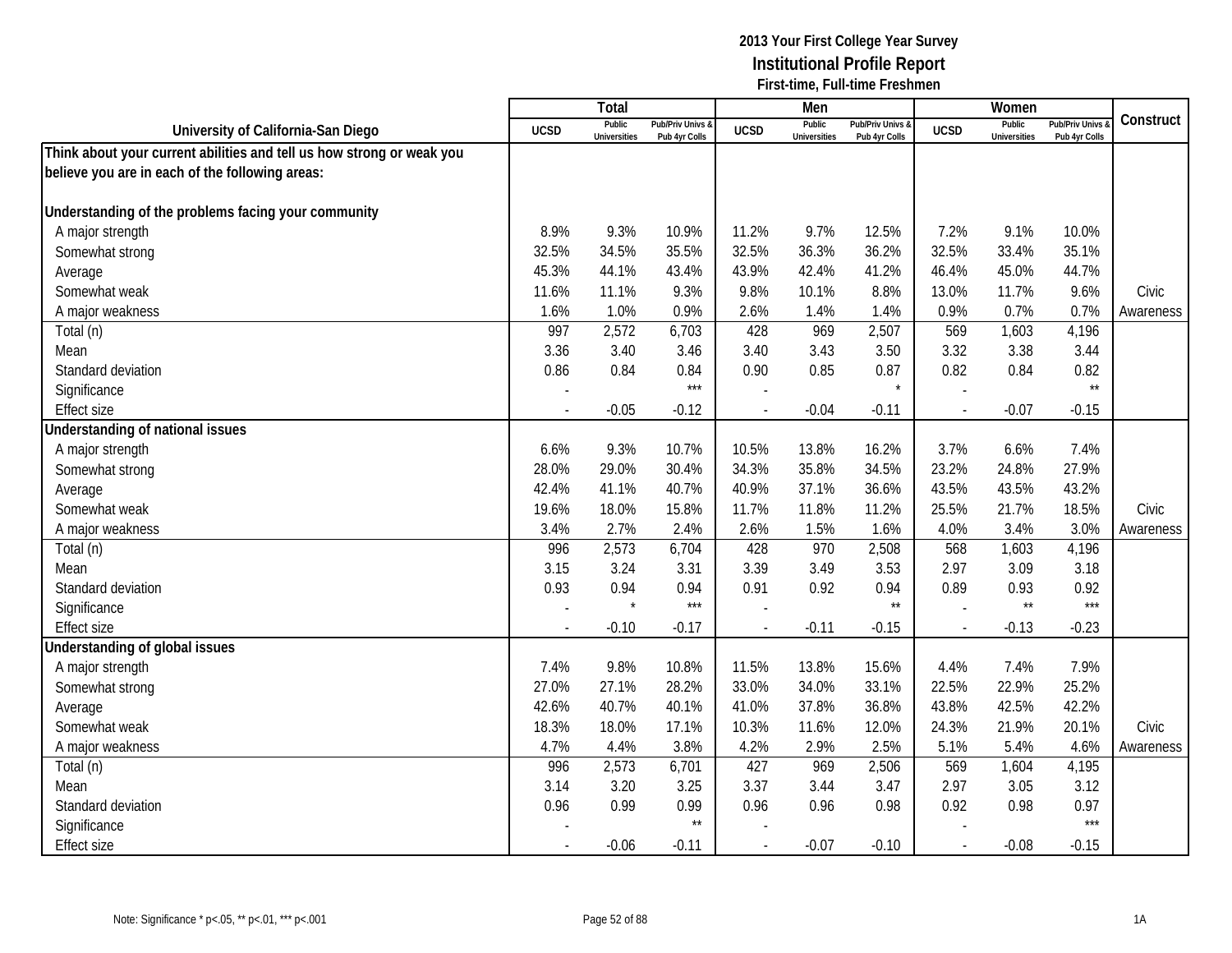**2013 Your First College Year Survey**
**Institutional Profile Report**
**First-time, Full-time Freshmen**

| University of California-San Diego | Total | | | Men | | | Women | | | Construct |
|---|---|---|---|---|---|---|---|---|---|---|
| | UCSD | Public Universities | Pub/Priv Univs & Pub 4yr Colls | UCSD | Public Universities | Pub/Priv Univs & Pub 4yr Colls | UCSD | Public Universities | Pub/Priv Univs & Pub 4yr Colls | |
| **Think about your current abilities and tell us how strong or weak you believe you are in each of the following areas:** | | | | | | | | | | |
| **Understanding of the problems facing your community** | | | | | | | | | | |
| A major strength | 8.9% | 9.3% | 10.9% | 11.2% | 9.7% | 12.5% | 7.2% | 9.1% | 10.0% | |
| Somewhat strong | 32.5% | 34.5% | 35.5% | 32.5% | 36.3% | 36.2% | 32.5% | 33.4% | 35.1% | |
| Average | 45.3% | 44.1% | 43.4% | 43.9% | 42.4% | 41.2% | 46.4% | 45.0% | 44.7% | |
| Somewhat weak | 11.6% | 11.1% | 9.3% | 9.8% | 10.1% | 8.8% | 13.0% | 11.7% | 9.6% | Civic |
| A major weakness | 1.6% | 1.0% | 0.9% | 2.6% | 1.4% | 1.4% | 0.9% | 0.7% | 0.7% | Awareness |
| Total (n) | 997 | 2,572 | 6,703 | 428 | 969 | 2,507 | 569 | 1,603 | 4,196 | |
| Mean | 3.36 | 3.40 | 3.46 | 3.40 | 3.43 | 3.50 | 3.32 | 3.38 | 3.44 | |
| Standard deviation | 0.86 | 0.84 | 0.84 | 0.90 | 0.85 | 0.87 | 0.82 | 0.84 | 0.82 | |
| Significance | - | | *** | - | | * | - | | ** | |
| Effect size | - | -0.05 | -0.12 | - | -0.04 | -0.11 | - | -0.07 | -0.15 | |
| **Understanding of national issues** | | | | | | | | | | |
| A major strength | 6.6% | 9.3% | 10.7% | 10.5% | 13.8% | 16.2% | 3.7% | 6.6% | 7.4% | |
| Somewhat strong | 28.0% | 29.0% | 30.4% | 34.3% | 35.8% | 34.5% | 23.2% | 24.8% | 27.9% | |
| Average | 42.4% | 41.1% | 40.7% | 40.9% | 37.1% | 36.6% | 43.5% | 43.5% | 43.2% | |
| Somewhat weak | 19.6% | 18.0% | 15.8% | 11.7% | 11.8% | 11.2% | 25.5% | 21.7% | 18.5% | Civic |
| A major weakness | 3.4% | 2.7% | 2.4% | 2.6% | 1.5% | 1.6% | 4.0% | 3.4% | 3.0% | Awareness |
| Total (n) | 996 | 2,573 | 6,704 | 428 | 970 | 2,508 | 568 | 1,603 | 4,196 | |
| Mean | 3.15 | 3.24 | 3.31 | 3.39 | 3.49 | 3.53 | 2.97 | 3.09 | 3.18 | |
| Standard deviation | 0.93 | 0.94 | 0.94 | 0.91 | 0.92 | 0.94 | 0.89 | 0.93 | 0.92 | |
| Significance | - | * | *** | - | | ** | - | ** | *** | |
| Effect size | - | -0.10 | -0.17 | - | -0.11 | -0.15 | - | -0.13 | -0.23 | |
| **Understanding of global issues** | | | | | | | | | | |
| A major strength | 7.4% | 9.8% | 10.8% | 11.5% | 13.8% | 15.6% | 4.4% | 7.4% | 7.9% | |
| Somewhat strong | 27.0% | 27.1% | 28.2% | 33.0% | 34.0% | 33.1% | 22.5% | 22.9% | 25.2% | |
| Average | 42.6% | 40.7% | 40.1% | 41.0% | 37.8% | 36.8% | 43.8% | 42.5% | 42.2% | |
| Somewhat weak | 18.3% | 18.0% | 17.1% | 10.3% | 11.6% | 12.0% | 24.3% | 21.9% | 20.1% | Civic |
| A major weakness | 4.7% | 4.4% | 3.8% | 4.2% | 2.9% | 2.5% | 5.1% | 5.4% | 4.6% | Awareness |
| Total (n) | 996 | 2,573 | 6,701 | 427 | 969 | 2,506 | 569 | 1,604 | 4,195 | |
| Mean | 3.14 | 3.20 | 3.25 | 3.37 | 3.44 | 3.47 | 2.97 | 3.05 | 3.12 | |
| Standard deviation | 0.96 | 0.99 | 0.99 | 0.96 | 0.96 | 0.98 | 0.92 | 0.98 | 0.97 | |
| Significance | - | | ** | - | | | - | | *** | |
| Effect size | - | -0.06 | -0.11 | - | -0.07 | -0.10 | - | -0.08 | -0.15 | |

Note: Significance * p<.05, ** p<.01, *** p<.001

1A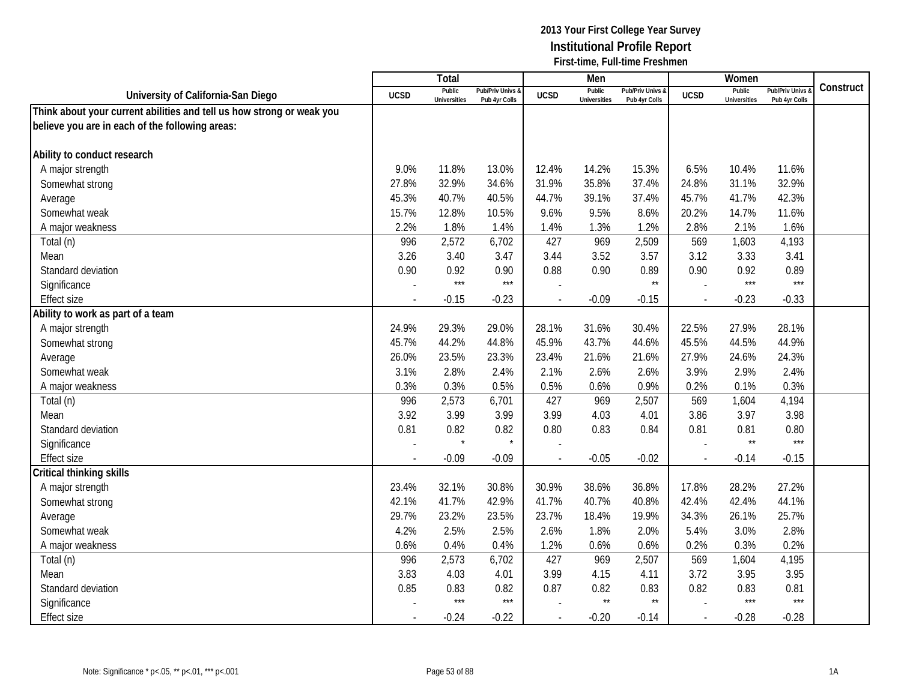**2013 Your First College Year Survey**
**Institutional Profile Report**
**First-time, Full-time Freshmen**

| University of California-San Diego | Total | | | Men | | | Women | | | Construct |
|---|---|---|---|---|---|---|---|---|---|---|
| | UCSD | Public Universities | Pub/Priv Univs & Pub 4yr Colls | UCSD | Public Universities | Pub/Priv Univs & Pub 4yr Colls | UCSD | Public Universities | Pub/Priv Univs & Pub 4yr Colls | |
| **Think about your current abilities and tell us how strong or weak you believe you are in each of the following areas:** | | | | | | | | | | |
| **Ability to conduct research** | | | | | | | | | | |
| A major strength | 9.0% | 11.8% | 13.0% | 12.4% | 14.2% | 15.3% | 6.5% | 10.4% | 11.6% | |
| Somewhat strong | 27.8% | 32.9% | 34.6% | 31.9% | 35.8% | 37.4% | 24.8% | 31.1% | 32.9% | |
| Average | 45.3% | 40.7% | 40.5% | 44.7% | 39.1% | 37.4% | 45.7% | 41.7% | 42.3% | |
| Somewhat weak | 15.7% | 12.8% | 10.5% | 9.6% | 9.5% | 8.6% | 20.2% | 14.7% | 11.6% | |
| A major weakness | 2.2% | 1.8% | 1.4% | 1.4% | 1.3% | 1.2% | 2.8% | 2.1% | 1.6% | |
| Total (n) | 996 | 2,572 | 6,702 | 427 | 969 | 2,509 | 569 | 1,603 | 4,193 | |
| Mean | 3.26 | 3.40 | 3.47 | 3.44 | 3.52 | 3.57 | 3.12 | 3.33 | 3.41 | |
| Standard deviation | 0.90 | 0.92 | 0.90 | 0.88 | 0.90 | 0.89 | 0.90 | 0.92 | 0.89 | |
| Significance | - | *** | *** | - | | ** | - | *** | *** | |
| Effect size | - | -0.15 | -0.23 | - | -0.09 | -0.15 | - | -0.23 | -0.33 | |
| **Ability to work as part of a team** | | | | | | | | | | |
| A major strength | 24.9% | 29.3% | 29.0% | 28.1% | 31.6% | 30.4% | 22.5% | 27.9% | 28.1% | |
| Somewhat strong | 45.7% | 44.2% | 44.8% | 45.9% | 43.7% | 44.6% | 45.5% | 44.5% | 44.9% | |
| Average | 26.0% | 23.5% | 23.3% | 23.4% | 21.6% | 21.6% | 27.9% | 24.6% | 24.3% | |
| Somewhat weak | 3.1% | 2.8% | 2.4% | 2.1% | 2.6% | 2.6% | 3.9% | 2.9% | 2.4% | |
| A major weakness | 0.3% | 0.3% | 0.5% | 0.5% | 0.6% | 0.9% | 0.2% | 0.1% | 0.3% | |
| Total (n) | 996 | 2,573 | 6,701 | 427 | 969 | 2,507 | 569 | 1,604 | 4,194 | |
| Mean | 3.92 | 3.99 | 3.99 | 3.99 | 4.03 | 4.01 | 3.86 | 3.97 | 3.98 | |
| Standard deviation | 0.81 | 0.82 | 0.82 | 0.80 | 0.83 | 0.84 | 0.81 | 0.81 | 0.80 | |
| Significance | - | * | * | - | | | - | ** | *** | |
| Effect size | - | -0.09 | -0.09 | - | -0.05 | -0.02 | - | -0.14 | -0.15 | |
| **Critical thinking skills** | | | | | | | | | | |
| A major strength | 23.4% | 32.1% | 30.8% | 30.9% | 38.6% | 36.8% | 17.8% | 28.2% | 27.2% | |
| Somewhat strong | 42.1% | 41.7% | 42.9% | 41.7% | 40.7% | 40.8% | 42.4% | 42.4% | 44.1% | |
| Average | 29.7% | 23.2% | 23.5% | 23.7% | 18.4% | 19.9% | 34.3% | 26.1% | 25.7% | |
| Somewhat weak | 4.2% | 2.5% | 2.5% | 2.6% | 1.8% | 2.0% | 5.4% | 3.0% | 2.8% | |
| A major weakness | 0.6% | 0.4% | 0.4% | 1.2% | 0.6% | 0.6% | 0.2% | 0.3% | 0.2% | |
| Total (n) | 996 | 2,573 | 6,702 | 427 | 969 | 2,507 | 569 | 1,604 | 4,195 | |
| Mean | 3.83 | 4.03 | 4.01 | 3.99 | 4.15 | 4.11 | 3.72 | 3.95 | 3.95 | |
| Standard deviation | 0.85 | 0.83 | 0.82 | 0.87 | 0.82 | 0.83 | 0.82 | 0.83 | 0.81 | |
| Significance | - | *** | *** | - | ** | ** | - | *** | *** | |
| Effect size | - | -0.24 | -0.22 | - | -0.20 | -0.14 | - | -0.28 | -0.28 | |

Note: Significance * p<.05, ** p<.01, *** p<.001

1A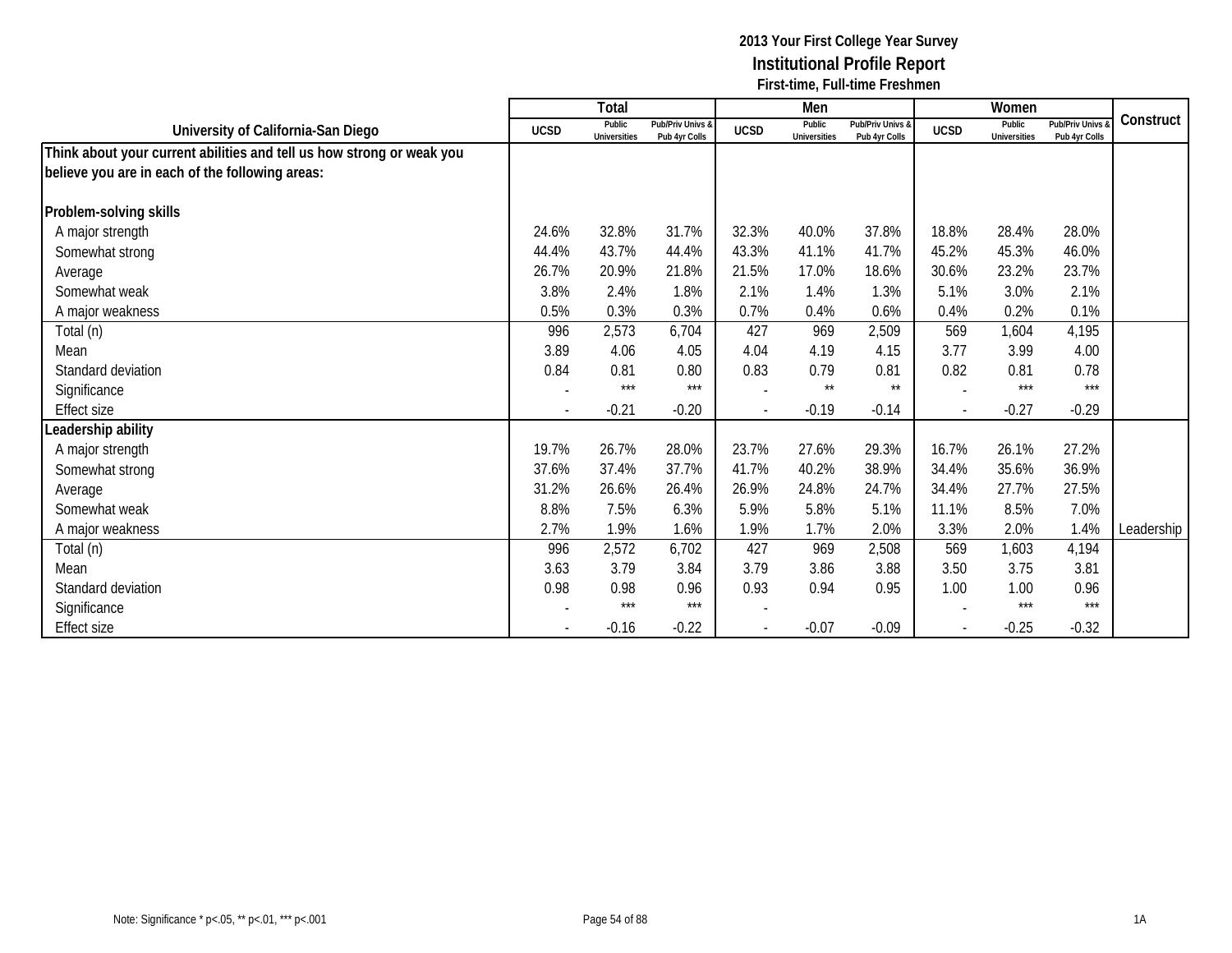**2013 Your First College Year Survey**
**Institutional Profile Report**
**First-time, Full-time Freshmen**

| University of California-San Diego | Total | | | Men | | | Women | | | Construct |
|---|---|---|---|---|---|---|---|---|---|---|
| | UCSD | Public Universities | Pub/Priv Univs & Pub 4yr Colls | UCSD | Public Universities | Pub/Priv Univs & Pub 4yr Colls | UCSD | Public Universities | Pub/Priv Univs & Pub 4yr Colls | |
| **Think about your current abilities and tell us how strong or weak you believe you are in each of the following areas:** | | | | | | | | | | |
| **Problem-solving skills** | | | | | | | | | | |
| A major strength | 24.6% | 32.8% | 31.7% | 32.3% | 40.0% | 37.8% | 18.8% | 28.4% | 28.0% | |
| Somewhat strong | 44.4% | 43.7% | 44.4% | 43.3% | 41.1% | 41.7% | 45.2% | 45.3% | 46.0% | |
| Average | 26.7% | 20.9% | 21.8% | 21.5% | 17.0% | 18.6% | 30.6% | 23.2% | 23.7% | |
| Somewhat weak | 3.8% | 2.4% | 1.8% | 2.1% | 1.4% | 1.3% | 5.1% | 3.0% | 2.1% | |
| A major weakness | 0.5% | 0.3% | 0.3% | 0.7% | 0.4% | 0.6% | 0.4% | 0.2% | 0.1% | |
| Total (n) | 996 | 2,573 | 6,704 | 427 | 969 | 2,509 | 569 | 1,604 | 4,195 | |
| Mean | 3.89 | 4.06 | 4.05 | 4.04 | 4.19 | 4.15 | 3.77 | 3.99 | 4.00 | |
| Standard deviation | 0.84 | 0.81 | 0.80 | 0.83 | 0.79 | 0.81 | 0.82 | 0.81 | 0.78 | |
| Significance | - | *** | *** | - | ** | ** | - | *** | *** | |
| Effect size | - | -0.21 | -0.20 | - | -0.19 | -0.14 | - | -0.27 | -0.29 | |
| **Leadership ability** | | | | | | | | | | |
| A major strength | 19.7% | 26.7% | 28.0% | 23.7% | 27.6% | 29.3% | 16.7% | 26.1% | 27.2% | |
| Somewhat strong | 37.6% | 37.4% | 37.7% | 41.7% | 40.2% | 38.9% | 34.4% | 35.6% | 36.9% | |
| Average | 31.2% | 26.6% | 26.4% | 26.9% | 24.8% | 24.7% | 34.4% | 27.7% | 27.5% | |
| Somewhat weak | 8.8% | 7.5% | 6.3% | 5.9% | 5.8% | 5.1% | 11.1% | 8.5% | 7.0% | |
| A major weakness | 2.7% | 1.9% | 1.6% | 1.9% | 1.7% | 2.0% | 3.3% | 2.0% | 1.4% | Leadership |
| Total (n) | 996 | 2,572 | 6,702 | 427 | 969 | 2,508 | 569 | 1,603 | 4,194 | |
| Mean | 3.63 | 3.79 | 3.84 | 3.79 | 3.86 | 3.88 | 3.50 | 3.75 | 3.81 | |
| Standard deviation | 0.98 | 0.98 | 0.96 | 0.93 | 0.94 | 0.95 | 1.00 | 1.00 | 0.96 | |
| Significance | - | *** | *** | - | | | - | *** | *** | |
| Effect size | - | -0.16 | -0.22 | - | -0.07 | -0.09 | - | -0.25 | -0.32 | |

Note: Significance * p<.05, ** p<.01, *** p<.001

1A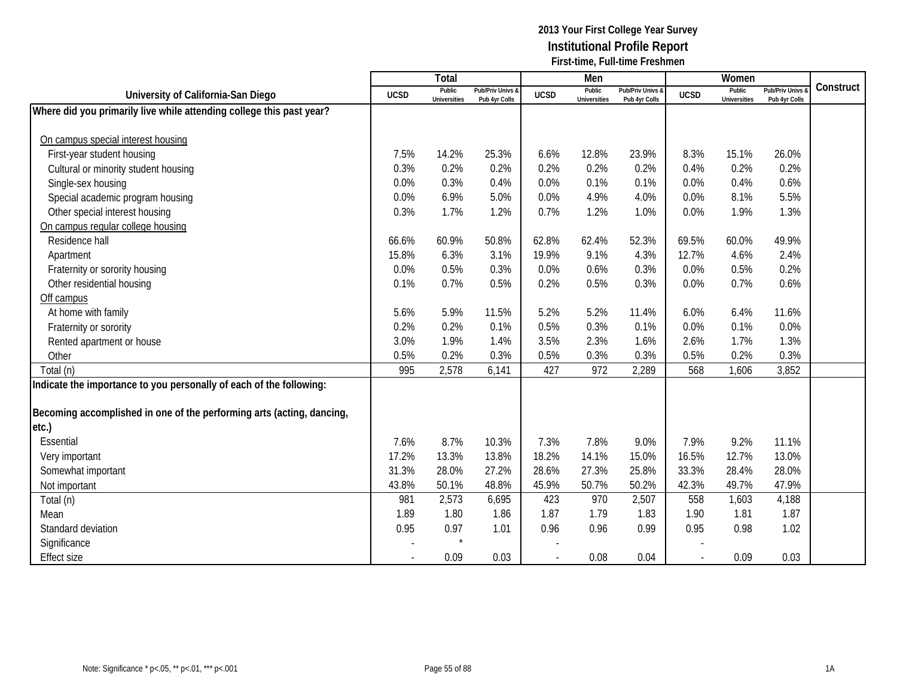**2013 Your First College Year Survey**
**Institutional Profile Report**
**First-time, Full-time Freshmen**

| University of California-San Diego | Total | | | Men | | | Women | | | Construct |
|---|---|---|---|---|---|---|---|---|---|---|
| | UCSD | Public Universities | Pub/Priv Univs & Pub 4yr Colls | UCSD | Public Universities | Pub/Priv Univs & Pub 4yr Colls | UCSD | Public Universities | Pub/Priv Univs & Pub 4yr Colls | |
| **Where did you primarily live while attending college this past year?** | | | | | | | | | | |
| On campus special interest housing | | | | | | | | | | |
| First-year student housing | 7.5% | 14.2% | 25.3% | 6.6% | 12.8% | 23.9% | 8.3% | 15.1% | 26.0% | |
| Cultural or minority student housing | 0.3% | 0.2% | 0.2% | 0.2% | 0.2% | 0.2% | 0.4% | 0.2% | 0.2% | |
| Single-sex housing | 0.0% | 0.3% | 0.4% | 0.0% | 0.1% | 0.1% | 0.0% | 0.4% | 0.6% | |
| Special academic program housing | 0.0% | 6.9% | 5.0% | 0.0% | 4.9% | 4.0% | 0.0% | 8.1% | 5.5% | |
| Other special interest housing | 0.3% | 1.7% | 1.2% | 0.7% | 1.2% | 1.0% | 0.0% | 1.9% | 1.3% | |
| On campus regular college housing | | | | | | | | | | |
| Residence hall | 66.6% | 60.9% | 50.8% | 62.8% | 62.4% | 52.3% | 69.5% | 60.0% | 49.9% | |
| Apartment | 15.8% | 6.3% | 3.1% | 19.9% | 9.1% | 4.3% | 12.7% | 4.6% | 2.4% | |
| Fraternity or sorority housing | 0.0% | 0.5% | 0.3% | 0.0% | 0.6% | 0.3% | 0.0% | 0.5% | 0.2% | |
| Other residential housing | 0.1% | 0.7% | 0.5% | 0.2% | 0.5% | 0.3% | 0.0% | 0.7% | 0.6% | |
| Off campus | | | | | | | | | | |
| At home with family | 5.6% | 5.9% | 11.5% | 5.2% | 5.2% | 11.4% | 6.0% | 6.4% | 11.6% | |
| Fraternity or sorority | 0.2% | 0.2% | 0.1% | 0.5% | 0.3% | 0.1% | 0.0% | 0.1% | 0.0% | |
| Rented apartment or house | 3.0% | 1.9% | 1.4% | 3.5% | 2.3% | 1.6% | 2.6% | 1.7% | 1.3% | |
| Other | 0.5% | 0.2% | 0.3% | 0.5% | 0.3% | 0.3% | 0.5% | 0.2% | 0.3% | |
| Total (n) | 995 | 2,578 | 6,141 | 427 | 972 | 2,289 | 568 | 1,606 | 3,852 | |
| **Indicate the importance to you personally of each of the following:** | | | | | | | | | | |
| **Becoming accomplished in one of the performing arts (acting, dancing, etc.)** | | | | | | | | | | |
| Essential | 7.6% | 8.7% | 10.3% | 7.3% | 7.8% | 9.0% | 7.9% | 9.2% | 11.1% | |
| Very important | 17.2% | 13.3% | 13.8% | 18.2% | 14.1% | 15.0% | 16.5% | 12.7% | 13.0% | |
| Somewhat important | 31.3% | 28.0% | 27.2% | 28.6% | 27.3% | 25.8% | 33.3% | 28.4% | 28.0% | |
| Not important | 43.8% | 50.1% | 48.8% | 45.9% | 50.7% | 50.2% | 42.3% | 49.7% | 47.9% | |
| Total (n) | 981 | 2,573 | 6,695 | 423 | 970 | 2,507 | 558 | 1,603 | 4,188 | |
| Mean | 1.89 | 1.80 | 1.86 | 1.87 | 1.79 | 1.83 | 1.90 | 1.81 | 1.87 | |
| Standard deviation | 0.95 | 0.97 | 1.01 | 0.96 | 0.96 | 0.99 | 0.95 | 0.98 | 1.02 | |
| Significance | - | * | | - | | | - | | | |
| Effect size | - | 0.09 | 0.03 | - | 0.08 | 0.04 | - | 0.09 | 0.03 | |

Note: Significance * p<.05, ** p<.01, *** p<.001

1A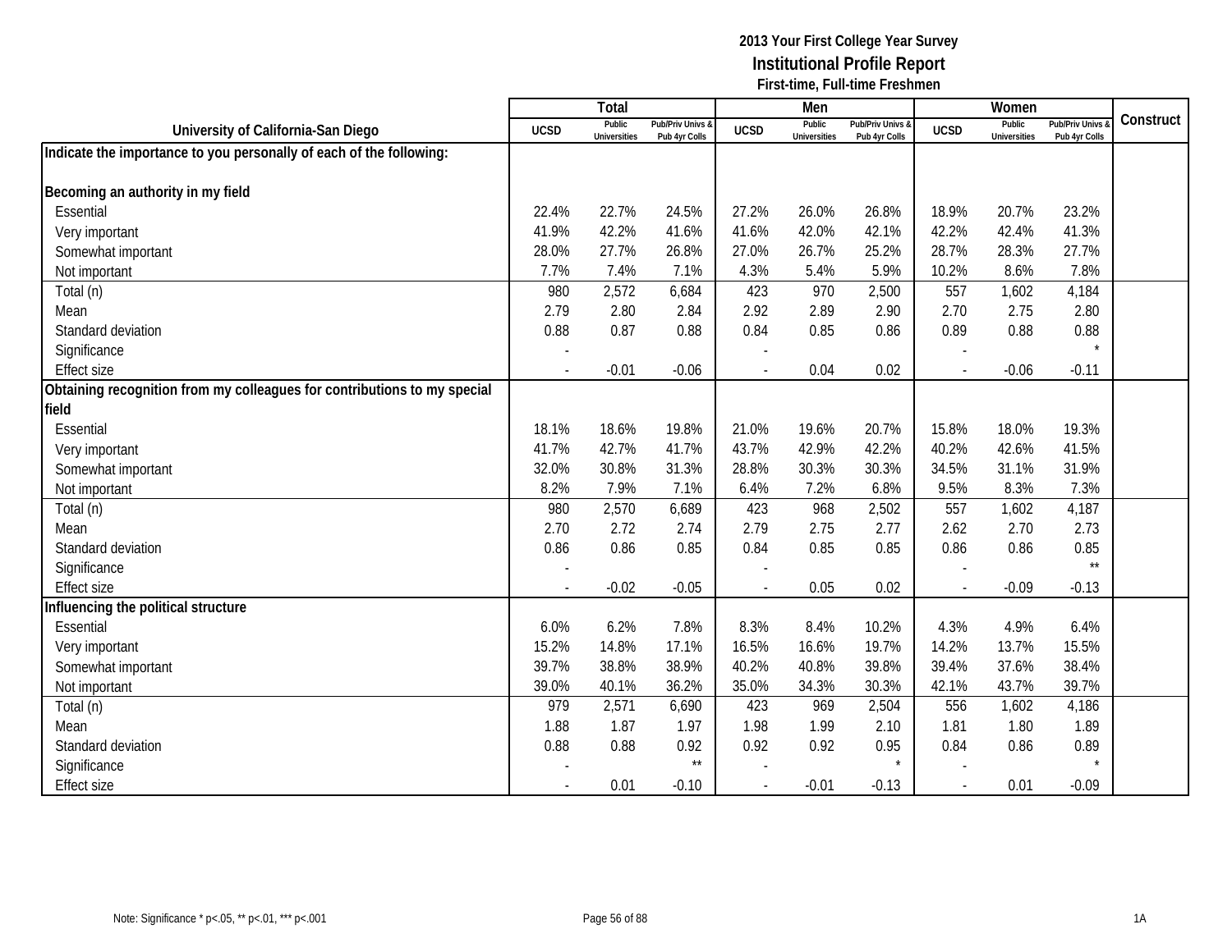**2013 Your First College Year Survey**
**Institutional Profile Report**
**First-time, Full-time Freshmen**

| University of California-San Diego | Total | | | Men | | | Women | | | Construct |
|---|---|---|---|---|---|---|---|---|---|---|
| | UCSD | Public Universities | Pub/Priv Univs & Pub 4yr Colls | UCSD | Public Universities | Pub/Priv Univs & Pub 4yr Colls | UCSD | Public Universities | Pub/Priv Univs & Pub 4yr Colls | |
| **Indicate the importance to you personally of each of the following:** | | | | | | | | | | |
| **Becoming an authority in my field** | | | | | | | | | | |
| Essential | 22.4% | 22.7% | 24.5% | 27.2% | 26.0% | 26.8% | 18.9% | 20.7% | 23.2% | |
| Very important | 41.9% | 42.2% | 41.6% | 41.6% | 42.0% | 42.1% | 42.2% | 42.4% | 41.3% | |
| Somewhat important | 28.0% | 27.7% | 26.8% | 27.0% | 26.7% | 25.2% | 28.7% | 28.3% | 27.7% | |
| Not important | 7.7% | 7.4% | 7.1% | 4.3% | 5.4% | 5.9% | 10.2% | 8.6% | 7.8% | |
| Total (n) | 980 | 2,572 | 6,684 | 423 | 970 | 2,500 | 557 | 1,602 | 4,184 | |
| Mean | 2.79 | 2.80 | 2.84 | 2.92 | 2.89 | 2.90 | 2.70 | 2.75 | 2.80 | |
| Standard deviation | 0.88 | 0.87 | 0.88 | 0.84 | 0.85 | 0.86 | 0.89 | 0.88 | 0.88 | |
| Significance | - | | | - | | | - | | * | |
| Effect size | - | -0.01 | -0.06 | - | 0.04 | 0.02 | - | -0.06 | -0.11 | |
| **Obtaining recognition from my colleagues for contributions to my special field** | | | | | | | | | | |
| Essential | 18.1% | 18.6% | 19.8% | 21.0% | 19.6% | 20.7% | 15.8% | 18.0% | 19.3% | |
| Very important | 41.7% | 42.7% | 41.7% | 43.7% | 42.9% | 42.2% | 40.2% | 42.6% | 41.5% | |
| Somewhat important | 32.0% | 30.8% | 31.3% | 28.8% | 30.3% | 30.3% | 34.5% | 31.1% | 31.9% | |
| Not important | 8.2% | 7.9% | 7.1% | 6.4% | 7.2% | 6.8% | 9.5% | 8.3% | 7.3% | |
| Total (n) | 980 | 2,570 | 6,689 | 423 | 968 | 2,502 | 557 | 1,602 | 4,187 | |
| Mean | 2.70 | 2.72 | 2.74 | 2.79 | 2.75 | 2.77 | 2.62 | 2.70 | 2.73 | |
| Standard deviation | 0.86 | 0.86 | 0.85 | 0.84 | 0.85 | 0.85 | 0.86 | 0.86 | 0.85 | |
| Significance | - | | | - | | | - | | ** | |
| Effect size | - | -0.02 | -0.05 | - | 0.05 | 0.02 | - | -0.09 | -0.13 | |
| **Influencing the political structure** | | | | | | | | | | |
| Essential | 6.0% | 6.2% | 7.8% | 8.3% | 8.4% | 10.2% | 4.3% | 4.9% | 6.4% | |
| Very important | 15.2% | 14.8% | 17.1% | 16.5% | 16.6% | 19.7% | 14.2% | 13.7% | 15.5% | |
| Somewhat important | 39.7% | 38.8% | 38.9% | 40.2% | 40.8% | 39.8% | 39.4% | 37.6% | 38.4% | |
| Not important | 39.0% | 40.1% | 36.2% | 35.0% | 34.3% | 30.3% | 42.1% | 43.7% | 39.7% | |
| Total (n) | 979 | 2,571 | 6,690 | 423 | 969 | 2,504 | 556 | 1,602 | 4,186 | |
| Mean | 1.88 | 1.87 | 1.97 | 1.98 | 1.99 | 2.10 | 1.81 | 1.80 | 1.89 | |
| Standard deviation | 0.88 | 0.88 | 0.92 | 0.92 | 0.92 | 0.95 | 0.84 | 0.86 | 0.89 | |
| Significance | - | | ** | - | | * | - | | * | |
| Effect size | - | 0.01 | -0.10 | - | -0.01 | -0.13 | - | 0.01 | -0.09 | |

Note: Significance * p<.05, ** p<.01, *** p<.001

1A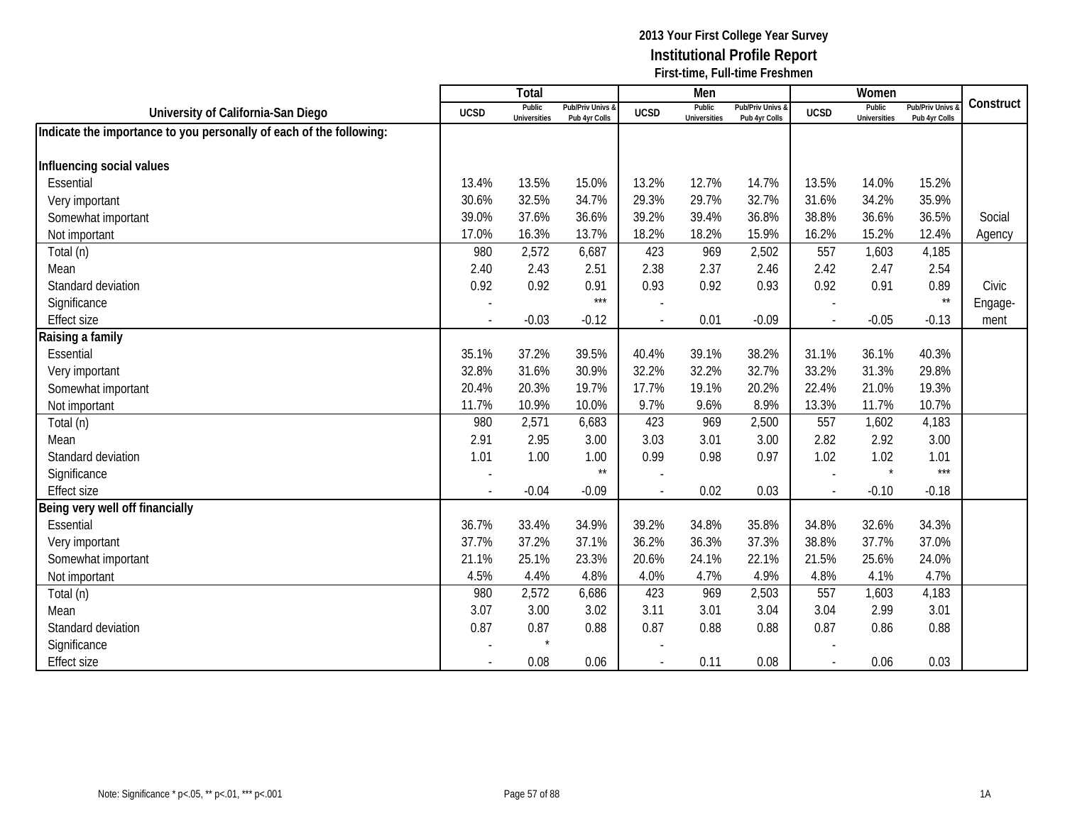**2013 Your First College Year Survey**
**Institutional Profile Report**
**First-time, Full-time Freshmen**

| University of California-San Diego | Total | | | Men | | | Women | | | Construct |
|---|---|---|---|---|---|---|---|---|---|---|
| | UCSD | Public Universities | Pub/Priv Univs & Pub 4yr Colls | UCSD | Public Universities | Pub/Priv Univs & Pub 4yr Colls | UCSD | Public Universities | Pub/Priv Univs & Pub 4yr Colls | |
| **Indicate the importance to you personally of each of the following:** | | | | | | | | | | |
| **Influencing social values** | | | | | | | | | | |
| Essential | 13.4% | 13.5% | 15.0% | 13.2% | 12.7% | 14.7% | 13.5% | 14.0% | 15.2% | |
| Very important | 30.6% | 32.5% | 34.7% | 29.3% | 29.7% | 32.7% | 31.6% | 34.2% | 35.9% | |
| Somewhat important | 39.0% | 37.6% | 36.6% | 39.2% | 39.4% | 36.8% | 38.8% | 36.6% | 36.5% | Social |
| Not important | 17.0% | 16.3% | 13.7% | 18.2% | 18.2% | 15.9% | 16.2% | 15.2% | 12.4% | Agency |
| Total (n) | 980 | 2,572 | 6,687 | 423 | 969 | 2,502 | 557 | 1,603 | 4,185 | |
| Mean | 2.40 | 2.43 | 2.51 | 2.38 | 2.37 | 2.46 | 2.42 | 2.47 | 2.54 | |
| Standard deviation | 0.92 | 0.92 | 0.91 | 0.93 | 0.92 | 0.93 | 0.92 | 0.91 | 0.89 | Civic |
| Significance | - | | *** | - | | | - | | ** | Engage- |
| Effect size | - | -0.03 | -0.12 | - | 0.01 | -0.09 | - | -0.05 | -0.13 | ment |
| **Raising a family** | | | | | | | | | | |
| Essential | 35.1% | 37.2% | 39.5% | 40.4% | 39.1% | 38.2% | 31.1% | 36.1% | 40.3% | |
| Very important | 32.8% | 31.6% | 30.9% | 32.2% | 32.2% | 32.7% | 33.2% | 31.3% | 29.8% | |
| Somewhat important | 20.4% | 20.3% | 19.7% | 17.7% | 19.1% | 20.2% | 22.4% | 21.0% | 19.3% | |
| Not important | 11.7% | 10.9% | 10.0% | 9.7% | 9.6% | 8.9% | 13.3% | 11.7% | 10.7% | |
| Total (n) | 980 | 2,571 | 6,683 | 423 | 969 | 2,500 | 557 | 1,602 | 4,183 | |
| Mean | 2.91 | 2.95 | 3.00 | 3.03 | 3.01 | 3.00 | 2.82 | 2.92 | 3.00 | |
| Standard deviation | 1.01 | 1.00 | 1.00 | 0.99 | 0.98 | 0.97 | 1.02 | 1.02 | 1.01 | |
| Significance | - | | ** | - | | | - | * | *** | |
| Effect size | - | -0.04 | -0.09 | - | 0.02 | 0.03 | - | -0.10 | -0.18 | |
| **Being very well off financially** | | | | | | | | | | |
| Essential | 36.7% | 33.4% | 34.9% | 39.2% | 34.8% | 35.8% | 34.8% | 32.6% | 34.3% | |
| Very important | 37.7% | 37.2% | 37.1% | 36.2% | 36.3% | 37.3% | 38.8% | 37.7% | 37.0% | |
| Somewhat important | 21.1% | 25.1% | 23.3% | 20.6% | 24.1% | 22.1% | 21.5% | 25.6% | 24.0% | |
| Not important | 4.5% | 4.4% | 4.8% | 4.0% | 4.7% | 4.9% | 4.8% | 4.1% | 4.7% | |
| Total (n) | 980 | 2,572 | 6,686 | 423 | 969 | 2,503 | 557 | 1,603 | 4,183 | |
| Mean | 3.07 | 3.00 | 3.02 | 3.11 | 3.01 | 3.04 | 3.04 | 2.99 | 3.01 | |
| Standard deviation | 0.87 | 0.87 | 0.88 | 0.87 | 0.88 | 0.88 | 0.87 | 0.86 | 0.88 | |
| Significance | - | * | | - | | | - | | | |
| Effect size | - | 0.08 | 0.06 | - | 0.11 | 0.08 | - | 0.06 | 0.03 | |

Note: Significance * p<.05, ** p<.01, *** p<.001

1A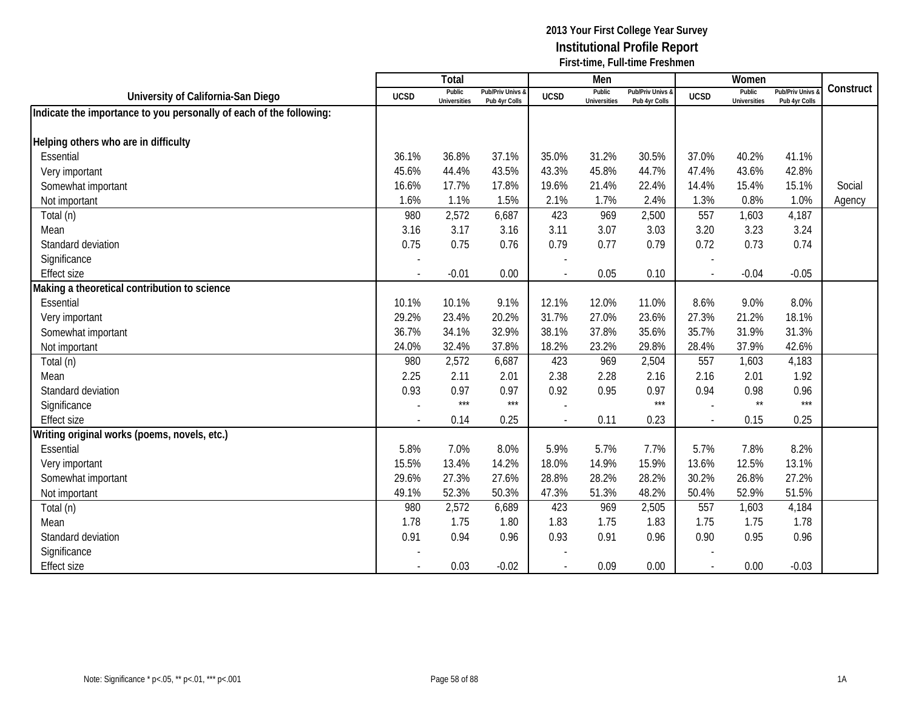**2013 Your First College Year Survey**
**Institutional Profile Report**
**First-time, Full-time Freshmen**

| University of California-San Diego | Total | | | Men | | | Women | | | Construct |
|---|---|---|---|---|---|---|---|---|---|---|
| | UCSD | Public Universities | Pub/Priv Univs & Pub 4yr Colls | UCSD | Public Universities | Pub/Priv Univs & Pub 4yr Colls | UCSD | Public Universities | Pub/Priv Univs & Pub 4yr Colls | |
| **Indicate the importance to you personally of each of the following:** | | | | | | | | | | |
| **Helping others who are in difficulty** | | | | | | | | | | |
| Essential | 36.1% | 36.8% | 37.1% | 35.0% | 31.2% | 30.5% | 37.0% | 40.2% | 41.1% | |
| Very important | 45.6% | 44.4% | 43.5% | 43.3% | 45.8% | 44.7% | 47.4% | 43.6% | 42.8% | |
| Somewhat important | 16.6% | 17.7% | 17.8% | 19.6% | 21.4% | 22.4% | 14.4% | 15.4% | 15.1% | Social |
| Not important | 1.6% | 1.1% | 1.5% | 2.1% | 1.7% | 2.4% | 1.3% | 0.8% | 1.0% | Agency |
| Total (n) | 980 | 2,572 | 6,687 | 423 | 969 | 2,500 | 557 | 1,603 | 4,187 | |
| Mean | 3.16 | 3.17 | 3.16 | 3.11 | 3.07 | 3.03 | 3.20 | 3.23 | 3.24 | |
| Standard deviation | 0.75 | 0.75 | 0.76 | 0.79 | 0.77 | 0.79 | 0.72 | 0.73 | 0.74 | |
| Significance | - | | | - | | | - | | | |
| Effect size | - | -0.01 | 0.00 | - | 0.05 | 0.10 | - | -0.04 | -0.05 | |
| **Making a theoretical contribution to science** | | | | | | | | | | |
| Essential | 10.1% | 10.1% | 9.1% | 12.1% | 12.0% | 11.0% | 8.6% | 9.0% | 8.0% | |
| Very important | 29.2% | 23.4% | 20.2% | 31.7% | 27.0% | 23.6% | 27.3% | 21.2% | 18.1% | |
| Somewhat important | 36.7% | 34.1% | 32.9% | 38.1% | 37.8% | 35.6% | 35.7% | 31.9% | 31.3% | |
| Not important | 24.0% | 32.4% | 37.8% | 18.2% | 23.2% | 29.8% | 28.4% | 37.9% | 42.6% | |
| Total (n) | 980 | 2,572 | 6,687 | 423 | 969 | 2,504 | 557 | 1,603 | 4,183 | |
| Mean | 2.25 | 2.11 | 2.01 | 2.38 | 2.28 | 2.16 | 2.16 | 2.01 | 1.92 | |
| Standard deviation | 0.93 | 0.97 | 0.97 | 0.92 | 0.95 | 0.97 | 0.94 | 0.98 | 0.96 | |
| Significance | - | *** | *** | - | | *** | - | ** | *** | |
| Effect size | - | 0.14 | 0.25 | - | 0.11 | 0.23 | - | 0.15 | 0.25 | |
| **Writing original works (poems, novels, etc.)** | | | | | | | | | | |
| Essential | 5.8% | 7.0% | 8.0% | 5.9% | 5.7% | 7.7% | 5.7% | 7.8% | 8.2% | |
| Very important | 15.5% | 13.4% | 14.2% | 18.0% | 14.9% | 15.9% | 13.6% | 12.5% | 13.1% | |
| Somewhat important | 29.6% | 27.3% | 27.6% | 28.8% | 28.2% | 28.2% | 30.2% | 26.8% | 27.2% | |
| Not important | 49.1% | 52.3% | 50.3% | 47.3% | 51.3% | 48.2% | 50.4% | 52.9% | 51.5% | |
| Total (n) | 980 | 2,572 | 6,689 | 423 | 969 | 2,505 | 557 | 1,603 | 4,184 | |
| Mean | 1.78 | 1.75 | 1.80 | 1.83 | 1.75 | 1.83 | 1.75 | 1.75 | 1.78 | |
| Standard deviation | 0.91 | 0.94 | 0.96 | 0.93 | 0.91 | 0.96 | 0.90 | 0.95 | 0.96 | |
| Significance | - | | | - | | | - | | | |
| Effect size | - | 0.03 | -0.02 | - | 0.09 | 0.00 | - | 0.00 | -0.03 | |

Note: Significance * p<.05, ** p<.01, *** p<.001

1A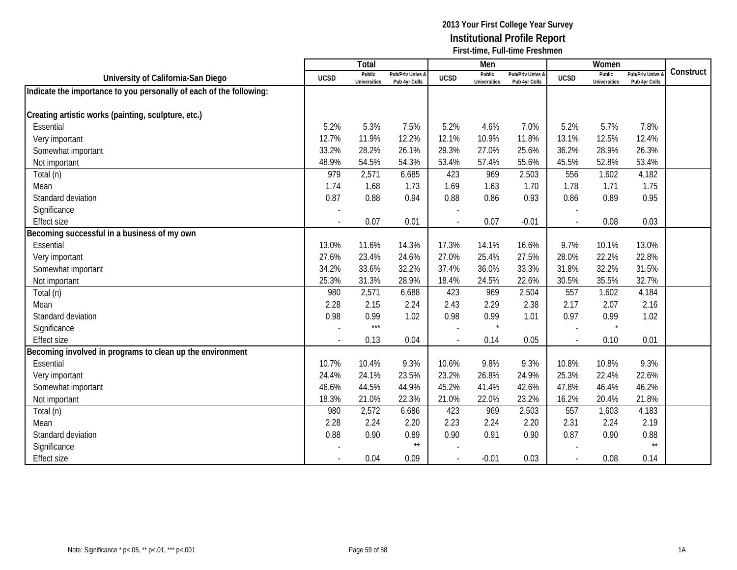**2013 Your First College Year Survey**
**Institutional Profile Report**
**First-time, Full-time Freshmen**

| University of California-San Diego | Total | | | Men | | | Women | | | Construct |
|---|---|---|---|---|---|---|---|---|---|---|
| | UCSD | Public Universities | Pub/Priv Univs & Pub 4yr Colls | UCSD | Public Universities | Pub/Priv Univs & Pub 4yr Colls | UCSD | Public Universities | Pub/Priv Univs & Pub 4yr Colls | |
| **Indicate the importance to you personally of each of the following:** | | | | | | | | | | |
| **Creating artistic works (painting, sculpture, etc.)** | | | | | | | | | | |
| Essential | 5.2% | 5.3% | 7.5% | 5.2% | 4.6% | 7.0% | 5.2% | 5.7% | 7.8% | |
| Very important | 12.7% | 11.9% | 12.2% | 12.1% | 10.9% | 11.8% | 13.1% | 12.5% | 12.4% | |
| Somewhat important | 33.2% | 28.2% | 26.1% | 29.3% | 27.0% | 25.6% | 36.2% | 28.9% | 26.3% | |
| Not important | 48.9% | 54.5% | 54.3% | 53.4% | 57.4% | 55.6% | 45.5% | 52.8% | 53.4% | |
| Total (n) | 979 | 2,571 | 6,685 | 423 | 969 | 2,503 | 556 | 1,602 | 4,182 | |
| Mean | 1.74 | 1.68 | 1.73 | 1.69 | 1.63 | 1.70 | 1.78 | 1.71 | 1.75 | |
| Standard deviation | 0.87 | 0.88 | 0.94 | 0.88 | 0.86 | 0.93 | 0.86 | 0.89 | 0.95 | |
| Significance | - | | | - | | | - | | | |
| Effect size | - | 0.07 | 0.01 | - | 0.07 | -0.01 | - | 0.08 | 0.03 | |
| **Becoming successful in a business of my own** | | | | | | | | | | |
| Essential | 13.0% | 11.6% | 14.3% | 17.3% | 14.1% | 16.6% | 9.7% | 10.1% | 13.0% | |
| Very important | 27.6% | 23.4% | 24.6% | 27.0% | 25.4% | 27.5% | 28.0% | 22.2% | 22.8% | |
| Somewhat important | 34.2% | 33.6% | 32.2% | 37.4% | 36.0% | 33.3% | 31.8% | 32.2% | 31.5% | |
| Not important | 25.3% | 31.3% | 28.9% | 18.4% | 24.5% | 22.6% | 30.5% | 35.5% | 32.7% | |
| Total (n) | 980 | 2,571 | 6,688 | 423 | 969 | 2,504 | 557 | 1,602 | 4,184 | |
| Mean | 2.28 | 2.15 | 2.24 | 2.43 | 2.29 | 2.38 | 2.17 | 2.07 | 2.16 | |
| Standard deviation | 0.98 | 0.99 | 1.02 | 0.98 | 0.99 | 1.01 | 0.97 | 0.99 | 1.02 | |
| Significance | - | *** | | - | * | | - | * | | |
| Effect size | - | 0.13 | 0.04 | - | 0.14 | 0.05 | - | 0.10 | 0.01 | |
| **Becoming involved in programs to clean up the environment** | | | | | | | | | | |
| Essential | 10.7% | 10.4% | 9.3% | 10.6% | 9.8% | 9.3% | 10.8% | 10.8% | 9.3% | |
| Very important | 24.4% | 24.1% | 23.5% | 23.2% | 26.8% | 24.9% | 25.3% | 22.4% | 22.6% | |
| Somewhat important | 46.6% | 44.5% | 44.9% | 45.2% | 41.4% | 42.6% | 47.8% | 46.4% | 46.2% | |
| Not important | 18.3% | 21.0% | 22.3% | 21.0% | 22.0% | 23.2% | 16.2% | 20.4% | 21.8% | |
| Total (n) | 980 | 2,572 | 6,686 | 423 | 969 | 2,503 | 557 | 1,603 | 4,183 | |
| Mean | 2.28 | 2.24 | 2.20 | 2.23 | 2.24 | 2.20 | 2.31 | 2.24 | 2.19 | |
| Standard deviation | 0.88 | 0.90 | 0.89 | 0.90 | 0.91 | 0.90 | 0.87 | 0.90 | 0.88 | |
| Significance | - | | ** | - | | | - | | ** | |
| Effect size | - | 0.04 | 0.09 | - | -0.01 | 0.03 | - | 0.08 | 0.14 | |

Note: Significance * p<.05, ** p<.01, *** p<.001

1A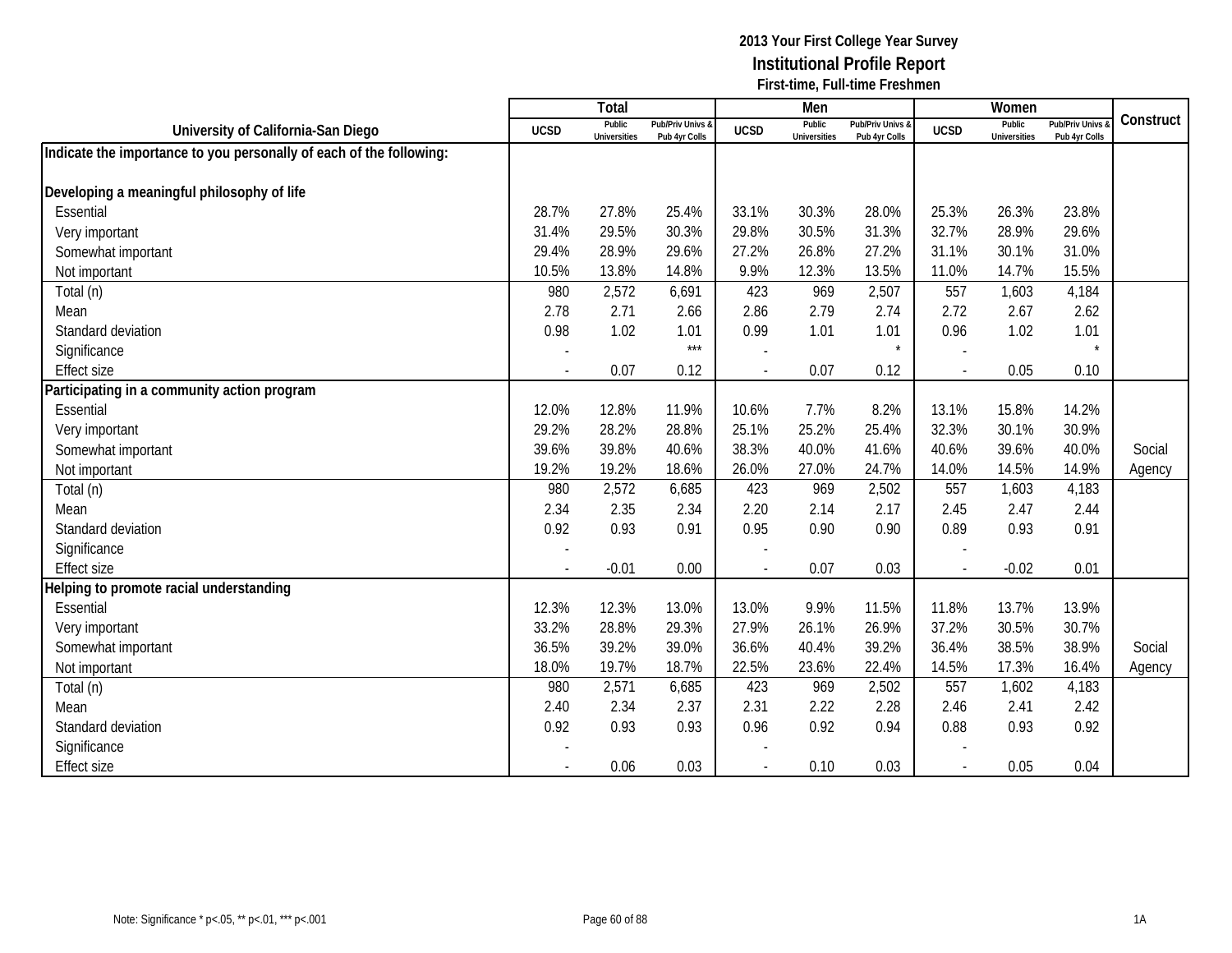**2013 Your First College Year Survey**
**Institutional Profile Report**
**First-time, Full-time Freshmen**

| University of California-San Diego | Total | | | Men | | | Women | | | Construct |
|---|---|---|---|---|---|---|---|---|---|---|
| | UCSD | Public Universities | Pub/Priv Univs & Pub 4yr Colls | UCSD | Public Universities | Pub/Priv Univs & Pub 4yr Colls | UCSD | Public Universities | Pub/Priv Univs & Pub 4yr Colls | |
| **Indicate the importance to you personally of each of the following:** | | | | | | | | | | |
| **Developing a meaningful philosophy of life** | | | | | | | | | | |
| Essential | 28.7% | 27.8% | 25.4% | 33.1% | 30.3% | 28.0% | 25.3% | 26.3% | 23.8% | |
| Very important | 31.4% | 29.5% | 30.3% | 29.8% | 30.5% | 31.3% | 32.7% | 28.9% | 29.6% | |
| Somewhat important | 29.4% | 28.9% | 29.6% | 27.2% | 26.8% | 27.2% | 31.1% | 30.1% | 31.0% | |
| Not important | 10.5% | 13.8% | 14.8% | 9.9% | 12.3% | 13.5% | 11.0% | 14.7% | 15.5% | |
| Total (n) | 980 | 2,572 | 6,691 | 423 | 969 | 2,507 | 557 | 1,603 | 4,184 | |
| Mean | 2.78 | 2.71 | 2.66 | 2.86 | 2.79 | 2.74 | 2.72 | 2.67 | 2.62 | |
| Standard deviation | 0.98 | 1.02 | 1.01 | 0.99 | 1.01 | 1.01 | 0.96 | 1.02 | 1.01 | |
| Significance | - | | *** | - | | * | - | | * | |
| Effect size | - | 0.07 | 0.12 | - | 0.07 | 0.12 | - | 0.05 | 0.10 | |
| **Participating in a community action program** | | | | | | | | | | |
| Essential | 12.0% | 12.8% | 11.9% | 10.6% | 7.7% | 8.2% | 13.1% | 15.8% | 14.2% | |
| Very important | 29.2% | 28.2% | 28.8% | 25.1% | 25.2% | 25.4% | 32.3% | 30.1% | 30.9% | |
| Somewhat important | 39.6% | 39.8% | 40.6% | 38.3% | 40.0% | 41.6% | 40.6% | 39.6% | 40.0% | Social |
| Not important | 19.2% | 19.2% | 18.6% | 26.0% | 27.0% | 24.7% | 14.0% | 14.5% | 14.9% | Agency |
| Total (n) | 980 | 2,572 | 6,685 | 423 | 969 | 2,502 | 557 | 1,603 | 4,183 | |
| Mean | 2.34 | 2.35 | 2.34 | 2.20 | 2.14 | 2.17 | 2.45 | 2.47 | 2.44 | |
| Standard deviation | 0.92 | 0.93 | 0.91 | 0.95 | 0.90 | 0.90 | 0.89 | 0.93 | 0.91 | |
| Significance | - | | | - | | | - | | | |
| Effect size | - | -0.01 | 0.00 | - | 0.07 | 0.03 | - | -0.02 | 0.01 | |
| **Helping to promote racial understanding** | | | | | | | | | | |
| Essential | 12.3% | 12.3% | 13.0% | 13.0% | 9.9% | 11.5% | 11.8% | 13.7% | 13.9% | |
| Very important | 33.2% | 28.8% | 29.3% | 27.9% | 26.1% | 26.9% | 37.2% | 30.5% | 30.7% | |
| Somewhat important | 36.5% | 39.2% | 39.0% | 36.6% | 40.4% | 39.2% | 36.4% | 38.5% | 38.9% | Social |
| Not important | 18.0% | 19.7% | 18.7% | 22.5% | 23.6% | 22.4% | 14.5% | 17.3% | 16.4% | Agency |
| Total (n) | 980 | 2,571 | 6,685 | 423 | 969 | 2,502 | 557 | 1,602 | 4,183 | |
| Mean | 2.40 | 2.34 | 2.37 | 2.31 | 2.22 | 2.28 | 2.46 | 2.41 | 2.42 | |
| Standard deviation | 0.92 | 0.93 | 0.93 | 0.96 | 0.92 | 0.94 | 0.88 | 0.93 | 0.92 | |
| Significance | - | | | - | | | - | | | |
| Effect size | - | 0.06 | 0.03 | - | 0.10 | 0.03 | - | 0.05 | 0.04 | |

Note: Significance * p<.05, ** p<.01, *** p<.001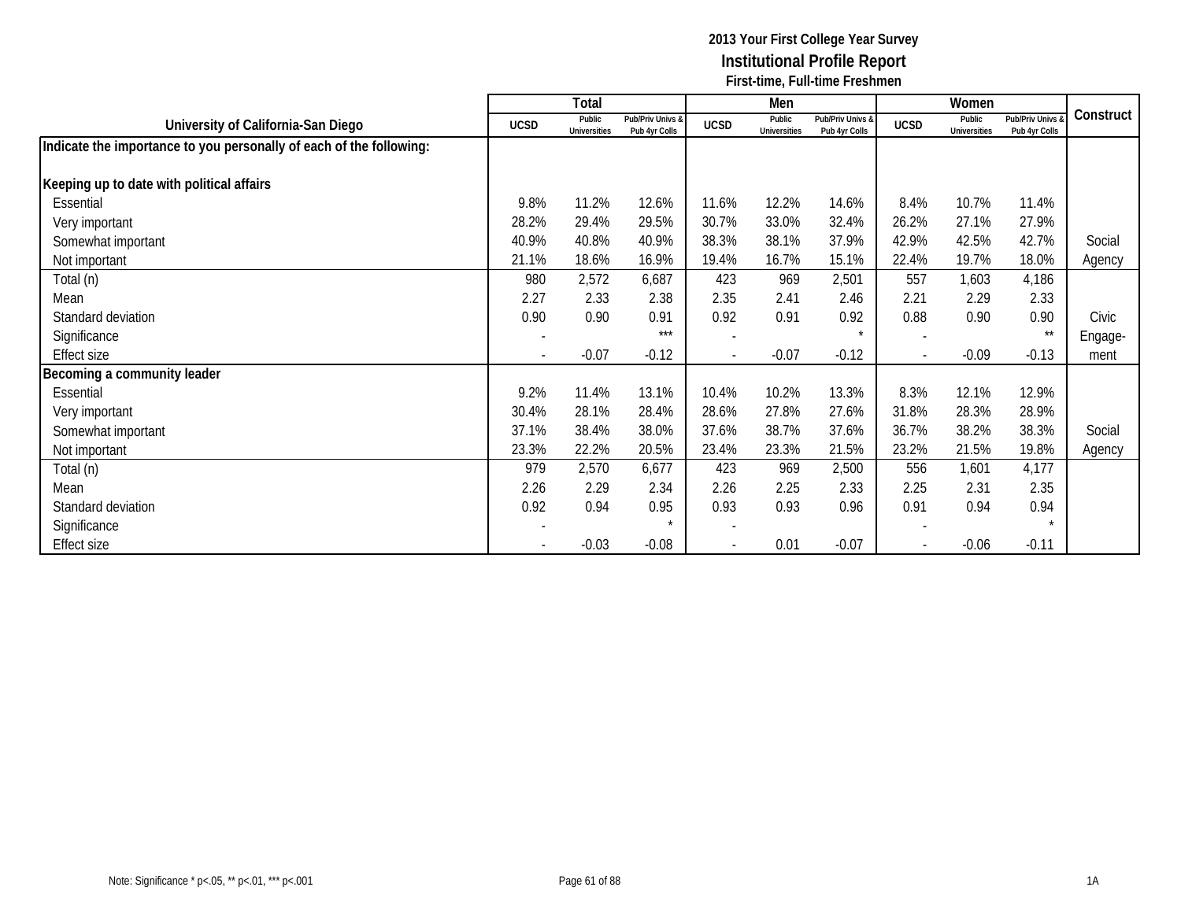## 2013 Your First College Year Survey
## Institutional Profile Report
### First-time, Full-time Freshmen

| University of California-San Diego | Total | | | Men | | | Women | | | Construct |
|---|---|---|---|---|---|---|---|---|---|---|
| | UCSD | Public Universities | Pub/Priv Univs & Pub 4yr Colls | UCSD | Public Universities | Pub/Priv Univs & Pub 4yr Colls | UCSD | Public Universities | Pub/Priv Univs & Pub 4yr Colls | |
| **Indicate the importance to you personally of each of the following:** | | | | | | | | | | |
| **Keeping up to date with political affairs** | | | | | | | | | | |
| Essential | 9.8% | 11.2% | 12.6% | 11.6% | 12.2% | 14.6% | 8.4% | 10.7% | 11.4% | |
| Very important | 28.2% | 29.4% | 29.5% | 30.7% | 33.0% | 32.4% | 26.2% | 27.1% | 27.9% | |
| Somewhat important | 40.9% | 40.8% | 40.9% | 38.3% | 38.1% | 37.9% | 42.9% | 42.5% | 42.7% | Social |
| Not important | 21.1% | 18.6% | 16.9% | 19.4% | 16.7% | 15.1% | 22.4% | 19.7% | 18.0% | Agency |
| Total (n) | 980 | 2,572 | 6,687 | 423 | 969 | 2,501 | 557 | 1,603 | 4,186 | |
| Mean | 2.27 | 2.33 | 2.38 | 2.35 | 2.41 | 2.46 | 2.21 | 2.29 | 2.33 | |
| Standard deviation | 0.90 | 0.90 | 0.91 | 0.92 | 0.91 | 0.92 | 0.88 | 0.90 | 0.90 | Civic |
| Significance | - | | *** | - | | * | - | | ** | Engage- |
| Effect size | - | -0.07 | -0.12 | - | -0.07 | -0.12 | - | -0.09 | -0.13 | ment |
| **Becoming a community leader** | | | | | | | | | | |
| Essential | 9.2% | 11.4% | 13.1% | 10.4% | 10.2% | 13.3% | 8.3% | 12.1% | 12.9% | |
| Very important | 30.4% | 28.1% | 28.4% | 28.6% | 27.8% | 27.6% | 31.8% | 28.3% | 28.9% | |
| Somewhat important | 37.1% | 38.4% | 38.0% | 37.6% | 38.7% | 37.6% | 36.7% | 38.2% | 38.3% | Social |
| Not important | 23.3% | 22.2% | 20.5% | 23.4% | 23.3% | 21.5% | 23.2% | 21.5% | 19.8% | Agency |
| Total (n) | 979 | 2,570 | 6,677 | 423 | 969 | 2,500 | 556 | 1,601 | 4,177 | |
| Mean | 2.26 | 2.29 | 2.34 | 2.26 | 2.25 | 2.33 | 2.25 | 2.31 | 2.35 | |
| Standard deviation | 0.92 | 0.94 | 0.95 | 0.93 | 0.93 | 0.96 | 0.91 | 0.94 | 0.94 | |
| Significance | - | | * | - | | | - | | * | |
| Effect size | - | -0.03 | -0.08 | - | 0.01 | -0.07 | - | -0.06 | -0.11 | |

Note: Significance * p<.05, ** p<.01, *** p<.001

1A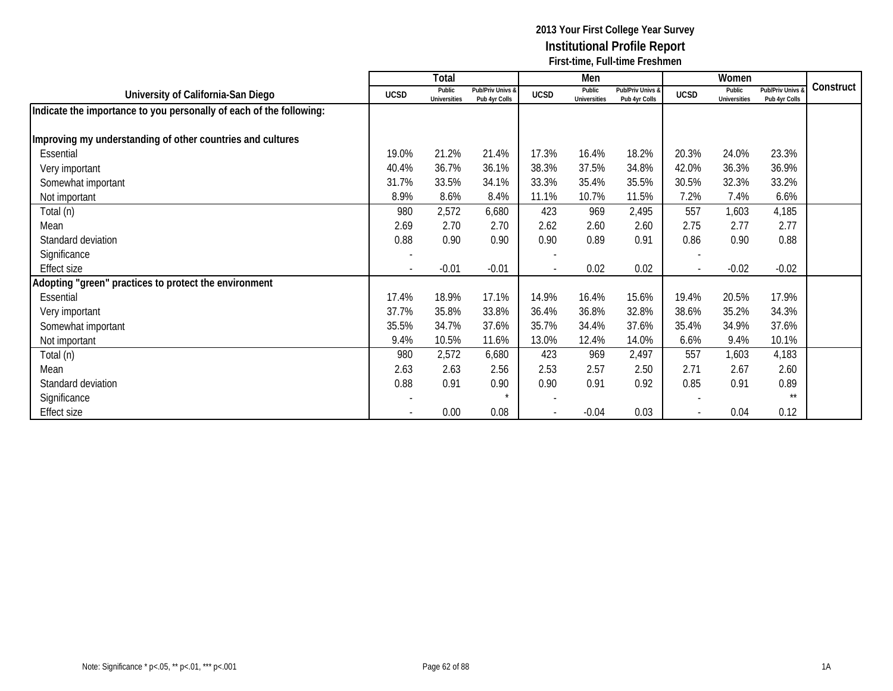**2013 Your First College Year Survey**
**Institutional Profile Report**
**First-time, Full-time Freshmen**

| University of California-San Diego | Total | | | Men | | | Women | | | Construct |
|---|---|---|---|---|---|---|---|---|---|---|
| | UCSD | Public Universities | Pub/Priv Univs & Pub 4yr Colls | UCSD | Public Universities | Pub/Priv Univs & Pub 4yr Colls | UCSD | Public Universities | Pub/Priv Univs & Pub 4yr Colls | |
| **Indicate the importance to you personally of each of the following:** | | | | | | | | | | |
| **Improving my understanding of other countries and cultures** | | | | | | | | | | |
| Essential | 19.0% | 21.2% | 21.4% | 17.3% | 16.4% | 18.2% | 20.3% | 24.0% | 23.3% | |
| Very important | 40.4% | 36.7% | 36.1% | 38.3% | 37.5% | 34.8% | 42.0% | 36.3% | 36.9% | |
| Somewhat important | 31.7% | 33.5% | 34.1% | 33.3% | 35.4% | 35.5% | 30.5% | 32.3% | 33.2% | |
| Not important | 8.9% | 8.6% | 8.4% | 11.1% | 10.7% | 11.5% | 7.2% | 7.4% | 6.6% | |
| Total (n) | 980 | 2,572 | 6,680 | 423 | 969 | 2,495 | 557 | 1,603 | 4,185 | |
| Mean | 2.69 | 2.70 | 2.70 | 2.62 | 2.60 | 2.60 | 2.75 | 2.77 | 2.77 | |
| Standard deviation | 0.88 | 0.90 | 0.90 | 0.90 | 0.89 | 0.91 | 0.86 | 0.90 | 0.88 | |
| Significance | - | | | - | | | - | | | |
| Effect size | - | -0.01 | -0.01 | - | 0.02 | 0.02 | - | -0.02 | -0.02 | |
| **Adopting "green" practices to protect the environment** | | | | | | | | | | |
| Essential | 17.4% | 18.9% | 17.1% | 14.9% | 16.4% | 15.6% | 19.4% | 20.5% | 17.9% | |
| Very important | 37.7% | 35.8% | 33.8% | 36.4% | 36.8% | 32.8% | 38.6% | 35.2% | 34.3% | |
| Somewhat important | 35.5% | 34.7% | 37.6% | 35.7% | 34.4% | 37.6% | 35.4% | 34.9% | 37.6% | |
| Not important | 9.4% | 10.5% | 11.6% | 13.0% | 12.4% | 14.0% | 6.6% | 9.4% | 10.1% | |
| Total (n) | 980 | 2,572 | 6,680 | 423 | 969 | 2,497 | 557 | 1,603 | 4,183 | |
| Mean | 2.63 | 2.63 | 2.56 | 2.53 | 2.57 | 2.50 | 2.71 | 2.67 | 2.60 | |
| Standard deviation | 0.88 | 0.91 | 0.90 | 0.90 | 0.91 | 0.92 | 0.85 | 0.91 | 0.89 | |
| Significance | - | | * | - | | | - | | ** | |
| Effect size | - | 0.00 | 0.08 | - | -0.04 | 0.03 | - | 0.04 | 0.12 | |

Note: Significance * p<.05, ** p<.01, *** p<.001

1A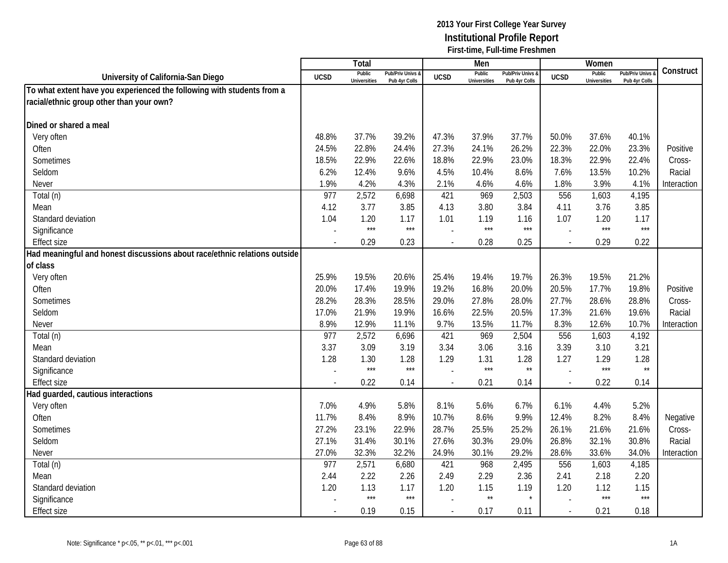# 2013 Your First College Year Survey
## Institutional Profile Report
### First-time, Full-time Freshmen

| University of California-San Diego | Total | | | Men | | | Women | | | Construct |
|---|---|---|---|---|---|---|---|---|---|---|
| | UCSD | Public Universities | Pub/Priv Univs & Pub 4yr Colls | UCSD | Public Universities | Pub/Priv Univs & Pub 4yr Colls | UCSD | Public Universities | Pub/Priv Univs & Pub 4yr Colls | |
| **To what extent have you experienced the following with students from a racial/ethnic group other than your own?** | | | | | | | | | | |
| **Dined or shared a meal** | | | | | | | | | | |
| Very often | 48.8% | 37.7% | 39.2% | 47.3% | 37.9% | 37.7% | 50.0% | 37.6% | 40.1% | |
| Often | 24.5% | 22.8% | 24.4% | 27.3% | 24.1% | 26.2% | 22.3% | 22.0% | 23.3% | Positive |
| Sometimes | 18.5% | 22.9% | 22.6% | 18.8% | 22.9% | 23.0% | 18.3% | 22.9% | 22.4% | Cross- |
| Seldom | 6.2% | 12.4% | 9.6% | 4.5% | 10.4% | 8.6% | 7.6% | 13.5% | 10.2% | Racial |
| Never | 1.9% | 4.2% | 4.3% | 2.1% | 4.6% | 4.6% | 1.8% | 3.9% | 4.1% | Interaction |
| Total (n) | 977 | 2,572 | 6,698 | 421 | 969 | 2,503 | 556 | 1,603 | 4,195 | |
| Mean | 4.12 | 3.77 | 3.85 | 4.13 | 3.80 | 3.84 | 4.11 | 3.76 | 3.85 | |
| Standard deviation | 1.04 | 1.20 | 1.17 | 1.01 | 1.19 | 1.16 | 1.07 | 1.20 | 1.17 | |
| Significance | - | *** | *** | - | *** | *** | - | *** | *** | |
| Effect size | - | 0.29 | 0.23 | - | 0.28 | 0.25 | - | 0.29 | 0.22 | |
| **Had meaningful and honest discussions about race/ethnic relations outside of class** | | | | | | | | | | |
| Very often | 25.9% | 19.5% | 20.6% | 25.4% | 19.4% | 19.7% | 26.3% | 19.5% | 21.2% | |
| Often | 20.0% | 17.4% | 19.9% | 19.2% | 16.8% | 20.0% | 20.5% | 17.7% | 19.8% | Positive |
| Sometimes | 28.2% | 28.3% | 28.5% | 29.0% | 27.8% | 28.0% | 27.7% | 28.6% | 28.8% | Cross- |
| Seldom | 17.0% | 21.9% | 19.9% | 16.6% | 22.5% | 20.5% | 17.3% | 21.6% | 19.6% | Racial |
| Never | 8.9% | 12.9% | 11.1% | 9.7% | 13.5% | 11.7% | 8.3% | 12.6% | 10.7% | Interaction |
| Total (n) | 977 | 2,572 | 6,696 | 421 | 969 | 2,504 | 556 | 1,603 | 4,192 | |
| Mean | 3.37 | 3.09 | 3.19 | 3.34 | 3.06 | 3.16 | 3.39 | 3.10 | 3.21 | |
| Standard deviation | 1.28 | 1.30 | 1.28 | 1.29 | 1.31 | 1.28 | 1.27 | 1.29 | 1.28 | |
| Significance | - | *** | *** | - | *** | ** | - | *** | ** | |
| Effect size | - | 0.22 | 0.14 | - | 0.21 | 0.14 | - | 0.22 | 0.14 | |
| **Had guarded, cautious interactions** | | | | | | | | | | |
| Very often | 7.0% | 4.9% | 5.8% | 8.1% | 5.6% | 6.7% | 6.1% | 4.4% | 5.2% | |
| Often | 11.7% | 8.4% | 8.9% | 10.7% | 8.6% | 9.9% | 12.4% | 8.2% | 8.4% | Negative |
| Sometimes | 27.2% | 23.1% | 22.9% | 28.7% | 25.5% | 25.2% | 26.1% | 21.6% | 21.6% | Cross- |
| Seldom | 27.1% | 31.4% | 30.1% | 27.6% | 30.3% | 29.0% | 26.8% | 32.1% | 30.8% | Racial |
| Never | 27.0% | 32.3% | 32.2% | 24.9% | 30.1% | 29.2% | 28.6% | 33.6% | 34.0% | Interaction |
| Total (n) | 977 | 2,571 | 6,680 | 421 | 968 | 2,495 | 556 | 1,603 | 4,185 | |
| Mean | 2.44 | 2.22 | 2.26 | 2.49 | 2.29 | 2.36 | 2.41 | 2.18 | 2.20 | |
| Standard deviation | 1.20 | 1.13 | 1.17 | 1.20 | 1.15 | 1.19 | 1.20 | 1.12 | 1.15 | |
| Significance | - | *** | *** | - | ** | * | - | *** | *** | |
| Effect size | - | 0.19 | 0.15 | - | 0.17 | 0.11 | - | 0.21 | 0.18 | |

Note: Significance * p<.05, ** p<.01, *** p<.001

1A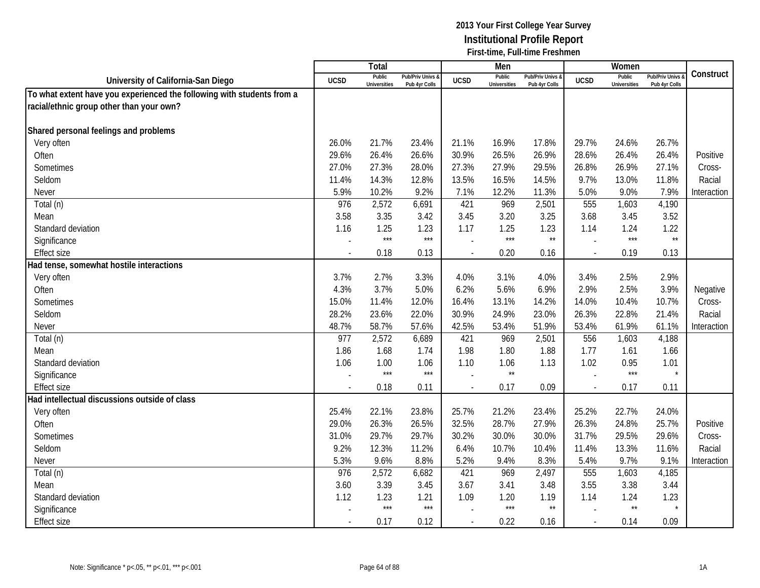**2013 Your First College Year Survey**
**Institutional Profile Report**
**First-time, Full-time Freshmen**

| University of California-San Diego | Total | | | Men | | | Women | | | Construct |
|---|---|---|---|---|---|---|---|---|---|---|
| | UCSD | Public Universities | Pub/Priv Univs & Pub 4yr Colls | UCSD | Public Universities | Pub/Priv Univs & Pub 4yr Colls | UCSD | Public Universities | Pub/Priv Univs & Pub 4yr Colls | |
| **To what extent have you experienced the following with students from a racial/ethnic group other than your own?** | | | | | | | | | | |
| **Shared personal feelings and problems** | | | | | | | | | | |
| Very often | 26.0% | 21.7% | 23.4% | 21.1% | 16.9% | 17.8% | 29.7% | 24.6% | 26.7% | |
| Often | 29.6% | 26.4% | 26.6% | 30.9% | 26.5% | 26.9% | 28.6% | 26.4% | 26.4% | Positive |
| Sometimes | 27.0% | 27.3% | 28.0% | 27.3% | 27.9% | 29.5% | 26.8% | 26.9% | 27.1% | Cross- |
| Seldom | 11.4% | 14.3% | 12.8% | 13.5% | 16.5% | 14.5% | 9.7% | 13.0% | 11.8% | Racial |
| Never | 5.9% | 10.2% | 9.2% | 7.1% | 12.2% | 11.3% | 5.0% | 9.0% | 7.9% | Interaction |
| Total (n) | 976 | 2,572 | 6,691 | 421 | 969 | 2,501 | 555 | 1,603 | 4,190 | |
| Mean | 3.58 | 3.35 | 3.42 | 3.45 | 3.20 | 3.25 | 3.68 | 3.45 | 3.52 | |
| Standard deviation | 1.16 | 1.25 | 1.23 | 1.17 | 1.25 | 1.23 | 1.14 | 1.24 | 1.22 | |
| Significance | - | *** | *** | - | *** | ** | - | *** | ** | |
| Effect size | - | 0.18 | 0.13 | - | 0.20 | 0.16 | - | 0.19 | 0.13 | |
| **Had tense, somewhat hostile interactions** | | | | | | | | | | |
| Very often | 3.7% | 2.7% | 3.3% | 4.0% | 3.1% | 4.0% | 3.4% | 2.5% | 2.9% | |
| Often | 4.3% | 3.7% | 5.0% | 6.2% | 5.6% | 6.9% | 2.9% | 2.5% | 3.9% | Negative |
| Sometimes | 15.0% | 11.4% | 12.0% | 16.4% | 13.1% | 14.2% | 14.0% | 10.4% | 10.7% | Cross- |
| Seldom | 28.2% | 23.6% | 22.0% | 30.9% | 24.9% | 23.0% | 26.3% | 22.8% | 21.4% | Racial |
| Never | 48.7% | 58.7% | 57.6% | 42.5% | 53.4% | 51.9% | 53.4% | 61.9% | 61.1% | Interaction |
| Total (n) | 977 | 2,572 | 6,689 | 421 | 969 | 2,501 | 556 | 1,603 | 4,188 | |
| Mean | 1.86 | 1.68 | 1.74 | 1.98 | 1.80 | 1.88 | 1.77 | 1.61 | 1.66 | |
| Standard deviation | 1.06 | 1.00 | 1.06 | 1.10 | 1.06 | 1.13 | 1.02 | 0.95 | 1.01 | |
| Significance | - | *** | *** | - | ** | | - | *** | * | |
| Effect size | - | 0.18 | 0.11 | - | 0.17 | 0.09 | - | 0.17 | 0.11 | |
| **Had intellectual discussions outside of class** | | | | | | | | | | |
| Very often | 25.4% | 22.1% | 23.8% | 25.7% | 21.2% | 23.4% | 25.2% | 22.7% | 24.0% | |
| Often | 29.0% | 26.3% | 26.5% | 32.5% | 28.7% | 27.9% | 26.3% | 24.8% | 25.7% | Positive |
| Sometimes | 31.0% | 29.7% | 29.7% | 30.2% | 30.0% | 30.0% | 31.7% | 29.5% | 29.6% | Cross- |
| Seldom | 9.2% | 12.3% | 11.2% | 6.4% | 10.7% | 10.4% | 11.4% | 13.3% | 11.6% | Racial |
| Never | 5.3% | 9.6% | 8.8% | 5.2% | 9.4% | 8.3% | 5.4% | 9.7% | 9.1% | Interaction |
| Total (n) | 976 | 2,572 | 6,682 | 421 | 969 | 2,497 | 555 | 1,603 | 4,185 | |
| Mean | 3.60 | 3.39 | 3.45 | 3.67 | 3.41 | 3.48 | 3.55 | 3.38 | 3.44 | |
| Standard deviation | 1.12 | 1.23 | 1.21 | 1.09 | 1.20 | 1.19 | 1.14 | 1.24 | 1.23 | |
| Significance | - | *** | *** | - | *** | ** | - | ** | * | |
| Effect size | - | 0.17 | 0.12 | - | 0.22 | 0.16 | - | 0.14 | 0.09 | |

Note: Significance * p<.05, ** p<.01, *** p<.001

1A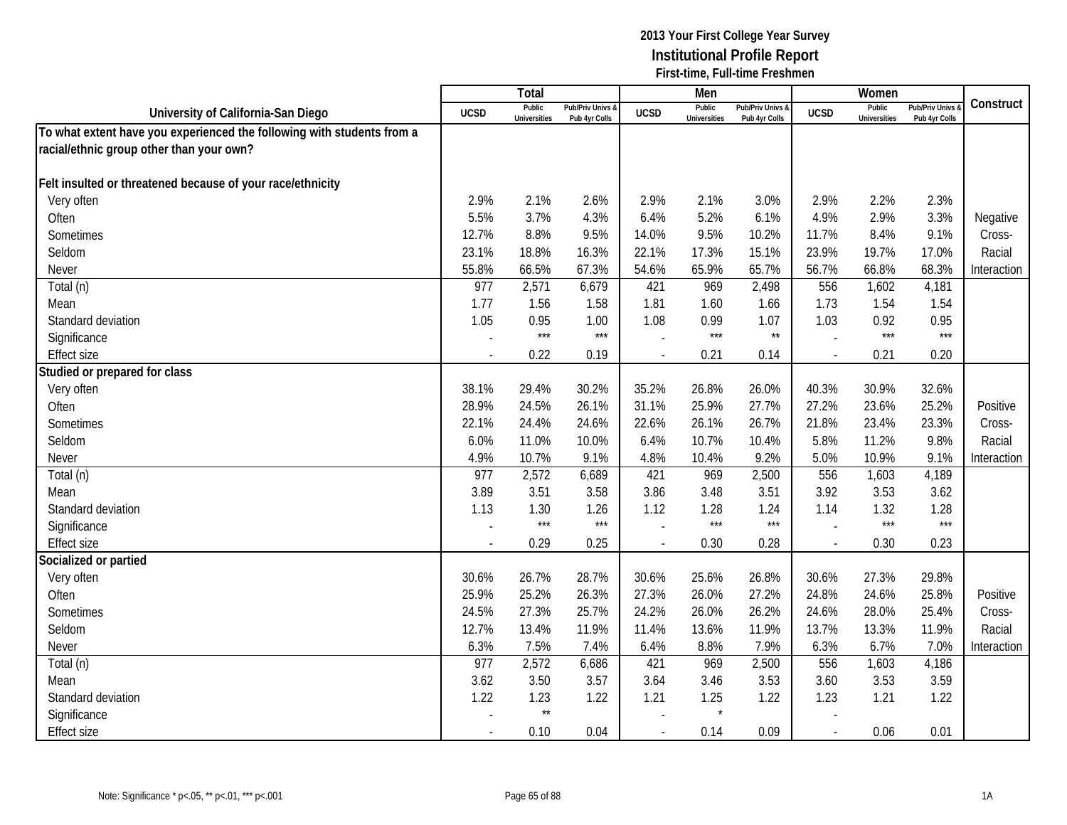# 2013 Your First College Year Survey
## Institutional Profile Report
### First-time, Full-time Freshmen

| University of California-San Diego | Total | | | Men | | | Women | | | Construct |
|---|---|---|---|---|---|---|---|---|---|---|
| | UCSD | Public Universities | Pub/Priv Univs & Pub 4yr Colls | UCSD | Public Universities | Pub/Priv Univs & Pub 4yr Colls | UCSD | Public Universities | Pub/Priv Univs & Pub 4yr Colls | |
| **To what extent have you experienced the following with students from a racial/ethnic group other than your own?** | | | | | | | | | | |
| **Felt insulted or threatened because of your race/ethnicity** | | | | | | | | | | |
| Very often | 2.9% | 2.1% | 2.6% | 2.9% | 2.1% | 3.0% | 2.9% | 2.2% | 2.3% | Negative Cross-Racial Interaction |
| Often | 5.5% | 3.7% | 4.3% | 6.4% | 5.2% | 6.1% | 4.9% | 2.9% | 3.3% | |
| Sometimes | 12.7% | 8.8% | 9.5% | 14.0% | 9.5% | 10.2% | 11.7% | 8.4% | 9.1% | |
| Seldom | 23.1% | 18.8% | 16.3% | 22.1% | 17.3% | 15.1% | 23.9% | 19.7% | 17.0% | |
| Never | 55.8% | 66.5% | 67.3% | 54.6% | 65.9% | 65.7% | 56.7% | 66.8% | 68.3% | |
| Total (n) | 977 | 2,571 | 6,679 | 421 | 969 | 2,498 | 556 | 1,602 | 4,181 | |
| Mean | 1.77 | 1.56 | 1.58 | 1.81 | 1.60 | 1.66 | 1.73 | 1.54 | 1.54 | |
| Standard deviation | 1.05 | 0.95 | 1.00 | 1.08 | 0.99 | 1.07 | 1.03 | 0.92 | 0.95 | |
| Significance | - | *** | *** | - | *** | ** | - | *** | *** | |
| Effect size | - | 0.22 | 0.19 | - | 0.21 | 0.14 | - | 0.21 | 0.20 | |
| **Studied or prepared for class** | | | | | | | | | | |
| Very often | 38.1% | 29.4% | 30.2% | 35.2% | 26.8% | 26.0% | 40.3% | 30.9% | 32.6% | Positive Cross-Racial Interaction |
| Often | 28.9% | 24.5% | 26.1% | 31.1% | 25.9% | 27.7% | 27.2% | 23.6% | 25.2% | |
| Sometimes | 22.1% | 24.4% | 24.6% | 22.6% | 26.1% | 26.7% | 21.8% | 23.4% | 23.3% | |
| Seldom | 6.0% | 11.0% | 10.0% | 6.4% | 10.7% | 10.4% | 5.8% | 11.2% | 9.8% | |
| Never | 4.9% | 10.7% | 9.1% | 4.8% | 10.4% | 9.2% | 5.0% | 10.9% | 9.1% | |
| Total (n) | 977 | 2,572 | 6,689 | 421 | 969 | 2,500 | 556 | 1,603 | 4,189 | |
| Mean | 3.89 | 3.51 | 3.58 | 3.86 | 3.48 | 3.51 | 3.92 | 3.53 | 3.62 | |
| Standard deviation | 1.13 | 1.30 | 1.26 | 1.12 | 1.28 | 1.24 | 1.14 | 1.32 | 1.28 | |
| Significance | - | *** | *** | - | *** | *** | - | *** | *** | |
| Effect size | - | 0.29 | 0.25 | - | 0.30 | 0.28 | - | 0.30 | 0.23 | |
| **Socialized or partied** | | | | | | | | | | |
| Very often | 30.6% | 26.7% | 28.7% | 30.6% | 25.6% | 26.8% | 30.6% | 27.3% | 29.8% | Positive Cross-Racial Interaction |
| Often | 25.9% | 25.2% | 26.3% | 27.3% | 26.0% | 27.2% | 24.8% | 24.6% | 25.8% | |
| Sometimes | 24.5% | 27.3% | 25.7% | 24.2% | 26.0% | 26.2% | 24.6% | 28.0% | 25.4% | |
| Seldom | 12.7% | 13.4% | 11.9% | 11.4% | 13.6% | 11.9% | 13.7% | 13.3% | 11.9% | |
| Never | 6.3% | 7.5% | 7.4% | 6.4% | 8.8% | 7.9% | 6.3% | 6.7% | 7.0% | |
| Total (n) | 977 | 2,572 | 6,686 | 421 | 969 | 2,500 | 556 | 1,603 | 4,186 | |
| Mean | 3.62 | 3.50 | 3.57 | 3.64 | 3.46 | 3.53 | 3.60 | 3.53 | 3.59 | |
| Standard deviation | 1.22 | 1.23 | 1.22 | 1.21 | 1.25 | 1.22 | 1.23 | 1.21 | 1.22 | |
| Significance | - | ** | | - | * | | - | | | |
| Effect size | - | 0.10 | 0.04 | - | 0.14 | 0.09 | - | 0.06 | 0.01 | |

Note: Significance * p<.05, ** p<.01, *** p<.001

1A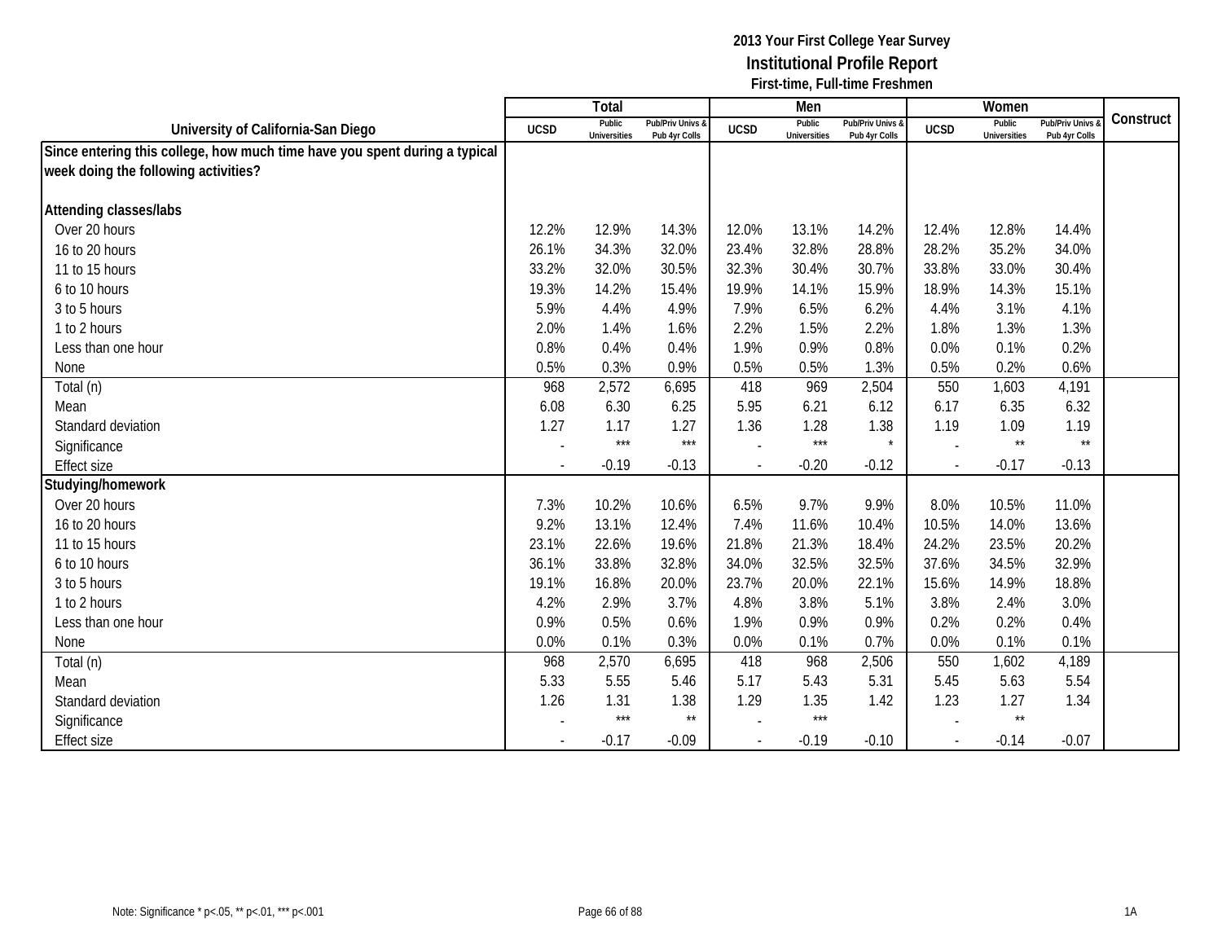**2013 Your First College Year Survey**
**Institutional Profile Report**
**First-time, Full-time Freshmen**

| University of California-San Diego | Total | | | Men | | | Women | | | Construct |
|---|---|---|---|---|---|---|---|---|---|---|
| | UCSD | Public Universities | Pub/Priv Univs & Pub 4yr Colls | UCSD | Public Universities | Pub/Priv Univs & Pub 4yr Colls | UCSD | Public Universities | Pub/Priv Univs & Pub 4yr Colls | |
| **Since entering this college, how much time have you spent during a typical week doing the following activities?** | | | | | | | | | | |
| **Attending classes/labs** | | | | | | | | | | |
| Over 20 hours | 12.2% | 12.9% | 14.3% | 12.0% | 13.1% | 14.2% | 12.4% | 12.8% | 14.4% | |
| 16 to 20 hours | 26.1% | 34.3% | 32.0% | 23.4% | 32.8% | 28.8% | 28.2% | 35.2% | 34.0% | |
| 11 to 15 hours | 33.2% | 32.0% | 30.5% | 32.3% | 30.4% | 30.7% | 33.8% | 33.0% | 30.4% | |
| 6 to 10 hours | 19.3% | 14.2% | 15.4% | 19.9% | 14.1% | 15.9% | 18.9% | 14.3% | 15.1% | |
| 3 to 5 hours | 5.9% | 4.4% | 4.9% | 7.9% | 6.5% | 6.2% | 4.4% | 3.1% | 4.1% | |
| 1 to 2 hours | 2.0% | 1.4% | 1.6% | 2.2% | 1.5% | 2.2% | 1.8% | 1.3% | 1.3% | |
| Less than one hour | 0.8% | 0.4% | 0.4% | 1.9% | 0.9% | 0.8% | 0.0% | 0.1% | 0.2% | |
| None | 0.5% | 0.3% | 0.9% | 0.5% | 0.5% | 1.3% | 0.5% | 0.2% | 0.6% | |
| Total (n) | 968 | 2,572 | 6,695 | 418 | 969 | 2,504 | 550 | 1,603 | 4,191 | |
| Mean | 6.08 | 6.30 | 6.25 | 5.95 | 6.21 | 6.12 | 6.17 | 6.35 | 6.32 | |
| Standard deviation | 1.27 | 1.17 | 1.27 | 1.36 | 1.28 | 1.38 | 1.19 | 1.09 | 1.19 | |
| Significance | - | *** | *** | - | *** | * | - | ** | ** | |
| Effect size | - | -0.19 | -0.13 | - | -0.20 | -0.12 | - | -0.17 | -0.13 | |
| **Studying/homework** | | | | | | | | | | |
| Over 20 hours | 7.3% | 10.2% | 10.6% | 6.5% | 9.7% | 9.9% | 8.0% | 10.5% | 11.0% | |
| 16 to 20 hours | 9.2% | 13.1% | 12.4% | 7.4% | 11.6% | 10.4% | 10.5% | 14.0% | 13.6% | |
| 11 to 15 hours | 23.1% | 22.6% | 19.6% | 21.8% | 21.3% | 18.4% | 24.2% | 23.5% | 20.2% | |
| 6 to 10 hours | 36.1% | 33.8% | 32.8% | 34.0% | 32.5% | 32.5% | 37.6% | 34.5% | 32.9% | |
| 3 to 5 hours | 19.1% | 16.8% | 20.0% | 23.7% | 20.0% | 22.1% | 15.6% | 14.9% | 18.8% | |
| 1 to 2 hours | 4.2% | 2.9% | 3.7% | 4.8% | 3.8% | 5.1% | 3.8% | 2.4% | 3.0% | |
| Less than one hour | 0.9% | 0.5% | 0.6% | 1.9% | 0.9% | 0.9% | 0.2% | 0.2% | 0.4% | |
| None | 0.0% | 0.1% | 0.3% | 0.0% | 0.1% | 0.7% | 0.0% | 0.1% | 0.1% | |
| Total (n) | 968 | 2,570 | 6,695 | 418 | 968 | 2,506 | 550 | 1,602 | 4,189 | |
| Mean | 5.33 | 5.55 | 5.46 | 5.17 | 5.43 | 5.31 | 5.45 | 5.63 | 5.54 | |
| Standard deviation | 1.26 | 1.31 | 1.38 | 1.29 | 1.35 | 1.42 | 1.23 | 1.27 | 1.34 | |
| Significance | - | *** | ** | - | *** | | - | ** | | |
| Effect size | - | -0.17 | -0.09 | - | -0.19 | -0.10 | - | -0.14 | -0.07 | |

Note: Significance * p<.05, ** p<.01, *** p<.001

1A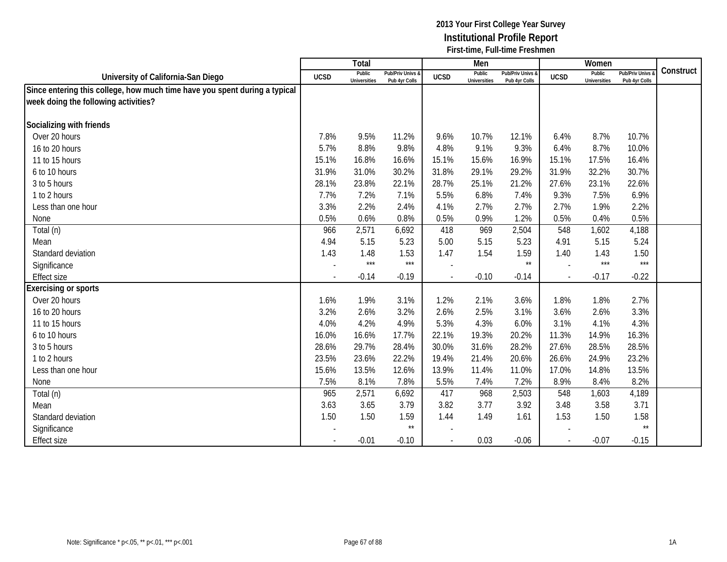**2013 Your First College Year Survey**
**Institutional Profile Report**
**First-time, Full-time Freshmen**

| University of California-San Diego | Total | | | Men | | | Women | | | Construct |
|---|---|---|---|---|---|---|---|---|---|---|
| | UCSD | Public Universities | Pub/Priv Univs & Pub 4yr Colls | UCSD | Public Universities | Pub/Priv Univs & Pub 4yr Colls | UCSD | Public Universities | Pub/Priv Univs & Pub 4yr Colls | |
| **Since entering this college, how much time have you spent during a typical week doing the following activities?** | | | | | | | | | | |
| **Socializing with friends** | | | | | | | | | | |
| Over 20 hours | 7.8% | 9.5% | 11.2% | 9.6% | 10.7% | 12.1% | 6.4% | 8.7% | 10.7% | |
| 16 to 20 hours | 5.7% | 8.8% | 9.8% | 4.8% | 9.1% | 9.3% | 6.4% | 8.7% | 10.0% | |
| 11 to 15 hours | 15.1% | 16.8% | 16.6% | 15.1% | 15.6% | 16.9% | 15.1% | 17.5% | 16.4% | |
| 6 to 10 hours | 31.9% | 31.0% | 30.2% | 31.8% | 29.1% | 29.2% | 31.9% | 32.2% | 30.7% | |
| 3 to 5 hours | 28.1% | 23.8% | 22.1% | 28.7% | 25.1% | 21.2% | 27.6% | 23.1% | 22.6% | |
| 1 to 2 hours | 7.7% | 7.2% | 7.1% | 5.5% | 6.8% | 7.4% | 9.3% | 7.5% | 6.9% | |
| Less than one hour | 3.3% | 2.2% | 2.4% | 4.1% | 2.7% | 2.7% | 2.7% | 1.9% | 2.2% | |
| None | 0.5% | 0.6% | 0.8% | 0.5% | 0.9% | 1.2% | 0.5% | 0.4% | 0.5% | |
| Total (n) | 966 | 2,571 | 6,692 | 418 | 969 | 2,504 | 548 | 1,602 | 4,188 | |
| Mean | 4.94 | 5.15 | 5.23 | 5.00 | 5.15 | 5.23 | 4.91 | 5.15 | 5.24 | |
| Standard deviation | 1.43 | 1.48 | 1.53 | 1.47 | 1.54 | 1.59 | 1.40 | 1.43 | 1.50 | |
| Significance | - | *** | *** | - | | ** | - | *** | *** | |
| Effect size | - | -0.14 | -0.19 | - | -0.10 | -0.14 | - | -0.17 | -0.22 | |
| **Exercising or sports** | | | | | | | | | | |
| Over 20 hours | 1.6% | 1.9% | 3.1% | 1.2% | 2.1% | 3.6% | 1.8% | 1.8% | 2.7% | |
| 16 to 20 hours | 3.2% | 2.6% | 3.2% | 2.6% | 2.5% | 3.1% | 3.6% | 2.6% | 3.3% | |
| 11 to 15 hours | 4.0% | 4.2% | 4.9% | 5.3% | 4.3% | 6.0% | 3.1% | 4.1% | 4.3% | |
| 6 to 10 hours | 16.0% | 16.6% | 17.7% | 22.1% | 19.3% | 20.2% | 11.3% | 14.9% | 16.3% | |
| 3 to 5 hours | 28.6% | 29.7% | 28.4% | 30.0% | 31.6% | 28.2% | 27.6% | 28.5% | 28.5% | |
| 1 to 2 hours | 23.5% | 23.6% | 22.2% | 19.4% | 21.4% | 20.6% | 26.6% | 24.9% | 23.2% | |
| Less than one hour | 15.6% | 13.5% | 12.6% | 13.9% | 11.4% | 11.0% | 17.0% | 14.8% | 13.5% | |
| None | 7.5% | 8.1% | 7.8% | 5.5% | 7.4% | 7.2% | 8.9% | 8.4% | 8.2% | |
| Total (n) | 965 | 2,571 | 6,692 | 417 | 968 | 2,503 | 548 | 1,603 | 4,189 | |
| Mean | 3.63 | 3.65 | 3.79 | 3.82 | 3.77 | 3.92 | 3.48 | 3.58 | 3.71 | |
| Standard deviation | 1.50 | 1.50 | 1.59 | 1.44 | 1.49 | 1.61 | 1.53 | 1.50 | 1.58 | |
| Significance | - | | ** | - | | | - | | ** | |
| Effect size | - | -0.01 | -0.10 | - | 0.03 | -0.06 | - | -0.07 | -0.15 | |

Note: Significance * p<.05, ** p<.01, *** p<.001

1A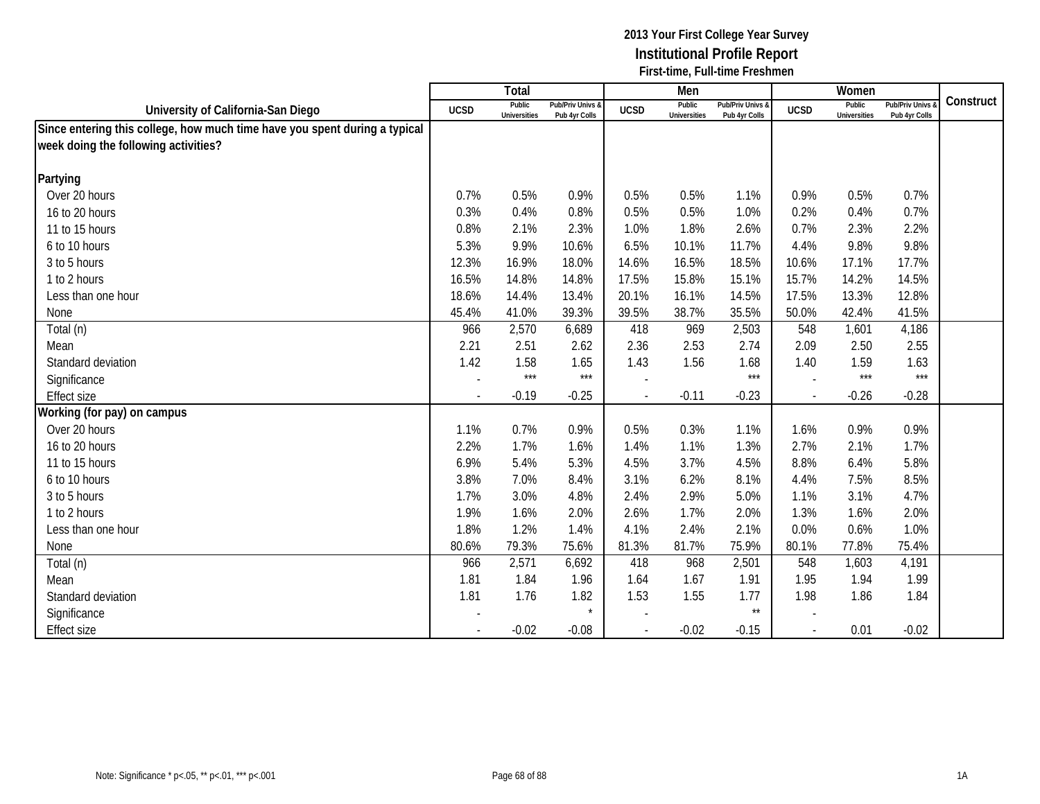**2013 Your First College Year Survey**
**Institutional Profile Report**
**First-time, Full-time Freshmen**

| University of California-San Diego | Total | | | Men | | | Women | | | Construct |
|---|---|---|---|---|---|---|---|---|---|---|
| | UCSD | Public Universities | Pub/Priv Univs & Pub 4yr Colls | UCSD | Public Universities | Pub/Priv Univs & Pub 4yr Colls | UCSD | Public Universities | Pub/Priv Univs & Pub 4yr Colls | |
| **Since entering this college, how much time have you spent during a typical week doing the following activities?** | | | | | | | | | | |
| **Partying** | | | | | | | | | | |
| Over 20 hours | 0.7% | 0.5% | 0.9% | 0.5% | 0.5% | 1.1% | 0.9% | 0.5% | 0.7% | |
| 16 to 20 hours | 0.3% | 0.4% | 0.8% | 0.5% | 0.5% | 1.0% | 0.2% | 0.4% | 0.7% | |
| 11 to 15 hours | 0.8% | 2.1% | 2.3% | 1.0% | 1.8% | 2.6% | 0.7% | 2.3% | 2.2% | |
| 6 to 10 hours | 5.3% | 9.9% | 10.6% | 6.5% | 10.1% | 11.7% | 4.4% | 9.8% | 9.8% | |
| 3 to 5 hours | 12.3% | 16.9% | 18.0% | 14.6% | 16.5% | 18.5% | 10.6% | 17.1% | 17.7% | |
| 1 to 2 hours | 16.5% | 14.8% | 14.8% | 17.5% | 15.8% | 15.1% | 15.7% | 14.2% | 14.5% | |
| Less than one hour | 18.6% | 14.4% | 13.4% | 20.1% | 16.1% | 14.5% | 17.5% | 13.3% | 12.8% | |
| None | 45.4% | 41.0% | 39.3% | 39.5% | 38.7% | 35.5% | 50.0% | 42.4% | 41.5% | |
| Total (n) | 966 | 2,570 | 6,689 | 418 | 969 | 2,503 | 548 | 1,601 | 4,186 | |
| Mean | 2.21 | 2.51 | 2.62 | 2.36 | 2.53 | 2.74 | 2.09 | 2.50 | 2.55 | |
| Standard deviation | 1.42 | 1.58 | 1.65 | 1.43 | 1.56 | 1.68 | 1.40 | 1.59 | 1.63 | |
| Significance | - | *** | *** | - | | *** | - | *** | *** | |
| Effect size | - | -0.19 | -0.25 | - | -0.11 | -0.23 | - | -0.26 | -0.28 | |
| **Working (for pay) on campus** | | | | | | | | | | |
| Over 20 hours | 1.1% | 0.7% | 0.9% | 0.5% | 0.3% | 1.1% | 1.6% | 0.9% | 0.9% | |
| 16 to 20 hours | 2.2% | 1.7% | 1.6% | 1.4% | 1.1% | 1.3% | 2.7% | 2.1% | 1.7% | |
| 11 to 15 hours | 6.9% | 5.4% | 5.3% | 4.5% | 3.7% | 4.5% | 8.8% | 6.4% | 5.8% | |
| 6 to 10 hours | 3.8% | 7.0% | 8.4% | 3.1% | 6.2% | 8.1% | 4.4% | 7.5% | 8.5% | |
| 3 to 5 hours | 1.7% | 3.0% | 4.8% | 2.4% | 2.9% | 5.0% | 1.1% | 3.1% | 4.7% | |
| 1 to 2 hours | 1.9% | 1.6% | 2.0% | 2.6% | 1.7% | 2.0% | 1.3% | 1.6% | 2.0% | |
| Less than one hour | 1.8% | 1.2% | 1.4% | 4.1% | 2.4% | 2.1% | 0.0% | 0.6% | 1.0% | |
| None | 80.6% | 79.3% | 75.6% | 81.3% | 81.7% | 75.9% | 80.1% | 77.8% | 75.4% | |
| Total (n) | 966 | 2,571 | 6,692 | 418 | 968 | 2,501 | 548 | 1,603 | 4,191 | |
| Mean | 1.81 | 1.84 | 1.96 | 1.64 | 1.67 | 1.91 | 1.95 | 1.94 | 1.99 | |
| Standard deviation | 1.81 | 1.76 | 1.82 | 1.53 | 1.55 | 1.77 | 1.98 | 1.86 | 1.84 | |
| Significance | - | | * | - | | ** | - | | | |
| Effect size | - | -0.02 | -0.08 | - | -0.02 | -0.15 | - | 0.01 | -0.02 | |

Note: Significance * p<.05, ** p<.01, *** p<.001

1A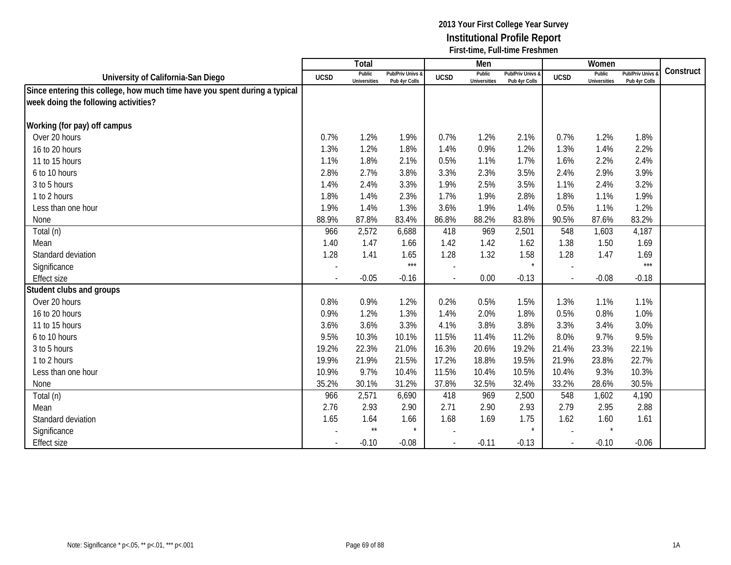**2013 Your First College Year Survey**
**Institutional Profile Report**
**First-time, Full-time Freshmen**

| University of California-San Diego | Total | | | Men | | | Women | | | Construct |
|---|---|---|---|---|---|---|---|---|---|---|
| | UCSD | Public Universities | Pub/Priv Univs & Pub 4yr Colls | UCSD | Public Universities | Pub/Priv Univs & Pub 4yr Colls | UCSD | Public Universities | Pub/Priv Univs & Pub 4yr Colls | |
| **Since entering this college, how much time have you spent during a typical week doing the following activities?** | | | | | | | | | | |
| **Working (for pay) off campus** | | | | | | | | | | |
| Over 20 hours | 0.7% | 1.2% | 1.9% | 0.7% | 1.2% | 2.1% | 0.7% | 1.2% | 1.8% | |
| 16 to 20 hours | 1.3% | 1.2% | 1.8% | 1.4% | 0.9% | 1.2% | 1.3% | 1.4% | 2.2% | |
| 11 to 15 hours | 1.1% | 1.8% | 2.1% | 0.5% | 1.1% | 1.7% | 1.6% | 2.2% | 2.4% | |
| 6 to 10 hours | 2.8% | 2.7% | 3.8% | 3.3% | 2.3% | 3.5% | 2.4% | 2.9% | 3.9% | |
| 3 to 5 hours | 1.4% | 2.4% | 3.3% | 1.9% | 2.5% | 3.5% | 1.1% | 2.4% | 3.2% | |
| 1 to 2 hours | 1.8% | 1.4% | 2.3% | 1.7% | 1.9% | 2.8% | 1.8% | 1.1% | 1.9% | |
| Less than one hour | 1.9% | 1.4% | 1.3% | 3.6% | 1.9% | 1.4% | 0.5% | 1.1% | 1.2% | |
| None | 88.9% | 87.8% | 83.4% | 86.8% | 88.2% | 83.8% | 90.5% | 87.6% | 83.2% | |
| Total (n) | 966 | 2,572 | 6,688 | 418 | 969 | 2,501 | 548 | 1,603 | 4,187 | |
| Mean | 1.40 | 1.47 | 1.66 | 1.42 | 1.42 | 1.62 | 1.38 | 1.50 | 1.69 | |
| Standard deviation | 1.28 | 1.41 | 1.65 | 1.28 | 1.32 | 1.58 | 1.28 | 1.47 | 1.69 | |
| Significance | - | | *** | - | | * | - | | *** | |
| Effect size | - | -0.05 | -0.16 | - | 0.00 | -0.13 | - | -0.08 | -0.18 | |
| **Student clubs and groups** | | | | | | | | | | |
| Over 20 hours | 0.8% | 0.9% | 1.2% | 0.2% | 0.5% | 1.5% | 1.3% | 1.1% | 1.1% | |
| 16 to 20 hours | 0.9% | 1.2% | 1.3% | 1.4% | 2.0% | 1.8% | 0.5% | 0.8% | 1.0% | |
| 11 to 15 hours | 3.6% | 3.6% | 3.3% | 4.1% | 3.8% | 3.8% | 3.3% | 3.4% | 3.0% | |
| 6 to 10 hours | 9.5% | 10.3% | 10.1% | 11.5% | 11.4% | 11.2% | 8.0% | 9.7% | 9.5% | |
| 3 to 5 hours | 19.2% | 22.3% | 21.0% | 16.3% | 20.6% | 19.2% | 21.4% | 23.3% | 22.1% | |
| 1 to 2 hours | 19.9% | 21.9% | 21.5% | 17.2% | 18.8% | 19.5% | 21.9% | 23.8% | 22.7% | |
| Less than one hour | 10.9% | 9.7% | 10.4% | 11.5% | 10.4% | 10.5% | 10.4% | 9.3% | 10.3% | |
| None | 35.2% | 30.1% | 31.2% | 37.8% | 32.5% | 32.4% | 33.2% | 28.6% | 30.5% | |
| Total (n) | 966 | 2,571 | 6,690 | 418 | 969 | 2,500 | 548 | 1,602 | 4,190 | |
| Mean | 2.76 | 2.93 | 2.90 | 2.71 | 2.90 | 2.93 | 2.79 | 2.95 | 2.88 | |
| Standard deviation | 1.65 | 1.64 | 1.66 | 1.68 | 1.69 | 1.75 | 1.62 | 1.60 | 1.61 | |
| Significance | - | ** | * | - | | * | - | * | | |
| Effect size | - | -0.10 | -0.08 | - | -0.11 | -0.13 | - | -0.10 | -0.06 | |

Note: Significance * p<.05, ** p<.01, *** p<.001

1A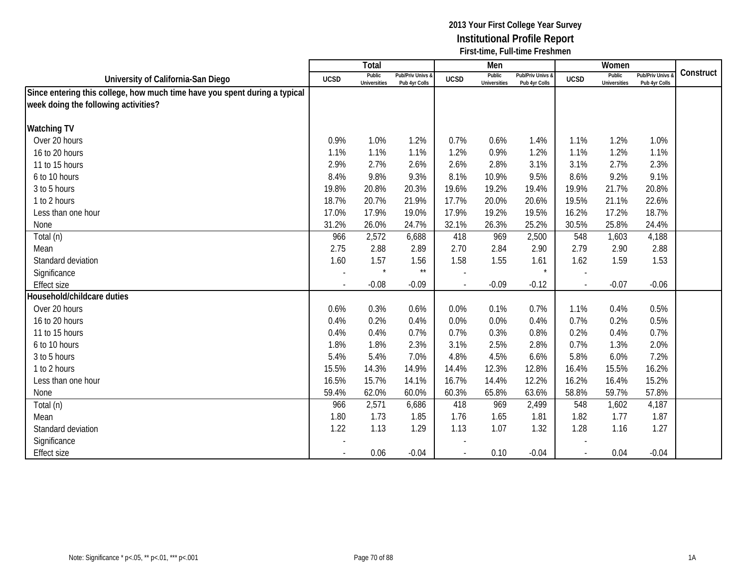**2013 Your First College Year Survey**
**Institutional Profile Report**
**First-time, Full-time Freshmen**

| University of California-San Diego | Total | | | Men | | | Women | | | Construct |
|---|---|---|---|---|---|---|---|---|---|---|
| | UCSD | Public Universities | Pub/Priv Univs & Pub 4yr Colls | UCSD | Public Universities | Pub/Priv Univs & Pub 4yr Colls | UCSD | Public Universities | Pub/Priv Univs & Pub 4yr Colls | |
| **Since entering this college, how much time have you spent during a typical week doing the following activities?** | | | | | | | | | | |
| **Watching TV** | | | | | | | | | | |
| Over 20 hours | 0.9% | 1.0% | 1.2% | 0.7% | 0.6% | 1.4% | 1.1% | 1.2% | 1.0% | |
| 16 to 20 hours | 1.1% | 1.1% | 1.1% | 1.2% | 0.9% | 1.2% | 1.1% | 1.2% | 1.1% | |
| 11 to 15 hours | 2.9% | 2.7% | 2.6% | 2.6% | 2.8% | 3.1% | 3.1% | 2.7% | 2.3% | |
| 6 to 10 hours | 8.4% | 9.8% | 9.3% | 8.1% | 10.9% | 9.5% | 8.6% | 9.2% | 9.1% | |
| 3 to 5 hours | 19.8% | 20.8% | 20.3% | 19.6% | 19.2% | 19.4% | 19.9% | 21.7% | 20.8% | |
| 1 to 2 hours | 18.7% | 20.7% | 21.9% | 17.7% | 20.0% | 20.6% | 19.5% | 21.1% | 22.6% | |
| Less than one hour | 17.0% | 17.9% | 19.0% | 17.9% | 19.2% | 19.5% | 16.2% | 17.2% | 18.7% | |
| None | 31.2% | 26.0% | 24.7% | 32.1% | 26.3% | 25.2% | 30.5% | 25.8% | 24.4% | |
| Total (n) | 966 | 2,572 | 6,688 | 418 | 969 | 2,500 | 548 | 1,603 | 4,188 | |
| Mean | 2.75 | 2.88 | 2.89 | 2.70 | 2.84 | 2.90 | 2.79 | 2.90 | 2.88 | |
| Standard deviation | 1.60 | 1.57 | 1.56 | 1.58 | 1.55 | 1.61 | 1.62 | 1.59 | 1.53 | |
| Significance | - | * | ** | - | | * | - | | | |
| Effect size | - | -0.08 | -0.09 | - | -0.09 | -0.12 | - | -0.07 | -0.06 | |
| **Household/childcare duties** | | | | | | | | | | |
| Over 20 hours | 0.6% | 0.3% | 0.6% | 0.0% | 0.1% | 0.7% | 1.1% | 0.4% | 0.5% | |
| 16 to 20 hours | 0.4% | 0.2% | 0.4% | 0.0% | 0.0% | 0.4% | 0.7% | 0.2% | 0.5% | |
| 11 to 15 hours | 0.4% | 0.4% | 0.7% | 0.7% | 0.3% | 0.8% | 0.2% | 0.4% | 0.7% | |
| 6 to 10 hours | 1.8% | 1.8% | 2.3% | 3.1% | 2.5% | 2.8% | 0.7% | 1.3% | 2.0% | |
| 3 to 5 hours | 5.4% | 5.4% | 7.0% | 4.8% | 4.5% | 6.6% | 5.8% | 6.0% | 7.2% | |
| 1 to 2 hours | 15.5% | 14.3% | 14.9% | 14.4% | 12.3% | 12.8% | 16.4% | 15.5% | 16.2% | |
| Less than one hour | 16.5% | 15.7% | 14.1% | 16.7% | 14.4% | 12.2% | 16.2% | 16.4% | 15.2% | |
| None | 59.4% | 62.0% | 60.0% | 60.3% | 65.8% | 63.6% | 58.8% | 59.7% | 57.8% | |
| Total (n) | 966 | 2,571 | 6,686 | 418 | 969 | 2,499 | 548 | 1,602 | 4,187 | |
| Mean | 1.80 | 1.73 | 1.85 | 1.76 | 1.65 | 1.81 | 1.82 | 1.77 | 1.87 | |
| Standard deviation | 1.22 | 1.13 | 1.29 | 1.13 | 1.07 | 1.32 | 1.28 | 1.16 | 1.27 | |
| Significance | - | | | - | | | - | | | |
| Effect size | - | 0.06 | -0.04 | - | 0.10 | -0.04 | - | 0.04 | -0.04 | |

Note: Significance * p<.05, ** p<.01, *** p<.001

1A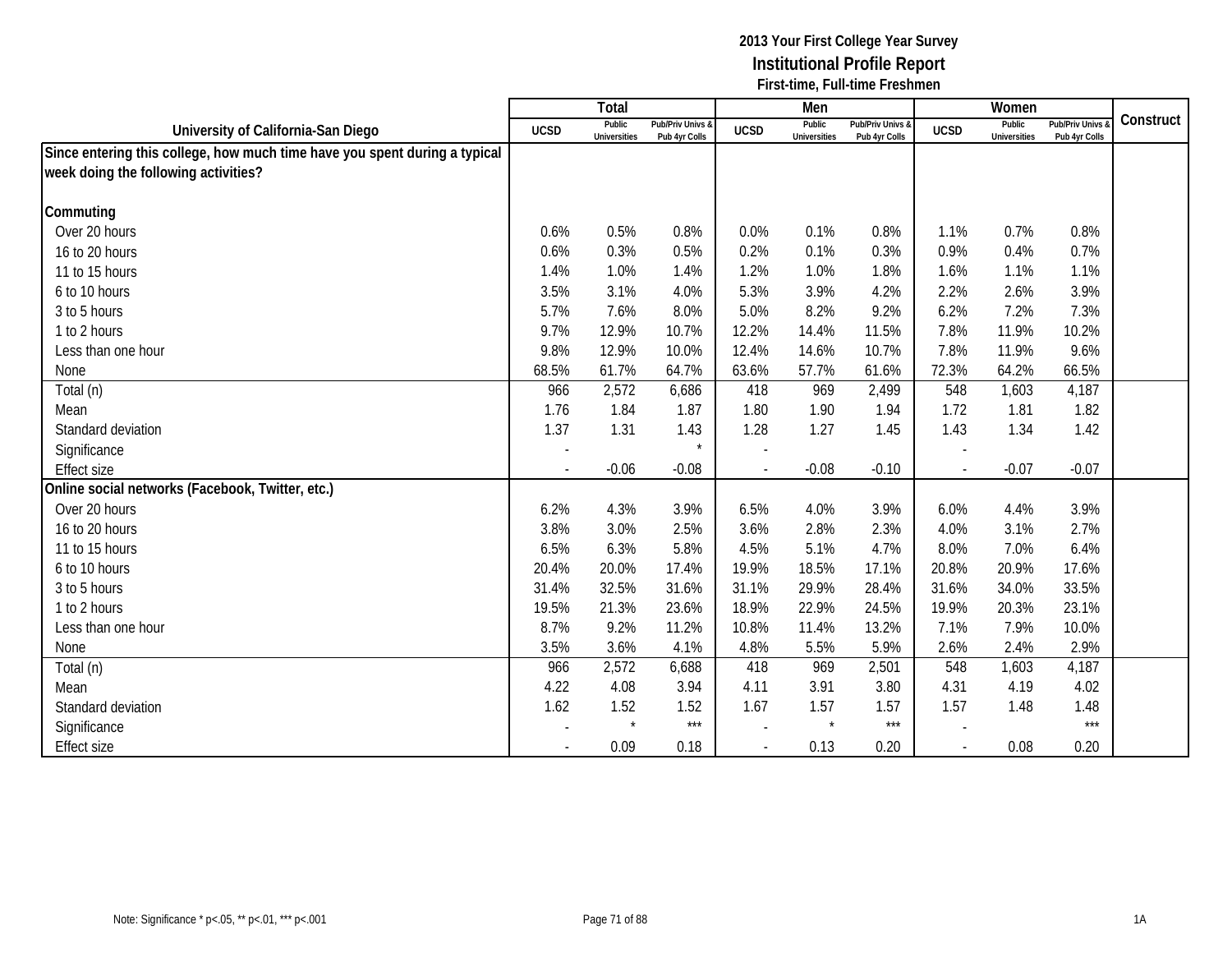**2013 Your First College Year Survey**
**Institutional Profile Report**
**First-time, Full-time Freshmen**

| University of California-San Diego | Total | | | Men | | | Women | | | Construct |
|---|---|---|---|---|---|---|---|---|---|---|
| | UCSD | Public Universities | Pub/Priv Univs & Pub 4yr Colls | UCSD | Public Universities | Pub/Priv Univs & Pub 4yr Colls | UCSD | Public Universities | Pub/Priv Univs & Pub 4yr Colls | |
| **Since entering this college, how much time have you spent during a typical week doing the following activities?** | | | | | | | | | | |
| **Commuting** | | | | | | | | | | |
| Over 20 hours | 0.6% | 0.5% | 0.8% | 0.0% | 0.1% | 0.8% | 1.1% | 0.7% | 0.8% | |
| 16 to 20 hours | 0.6% | 0.3% | 0.5% | 0.2% | 0.1% | 0.3% | 0.9% | 0.4% | 0.7% | |
| 11 to 15 hours | 1.4% | 1.0% | 1.4% | 1.2% | 1.0% | 1.8% | 1.6% | 1.1% | 1.1% | |
| 6 to 10 hours | 3.5% | 3.1% | 4.0% | 5.3% | 3.9% | 4.2% | 2.2% | 2.6% | 3.9% | |
| 3 to 5 hours | 5.7% | 7.6% | 8.0% | 5.0% | 8.2% | 9.2% | 6.2% | 7.2% | 7.3% | |
| 1 to 2 hours | 9.7% | 12.9% | 10.7% | 12.2% | 14.4% | 11.5% | 7.8% | 11.9% | 10.2% | |
| Less than one hour | 9.8% | 12.9% | 10.0% | 12.4% | 14.6% | 10.7% | 7.8% | 11.9% | 9.6% | |
| None | 68.5% | 61.7% | 64.7% | 63.6% | 57.7% | 61.6% | 72.3% | 64.2% | 66.5% | |
| Total (n) | 966 | 2,572 | 6,686 | 418 | 969 | 2,499 | 548 | 1,603 | 4,187 | |
| Mean | 1.76 | 1.84 | 1.87 | 1.80 | 1.90 | 1.94 | 1.72 | 1.81 | 1.82 | |
| Standard deviation | 1.37 | 1.31 | 1.43 | 1.28 | 1.27 | 1.45 | 1.43 | 1.34 | 1.42 | |
| Significance | - | | * | - | | | - | | | |
| Effect size | - | -0.06 | -0.08 | - | -0.08 | -0.10 | - | -0.07 | -0.07 | |
| **Online social networks (Facebook, Twitter, etc.)** | | | | | | | | | | |
| Over 20 hours | 6.2% | 4.3% | 3.9% | 6.5% | 4.0% | 3.9% | 6.0% | 4.4% | 3.9% | |
| 16 to 20 hours | 3.8% | 3.0% | 2.5% | 3.6% | 2.8% | 2.3% | 4.0% | 3.1% | 2.7% | |
| 11 to 15 hours | 6.5% | 6.3% | 5.8% | 4.5% | 5.1% | 4.7% | 8.0% | 7.0% | 6.4% | |
| 6 to 10 hours | 20.4% | 20.0% | 17.4% | 19.9% | 18.5% | 17.1% | 20.8% | 20.9% | 17.6% | |
| 3 to 5 hours | 31.4% | 32.5% | 31.6% | 31.1% | 29.9% | 28.4% | 31.6% | 34.0% | 33.5% | |
| 1 to 2 hours | 19.5% | 21.3% | 23.6% | 18.9% | 22.9% | 24.5% | 19.9% | 20.3% | 23.1% | |
| Less than one hour | 8.7% | 9.2% | 11.2% | 10.8% | 11.4% | 13.2% | 7.1% | 7.9% | 10.0% | |
| None | 3.5% | 3.6% | 4.1% | 4.8% | 5.5% | 5.9% | 2.6% | 2.4% | 2.9% | |
| Total (n) | 966 | 2,572 | 6,688 | 418 | 969 | 2,501 | 548 | 1,603 | 4,187 | |
| Mean | 4.22 | 4.08 | 3.94 | 4.11 | 3.91 | 3.80 | 4.31 | 4.19 | 4.02 | |
| Standard deviation | 1.62 | 1.52 | 1.52 | 1.67 | 1.57 | 1.57 | 1.57 | 1.48 | 1.48 | |
| Significance | - | * | *** | - | * | *** | - | | *** | |
| Effect size | - | 0.09 | 0.18 | - | 0.13 | 0.20 | - | 0.08 | 0.20 | |

Note: Significance * p<.05, ** p<.01, *** p<.001

1A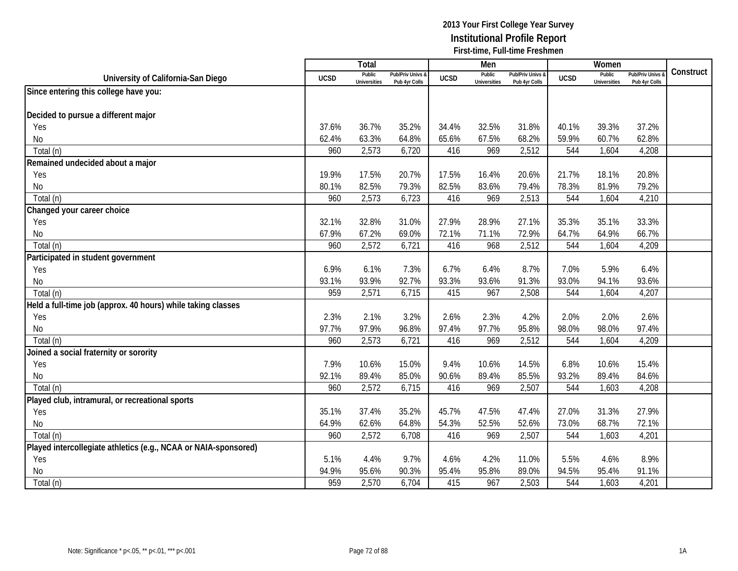# 2013 Your First College Year Survey
## Institutional Profile Report
### First-time, Full-time Freshmen

| University of California-San Diego | Total | | | Men | | | Women | | | Construct |
|---|---|---|---|---|---|---|---|---|---|---|
| | UCSD | Public Universities | Pub/Priv Univs & Pub 4yr Colls | UCSD | Public Universities | Pub/Priv Univs & Pub 4yr Colls | UCSD | Public Universities | Pub/Priv Univs & Pub 4yr Colls | |
| **Since entering this college have you:** | | | | | | | | | | |
| **Decided to pursue a different major** | | | | | | | | | | |
| Yes | 37.6% | 36.7% | 35.2% | 34.4% | 32.5% | 31.8% | 40.1% | 39.3% | 37.2% | |
| No | 62.4% | 63.3% | 64.8% | 65.6% | 67.5% | 68.2% | 59.9% | 60.7% | 62.8% | |
| Total (n) | 960 | 2,573 | 6,720 | 416 | 969 | 2,512 | 544 | 1,604 | 4,208 | |
| **Remained undecided about a major** | | | | | | | | | | |
| Yes | 19.9% | 17.5% | 20.7% | 17.5% | 16.4% | 20.6% | 21.7% | 18.1% | 20.8% | |
| No | 80.1% | 82.5% | 79.3% | 82.5% | 83.6% | 79.4% | 78.3% | 81.9% | 79.2% | |
| Total (n) | 960 | 2,573 | 6,723 | 416 | 969 | 2,513 | 544 | 1,604 | 4,210 | |
| **Changed your career choice** | | | | | | | | | | |
| Yes | 32.1% | 32.8% | 31.0% | 27.9% | 28.9% | 27.1% | 35.3% | 35.1% | 33.3% | |
| No | 67.9% | 67.2% | 69.0% | 72.1% | 71.1% | 72.9% | 64.7% | 64.9% | 66.7% | |
| Total (n) | 960 | 2,572 | 6,721 | 416 | 968 | 2,512 | 544 | 1,604 | 4,209 | |
| **Participated in student government** | | | | | | | | | | |
| Yes | 6.9% | 6.1% | 7.3% | 6.7% | 6.4% | 8.7% | 7.0% | 5.9% | 6.4% | |
| No | 93.1% | 93.9% | 92.7% | 93.3% | 93.6% | 91.3% | 93.0% | 94.1% | 93.6% | |
| Total (n) | 959 | 2,571 | 6,715 | 415 | 967 | 2,508 | 544 | 1,604 | 4,207 | |
| **Held a full-time job (approx. 40 hours) while taking classes** | | | | | | | | | | |
| Yes | 2.3% | 2.1% | 3.2% | 2.6% | 2.3% | 4.2% | 2.0% | 2.0% | 2.6% | |
| No | 97.7% | 97.9% | 96.8% | 97.4% | 97.7% | 95.8% | 98.0% | 98.0% | 97.4% | |
| Total (n) | 960 | 2,573 | 6,721 | 416 | 969 | 2,512 | 544 | 1,604 | 4,209 | |
| **Joined a social fraternity or sorority** | | | | | | | | | | |
| Yes | 7.9% | 10.6% | 15.0% | 9.4% | 10.6% | 14.5% | 6.8% | 10.6% | 15.4% | |
| No | 92.1% | 89.4% | 85.0% | 90.6% | 89.4% | 85.5% | 93.2% | 89.4% | 84.6% | |
| Total (n) | 960 | 2,572 | 6,715 | 416 | 969 | 2,507 | 544 | 1,603 | 4,208 | |
| **Played club, intramural, or recreational sports** | | | | | | | | | | |
| Yes | 35.1% | 37.4% | 35.2% | 45.7% | 47.5% | 47.4% | 27.0% | 31.3% | 27.9% | |
| No | 64.9% | 62.6% | 64.8% | 54.3% | 52.5% | 52.6% | 73.0% | 68.7% | 72.1% | |
| Total (n) | 960 | 2,572 | 6,708 | 416 | 969 | 2,507 | 544 | 1,603 | 4,201 | |
| **Played intercollegiate athletics (e.g., NCAA or NAIA-sponsored)** | | | | | | | | | | |
| Yes | 5.1% | 4.4% | 9.7% | 4.6% | 4.2% | 11.0% | 5.5% | 4.6% | 8.9% | |
| No | 94.9% | 95.6% | 90.3% | 95.4% | 95.8% | 89.0% | 94.5% | 95.4% | 91.1% | |
| Total (n) | 959 | 2,570 | 6,704 | 415 | 967 | 2,503 | 544 | 1,603 | 4,201 | |

Note: Significance * p<.05, ** p<.01, *** p<.001

1A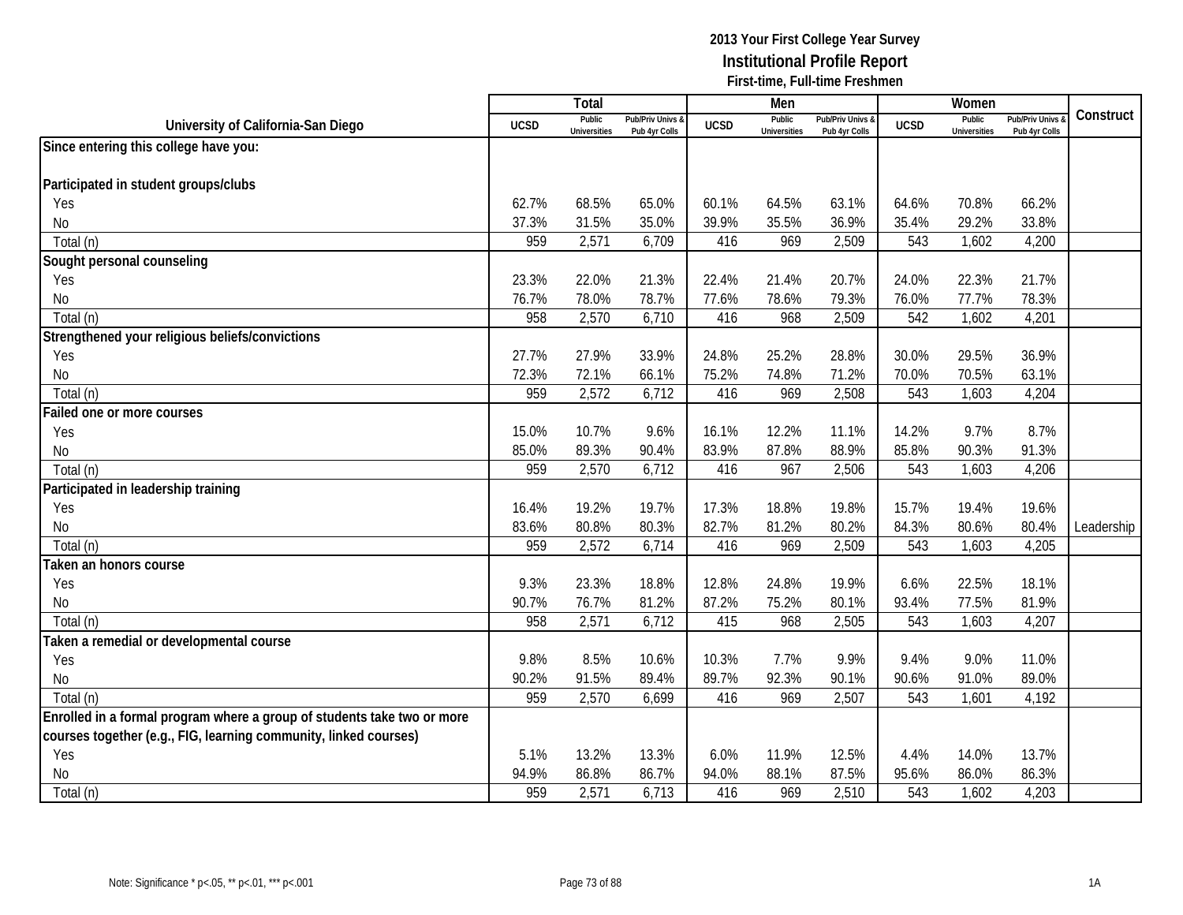**2013 Your First College Year Survey**
**Institutional Profile Report**
**First-time, Full-time Freshmen**

| University of California-San Diego | Total | | | Men | | | Women | | | Construct |
|---|---|---|---|---|---|---|---|---|---|---|
| | UCSD | Public Universities | Pub/Priv Univs & Pub 4yr Colls | UCSD | Public Universities | Pub/Priv Univs & Pub 4yr Colls | UCSD | Public Universities | Pub/Priv Univs & Pub 4yr Colls | |
| **Since entering this college have you:** | | | | | | | | | | |
| **Participated in student groups/clubs** | | | | | | | | | | |
| Yes | 62.7% | 68.5% | 65.0% | 60.1% | 64.5% | 63.1% | 64.6% | 70.8% | 66.2% | |
| No | 37.3% | 31.5% | 35.0% | 39.9% | 35.5% | 36.9% | 35.4% | 29.2% | 33.8% | |
| Total (n) | 959 | 2,571 | 6,709 | 416 | 969 | 2,509 | 543 | 1,602 | 4,200 | |
| **Sought personal counseling** | | | | | | | | | | |
| Yes | 23.3% | 22.0% | 21.3% | 22.4% | 21.4% | 20.7% | 24.0% | 22.3% | 21.7% | |
| No | 76.7% | 78.0% | 78.7% | 77.6% | 78.6% | 79.3% | 76.0% | 77.7% | 78.3% | |
| Total (n) | 958 | 2,570 | 6,710 | 416 | 968 | 2,509 | 542 | 1,602 | 4,201 | |
| **Strengthened your religious beliefs/convictions** | | | | | | | | | | |
| Yes | 27.7% | 27.9% | 33.9% | 24.8% | 25.2% | 28.8% | 30.0% | 29.5% | 36.9% | |
| No | 72.3% | 72.1% | 66.1% | 75.2% | 74.8% | 71.2% | 70.0% | 70.5% | 63.1% | |
| Total (n) | 959 | 2,572 | 6,712 | 416 | 969 | 2,508 | 543 | 1,603 | 4,204 | |
| **Failed one or more courses** | | | | | | | | | | |
| Yes | 15.0% | 10.7% | 9.6% | 16.1% | 12.2% | 11.1% | 14.2% | 9.7% | 8.7% | |
| No | 85.0% | 89.3% | 90.4% | 83.9% | 87.8% | 88.9% | 85.8% | 90.3% | 91.3% | |
| Total (n) | 959 | 2,570 | 6,712 | 416 | 967 | 2,506 | 543 | 1,603 | 4,206 | |
| **Participated in leadership training** | | | | | | | | | | |
| Yes | 16.4% | 19.2% | 19.7% | 17.3% | 18.8% | 19.8% | 15.7% | 19.4% | 19.6% | |
| No | 83.6% | 80.8% | 80.3% | 82.7% | 81.2% | 80.2% | 84.3% | 80.6% | 80.4% | Leadership |
| Total (n) | 959 | 2,572 | 6,714 | 416 | 969 | 2,509 | 543 | 1,603 | 4,205 | |
| **Taken an honors course** | | | | | | | | | | |
| Yes | 9.3% | 23.3% | 18.8% | 12.8% | 24.8% | 19.9% | 6.6% | 22.5% | 18.1% | |
| No | 90.7% | 76.7% | 81.2% | 87.2% | 75.2% | 80.1% | 93.4% | 77.5% | 81.9% | |
| Total (n) | 958 | 2,571 | 6,712 | 415 | 968 | 2,505 | 543 | 1,603 | 4,207 | |
| **Taken a remedial or developmental course** | | | | | | | | | | |
| Yes | 9.8% | 8.5% | 10.6% | 10.3% | 7.7% | 9.9% | 9.4% | 9.0% | 11.0% | |
| No | 90.2% | 91.5% | 89.4% | 89.7% | 92.3% | 90.1% | 90.6% | 91.0% | 89.0% | |
| Total (n) | 959 | 2,570 | 6,699 | 416 | 969 | 2,507 | 543 | 1,601 | 4,192 | |
| **Enrolled in a formal program where a group of students take two or more courses together (e.g., FIG, learning community, linked courses)** | | | | | | | | | | |
| Yes | 5.1% | 13.2% | 13.3% | 6.0% | 11.9% | 12.5% | 4.4% | 14.0% | 13.7% | |
| No | 94.9% | 86.8% | 86.7% | 94.0% | 88.1% | 87.5% | 95.6% | 86.0% | 86.3% | |
| Total (n) | 959 | 2,571 | 6,713 | 416 | 969 | 2,510 | 543 | 1,602 | 4,203 | |

Note: Significance * p<.05, ** p<.01, *** p<.001

1A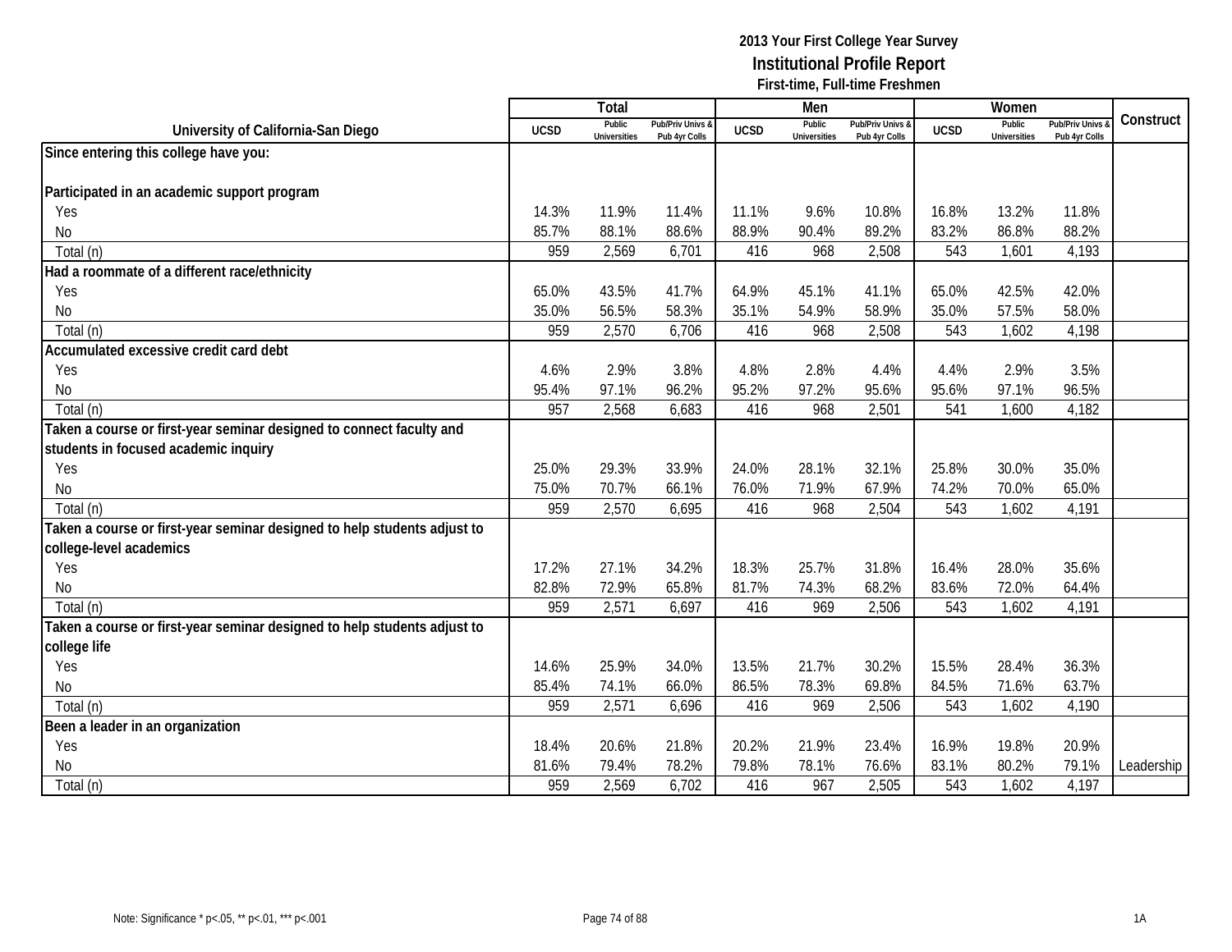2013 Your First College Year Survey
**Institutional Profile Report**
First-time, Full-time Freshmen

| University of California-San Diego | Total | | | Men | | | Women | | | Construct |
|---|---|---|---|---|---|---|---|---|---|---|
| | UCSD | Public Universities | Pub/Priv Univs & Pub 4yr Colls | UCSD | Public Universities | Pub/Priv Univs & Pub 4yr Colls | UCSD | Public Universities | Pub/Priv Univs & Pub 4yr Colls | |
| **Since entering this college have you:** | | | | | | | | | | |
| **Participated in an academic support program** | | | | | | | | | | |
| Yes | 14.3% | 11.9% | 11.4% | 11.1% | 9.6% | 10.8% | 16.8% | 13.2% | 11.8% | |
| No | 85.7% | 88.1% | 88.6% | 88.9% | 90.4% | 89.2% | 83.2% | 86.8% | 88.2% | |
| Total (n) | 959 | 2,569 | 6,701 | 416 | 968 | 2,508 | 543 | 1,601 | 4,193 | |
| **Had a roommate of a different race/ethnicity** | | | | | | | | | | |
| Yes | 65.0% | 43.5% | 41.7% | 64.9% | 45.1% | 41.1% | 65.0% | 42.5% | 42.0% | |
| No | 35.0% | 56.5% | 58.3% | 35.1% | 54.9% | 58.9% | 35.0% | 57.5% | 58.0% | |
| Total (n) | 959 | 2,570 | 6,706 | 416 | 968 | 2,508 | 543 | 1,602 | 4,198 | |
| **Accumulated excessive credit card debt** | | | | | | | | | | |
| Yes | 4.6% | 2.9% | 3.8% | 4.8% | 2.8% | 4.4% | 4.4% | 2.9% | 3.5% | |
| No | 95.4% | 97.1% | 96.2% | 95.2% | 97.2% | 95.6% | 95.6% | 97.1% | 96.5% | |
| Total (n) | 957 | 2,568 | 6,683 | 416 | 968 | 2,501 | 541 | 1,600 | 4,182 | |
| **Taken a course or first-year seminar designed to connect faculty and students in focused academic inquiry** | | | | | | | | | | |
| Yes | 25.0% | 29.3% | 33.9% | 24.0% | 28.1% | 32.1% | 25.8% | 30.0% | 35.0% | |
| No | 75.0% | 70.7% | 66.1% | 76.0% | 71.9% | 67.9% | 74.2% | 70.0% | 65.0% | |
| Total (n) | 959 | 2,570 | 6,695 | 416 | 968 | 2,504 | 543 | 1,602 | 4,191 | |
| **Taken a course or first-year seminar designed to help students adjust to college-level academics** | | | | | | | | | | |
| Yes | 17.2% | 27.1% | 34.2% | 18.3% | 25.7% | 31.8% | 16.4% | 28.0% | 35.6% | |
| No | 82.8% | 72.9% | 65.8% | 81.7% | 74.3% | 68.2% | 83.6% | 72.0% | 64.4% | |
| Total (n) | 959 | 2,571 | 6,697 | 416 | 969 | 2,506 | 543 | 1,602 | 4,191 | |
| **Taken a course or first-year seminar designed to help students adjust to college life** | | | | | | | | | | |
| Yes | 14.6% | 25.9% | 34.0% | 13.5% | 21.7% | 30.2% | 15.5% | 28.4% | 36.3% | |
| No | 85.4% | 74.1% | 66.0% | 86.5% | 78.3% | 69.8% | 84.5% | 71.6% | 63.7% | |
| Total (n) | 959 | 2,571 | 6,696 | 416 | 969 | 2,506 | 543 | 1,602 | 4,190 | |
| **Been a leader in an organization** | | | | | | | | | | |
| Yes | 18.4% | 20.6% | 21.8% | 20.2% | 21.9% | 23.4% | 16.9% | 19.8% | 20.9% | |
| No | 81.6% | 79.4% | 78.2% | 79.8% | 78.1% | 76.6% | 83.1% | 80.2% | 79.1% | Leadership |
| Total (n) | 959 | 2,569 | 6,702 | 416 | 967 | 2,505 | 543 | 1,602 | 4,197 | |

Note: Significance * p<.05, ** p<.01, *** p<.001

1A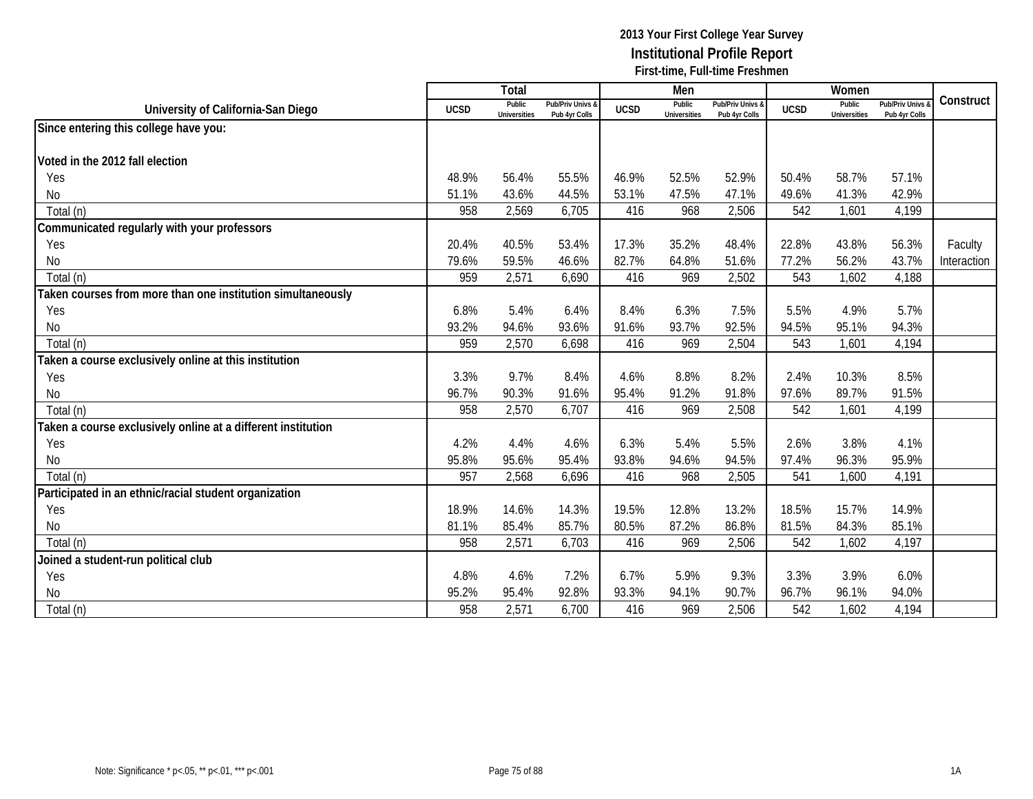# 2013 Your First College Year Survey
## Institutional Profile Report
### First-time, Full-time Freshmen

| University of California-San Diego | Total | | | Men | | | Women | | | Construct |
|---|---|---|---|---|---|---|---|---|---|---|
| | UCSD | Public Universities | Pub/Priv Univs & Pub 4yr Colls | UCSD | Public Universities | Pub/Priv Univs & Pub 4yr Colls | UCSD | Public Universities | Pub/Priv Univs & Pub 4yr Colls | |
| **Since entering this college have you:** | | | | | | | | | | |
| **Voted in the 2012 fall election** | | | | | | | | | | |
| Yes | 48.9% | 56.4% | 55.5% | 46.9% | 52.5% | 52.9% | 50.4% | 58.7% | 57.1% | |
| No | 51.1% | 43.6% | 44.5% | 53.1% | 47.5% | 47.1% | 49.6% | 41.3% | 42.9% | |
| Total (n) | 958 | 2,569 | 6,705 | 416 | 968 | 2,506 | 542 | 1,601 | 4,199 | |
| **Communicated regularly with your professors** | | | | | | | | | | |
| Yes | 20.4% | 40.5% | 53.4% | 17.3% | 35.2% | 48.4% | 22.8% | 43.8% | 56.3% | Faculty |
| No | 79.6% | 59.5% | 46.6% | 82.7% | 64.8% | 51.6% | 77.2% | 56.2% | 43.7% | Interaction |
| Total (n) | 959 | 2,571 | 6,690 | 416 | 969 | 2,502 | 543 | 1,602 | 4,188 | |
| **Taken courses from more than one institution simultaneously** | | | | | | | | | | |
| Yes | 6.8% | 5.4% | 6.4% | 8.4% | 6.3% | 7.5% | 5.5% | 4.9% | 5.7% | |
| No | 93.2% | 94.6% | 93.6% | 91.6% | 93.7% | 92.5% | 94.5% | 95.1% | 94.3% | |
| Total (n) | 959 | 2,570 | 6,698 | 416 | 969 | 2,504 | 543 | 1,601 | 4,194 | |
| **Taken a course exclusively online at this institution** | | | | | | | | | | |
| Yes | 3.3% | 9.7% | 8.4% | 4.6% | 8.8% | 8.2% | 2.4% | 10.3% | 8.5% | |
| No | 96.7% | 90.3% | 91.6% | 95.4% | 91.2% | 91.8% | 97.6% | 89.7% | 91.5% | |
| Total (n) | 958 | 2,570 | 6,707 | 416 | 969 | 2,508 | 542 | 1,601 | 4,199 | |
| **Taken a course exclusively online at a different institution** | | | | | | | | | | |
| Yes | 4.2% | 4.4% | 4.6% | 6.3% | 5.4% | 5.5% | 2.6% | 3.8% | 4.1% | |
| No | 95.8% | 95.6% | 95.4% | 93.8% | 94.6% | 94.5% | 97.4% | 96.3% | 95.9% | |
| Total (n) | 957 | 2,568 | 6,696 | 416 | 968 | 2,505 | 541 | 1,600 | 4,191 | |
| **Participated in an ethnic/racial student organization** | | | | | | | | | | |
| Yes | 18.9% | 14.6% | 14.3% | 19.5% | 12.8% | 13.2% | 18.5% | 15.7% | 14.9% | |
| No | 81.1% | 85.4% | 85.7% | 80.5% | 87.2% | 86.8% | 81.5% | 84.3% | 85.1% | |
| Total (n) | 958 | 2,571 | 6,703 | 416 | 969 | 2,506 | 542 | 1,602 | 4,197 | |
| **Joined a student-run political club** | | | | | | | | | | |
| Yes | 4.8% | 4.6% | 7.2% | 6.7% | 5.9% | 9.3% | 3.3% | 3.9% | 6.0% | |
| No | 95.2% | 95.4% | 92.8% | 93.3% | 94.1% | 90.7% | 96.7% | 96.1% | 94.0% | |
| Total (n) | 958 | 2,571 | 6,700 | 416 | 969 | 2,506 | 542 | 1,602 | 4,194 | |

Note: Significance * p<.05, ** p<.01, *** p<.001

1A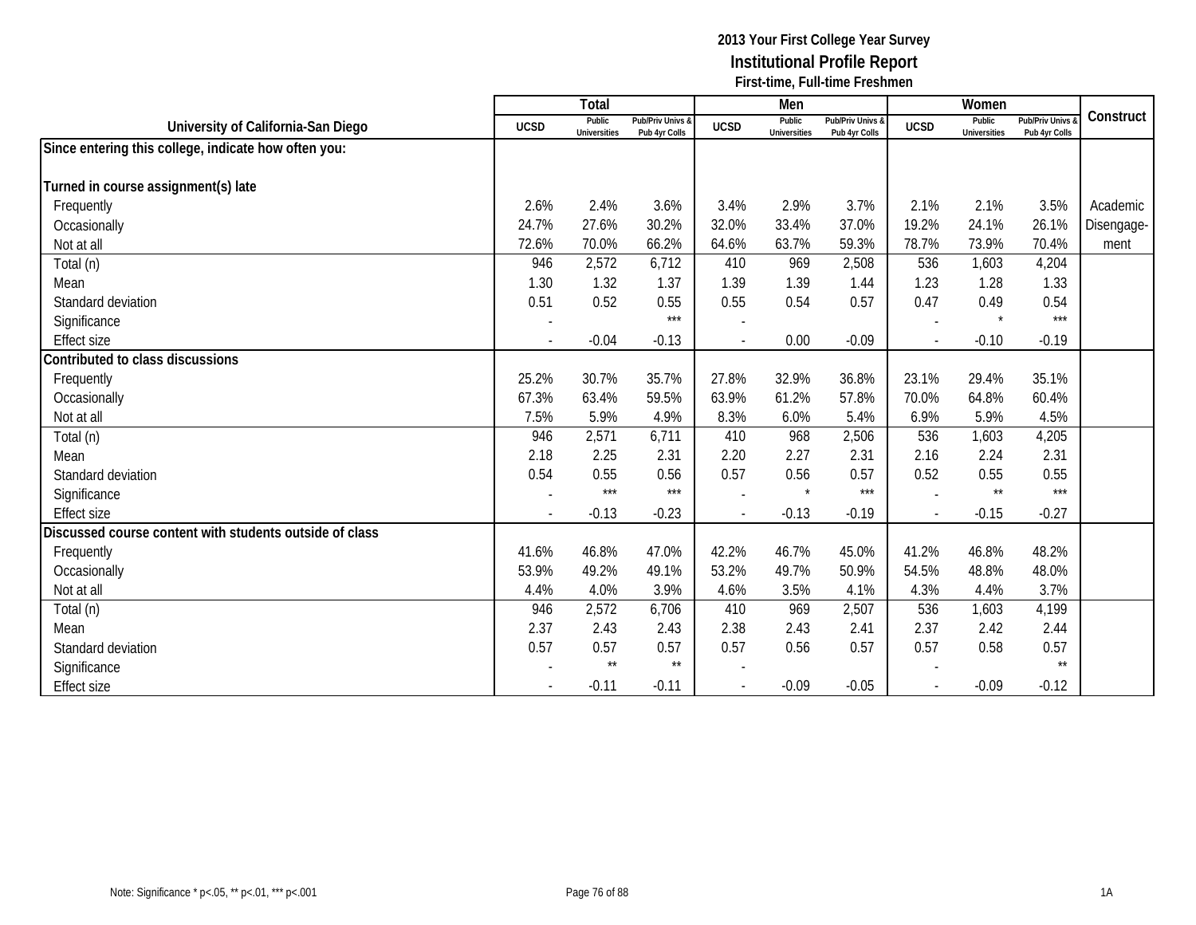**2013 Your First College Year Survey**
**Institutional Profile Report**
**First-time, Full-time Freshmen**

| University of California-San Diego | Total UCSD | Total Public Universities | Total Pub/Priv Univs & Pub 4yr Colls | Men UCSD | Men Public Universities | Men Pub/Priv Univs & Pub 4yr Colls | Women UCSD | Women Public Universities | Women Pub/Priv Univs & Pub 4yr Colls | Construct |
|---|---|---|---|---|---|---|---|---|---|---|
| **Since entering this college, indicate how often you:** | | | | | | | | | | |
| **Turned in course assignment(s) late** | | | | | | | | | | |
| Frequently | 2.6% | 2.4% | 3.6% | 3.4% | 2.9% | 3.7% | 2.1% | 2.1% | 3.5% | Academic |
| Occasionally | 24.7% | 27.6% | 30.2% | 32.0% | 33.4% | 37.0% | 19.2% | 24.1% | 26.1% | Disengage- |
| Not at all | 72.6% | 70.0% | 66.2% | 64.6% | 63.7% | 59.3% | 78.7% | 73.9% | 70.4% | ment |
| Total (n) | 946 | 2,572 | 6,712 | 410 | 969 | 2,508 | 536 | 1,603 | 4,204 | |
| Mean | 1.30 | 1.32 | 1.37 | 1.39 | 1.39 | 1.44 | 1.23 | 1.28 | 1.33 | |
| Standard deviation | 0.51 | 0.52 | 0.55 | 0.55 | 0.54 | 0.57 | 0.47 | 0.49 | 0.54 | |
| Significance | - | | *** | - | | | - | * | *** | |
| Effect size | - | -0.04 | -0.13 | - | 0.00 | -0.09 | - | -0.10 | -0.19 | |
| **Contributed to class discussions** | | | | | | | | | | |
| Frequently | 25.2% | 30.7% | 35.7% | 27.8% | 32.9% | 36.8% | 23.1% | 29.4% | 35.1% | |
| Occasionally | 67.3% | 63.4% | 59.5% | 63.9% | 61.2% | 57.8% | 70.0% | 64.8% | 60.4% | |
| Not at all | 7.5% | 5.9% | 4.9% | 8.3% | 6.0% | 5.4% | 6.9% | 5.9% | 4.5% | |
| Total (n) | 946 | 2,571 | 6,711 | 410 | 968 | 2,506 | 536 | 1,603 | 4,205 | |
| Mean | 2.18 | 2.25 | 2.31 | 2.20 | 2.27 | 2.31 | 2.16 | 2.24 | 2.31 | |
| Standard deviation | 0.54 | 0.55 | 0.56 | 0.57 | 0.56 | 0.57 | 0.52 | 0.55 | 0.55 | |
| Significance | - | *** | *** | - | * | *** | - | ** | *** | |
| Effect size | - | -0.13 | -0.23 | - | -0.13 | -0.19 | - | -0.15 | -0.27 | |
| **Discussed course content with students outside of class** | | | | | | | | | | |
| Frequently | 41.6% | 46.8% | 47.0% | 42.2% | 46.7% | 45.0% | 41.2% | 46.8% | 48.2% | |
| Occasionally | 53.9% | 49.2% | 49.1% | 53.2% | 49.7% | 50.9% | 54.5% | 48.8% | 48.0% | |
| Not at all | 4.4% | 4.0% | 3.9% | 4.6% | 3.5% | 4.1% | 4.3% | 4.4% | 3.7% | |
| Total (n) | 946 | 2,572 | 6,706 | 410 | 969 | 2,507 | 536 | 1,603 | 4,199 | |
| Mean | 2.37 | 2.43 | 2.43 | 2.38 | 2.43 | 2.41 | 2.37 | 2.42 | 2.44 | |
| Standard deviation | 0.57 | 0.57 | 0.57 | 0.57 | 0.56 | 0.57 | 0.57 | 0.58 | 0.57 | |
| Significance | - | ** | ** | - | | | - | | ** | |
| Effect size | - | -0.11 | -0.11 | - | -0.09 | -0.05 | - | -0.09 | -0.12 | |

Note: Significance * p<.05, ** p<.01, *** p<.001

1A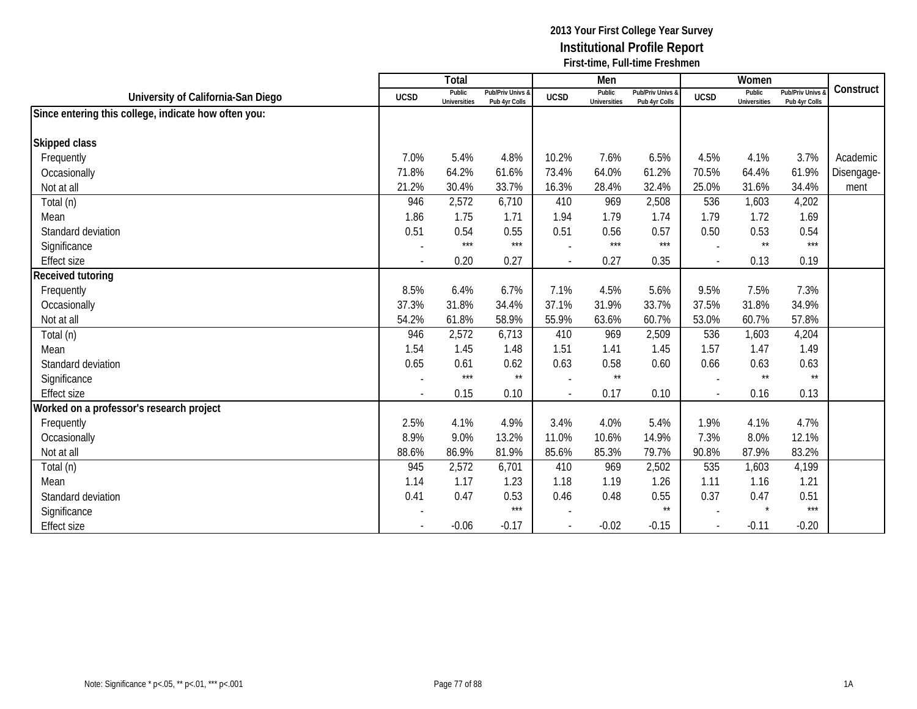**2013 Your First College Year Survey**
**Institutional Profile Report**
**First-time, Full-time Freshmen**

| University of California-San Diego | Total | | | Men | | | Women | | | Construct |
|---|---|---|---|---|---|---|---|---|---|---|
| | UCSD | Public Universities | Pub/Priv Univs & Pub 4yr Colls | UCSD | Public Universities | Pub/Priv Univs & Pub 4yr Colls | UCSD | Public Universities | Pub/Priv Univs & Pub 4yr Colls | |
| **Since entering this college, indicate how often you:** | | | | | | | | | | |
| **Skipped class** | | | | | | | | | | |
| Frequently | 7.0% | 5.4% | 4.8% | 10.2% | 7.6% | 6.5% | 4.5% | 4.1% | 3.7% | Academic Disengage-ment |
| Occasionally | 71.8% | 64.2% | 61.6% | 73.4% | 64.0% | 61.2% | 70.5% | 64.4% | 61.9% | |
| Not at all | 21.2% | 30.4% | 33.7% | 16.3% | 28.4% | 32.4% | 25.0% | 31.6% | 34.4% | |
| Total (n) | 946 | 2,572 | 6,710 | 410 | 969 | 2,508 | 536 | 1,603 | 4,202 | |
| Mean | 1.86 | 1.75 | 1.71 | 1.94 | 1.79 | 1.74 | 1.79 | 1.72 | 1.69 | |
| Standard deviation | 0.51 | 0.54 | 0.55 | 0.51 | 0.56 | 0.57 | 0.50 | 0.53 | 0.54 | |
| Significance | - | *** | *** | - | *** | *** | - | ** | *** | |
| Effect size | - | 0.20 | 0.27 | - | 0.27 | 0.35 | - | 0.13 | 0.19 | |
| **Received tutoring** | | | | | | | | | | |
| Frequently | 8.5% | 6.4% | 6.7% | 7.1% | 4.5% | 5.6% | 9.5% | 7.5% | 7.3% | |
| Occasionally | 37.3% | 31.8% | 34.4% | 37.1% | 31.9% | 33.7% | 37.5% | 31.8% | 34.9% | |
| Not at all | 54.2% | 61.8% | 58.9% | 55.9% | 63.6% | 60.7% | 53.0% | 60.7% | 57.8% | |
| Total (n) | 946 | 2,572 | 6,713 | 410 | 969 | 2,509 | 536 | 1,603 | 4,204 | |
| Mean | 1.54 | 1.45 | 1.48 | 1.51 | 1.41 | 1.45 | 1.57 | 1.47 | 1.49 | |
| Standard deviation | 0.65 | 0.61 | 0.62 | 0.63 | 0.58 | 0.60 | 0.66 | 0.63 | 0.63 | |
| Significance | - | *** | ** | - | ** | | - | ** | ** | |
| Effect size | - | 0.15 | 0.10 | - | 0.17 | 0.10 | - | 0.16 | 0.13 | |
| **Worked on a professor's research project** | | | | | | | | | | |
| Frequently | 2.5% | 4.1% | 4.9% | 3.4% | 4.0% | 5.4% | 1.9% | 4.1% | 4.7% | |
| Occasionally | 8.9% | 9.0% | 13.2% | 11.0% | 10.6% | 14.9% | 7.3% | 8.0% | 12.1% | |
| Not at all | 88.6% | 86.9% | 81.9% | 85.6% | 85.3% | 79.7% | 90.8% | 87.9% | 83.2% | |
| Total (n) | 945 | 2,572 | 6,701 | 410 | 969 | 2,502 | 535 | 1,603 | 4,199 | |
| Mean | 1.14 | 1.17 | 1.23 | 1.18 | 1.19 | 1.26 | 1.11 | 1.16 | 1.21 | |
| Standard deviation | 0.41 | 0.47 | 0.53 | 0.46 | 0.48 | 0.55 | 0.37 | 0.47 | 0.51 | |
| Significance | - | | *** | - | | ** | - | * | *** | |
| Effect size | - | -0.06 | -0.17 | - | -0.02 | -0.15 | - | -0.11 | -0.20 | |

Note: Significance * p<.05, ** p<.01, *** p<.001

1A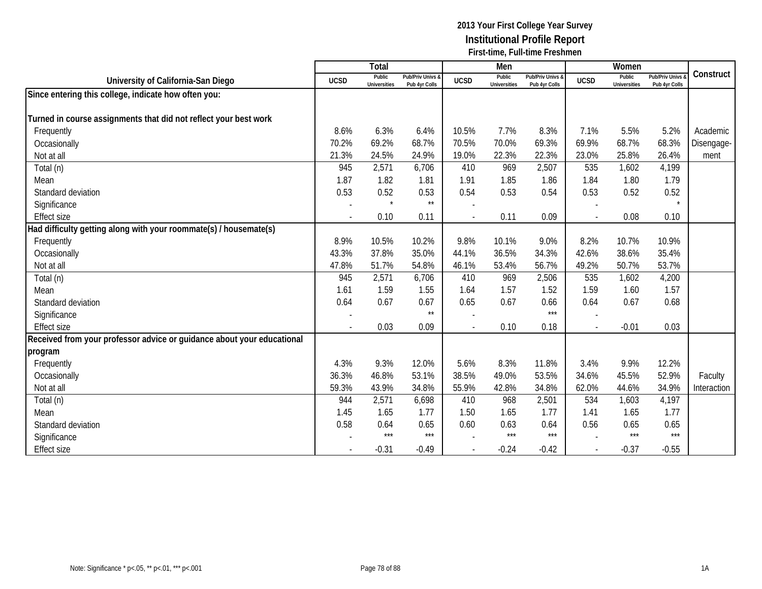**2013 Your First College Year Survey**
**Institutional Profile Report**
**First-time, Full-time Freshmen**

| University of California-San Diego | Total | | | Men | | | Women | | | Construct |
|---|---|---|---|---|---|---|---|---|---|---|
| | UCSD | Public Universities | Pub/Priv Univs & Pub 4yr Colls | UCSD | Public Universities | Pub/Priv Univs & Pub 4yr Colls | UCSD | Public Universities | Pub/Priv Univs & Pub 4yr Colls | |
| **Since entering this college, indicate how often you:** | | | | | | | | | | |
| **Turned in course assignments that did not reflect your best work** | | | | | | | | | | |
| Frequently | 8.6% | 6.3% | 6.4% | 10.5% | 7.7% | 8.3% | 7.1% | 5.5% | 5.2% | Academic |
| Occasionally | 70.2% | 69.2% | 68.7% | 70.5% | 70.0% | 69.3% | 69.9% | 68.7% | 68.3% | Disengage- |
| Not at all | 21.3% | 24.5% | 24.9% | 19.0% | 22.3% | 22.3% | 23.0% | 25.8% | 26.4% | ment |
| Total (n) | 945 | 2,571 | 6,706 | 410 | 969 | 2,507 | 535 | 1,602 | 4,199 | |
| Mean | 1.87 | 1.82 | 1.81 | 1.91 | 1.85 | 1.86 | 1.84 | 1.80 | 1.79 | |
| Standard deviation | 0.53 | 0.52 | 0.53 | 0.54 | 0.53 | 0.54 | 0.53 | 0.52 | 0.52 | |
| Significance | - | * | ** | - | | | - | | * | |
| Effect size | - | 0.10 | 0.11 | - | 0.11 | 0.09 | - | 0.08 | 0.10 | |
| **Had difficulty getting along with your roommate(s) / housemate(s)** | | | | | | | | | | |
| Frequently | 8.9% | 10.5% | 10.2% | 9.8% | 10.1% | 9.0% | 8.2% | 10.7% | 10.9% | |
| Occasionally | 43.3% | 37.8% | 35.0% | 44.1% | 36.5% | 34.3% | 42.6% | 38.6% | 35.4% | |
| Not at all | 47.8% | 51.7% | 54.8% | 46.1% | 53.4% | 56.7% | 49.2% | 50.7% | 53.7% | |
| Total (n) | 945 | 2,571 | 6,706 | 410 | 969 | 2,506 | 535 | 1,602 | 4,200 | |
| Mean | 1.61 | 1.59 | 1.55 | 1.64 | 1.57 | 1.52 | 1.59 | 1.60 | 1.57 | |
| Standard deviation | 0.64 | 0.67 | 0.67 | 0.65 | 0.67 | 0.66 | 0.64 | 0.67 | 0.68 | |
| Significance | - | | ** | - | | *** | - | | | |
| Effect size | - | 0.03 | 0.09 | - | 0.10 | 0.18 | - | -0.01 | 0.03 | |
| **Received from your professor advice or guidance about your educational program** | | | | | | | | | | |
| Frequently | 4.3% | 9.3% | 12.0% | 5.6% | 8.3% | 11.8% | 3.4% | 9.9% | 12.2% | |
| Occasionally | 36.3% | 46.8% | 53.1% | 38.5% | 49.0% | 53.5% | 34.6% | 45.5% | 52.9% | Faculty |
| Not at all | 59.3% | 43.9% | 34.8% | 55.9% | 42.8% | 34.8% | 62.0% | 44.6% | 34.9% | Interaction |
| Total (n) | 944 | 2,571 | 6,698 | 410 | 968 | 2,501 | 534 | 1,603 | 4,197 | |
| Mean | 1.45 | 1.65 | 1.77 | 1.50 | 1.65 | 1.77 | 1.41 | 1.65 | 1.77 | |
| Standard deviation | 0.58 | 0.64 | 0.65 | 0.60 | 0.63 | 0.64 | 0.56 | 0.65 | 0.65 | |
| Significance | - | *** | *** | - | *** | *** | - | *** | *** | |
| Effect size | - | -0.31 | -0.49 | - | -0.24 | -0.42 | - | -0.37 | -0.55 | |

Note: Significance * p<.05, ** p<.01, *** p<.001

1A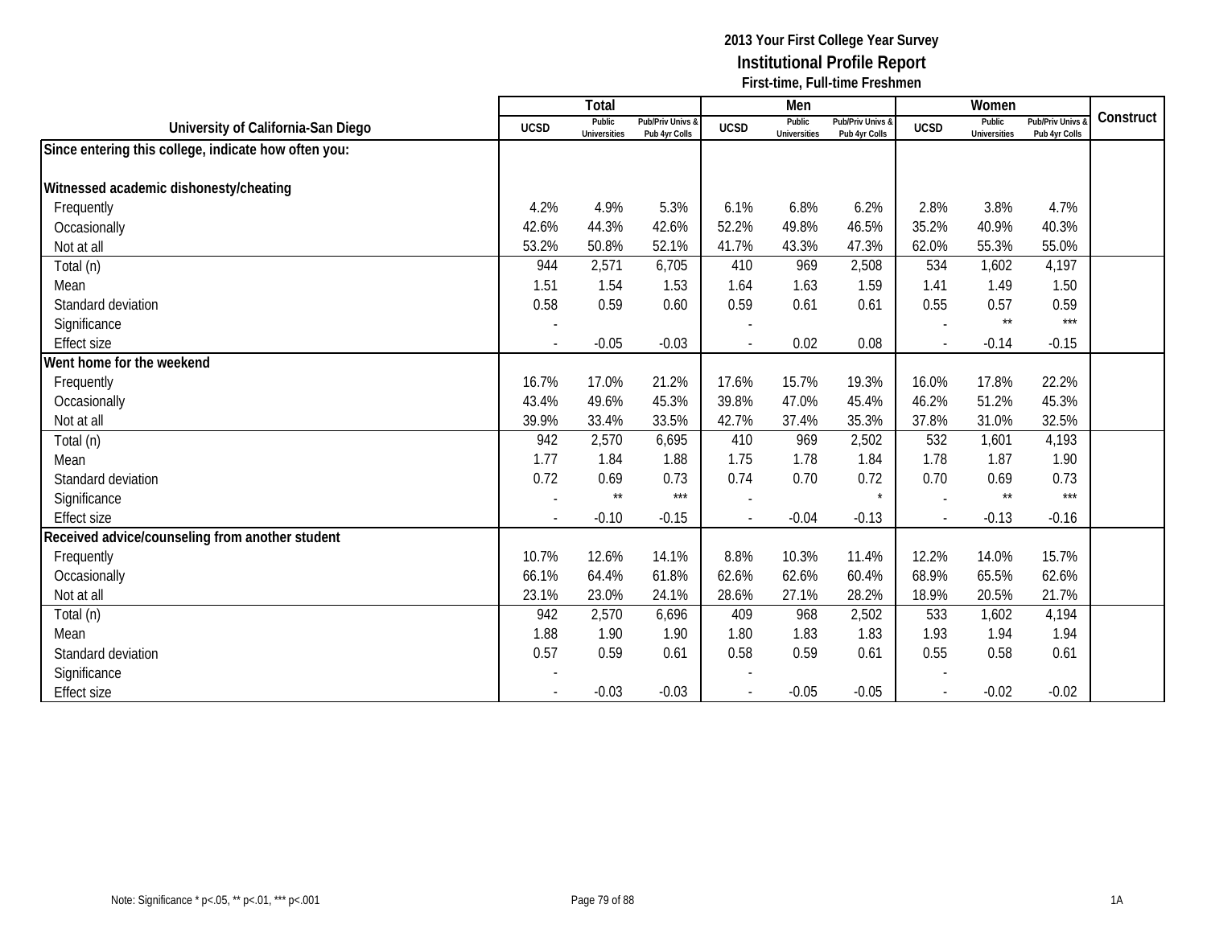# 2013 Your First College Year Survey

## Institutional Profile Report

### First-time, Full-time Freshmen

| University of California-San Diego | Total | | | Men | | | Women | | | Construct |
|---|---|---|---|---|---|---|---|---|---|---|
| | UCSD | Public Universities | Pub/Priv Univs & Pub 4yr Colls | UCSD | Public Universities | Pub/Priv Univs & Pub 4yr Colls | UCSD | Public Universities | Pub/Priv Univs & Pub 4yr Colls | |
| **Since entering this college, indicate how often you:** | | | | | | | | | | |
| **Witnessed academic dishonesty/cheating** | | | | | | | | | | |
| Frequently | 4.2% | 4.9% | 5.3% | 6.1% | 6.8% | 6.2% | 2.8% | 3.8% | 4.7% | |
| Occasionally | 42.6% | 44.3% | 42.6% | 52.2% | 49.8% | 46.5% | 35.2% | 40.9% | 40.3% | |
| Not at all | 53.2% | 50.8% | 52.1% | 41.7% | 43.3% | 47.3% | 62.0% | 55.3% | 55.0% | |
| Total (n) | 944 | 2,571 | 6,705 | 410 | 969 | 2,508 | 534 | 1,602 | 4,197 | |
| Mean | 1.51 | 1.54 | 1.53 | 1.64 | 1.63 | 1.59 | 1.41 | 1.49 | 1.50 | |
| Standard deviation | 0.58 | 0.59 | 0.60 | 0.59 | 0.61 | 0.61 | 0.55 | 0.57 | 0.59 | |
| Significance | - | | | - | | | - | ** | *** | |
| Effect size | - | -0.05 | -0.03 | - | 0.02 | 0.08 | - | -0.14 | -0.15 | |
| **Went home for the weekend** | | | | | | | | | | |
| Frequently | 16.7% | 17.0% | 21.2% | 17.6% | 15.7% | 19.3% | 16.0% | 17.8% | 22.2% | |
| Occasionally | 43.4% | 49.6% | 45.3% | 39.8% | 47.0% | 45.4% | 46.2% | 51.2% | 45.3% | |
| Not at all | 39.9% | 33.4% | 33.5% | 42.7% | 37.4% | 35.3% | 37.8% | 31.0% | 32.5% | |
| Total (n) | 942 | 2,570 | 6,695 | 410 | 969 | 2,502 | 532 | 1,601 | 4,193 | |
| Mean | 1.77 | 1.84 | 1.88 | 1.75 | 1.78 | 1.84 | 1.78 | 1.87 | 1.90 | |
| Standard deviation | 0.72 | 0.69 | 0.73 | 0.74 | 0.70 | 0.72 | 0.70 | 0.69 | 0.73 | |
| Significance | - | ** | *** | - | | * | - | ** | *** | |
| Effect size | - | -0.10 | -0.15 | - | -0.04 | -0.13 | - | -0.13 | -0.16 | |
| **Received advice/counseling from another student** | | | | | | | | | | |
| Frequently | 10.7% | 12.6% | 14.1% | 8.8% | 10.3% | 11.4% | 12.2% | 14.0% | 15.7% | |
| Occasionally | 66.1% | 64.4% | 61.8% | 62.6% | 62.6% | 60.4% | 68.9% | 65.5% | 62.6% | |
| Not at all | 23.1% | 23.0% | 24.1% | 28.6% | 27.1% | 28.2% | 18.9% | 20.5% | 21.7% | |
| Total (n) | 942 | 2,570 | 6,696 | 409 | 968 | 2,502 | 533 | 1,602 | 4,194 | |
| Mean | 1.88 | 1.90 | 1.90 | 1.80 | 1.83 | 1.83 | 1.93 | 1.94 | 1.94 | |
| Standard deviation | 0.57 | 0.59 | 0.61 | 0.58 | 0.59 | 0.61 | 0.55 | 0.58 | 0.61 | |
| Significance | - | | | - | | | - | | | |
| Effect size | - | -0.03 | -0.03 | - | -0.05 | -0.05 | - | -0.02 | -0.02 | |

Note: Significance * p<.05, ** p<.01, *** p<.001

1A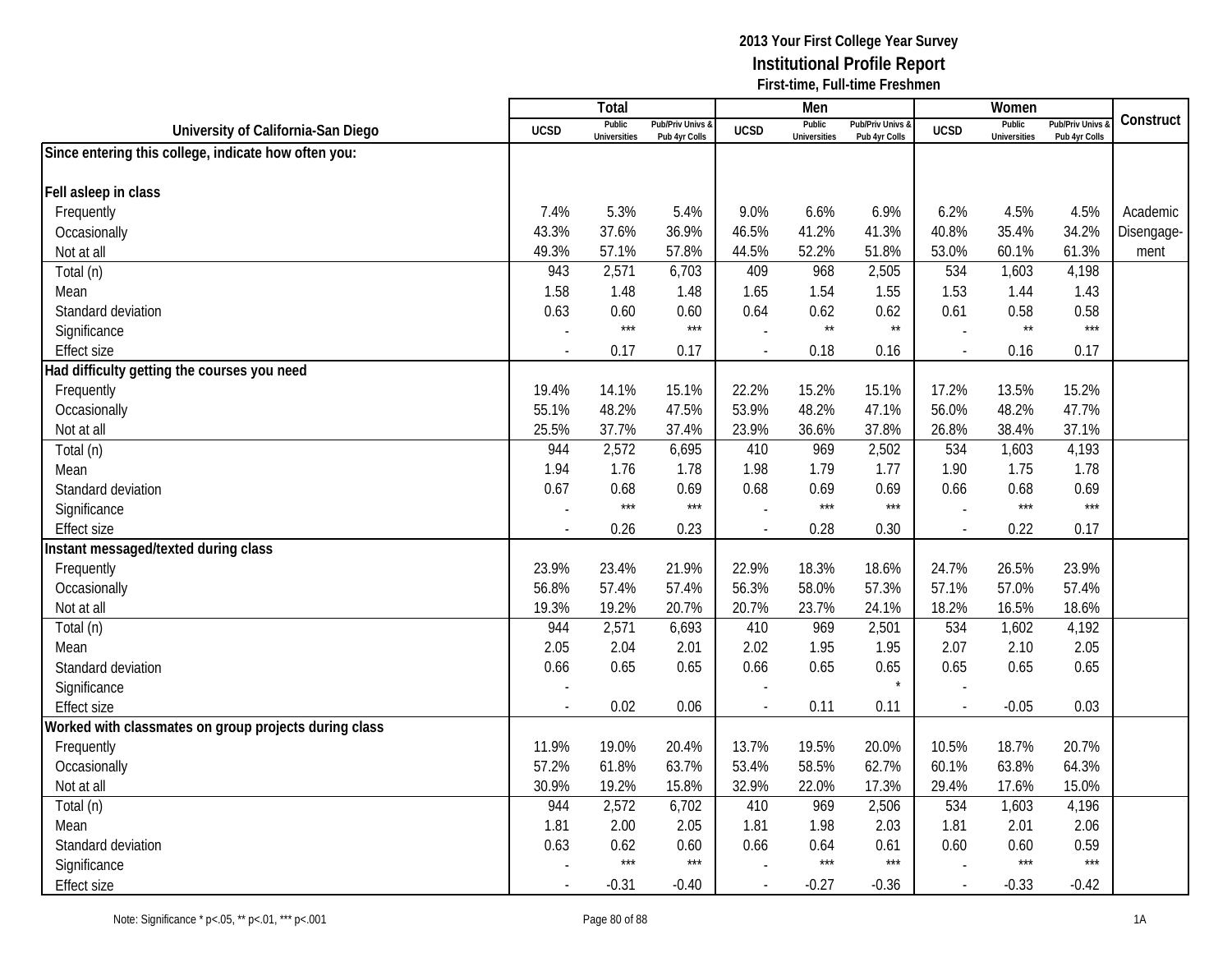**2013 Your First College Year Survey**
**Institutional Profile Report**
**First-time, Full-time Freshmen**

| University of California-San Diego | Total | | | Men | | | Women | | | Construct |
|---|---|---|---|---|---|---|---|---|---|---|
| | UCSD | Public Universities | Pub/Priv Univs & Pub 4yr Colls | UCSD | Public Universities | Pub/Priv Univs & Pub 4yr Colls | UCSD | Public Universities | Pub/Priv Univs & Pub 4yr Colls | |
| **Since entering this college, indicate how often you:** | | | | | | | | | | |
| **Fell asleep in class** | | | | | | | | | | |
| Frequently | 7.4% | 5.3% | 5.4% | 9.0% | 6.6% | 6.9% | 6.2% | 4.5% | 4.5% | Academic Disengage-ment |
| Occasionally | 43.3% | 37.6% | 36.9% | 46.5% | 41.2% | 41.3% | 40.8% | 35.4% | 34.2% | |
| Not at all | 49.3% | 57.1% | 57.8% | 44.5% | 52.2% | 51.8% | 53.0% | 60.1% | 61.3% | |
| Total (n) | 943 | 2,571 | 6,703 | 409 | 968 | 2,505 | 534 | 1,603 | 4,198 | |
| Mean | 1.58 | 1.48 | 1.48 | 1.65 | 1.54 | 1.55 | 1.53 | 1.44 | 1.43 | |
| Standard deviation | 0.63 | 0.60 | 0.60 | 0.64 | 0.62 | 0.62 | 0.61 | 0.58 | 0.58 | |
| Significance | - | *** | *** | - | ** | ** | - | ** | *** | |
| Effect size | - | 0.17 | 0.17 | - | 0.18 | 0.16 | - | 0.16 | 0.17 | |
| **Had difficulty getting the courses you need** | | | | | | | | | | |
| Frequently | 19.4% | 14.1% | 15.1% | 22.2% | 15.2% | 15.1% | 17.2% | 13.5% | 15.2% | |
| Occasionally | 55.1% | 48.2% | 47.5% | 53.9% | 48.2% | 47.1% | 56.0% | 48.2% | 47.7% | |
| Not at all | 25.5% | 37.7% | 37.4% | 23.9% | 36.6% | 37.8% | 26.8% | 38.4% | 37.1% | |
| Total (n) | 944 | 2,572 | 6,695 | 410 | 969 | 2,502 | 534 | 1,603 | 4,193 | |
| Mean | 1.94 | 1.76 | 1.78 | 1.98 | 1.79 | 1.77 | 1.90 | 1.75 | 1.78 | |
| Standard deviation | 0.67 | 0.68 | 0.69 | 0.68 | 0.69 | 0.69 | 0.66 | 0.68 | 0.69 | |
| Significance | - | *** | *** | - | *** | *** | - | *** | *** | |
| Effect size | - | 0.26 | 0.23 | - | 0.28 | 0.30 | - | 0.22 | 0.17 | |
| **Instant messaged/texted during class** | | | | | | | | | | |
| Frequently | 23.9% | 23.4% | 21.9% | 22.9% | 18.3% | 18.6% | 24.7% | 26.5% | 23.9% | |
| Occasionally | 56.8% | 57.4% | 57.4% | 56.3% | 58.0% | 57.3% | 57.1% | 57.0% | 57.4% | |
| Not at all | 19.3% | 19.2% | 20.7% | 20.7% | 23.7% | 24.1% | 18.2% | 16.5% | 18.6% | |
| Total (n) | 944 | 2,571 | 6,693 | 410 | 969 | 2,501 | 534 | 1,602 | 4,192 | |
| Mean | 2.05 | 2.04 | 2.01 | 2.02 | 1.95 | 1.95 | 2.07 | 2.10 | 2.05 | |
| Standard deviation | 0.66 | 0.65 | 0.65 | 0.66 | 0.65 | 0.65 | 0.65 | 0.65 | 0.65 | |
| Significance | - | | | - | | * | - | | | |
| Effect size | - | 0.02 | 0.06 | - | 0.11 | 0.11 | - | -0.05 | 0.03 | |
| **Worked with classmates on group projects during class** | | | | | | | | | | |
| Frequently | 11.9% | 19.0% | 20.4% | 13.7% | 19.5% | 20.0% | 10.5% | 18.7% | 20.7% | |
| Occasionally | 57.2% | 61.8% | 63.7% | 53.4% | 58.5% | 62.7% | 60.1% | 63.8% | 64.3% | |
| Not at all | 30.9% | 19.2% | 15.8% | 32.9% | 22.0% | 17.3% | 29.4% | 17.6% | 15.0% | |
| Total (n) | 944 | 2,572 | 6,702 | 410 | 969 | 2,506 | 534 | 1,603 | 4,196 | |
| Mean | 1.81 | 2.00 | 2.05 | 1.81 | 1.98 | 2.03 | 1.81 | 2.01 | 2.06 | |
| Standard deviation | 0.63 | 0.62 | 0.60 | 0.66 | 0.64 | 0.61 | 0.60 | 0.60 | 0.59 | |
| Significance | - | *** | *** | - | *** | *** | - | *** | *** | |
| Effect size | - | -0.31 | -0.40 | - | -0.27 | -0.36 | - | -0.33 | -0.42 | |

Note: Significance * p<.05, ** p<.01, *** p<.001

1A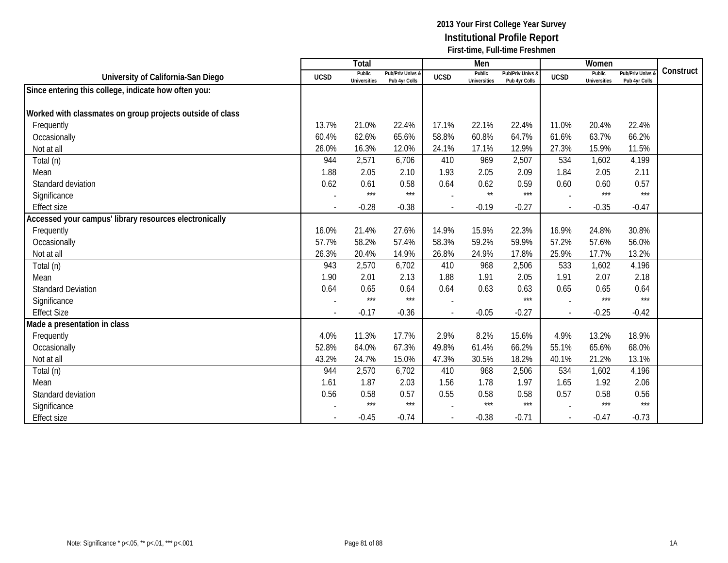**2013 Your First College Year Survey**
**Institutional Profile Report**
**First-time, Full-time Freshmen**

| University of California-San Diego | Total | | | Men | | | Women | | | Construct |
|---|---|---|---|---|---|---|---|---|---|---|
| | UCSD | Public Universities | Pub/Priv Univs & Pub 4yr Colls | UCSD | Public Universities | Pub/Priv Univs & Pub 4yr Colls | UCSD | Public Universities | Pub/Priv Univs & Pub 4yr Colls | |
| **Since entering this college, indicate how often you:** | | | | | | | | | | |
| **Worked with classmates on group projects outside of class** | | | | | | | | | | |
| Frequently | 13.7% | 21.0% | 22.4% | 17.1% | 22.1% | 22.4% | 11.0% | 20.4% | 22.4% | |
| Occasionally | 60.4% | 62.6% | 65.6% | 58.8% | 60.8% | 64.7% | 61.6% | 63.7% | 66.2% | |
| Not at all | 26.0% | 16.3% | 12.0% | 24.1% | 17.1% | 12.9% | 27.3% | 15.9% | 11.5% | |
| Total (n) | 944 | 2,571 | 6,706 | 410 | 969 | 2,507 | 534 | 1,602 | 4,199 | |
| Mean | 1.88 | 2.05 | 2.10 | 1.93 | 2.05 | 2.09 | 1.84 | 2.05 | 2.11 | |
| Standard deviation | 0.62 | 0.61 | 0.58 | 0.64 | 0.62 | 0.59 | 0.60 | 0.60 | 0.57 | |
| Significance | - | *** | *** | - | ** | *** | - | *** | *** | |
| Effect size | - | -0.28 | -0.38 | - | -0.19 | -0.27 | - | -0.35 | -0.47 | |
| **Accessed your campus' library resources electronically** | | | | | | | | | | |
| Frequently | 16.0% | 21.4% | 27.6% | 14.9% | 15.9% | 22.3% | 16.9% | 24.8% | 30.8% | |
| Occasionally | 57.7% | 58.2% | 57.4% | 58.3% | 59.2% | 59.9% | 57.2% | 57.6% | 56.0% | |
| Not at all | 26.3% | 20.4% | 14.9% | 26.8% | 24.9% | 17.8% | 25.9% | 17.7% | 13.2% | |
| Total (n) | 943 | 2,570 | 6,702 | 410 | 968 | 2,506 | 533 | 1,602 | 4,196 | |
| Mean | 1.90 | 2.01 | 2.13 | 1.88 | 1.91 | 2.05 | 1.91 | 2.07 | 2.18 | |
| Standard Deviation | 0.64 | 0.65 | 0.64 | 0.64 | 0.63 | 0.63 | 0.65 | 0.65 | 0.64 | |
| Significance | - | *** | *** | - | | *** | - | *** | *** | |
| Effect Size | - | -0.17 | -0.36 | - | -0.05 | -0.27 | - | -0.25 | -0.42 | |
| **Made a presentation in class** | | | | | | | | | | |
| Frequently | 4.0% | 11.3% | 17.7% | 2.9% | 8.2% | 15.6% | 4.9% | 13.2% | 18.9% | |
| Occasionally | 52.8% | 64.0% | 67.3% | 49.8% | 61.4% | 66.2% | 55.1% | 65.6% | 68.0% | |
| Not at all | 43.2% | 24.7% | 15.0% | 47.3% | 30.5% | 18.2% | 40.1% | 21.2% | 13.1% | |
| Total (n) | 944 | 2,570 | 6,702 | 410 | 968 | 2,506 | 534 | 1,602 | 4,196 | |
| Mean | 1.61 | 1.87 | 2.03 | 1.56 | 1.78 | 1.97 | 1.65 | 1.92 | 2.06 | |
| Standard deviation | 0.56 | 0.58 | 0.57 | 0.55 | 0.58 | 0.58 | 0.57 | 0.58 | 0.56 | |
| Significance | - | *** | *** | - | *** | *** | - | *** | *** | |
| Effect size | - | -0.45 | -0.74 | - | -0.38 | -0.71 | - | -0.47 | -0.73 | |

Note: Significance * p<.05, ** p<.01, *** p<.001

1A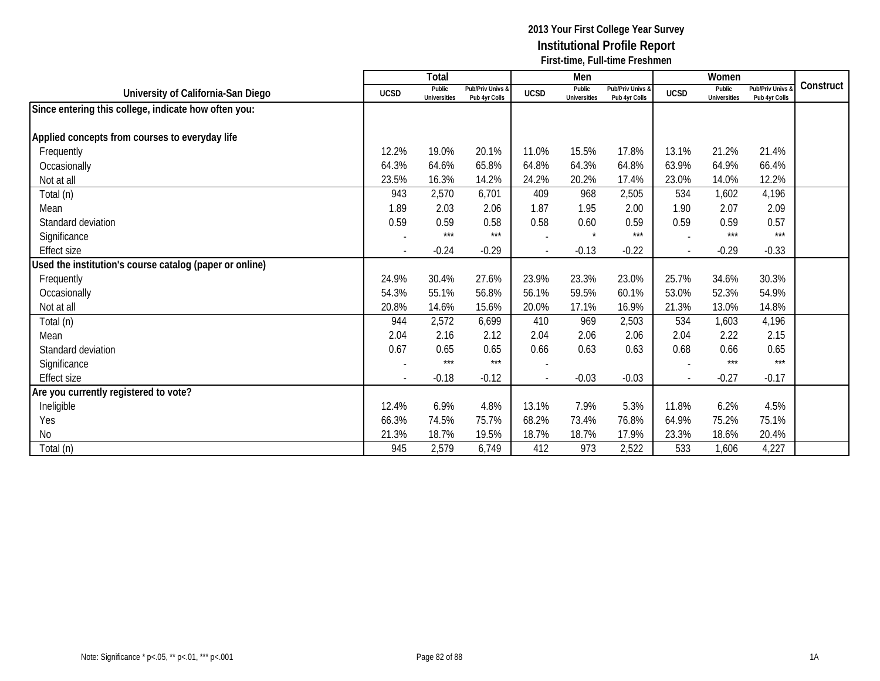**2013 Your First College Year Survey**
**Institutional Profile Report**
**First-time, Full-time Freshmen**

| University of California-San Diego | Total | | | Men | | | Women | | | Construct |
|---|---|---|---|---|---|---|---|---|---|---|
| | UCSD | Public Universities | Pub/Priv Univs & Pub 4yr Colls | UCSD | Public Universities | Pub/Priv Univs & Pub 4yr Colls | UCSD | Public Universities | Pub/Priv Univs & Pub 4yr Colls | |
| **Since entering this college, indicate how often you:** | | | | | | | | | | |
| **Applied concepts from courses to everyday life** | | | | | | | | | | |
| Frequently | 12.2% | 19.0% | 20.1% | 11.0% | 15.5% | 17.8% | 13.1% | 21.2% | 21.4% | |
| Occasionally | 64.3% | 64.6% | 65.8% | 64.8% | 64.3% | 64.8% | 63.9% | 64.9% | 66.4% | |
| Not at all | 23.5% | 16.3% | 14.2% | 24.2% | 20.2% | 17.4% | 23.0% | 14.0% | 12.2% | |
| Total (n) | 943 | 2,570 | 6,701 | 409 | 968 | 2,505 | 534 | 1,602 | 4,196 | |
| Mean | 1.89 | 2.03 | 2.06 | 1.87 | 1.95 | 2.00 | 1.90 | 2.07 | 2.09 | |
| Standard deviation | 0.59 | 0.59 | 0.58 | 0.58 | 0.60 | 0.59 | 0.59 | 0.59 | 0.57 | |
| Significance | - | *** | *** | - | * | *** | - | *** | *** | |
| Effect size | - | -0.24 | -0.29 | - | -0.13 | -0.22 | - | -0.29 | -0.33 | |
| **Used the institution's course catalog (paper or online)** | | | | | | | | | | |
| Frequently | 24.9% | 30.4% | 27.6% | 23.9% | 23.3% | 23.0% | 25.7% | 34.6% | 30.3% | |
| Occasionally | 54.3% | 55.1% | 56.8% | 56.1% | 59.5% | 60.1% | 53.0% | 52.3% | 54.9% | |
| Not at all | 20.8% | 14.6% | 15.6% | 20.0% | 17.1% | 16.9% | 21.3% | 13.0% | 14.8% | |
| Total (n) | 944 | 2,572 | 6,699 | 410 | 969 | 2,503 | 534 | 1,603 | 4,196 | |
| Mean | 2.04 | 2.16 | 2.12 | 2.04 | 2.06 | 2.06 | 2.04 | 2.22 | 2.15 | |
| Standard deviation | 0.67 | 0.65 | 0.65 | 0.66 | 0.63 | 0.63 | 0.68 | 0.66 | 0.65 | |
| Significance | - | *** | *** | - | | | - | *** | *** | |
| Effect size | - | -0.18 | -0.12 | - | -0.03 | -0.03 | - | -0.27 | -0.17 | |
| **Are you currently registered to vote?** | | | | | | | | | | |
| Ineligible | 12.4% | 6.9% | 4.8% | 13.1% | 7.9% | 5.3% | 11.8% | 6.2% | 4.5% | |
| Yes | 66.3% | 74.5% | 75.7% | 68.2% | 73.4% | 76.8% | 64.9% | 75.2% | 75.1% | |
| No | 21.3% | 18.7% | 19.5% | 18.7% | 18.7% | 17.9% | 23.3% | 18.6% | 20.4% | |
| Total (n) | 945 | 2,579 | 6,749 | 412 | 973 | 2,522 | 533 | 1,606 | 4,227 | |

Note: Significance * p<.05, ** p<.01, *** p<.001

1A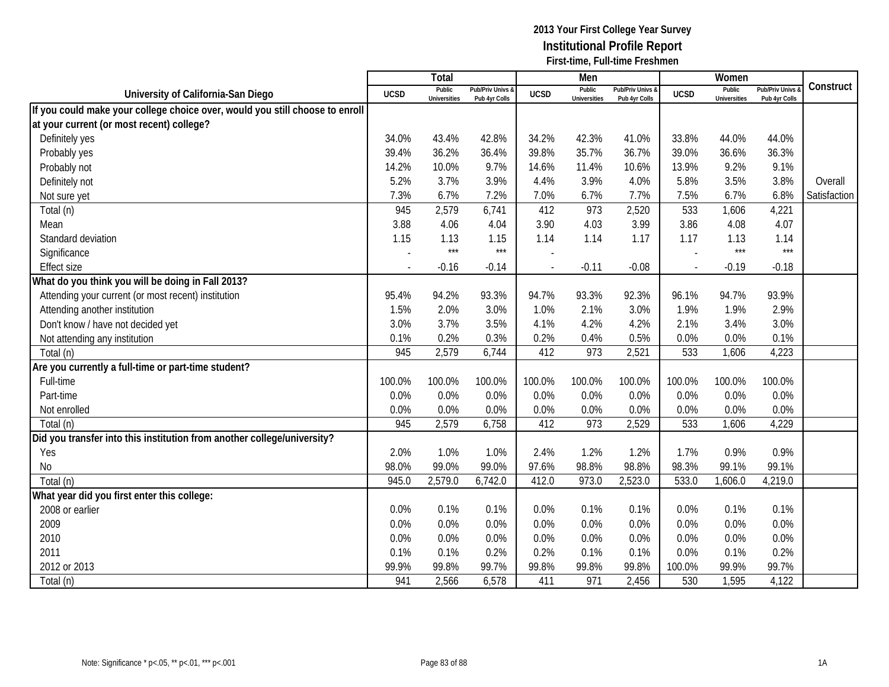# 2013 Your First College Year Survey
## Institutional Profile Report
### First-time, Full-time Freshmen

| University of California-San Diego | Total | | | Men | | | Women | | | Construct |
|---|---|---|---|---|---|---|---|---|---|---|
| | UCSD | Public Universities | Pub/Priv Univs & Pub 4yr Colls | UCSD | Public Universities | Pub/Priv Univs & Pub 4yr Colls | UCSD | Public Universities | Pub/Priv Univs & Pub 4yr Colls | |
| **If you could make your college choice over, would you still choose to enroll at your current (or most recent) college?** | | | | | | | | | | |
| Definitely yes | 34.0% | 43.4% | 42.8% | 34.2% | 42.3% | 41.0% | 33.8% | 44.0% | 44.0% | |
| Probably yes | 39.4% | 36.2% | 36.4% | 39.8% | 35.7% | 36.7% | 39.0% | 36.6% | 36.3% | |
| Probably not | 14.2% | 10.0% | 9.7% | 14.6% | 11.4% | 10.6% | 13.9% | 9.2% | 9.1% | |
| Definitely not | 5.2% | 3.7% | 3.9% | 4.4% | 3.9% | 4.0% | 5.8% | 3.5% | 3.8% | Overall |
| Not sure yet | 7.3% | 6.7% | 7.2% | 7.0% | 6.7% | 7.7% | 7.5% | 6.7% | 6.8% | Satisfaction |
| Total (n) | 945 | 2,579 | 6,741 | 412 | 973 | 2,520 | 533 | 1,606 | 4,221 | |
| Mean | 3.88 | 4.06 | 4.04 | 3.90 | 4.03 | 3.99 | 3.86 | 4.08 | 4.07 | |
| Standard deviation | 1.15 | 1.13 | 1.15 | 1.14 | 1.14 | 1.17 | 1.17 | 1.13 | 1.14 | |
| Significance | - | *** | *** | - | | | - | *** | *** | |
| Effect size | - | -0.16 | -0.14 | - | -0.11 | -0.08 | - | -0.19 | -0.18 | |
| **What do you think you will be doing in Fall 2013?** | | | | | | | | | | |
| Attending your current (or most recent) institution | 95.4% | 94.2% | 93.3% | 94.7% | 93.3% | 92.3% | 96.1% | 94.7% | 93.9% | |
| Attending another institution | 1.5% | 2.0% | 3.0% | 1.0% | 2.1% | 3.0% | 1.9% | 1.9% | 2.9% | |
| Don't know / have not decided yet | 3.0% | 3.7% | 3.5% | 4.1% | 4.2% | 4.2% | 2.1% | 3.4% | 3.0% | |
| Not attending any institution | 0.1% | 0.2% | 0.3% | 0.2% | 0.4% | 0.5% | 0.0% | 0.0% | 0.1% | |
| Total (n) | 945 | 2,579 | 6,744 | 412 | 973 | 2,521 | 533 | 1,606 | 4,223 | |
| **Are you currently a full-time or part-time student?** | | | | | | | | | | |
| Full-time | 100.0% | 100.0% | 100.0% | 100.0% | 100.0% | 100.0% | 100.0% | 100.0% | 100.0% | |
| Part-time | 0.0% | 0.0% | 0.0% | 0.0% | 0.0% | 0.0% | 0.0% | 0.0% | 0.0% | |
| Not enrolled | 0.0% | 0.0% | 0.0% | 0.0% | 0.0% | 0.0% | 0.0% | 0.0% | 0.0% | |
| Total (n) | 945 | 2,579 | 6,758 | 412 | 973 | 2,529 | 533 | 1,606 | 4,229 | |
| **Did you transfer into this institution from another college/university?** | | | | | | | | | | |
| Yes | 2.0% | 1.0% | 1.0% | 2.4% | 1.2% | 1.2% | 1.7% | 0.9% | 0.9% | |
| No | 98.0% | 99.0% | 99.0% | 97.6% | 98.8% | 98.8% | 98.3% | 99.1% | 99.1% | |
| Total (n) | 945.0 | 2,579.0 | 6,742.0 | 412.0 | 973.0 | 2,523.0 | 533.0 | 1,606.0 | 4,219.0 | |
| **What year did you first enter this college:** | | | | | | | | | | |
| 2008 or earlier | 0.0% | 0.1% | 0.1% | 0.0% | 0.1% | 0.1% | 0.0% | 0.1% | 0.1% | |
| 2009 | 0.0% | 0.0% | 0.0% | 0.0% | 0.0% | 0.0% | 0.0% | 0.0% | 0.0% | |
| 2010 | 0.0% | 0.0% | 0.0% | 0.0% | 0.0% | 0.0% | 0.0% | 0.0% | 0.0% | |
| 2011 | 0.1% | 0.1% | 0.2% | 0.2% | 0.1% | 0.1% | 0.0% | 0.1% | 0.2% | |
| 2012 or 2013 | 99.9% | 99.8% | 99.7% | 99.8% | 99.8% | 99.8% | 100.0% | 99.9% | 99.7% | |
| Total (n) | 941 | 2,566 | 6,578 | 411 | 971 | 2,456 | 530 | 1,595 | 4,122 | |

Note: Significance * p<.05, ** p<.01, *** p<.001

1A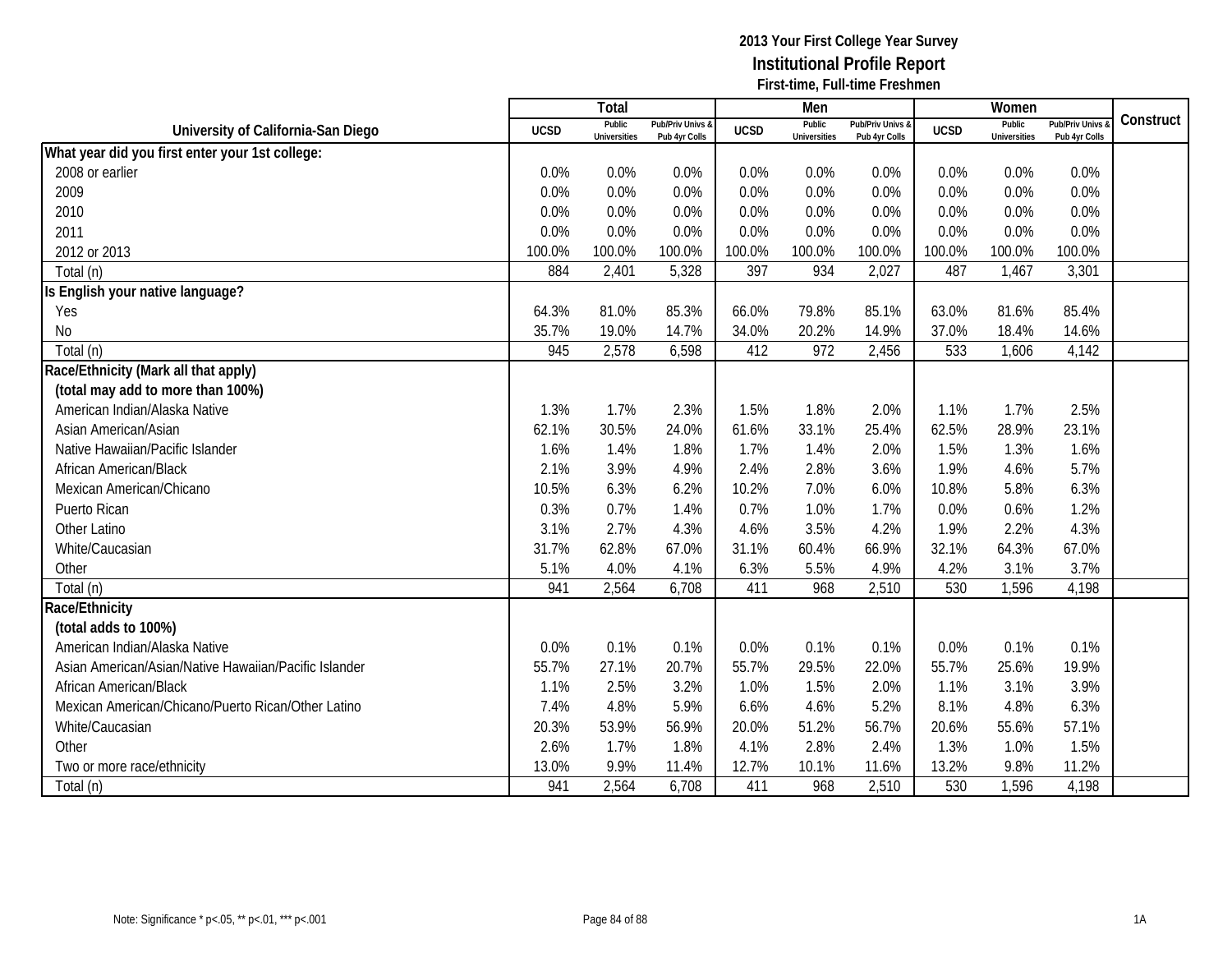**2013 Your First College Year Survey**
**Institutional Profile Report**
**First-time, Full-time Freshmen**

| University of California-San Diego | Total | | | Men | | | Women | | | Construct |
|---|---|---|---|---|---|---|---|---|---|---|
| | UCSD | Public Universities | Pub/Priv Univs & Pub 4yr Colls | UCSD | Public Universities | Pub/Priv Univs & Pub 4yr Colls | UCSD | Public Universities | Pub/Priv Univs & Pub 4yr Colls | |
| **What year did you first enter your 1st college:** | | | | | | | | | | |
| 2008 or earlier | 0.0% | 0.0% | 0.0% | 0.0% | 0.0% | 0.0% | 0.0% | 0.0% | 0.0% | |
| 2009 | 0.0% | 0.0% | 0.0% | 0.0% | 0.0% | 0.0% | 0.0% | 0.0% | 0.0% | |
| 2010 | 0.0% | 0.0% | 0.0% | 0.0% | 0.0% | 0.0% | 0.0% | 0.0% | 0.0% | |
| 2011 | 0.0% | 0.0% | 0.0% | 0.0% | 0.0% | 0.0% | 0.0% | 0.0% | 0.0% | |
| 2012 or 2013 | 100.0% | 100.0% | 100.0% | 100.0% | 100.0% | 100.0% | 100.0% | 100.0% | 100.0% | |
| Total (n) | 884 | 2,401 | 5,328 | 397 | 934 | 2,027 | 487 | 1,467 | 3,301 | |
| **Is English your native language?** | | | | | | | | | | |
| Yes | 64.3% | 81.0% | 85.3% | 66.0% | 79.8% | 85.1% | 63.0% | 81.6% | 85.4% | |
| No | 35.7% | 19.0% | 14.7% | 34.0% | 20.2% | 14.9% | 37.0% | 18.4% | 14.6% | |
| Total (n) | 945 | 2,578 | 6,598 | 412 | 972 | 2,456 | 533 | 1,606 | 4,142 | |
| **Race/Ethnicity (Mark all that apply)** | | | | | | | | | | |
| **(total may add to more than 100%)** | | | | | | | | | | |
| American Indian/Alaska Native | 1.3% | 1.7% | 2.3% | 1.5% | 1.8% | 2.0% | 1.1% | 1.7% | 2.5% | |
| Asian American/Asian | 62.1% | 30.5% | 24.0% | 61.6% | 33.1% | 25.4% | 62.5% | 28.9% | 23.1% | |
| Native Hawaiian/Pacific Islander | 1.6% | 1.4% | 1.8% | 1.7% | 1.4% | 2.0% | 1.5% | 1.3% | 1.6% | |
| African American/Black | 2.1% | 3.9% | 4.9% | 2.4% | 2.8% | 3.6% | 1.9% | 4.6% | 5.7% | |
| Mexican American/Chicano | 10.5% | 6.3% | 6.2% | 10.2% | 7.0% | 6.0% | 10.8% | 5.8% | 6.3% | |
| Puerto Rican | 0.3% | 0.7% | 1.4% | 0.7% | 1.0% | 1.7% | 0.0% | 0.6% | 1.2% | |
| Other Latino | 3.1% | 2.7% | 4.3% | 4.6% | 3.5% | 4.2% | 1.9% | 2.2% | 4.3% | |
| White/Caucasian | 31.7% | 62.8% | 67.0% | 31.1% | 60.4% | 66.9% | 32.1% | 64.3% | 67.0% | |
| Other | 5.1% | 4.0% | 4.1% | 6.3% | 5.5% | 4.9% | 4.2% | 3.1% | 3.7% | |
| Total (n) | 941 | 2,564 | 6,708 | 411 | 968 | 2,510 | 530 | 1,596 | 4,198 | |
| **Race/Ethnicity** | | | | | | | | | | |
| **(total adds to 100%)** | | | | | | | | | | |
| American Indian/Alaska Native | 0.0% | 0.1% | 0.1% | 0.0% | 0.1% | 0.1% | 0.0% | 0.1% | 0.1% | |
| Asian American/Asian/Native Hawaiian/Pacific Islander | 55.7% | 27.1% | 20.7% | 55.7% | 29.5% | 22.0% | 55.7% | 25.6% | 19.9% | |
| African American/Black | 1.1% | 2.5% | 3.2% | 1.0% | 1.5% | 2.0% | 1.1% | 3.1% | 3.9% | |
| Mexican American/Chicano/Puerto Rican/Other Latino | 7.4% | 4.8% | 5.9% | 6.6% | 4.6% | 5.2% | 8.1% | 4.8% | 6.3% | |
| White/Caucasian | 20.3% | 53.9% | 56.9% | 20.0% | 51.2% | 56.7% | 20.6% | 55.6% | 57.1% | |
| Other | 2.6% | 1.7% | 1.8% | 4.1% | 2.8% | 2.4% | 1.3% | 1.0% | 1.5% | |
| Two or more race/ethnicity | 13.0% | 9.9% | 11.4% | 12.7% | 10.1% | 11.6% | 13.2% | 9.8% | 11.2% | |
| Total (n) | 941 | 2,564 | 6,708 | 411 | 968 | 2,510 | 530 | 1,596 | 4,198 | |

Note: Significance * p<.05, ** p<.01, *** p<.001

1A